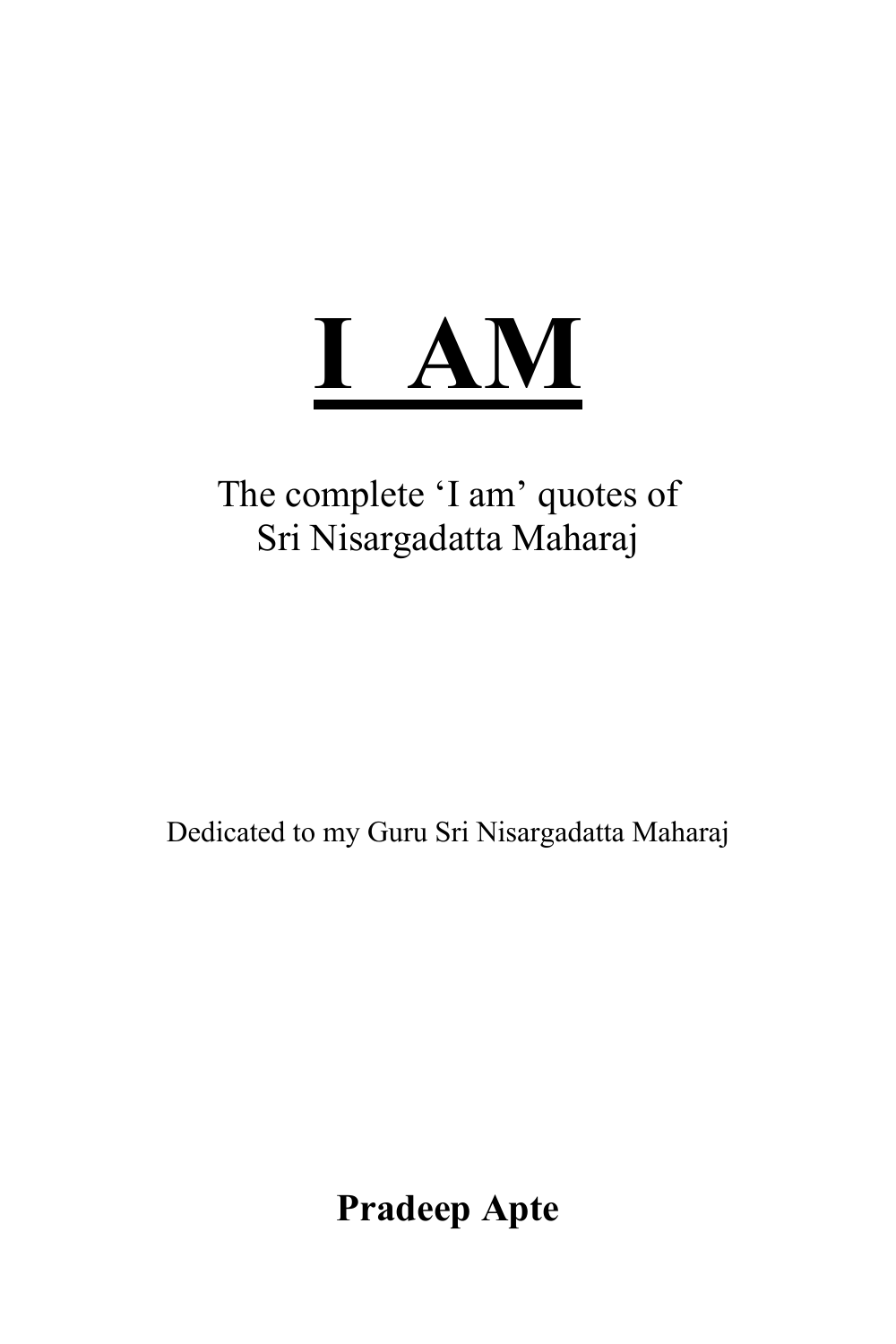# I AM

The complete 'I am' quotes of
Sri Nisargadatta Maharaj

Dedicated to my Guru Sri Nisargadatta Maharaj

**Pradeep Apte**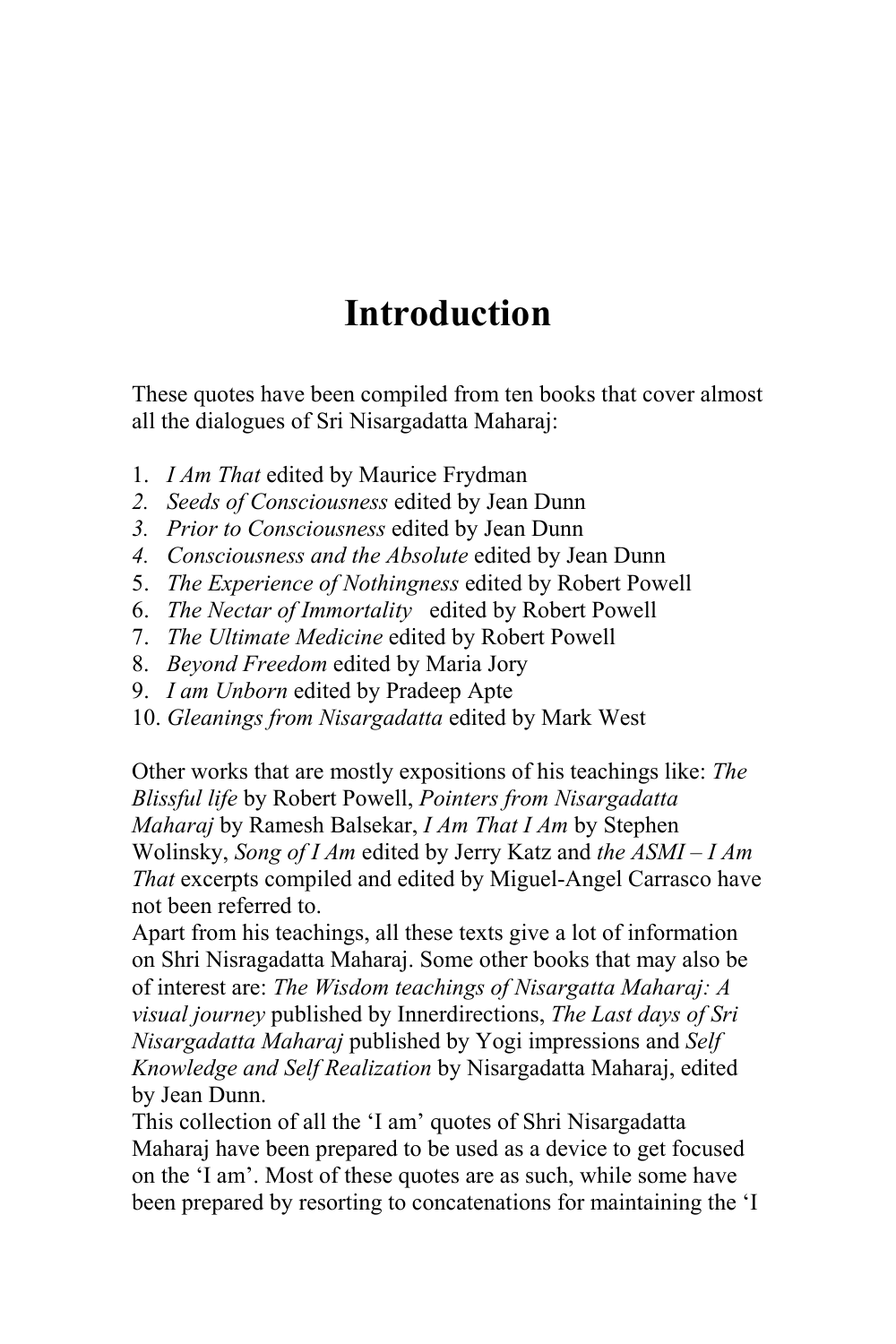# Introduction

These quotes have been compiled from ten books that cover almost all the dialogues of Sri Nisargadatta Maharaj:

1. *I Am That* edited by Maurice Frydman
2. *Seeds of Consciousness* edited by Jean Dunn
3. *Prior to Consciousness* edited by Jean Dunn
4. *Consciousness and the Absolute* edited by Jean Dunn
5. *The Experience of Nothingness* edited by Robert Powell
6. *The Nectar of Immortality* edited by Robert Powell
7. *The Ultimate Medicine* edited by Robert Powell
8. *Beyond Freedom* edited by Maria Jory
9. *I am Unborn* edited by Pradeep Apte
10. *Gleanings from Nisargadatta* edited by Mark West

Other works that are mostly expositions of his teachings like: *The Blissful life* by Robert Powell, *Pointers from Nisargadatta Maharaj* by Ramesh Balsekar, *I Am That I Am* by Stephen Wolinsky, *Song of I Am* edited by Jerry Katz and *the ASMI – I Am That* excerpts compiled and edited by Miguel-Angel Carrasco have not been referred to.

Apart from his teachings, all these texts give a lot of information on Shri Nisragadatta Maharaj. Some other books that may also be of interest are: *The Wisdom teachings of Nisargatta Maharaj: A visual journey* published by Innerdirections, *The Last days of Sri Nisargadatta Maharaj* published by Yogi impressions and *Self Knowledge and Self Realization* by Nisargadatta Maharaj, edited by Jean Dunn.

This collection of all the 'I am' quotes of Shri Nisargadatta Maharaj have been prepared to be used as a device to get focused on the 'I am'. Most of these quotes are as such, while some have been prepared by resorting to concatenations for maintaining the 'I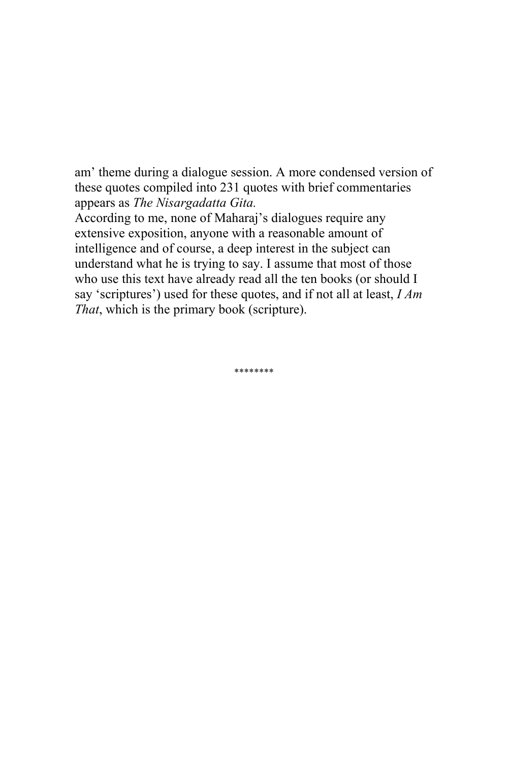am' theme during a dialogue session. A more condensed version of these quotes compiled into 231 quotes with brief commentaries appears as *The Nisargadatta Gita.*

According to me, none of Maharaj's dialogues require any extensive exposition, anyone with a reasonable amount of intelligence and of course, a deep interest in the subject can understand what he is trying to say. I assume that most of those who use this text have already read all the ten books (or should I say 'scriptures') used for these quotes, and if not all at least, *I Am That*, which is the primary book (scripture).

********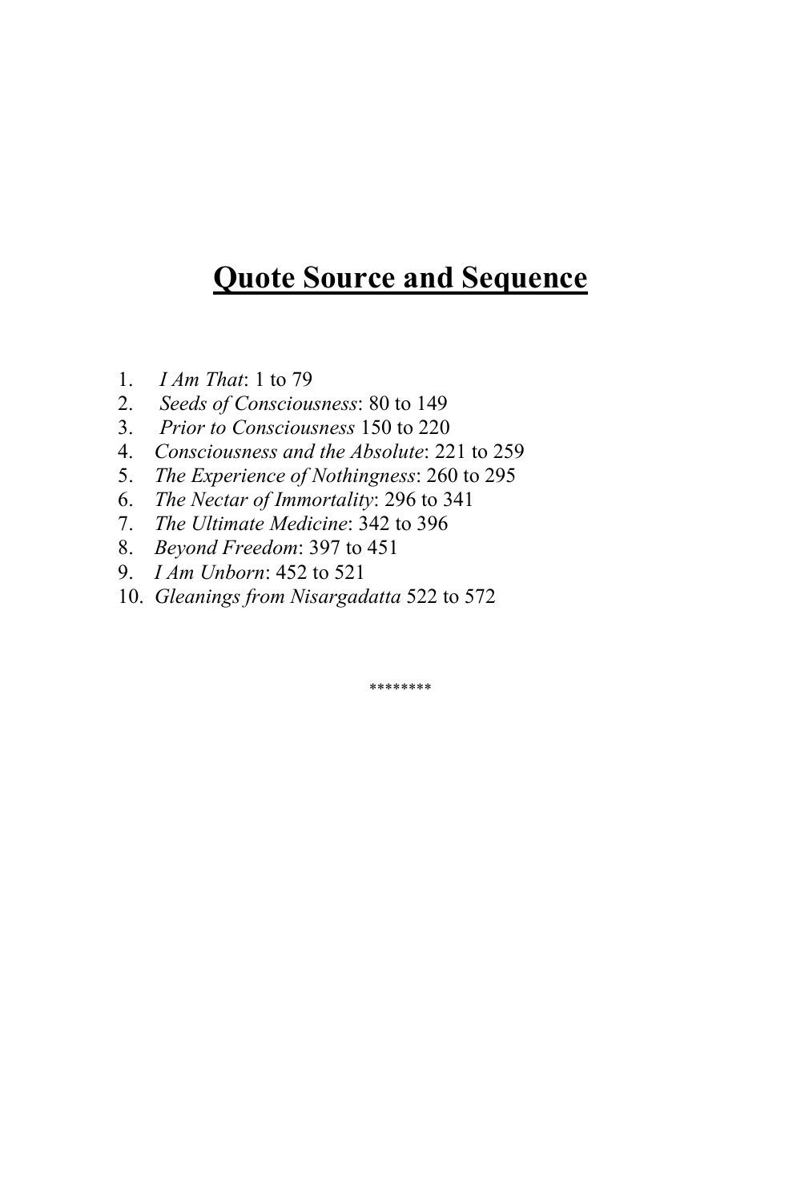# **Quote Source and Sequence**

1. *I Am That*: 1 to 79
2. *Seeds of Consciousness*: 80 to 149
3. *Prior to Consciousness* 150 to 220
4. *Consciousness and the Absolute*: 221 to 259
5. *The Experience of Nothingness*: 260 to 295
6. *The Nectar of Immortality*: 296 to 341
7. *The Ultimate Medicine*: 342 to 396
8. *Beyond Freedom*: 397 to 451
9. *I Am Unborn*: 452 to 521
10. *Gleanings from Nisargadatta* 522 to 572

********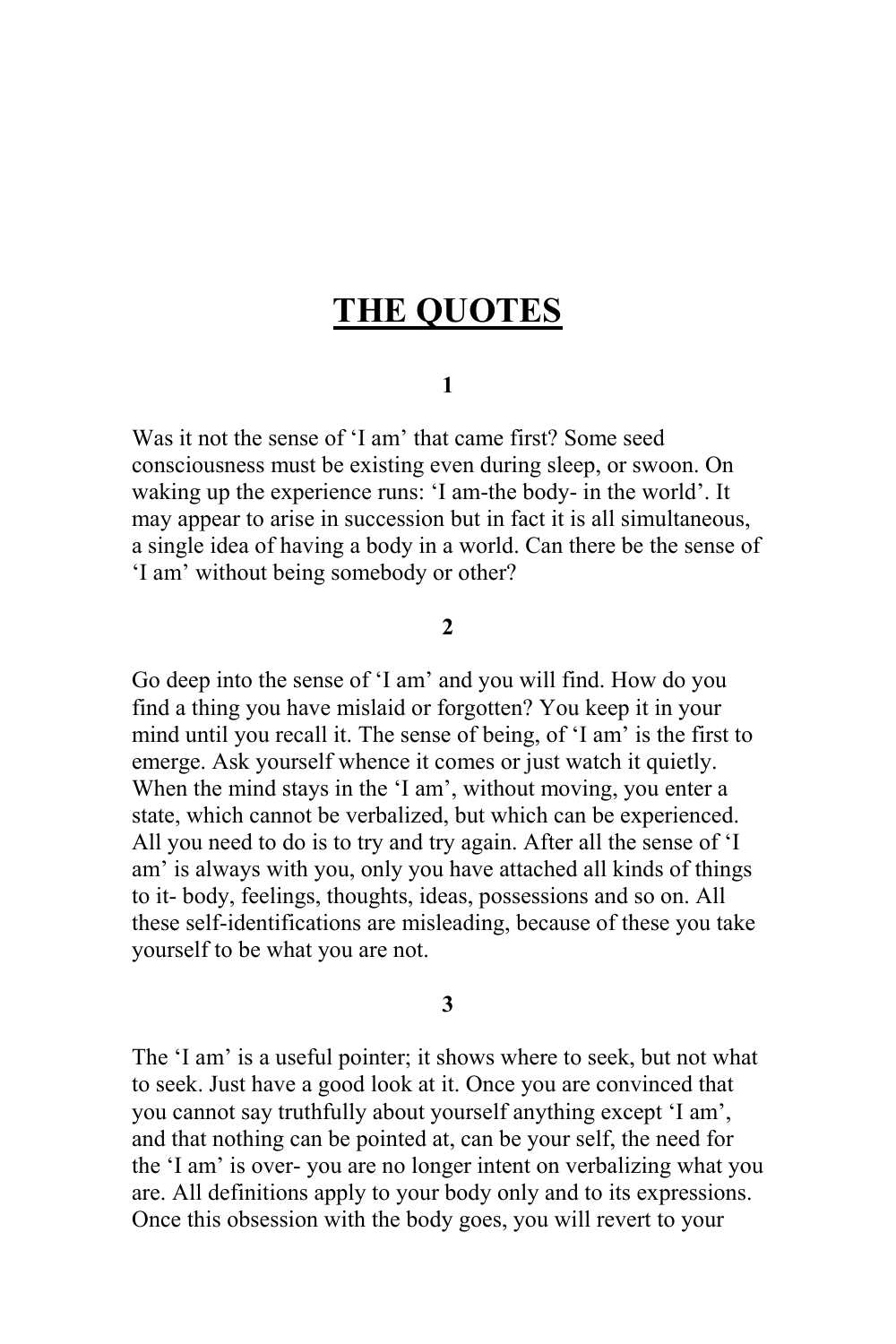# THE QUOTES

**1**

Was it not the sense of 'I am' that came first? Some seed consciousness must be existing even during sleep, or swoon. On waking up the experience runs: 'I am-the body- in the world'. It may appear to arise in succession but in fact it is all simultaneous, a single idea of having a body in a world. Can there be the sense of 'I am' without being somebody or other?

**2**

Go deep into the sense of 'I am' and you will find. How do you find a thing you have mislaid or forgotten? You keep it in your mind until you recall it. The sense of being, of 'I am' is the first to emerge. Ask yourself whence it comes or just watch it quietly. When the mind stays in the 'I am', without moving, you enter a state, which cannot be verbalized, but which can be experienced. All you need to do is to try and try again. After all the sense of 'I am' is always with you, only you have attached all kinds of things to it- body, feelings, thoughts, ideas, possessions and so on. All these self-identifications are misleading, because of these you take yourself to be what you are not.

**3**

The 'I am' is a useful pointer; it shows where to seek, but not what to seek. Just have a good look at it. Once you are convinced that you cannot say truthfully about yourself anything except 'I am', and that nothing can be pointed at, can be your self, the need for the 'I am' is over- you are no longer intent on verbalizing what you are. All definitions apply to your body only and to its expressions. Once this obsession with the body goes, you will revert to your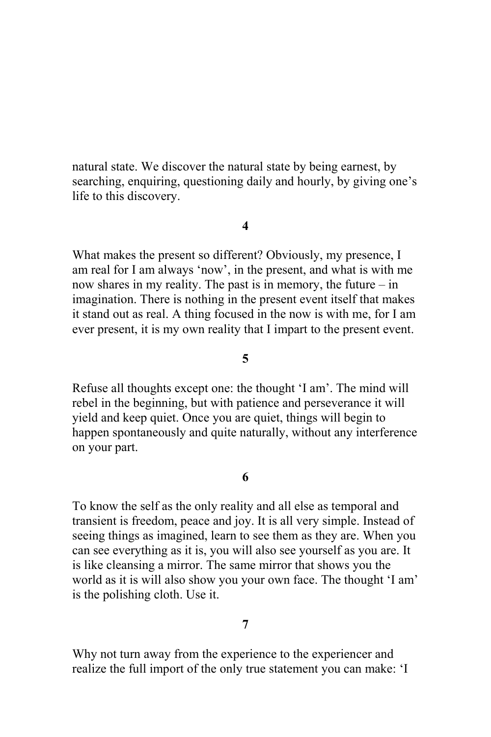natural state. We discover the natural state by being earnest, by searching, enquiring, questioning daily and hourly, by giving one's life to this discovery.

**4**

What makes the present so different? Obviously, my presence, I am real for I am always 'now', in the present, and what is with me now shares in my reality. The past is in memory, the future – in imagination. There is nothing in the present event itself that makes it stand out as real. A thing focused in the now is with me, for I am ever present, it is my own reality that I impart to the present event.

**5**

Refuse all thoughts except one: the thought 'I am'. The mind will rebel in the beginning, but with patience and perseverance it will yield and keep quiet. Once you are quiet, things will begin to happen spontaneously and quite naturally, without any interference on your part.

**6**

To know the self as the only reality and all else as temporal and transient is freedom, peace and joy. It is all very simple. Instead of seeing things as imagined, learn to see them as they are. When you can see everything as it is, you will also see yourself as you are. It is like cleansing a mirror. The same mirror that shows you the world as it is will also show you your own face. The thought 'I am' is the polishing cloth. Use it.

**7**

Why not turn away from the experience to the experiencer and realize the full import of the only true statement you can make: 'I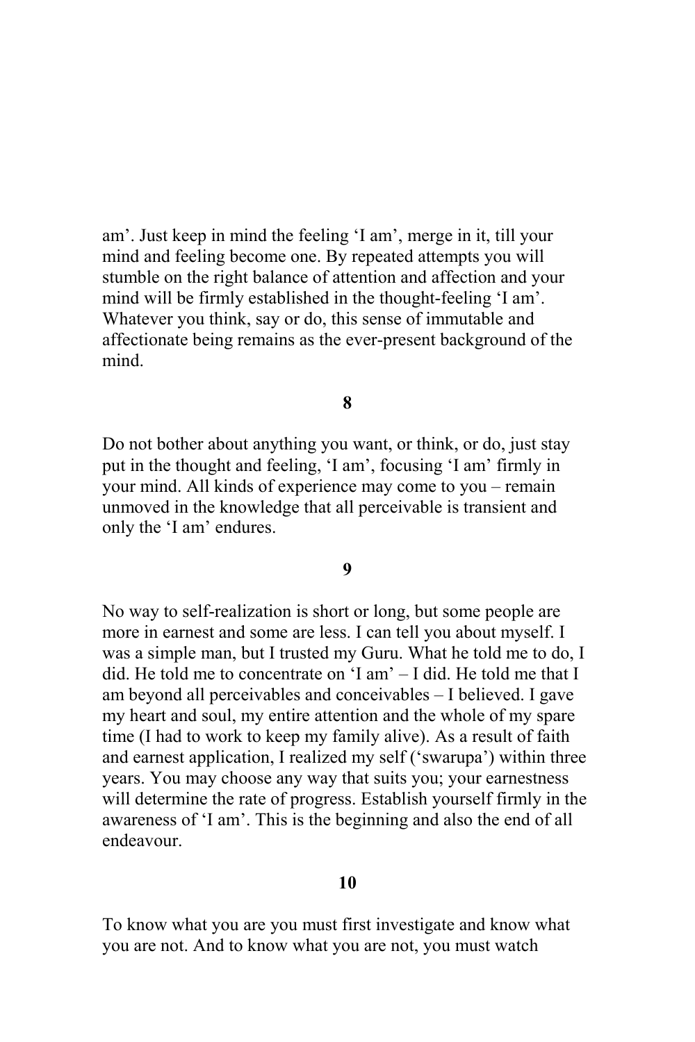am’. Just keep in mind the feeling ‘I am’, merge in it, till your mind and feeling become one. By repeated attempts you will stumble on the right balance of attention and affection and your mind will be firmly established in the thought-feeling ‘I am’. Whatever you think, say or do, this sense of immutable and affectionate being remains as the ever-present background of the mind.

**8**

Do not bother about anything you want, or think, or do, just stay put in the thought and feeling, ‘I am’, focusing ‘I am’ firmly in your mind. All kinds of experience may come to you – remain unmoved in the knowledge that all perceivable is transient and only the ‘I am’ endures.

**9**

No way to self-realization is short or long, but some people are more in earnest and some are less. I can tell you about myself. I was a simple man, but I trusted my Guru. What he told me to do, I did. He told me to concentrate on ‘I am’ – I did. He told me that I am beyond all perceivables and conceivables – I believed. I gave my heart and soul, my entire attention and the whole of my spare time (I had to work to keep my family alive). As a result of faith and earnest application, I realized my self (‘swarupa’) within three years. You may choose any way that suits you; your earnestness will determine the rate of progress. Establish yourself firmly in the awareness of ‘I am’. This is the beginning and also the end of all endeavour.

**10**

To know what you are you must first investigate and know what you are not. And to know what you are not, you must watch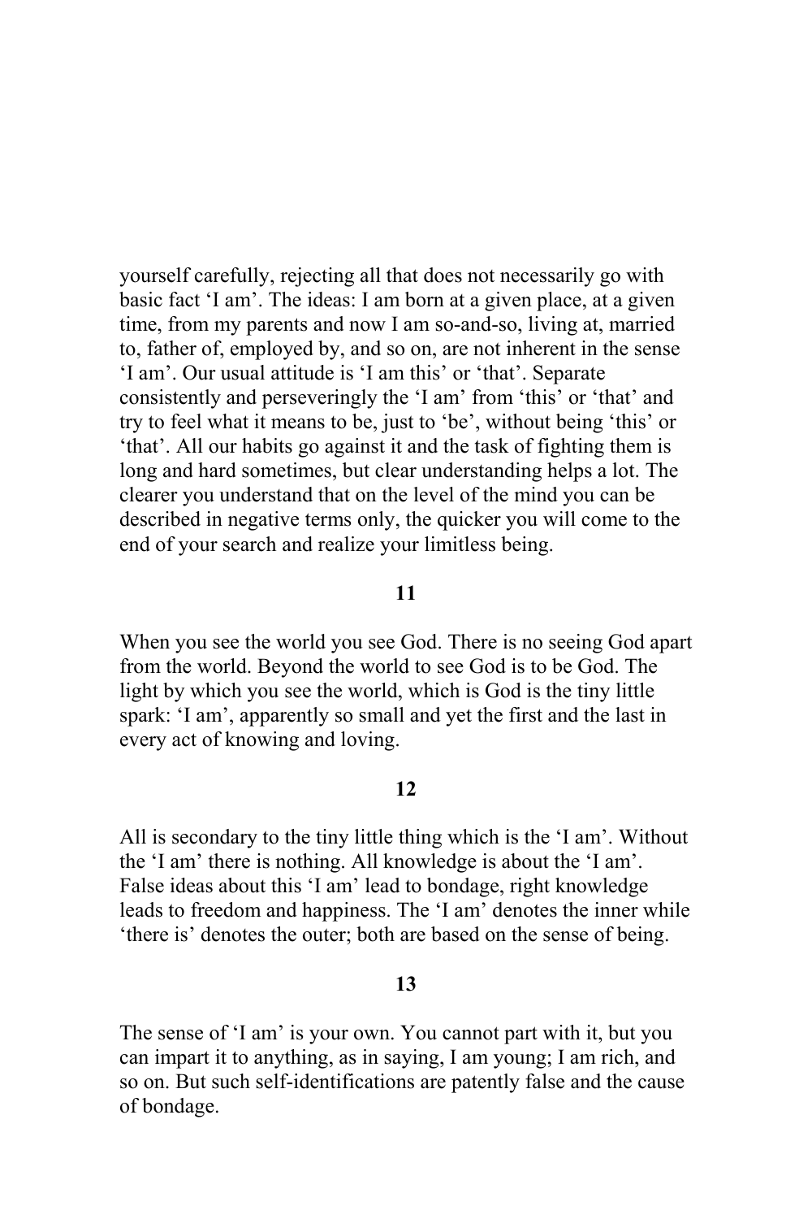yourself carefully, rejecting all that does not necessarily go with basic fact 'I am'. The ideas: I am born at a given place, at a given time, from my parents and now I am so-and-so, living at, married to, father of, employed by, and so on, are not inherent in the sense 'I am'. Our usual attitude is 'I am this' or 'that'. Separate consistently and perseveringly the 'I am' from 'this' or 'that' and try to feel what it means to be, just to 'be', without being 'this' or 'that'. All our habits go against it and the task of fighting them is long and hard sometimes, but clear understanding helps a lot. The clearer you understand that on the level of the mind you can be described in negative terms only, the quicker you will come to the end of your search and realize your limitless being.

**11**

When you see the world you see God. There is no seeing God apart from the world. Beyond the world to see God is to be God. The light by which you see the world, which is God is the tiny little spark: 'I am', apparently so small and yet the first and the last in every act of knowing and loving.

**12**

All is secondary to the tiny little thing which is the 'I am'. Without the 'I am' there is nothing. All knowledge is about the 'I am'. False ideas about this 'I am' lead to bondage, right knowledge leads to freedom and happiness. The 'I am' denotes the inner while 'there is' denotes the outer; both are based on the sense of being.

**13**

The sense of 'I am' is your own. You cannot part with it, but you can impart it to anything, as in saying, I am young; I am rich, and so on. But such self-identifications are patently false and the cause of bondage.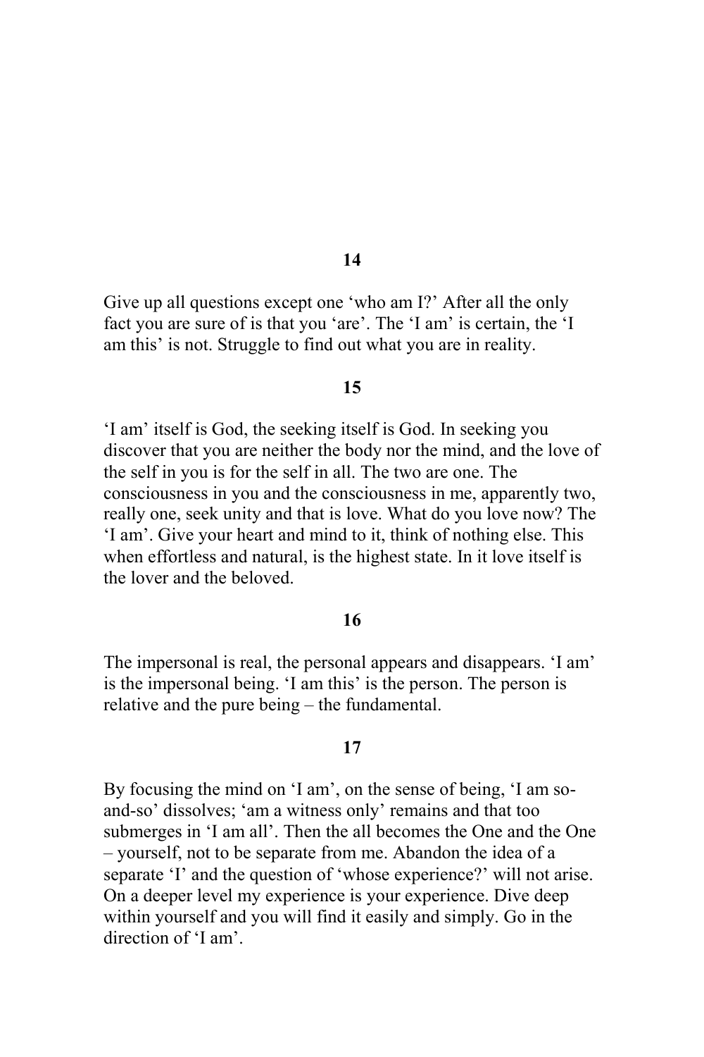**14**

Give up all questions except one ‘who am I?’ After all the only fact you are sure of is that you ‘are’. The ‘I am’ is certain, the ‘I am this’ is not. Struggle to find out what you are in reality.

**15**

‘I am’ itself is God, the seeking itself is God. In seeking you discover that you are neither the body nor the mind, and the love of the self in you is for the self in all. The two are one. The consciousness in you and the consciousness in me, apparently two, really one, seek unity and that is love. What do you love now? The ‘I am’. Give your heart and mind to it, think of nothing else. This when effortless and natural, is the highest state. In it love itself is the lover and the beloved.

**16**

The impersonal is real, the personal appears and disappears. ‘I am’ is the impersonal being. ‘I am this’ is the person. The person is relative and the pure being – the fundamental.

**17**

By focusing the mind on ‘I am’, on the sense of being, ‘I am so-and-so’ dissolves; ‘am a witness only’ remains and that too submerges in ‘I am all’. Then the all becomes the One and the One – yourself, not to be separate from me. Abandon the idea of a separate ‘I’ and the question of ‘whose experience?’ will not arise. On a deeper level my experience is your experience. Dive deep within yourself and you will find it easily and simply. Go in the direction of ‘I am’.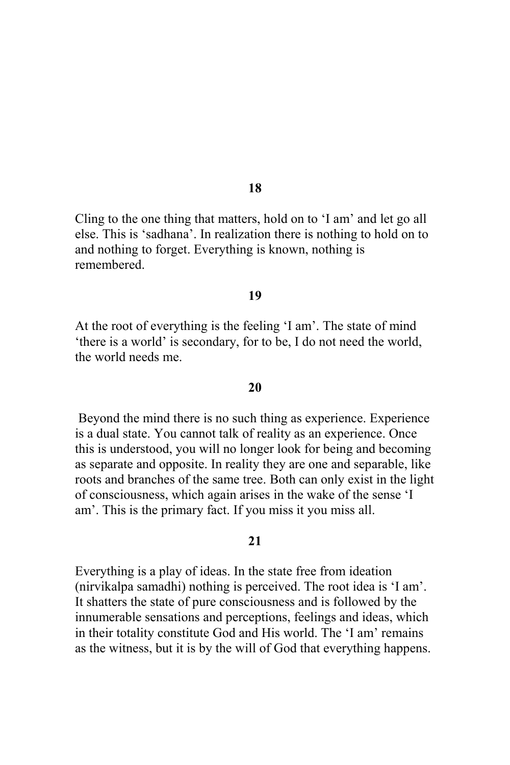**18**

Cling to the one thing that matters, hold on to ‘I am’ and let go all else. This is ‘sadhana’. In realization there is nothing to hold on to and nothing to forget. Everything is known, nothing is remembered.

**19**

At the root of everything is the feeling ‘I am’. The state of mind ‘there is a world’ is secondary, for to be, I do not need the world, the world needs me.

**20**

Beyond the mind there is no such thing as experience. Experience is a dual state. You cannot talk of reality as an experience. Once this is understood, you will no longer look for being and becoming as separate and opposite. In reality they are one and separable, like roots and branches of the same tree. Both can only exist in the light of consciousness, which again arises in the wake of the sense ‘I am’. This is the primary fact. If you miss it you miss all.

**21**

Everything is a play of ideas. In the state free from ideation (nirvikalpa samadhi) nothing is perceived. The root idea is ‘I am’. It shatters the state of pure consciousness and is followed by the innumerable sensations and perceptions, feelings and ideas, which in their totality constitute God and His world. The ‘I am’ remains as the witness, but it is by the will of God that everything happens.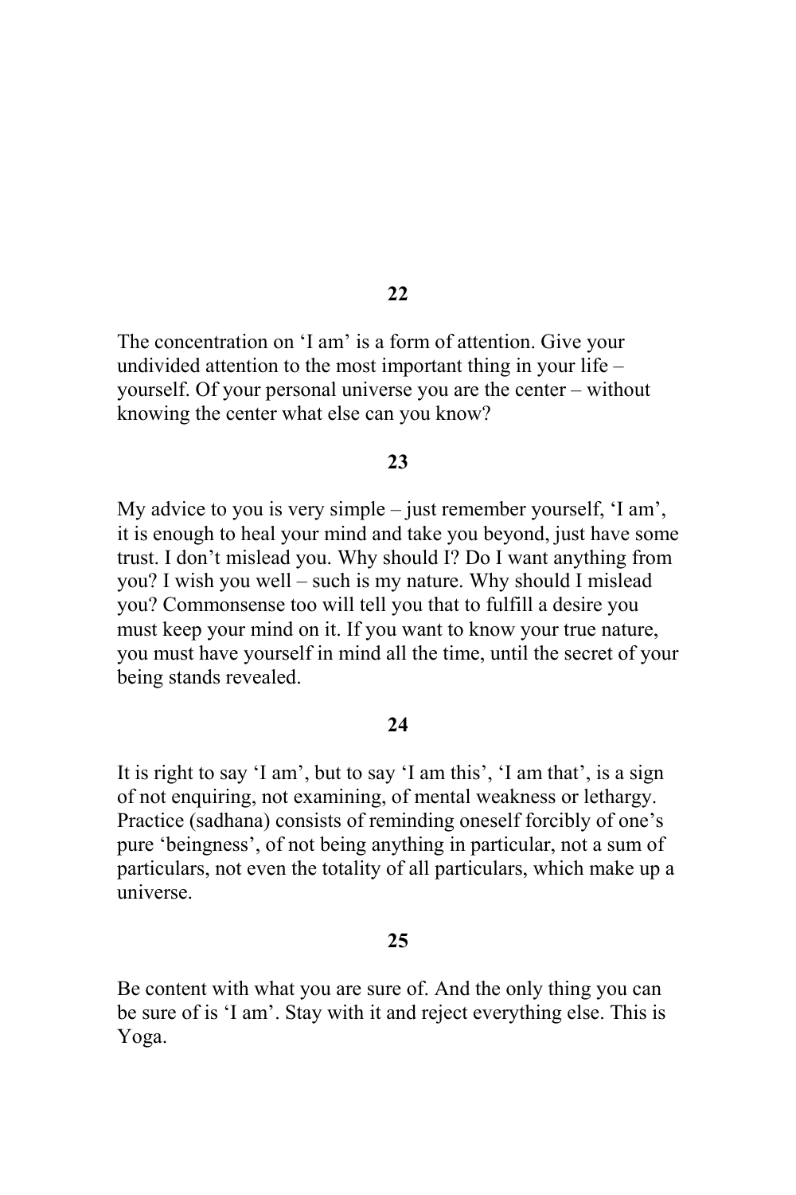**22**

The concentration on ‘I am’ is a form of attention. Give your undivided attention to the most important thing in your life – yourself. Of your personal universe you are the center – without knowing the center what else can you know?

**23**

My advice to you is very simple – just remember yourself, ‘I am’, it is enough to heal your mind and take you beyond, just have some trust. I don’t mislead you. Why should I? Do I want anything from you? I wish you well – such is my nature. Why should I mislead you? Commonsense too will tell you that to fulfill a desire you must keep your mind on it. If you want to know your true nature, you must have yourself in mind all the time, until the secret of your being stands revealed.

**24**

It is right to say ‘I am’, but to say ‘I am this’, ‘I am that’, is a sign of not enquiring, not examining, of mental weakness or lethargy. Practice (sadhana) consists of reminding oneself forcibly of one’s pure ‘beingness’, of not being anything in particular, not a sum of particulars, not even the totality of all particulars, which make up a universe.

**25**

Be content with what you are sure of. And the only thing you can be sure of is ‘I am’. Stay with it and reject everything else. This is Yoga.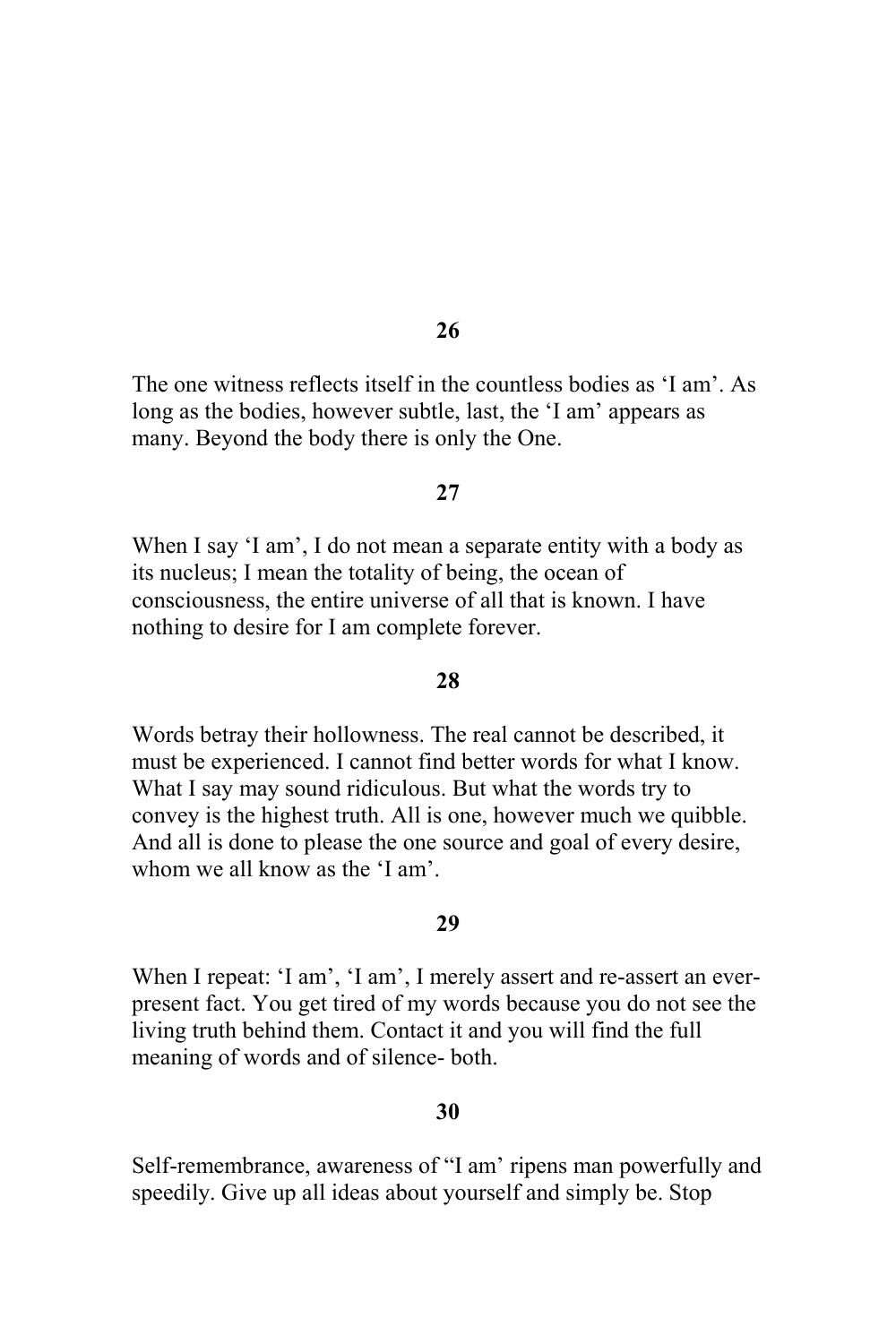**26**

The one witness reflects itself in the countless bodies as ‘I am’. As long as the bodies, however subtle, last, the ‘I am’ appears as many. Beyond the body there is only the One.

**27**

When I say ‘I am’, I do not mean a separate entity with a body as its nucleus; I mean the totality of being, the ocean of consciousness, the entire universe of all that is known. I have nothing to desire for I am complete forever.

**28**

Words betray their hollowness. The real cannot be described, it must be experienced. I cannot find better words for what I know. What I say may sound ridiculous. But what the words try to convey is the highest truth. All is one, however much we quibble. And all is done to please the one source and goal of every desire, whom we all know as the ‘I am’.

**29**

When I repeat: ‘I am’, ‘I am’, I merely assert and re-assert an ever-present fact. You get tired of my words because you do not see the living truth behind them. Contact it and you will find the full meaning of words and of silence- both.

**30**

Self-remembrance, awareness of “I am’ ripens man powerfully and speedily. Give up all ideas about yourself and simply be. Stop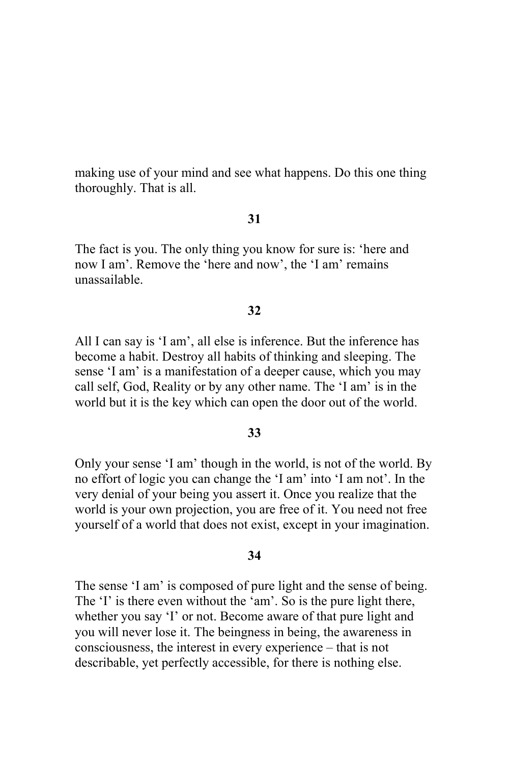making use of your mind and see what happens. Do this one thing thoroughly. That is all.

**31**

The fact is you. The only thing you know for sure is: 'here and now I am'. Remove the 'here and now', the 'I am' remains unassailable.

**32**

All I can say is 'I am', all else is inference. But the inference has become a habit. Destroy all habits of thinking and sleeping. The sense 'I am' is a manifestation of a deeper cause, which you may call self, God, Reality or by any other name. The 'I am' is in the world but it is the key which can open the door out of the world.

**33**

Only your sense 'I am' though in the world, is not of the world. By no effort of logic you can change the 'I am' into 'I am not'. In the very denial of your being you assert it. Once you realize that the world is your own projection, you are free of it. You need not free yourself of a world that does not exist, except in your imagination.

**34**

The sense 'I am' is composed of pure light and the sense of being. The 'I' is there even without the 'am'. So is the pure light there, whether you say 'I' or not. Become aware of that pure light and you will never lose it. The beingness in being, the awareness in consciousness, the interest in every experience – that is not describable, yet perfectly accessible, for there is nothing else.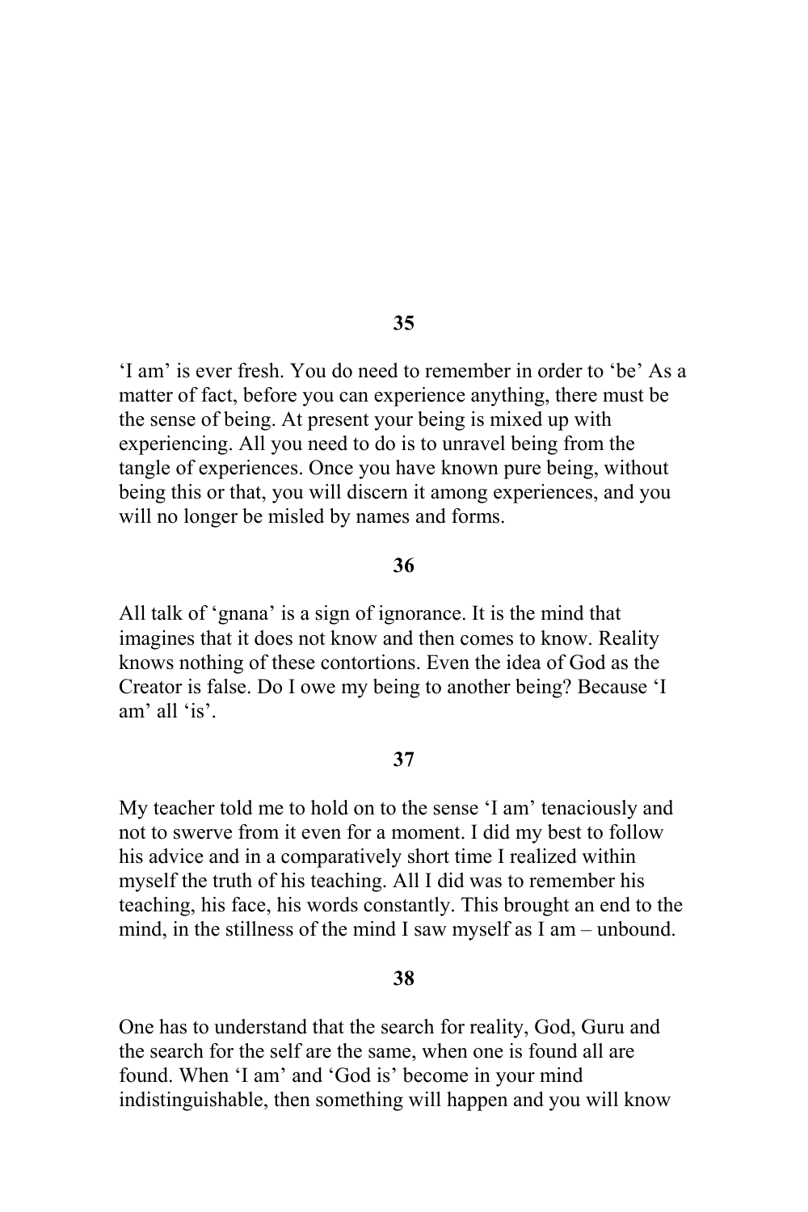**35**

'I am' is ever fresh. You do need to remember in order to 'be' As a matter of fact, before you can experience anything, there must be the sense of being. At present your being is mixed up with experiencing. All you need to do is to unravel being from the tangle of experiences. Once you have known pure being, without being this or that, you will discern it among experiences, and you will no longer be misled by names and forms.

**36**

All talk of 'gnana' is a sign of ignorance. It is the mind that imagines that it does not know and then comes to know. Reality knows nothing of these contortions. Even the idea of God as the Creator is false. Do I owe my being to another being? Because 'I am' all 'is'.

**37**

My teacher told me to hold on to the sense 'I am' tenaciously and not to swerve from it even for a moment. I did my best to follow his advice and in a comparatively short time I realized within myself the truth of his teaching. All I did was to remember his teaching, his face, his words constantly. This brought an end to the mind, in the stillness of the mind I saw myself as I am – unbound.

**38**

One has to understand that the search for reality, God, Guru and the search for the self are the same, when one is found all are found. When 'I am' and 'God is' become in your mind indistinguishable, then something will happen and you will know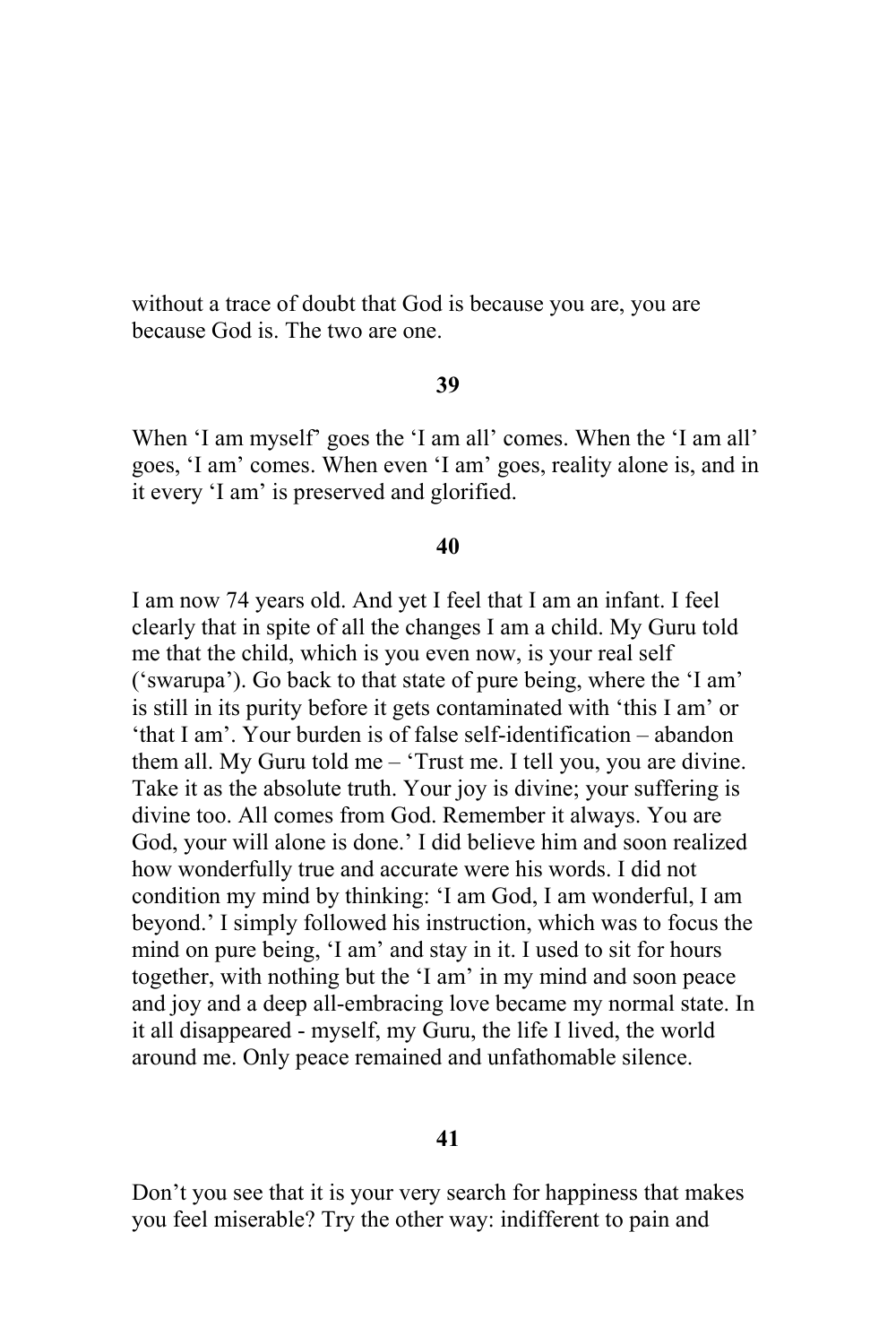without a trace of doubt that God is because you are, you are because God is. The two are one.

**39**

When 'I am myself' goes the 'I am all' comes. When the 'I am all' goes, 'I am' comes. When even 'I am' goes, reality alone is, and in it every 'I am' is preserved and glorified.

**40**

I am now 74 years old. And yet I feel that I am an infant. I feel clearly that in spite of all the changes I am a child. My Guru told me that the child, which is you even now, is your real self ('swarupa'). Go back to that state of pure being, where the 'I am' is still in its purity before it gets contaminated with 'this I am' or 'that I am'. Your burden is of false self-identification – abandon them all. My Guru told me – 'Trust me. I tell you, you are divine. Take it as the absolute truth. Your joy is divine; your suffering is divine too. All comes from God. Remember it always. You are God, your will alone is done.' I did believe him and soon realized how wonderfully true and accurate were his words. I did not condition my mind by thinking: 'I am God, I am wonderful, I am beyond.' I simply followed his instruction, which was to focus the mind on pure being, 'I am' and stay in it. I used to sit for hours together, with nothing but the 'I am' in my mind and soon peace and joy and a deep all-embracing love became my normal state. In it all disappeared - myself, my Guru, the life I lived, the world around me. Only peace remained and unfathomable silence.

**41**

Don't you see that it is your very search for happiness that makes you feel miserable? Try the other way: indifferent to pain and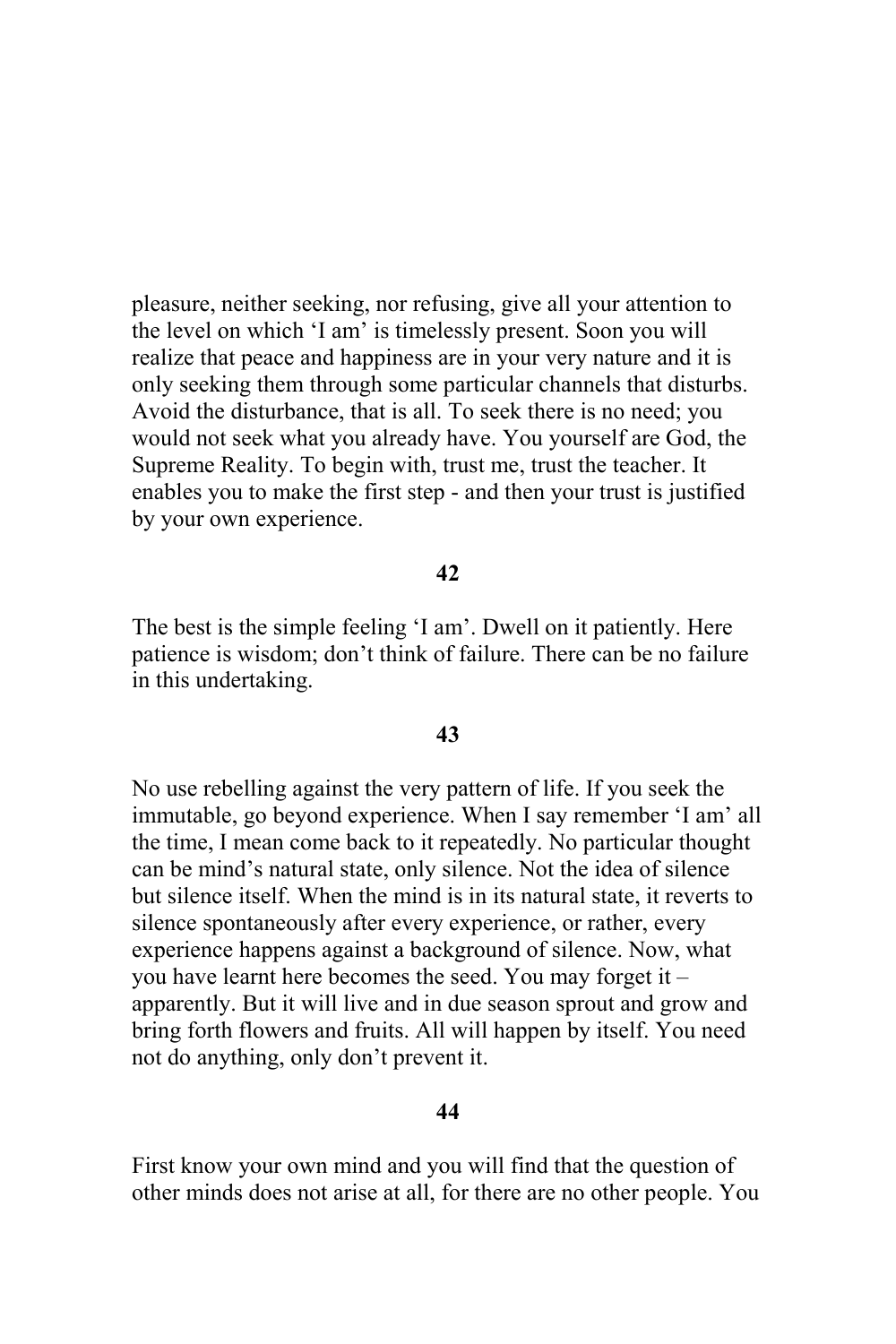pleasure, neither seeking, nor refusing, give all your attention to the level on which 'I am' is timelessly present. Soon you will realize that peace and happiness are in your very nature and it is only seeking them through some particular channels that disturbs. Avoid the disturbance, that is all. To seek there is no need; you would not seek what you already have. You yourself are God, the Supreme Reality. To begin with, trust me, trust the teacher. It enables you to make the first step - and then your trust is justified by your own experience.

**42**

The best is the simple feeling 'I am'. Dwell on it patiently. Here patience is wisdom; don't think of failure. There can be no failure in this undertaking.

**43**

No use rebelling against the very pattern of life. If you seek the immutable, go beyond experience. When I say remember 'I am' all the time, I mean come back to it repeatedly. No particular thought can be mind's natural state, only silence. Not the idea of silence but silence itself. When the mind is in its natural state, it reverts to silence spontaneously after every experience, or rather, every experience happens against a background of silence. Now, what you have learnt here becomes the seed. You may forget it – apparently. But it will live and in due season sprout and grow and bring forth flowers and fruits. All will happen by itself. You need not do anything, only don't prevent it.

**44**

First know your own mind and you will find that the question of other minds does not arise at all, for there are no other people. You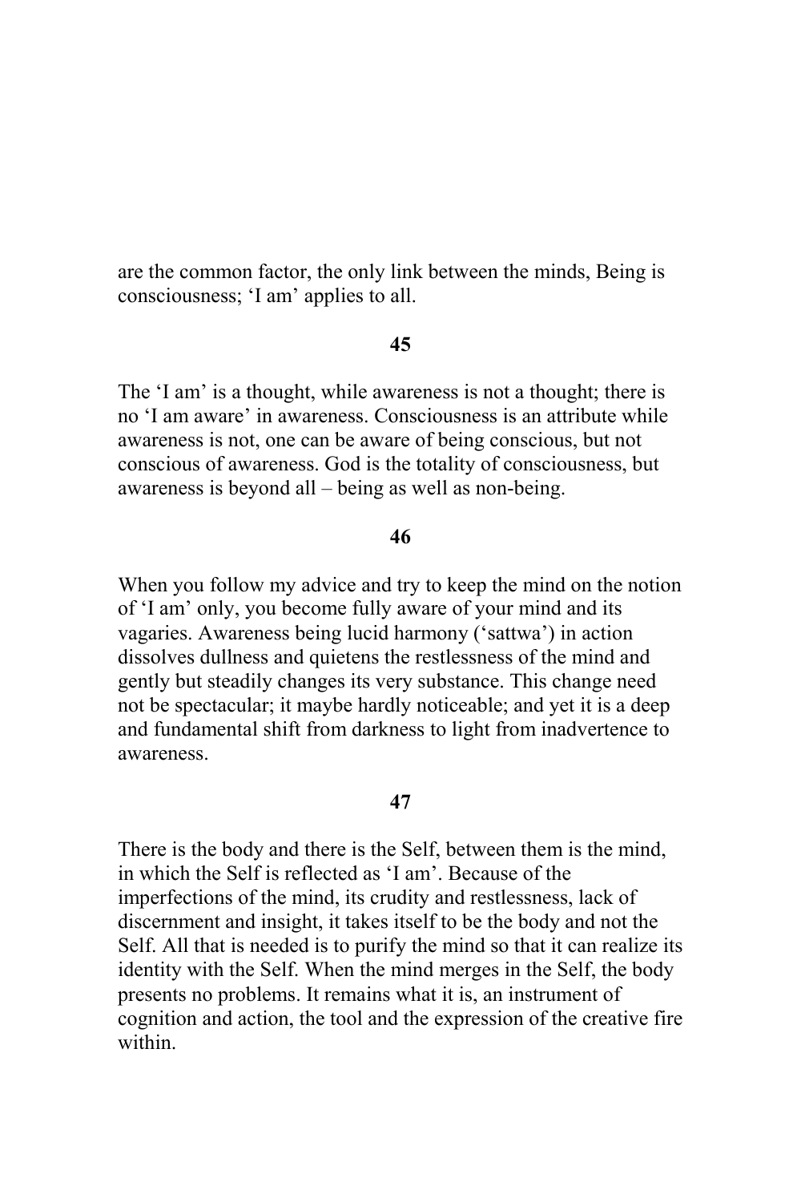are the common factor, the only link between the minds, Being is consciousness; 'I am' applies to all.

**45**

The 'I am' is a thought, while awareness is not a thought; there is no 'I am aware' in awareness. Consciousness is an attribute while awareness is not, one can be aware of being conscious, but not conscious of awareness. God is the totality of consciousness, but awareness is beyond all – being as well as non-being.

**46**

When you follow my advice and try to keep the mind on the notion of 'I am' only, you become fully aware of your mind and its vagaries. Awareness being lucid harmony ('sattwa') in action dissolves dullness and quietens the restlessness of the mind and gently but steadily changes its very substance. This change need not be spectacular; it maybe hardly noticeable; and yet it is a deep and fundamental shift from darkness to light from inadvertence to awareness.

**47**

There is the body and there is the Self, between them is the mind, in which the Self is reflected as 'I am'. Because of the imperfections of the mind, its crudity and restlessness, lack of discernment and insight, it takes itself to be the body and not the Self. All that is needed is to purify the mind so that it can realize its identity with the Self. When the mind merges in the Self, the body presents no problems. It remains what it is, an instrument of cognition and action, the tool and the expression of the creative fire within.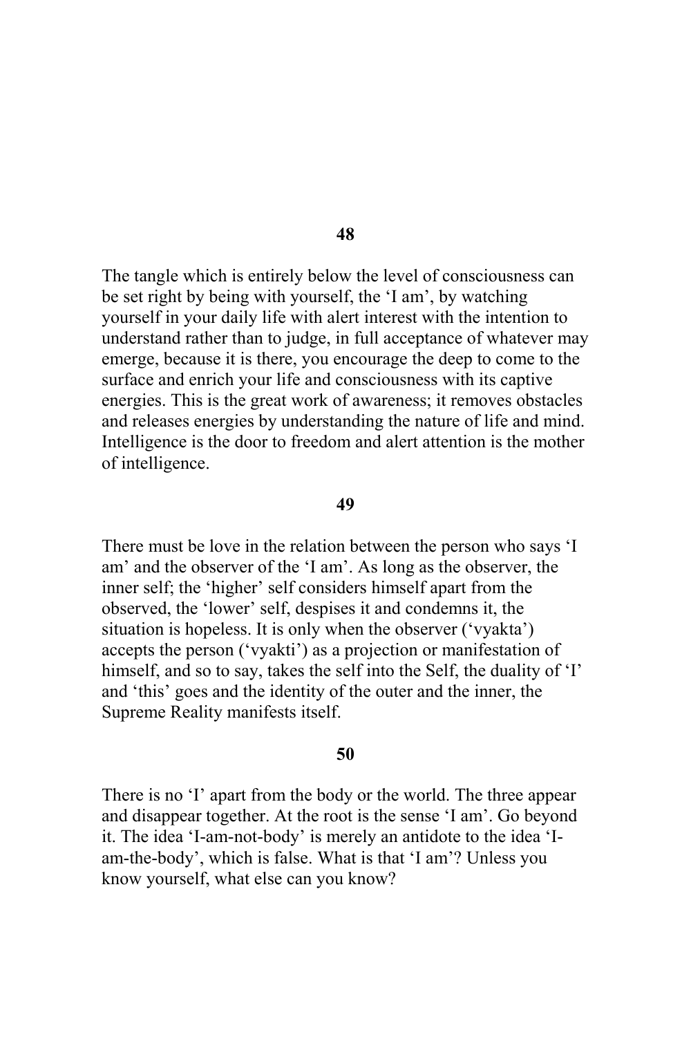**48**

The tangle which is entirely below the level of consciousness can be set right by being with yourself, the 'I am', by watching yourself in your daily life with alert interest with the intention to understand rather than to judge, in full acceptance of whatever may emerge, because it is there, you encourage the deep to come to the surface and enrich your life and consciousness with its captive energies. This is the great work of awareness; it removes obstacles and releases energies by understanding the nature of life and mind. Intelligence is the door to freedom and alert attention is the mother of intelligence.

**49**

There must be love in the relation between the person who says 'I am' and the observer of the 'I am'. As long as the observer, the inner self; the 'higher' self considers himself apart from the observed, the 'lower' self, despises it and condemns it, the situation is hopeless. It is only when the observer ('vyakta') accepts the person ('vyakti') as a projection or manifestation of himself, and so to say, takes the self into the Self, the duality of 'I' and 'this' goes and the identity of the outer and the inner, the Supreme Reality manifests itself.

**50**

There is no 'I' apart from the body or the world. The three appear and disappear together. At the root is the sense 'I am'. Go beyond it. The idea 'I-am-not-body' is merely an antidote to the idea 'I-am-the-body', which is false. What is that 'I am'? Unless you know yourself, what else can you know?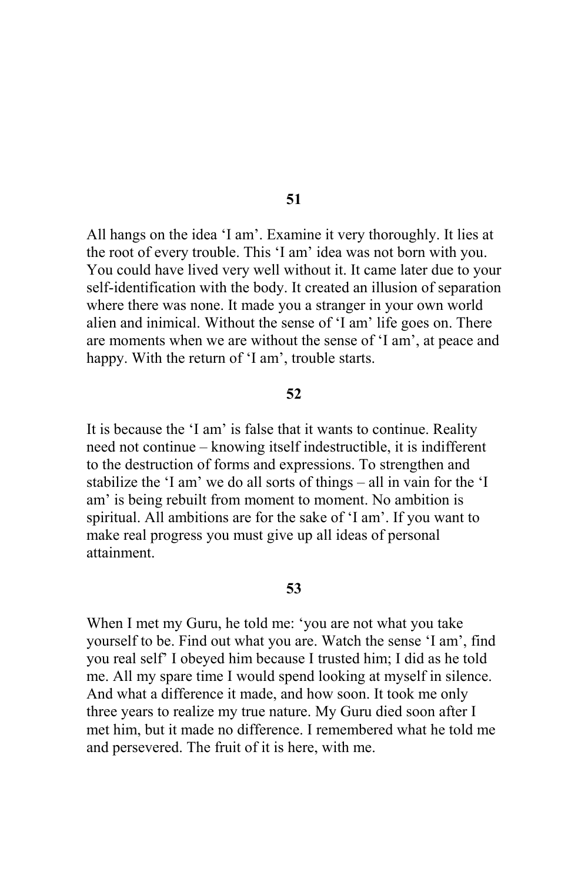**51**

All hangs on the idea 'I am'. Examine it very thoroughly. It lies at the root of every trouble. This 'I am' idea was not born with you. You could have lived very well without it. It came later due to your self-identification with the body. It created an illusion of separation where there was none. It made you a stranger in your own world alien and inimical. Without the sense of 'I am' life goes on. There are moments when we are without the sense of 'I am', at peace and happy. With the return of 'I am', trouble starts.

**52**

It is because the 'I am' is false that it wants to continue. Reality need not continue – knowing itself indestructible, it is indifferent to the destruction of forms and expressions. To strengthen and stabilize the 'I am' we do all sorts of things – all in vain for the 'I am' is being rebuilt from moment to moment. No ambition is spiritual. All ambitions are for the sake of 'I am'. If you want to make real progress you must give up all ideas of personal attainment.

**53**

When I met my Guru, he told me: 'you are not what you take yourself to be. Find out what you are. Watch the sense 'I am', find you real self' I obeyed him because I trusted him; I did as he told me. All my spare time I would spend looking at myself in silence. And what a difference it made, and how soon. It took me only three years to realize my true nature. My Guru died soon after I met him, but it made no difference. I remembered what he told me and persevered. The fruit of it is here, with me.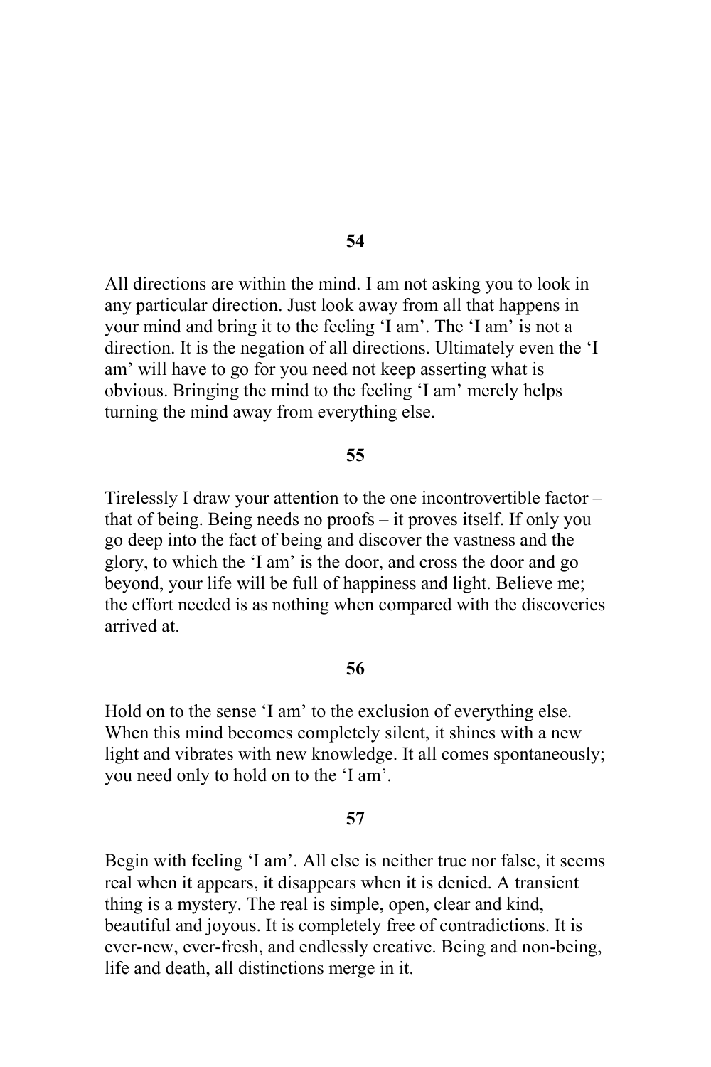**54**

All directions are within the mind. I am not asking you to look in any particular direction. Just look away from all that happens in your mind and bring it to the feeling 'I am'. The 'I am' is not a direction. It is the negation of all directions. Ultimately even the 'I am' will have to go for you need not keep asserting what is obvious. Bringing the mind to the feeling 'I am' merely helps turning the mind away from everything else.

**55**

Tirelessly I draw your attention to the one incontrovertible factor – that of being. Being needs no proofs – it proves itself. If only you go deep into the fact of being and discover the vastness and the glory, to which the 'I am' is the door, and cross the door and go beyond, your life will be full of happiness and light. Believe me; the effort needed is as nothing when compared with the discoveries arrived at.

**56**

Hold on to the sense 'I am' to the exclusion of everything else. When this mind becomes completely silent, it shines with a new light and vibrates with new knowledge. It all comes spontaneously; you need only to hold on to the 'I am'.

**57**

Begin with feeling 'I am'. All else is neither true nor false, it seems real when it appears, it disappears when it is denied. A transient thing is a mystery. The real is simple, open, clear and kind, beautiful and joyous. It is completely free of contradictions. It is ever-new, ever-fresh, and endlessly creative. Being and non-being, life and death, all distinctions merge in it.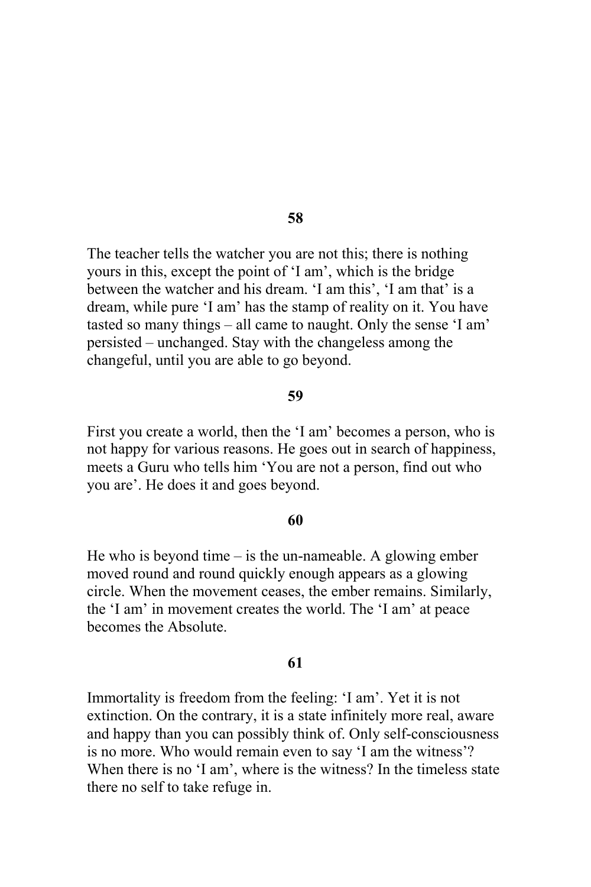**58**

The teacher tells the watcher you are not this; there is nothing yours in this, except the point of 'I am', which is the bridge between the watcher and his dream. 'I am this', 'I am that' is a dream, while pure 'I am' has the stamp of reality on it. You have tasted so many things – all came to naught. Only the sense 'I am' persisted – unchanged. Stay with the changeless among the changeful, until you are able to go beyond.

**59**

First you create a world, then the 'I am' becomes a person, who is not happy for various reasons. He goes out in search of happiness, meets a Guru who tells him 'You are not a person, find out who you are'. He does it and goes beyond.

**60**

He who is beyond time – is the un-nameable. A glowing ember moved round and round quickly enough appears as a glowing circle. When the movement ceases, the ember remains. Similarly, the 'I am' in movement creates the world. The 'I am' at peace becomes the Absolute.

**61**

Immortality is freedom from the feeling: 'I am'. Yet it is not extinction. On the contrary, it is a state infinitely more real, aware and happy than you can possibly think of. Only self-consciousness is no more. Who would remain even to say 'I am the witness'? When there is no 'I am', where is the witness? In the timeless state there no self to take refuge in.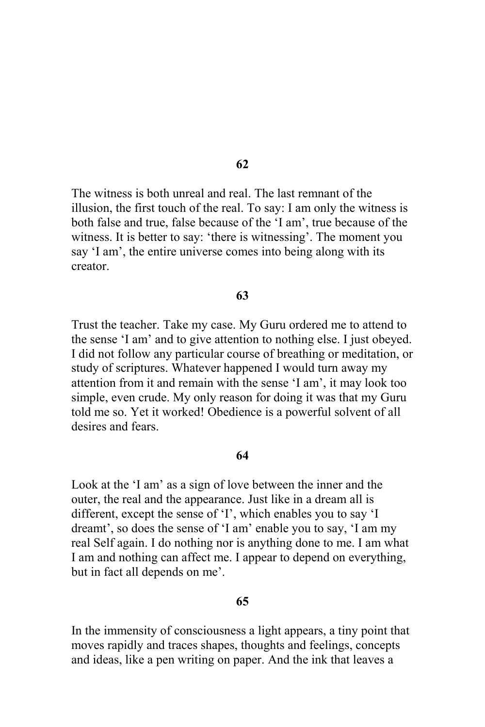**62**

The witness is both unreal and real. The last remnant of the illusion, the first touch of the real. To say: I am only the witness is both false and true, false because of the 'I am', true because of the witness. It is better to say: 'there is witnessing'. The moment you say 'I am', the entire universe comes into being along with its creator.

**63**

Trust the teacher. Take my case. My Guru ordered me to attend to the sense 'I am' and to give attention to nothing else. I just obeyed. I did not follow any particular course of breathing or meditation, or study of scriptures. Whatever happened I would turn away my attention from it and remain with the sense 'I am', it may look too simple, even crude. My only reason for doing it was that my Guru told me so. Yet it worked! Obedience is a powerful solvent of all desires and fears.

**64**

Look at the 'I am' as a sign of love between the inner and the outer, the real and the appearance. Just like in a dream all is different, except the sense of 'I', which enables you to say 'I dreamt', so does the sense of 'I am' enable you to say, 'I am my real Self again. I do nothing nor is anything done to me. I am what I am and nothing can affect me. I appear to depend on everything, but in fact all depends on me'.

**65**

In the immensity of consciousness a light appears, a tiny point that moves rapidly and traces shapes, thoughts and feelings, concepts and ideas, like a pen writing on paper. And the ink that leaves a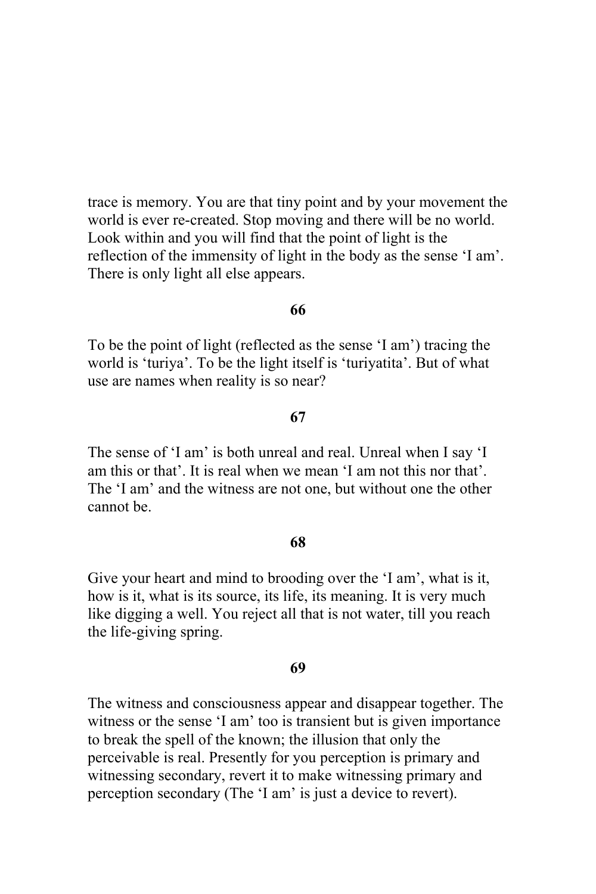trace is memory. You are that tiny point and by your movement the world is ever re-created. Stop moving and there will be no world. Look within and you will find that the point of light is the reflection of the immensity of light in the body as the sense 'I am'. There is only light all else appears.

**66**

To be the point of light (reflected as the sense 'I am') tracing the world is 'turiya'. To be the light itself is 'turiyatita'. But of what use are names when reality is so near?

**67**

The sense of 'I am' is both unreal and real. Unreal when I say 'I am this or that'. It is real when we mean 'I am not this nor that'. The 'I am' and the witness are not one, but without one the other cannot be.

**68**

Give your heart and mind to brooding over the 'I am', what is it, how is it, what is its source, its life, its meaning. It is very much like digging a well. You reject all that is not water, till you reach the life-giving spring.

**69**

The witness and consciousness appear and disappear together. The witness or the sense 'I am' too is transient but is given importance to break the spell of the known; the illusion that only the perceivable is real. Presently for you perception is primary and witnessing secondary, revert it to make witnessing primary and perception secondary (The 'I am' is just a device to revert).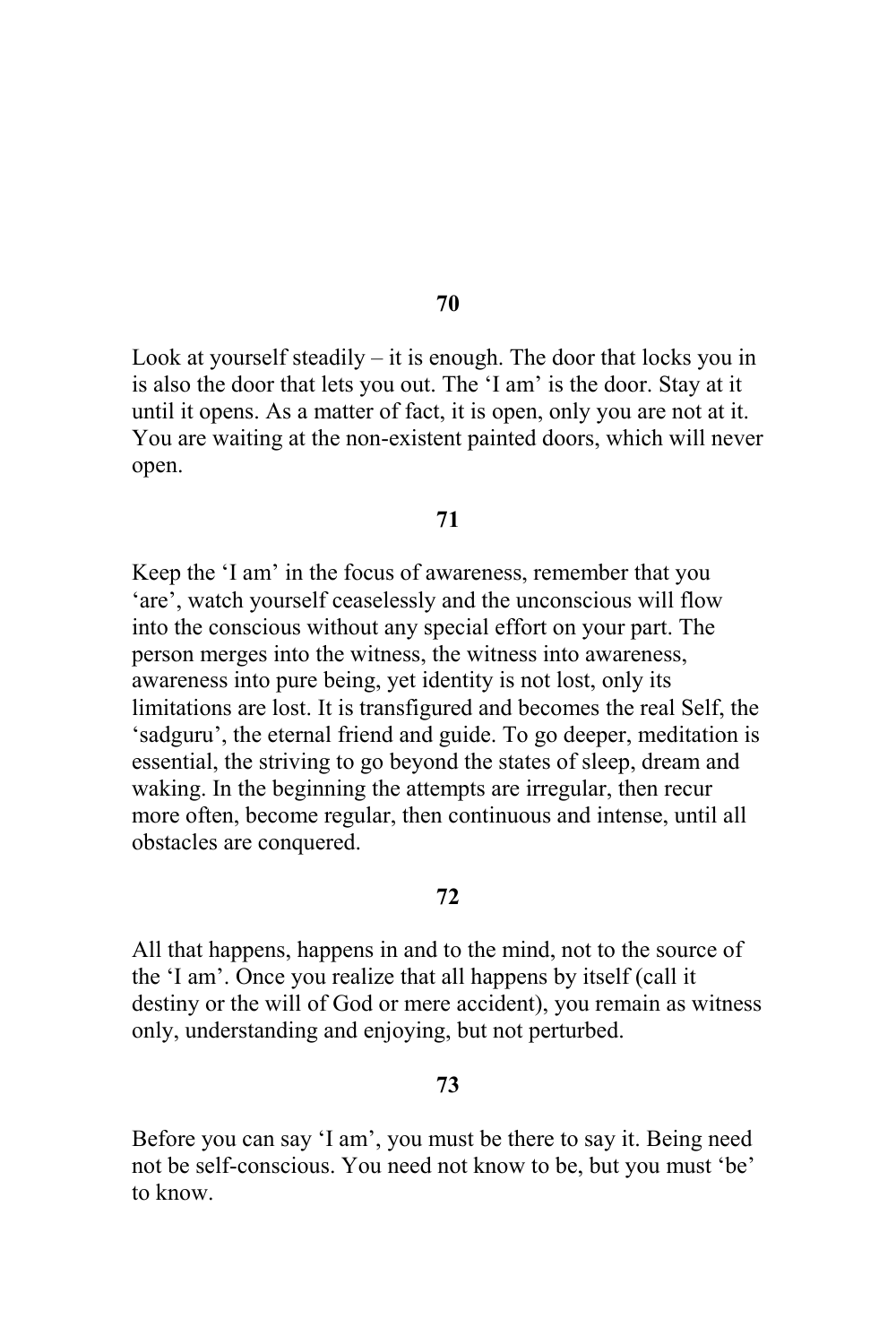**70**

Look at yourself steadily – it is enough. The door that locks you in is also the door that lets you out. The 'I am' is the door. Stay at it until it opens. As a matter of fact, it is open, only you are not at it. You are waiting at the non-existent painted doors, which will never open.

**71**

Keep the 'I am' in the focus of awareness, remember that you 'are', watch yourself ceaselessly and the unconscious will flow into the conscious without any special effort on your part. The person merges into the witness, the witness into awareness, awareness into pure being, yet identity is not lost, only its limitations are lost. It is transfigured and becomes the real Self, the 'sadguru', the eternal friend and guide. To go deeper, meditation is essential, the striving to go beyond the states of sleep, dream and waking. In the beginning the attempts are irregular, then recur more often, become regular, then continuous and intense, until all obstacles are conquered.

**72**

All that happens, happens in and to the mind, not to the source of the 'I am'. Once you realize that all happens by itself (call it destiny or the will of God or mere accident), you remain as witness only, understanding and enjoying, but not perturbed.

**73**

Before you can say 'I am', you must be there to say it. Being need not be self-conscious. You need not know to be, but you must 'be' to know.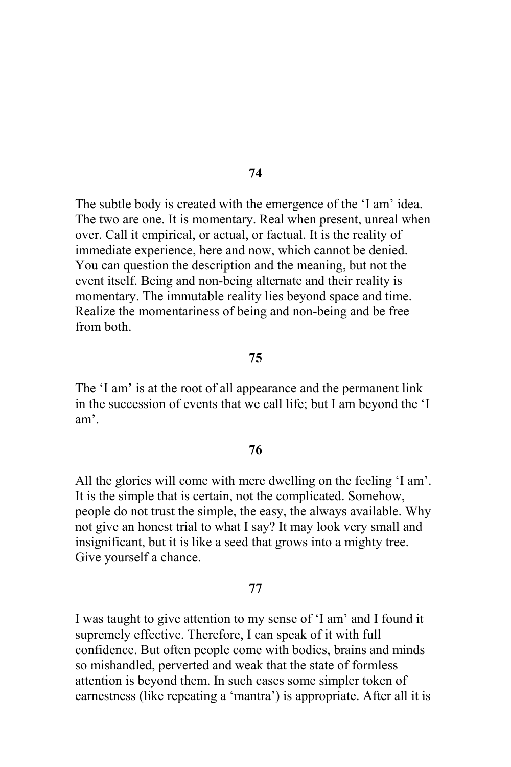**74**

The subtle body is created with the emergence of the 'I am' idea. The two are one. It is momentary. Real when present, unreal when over. Call it empirical, or actual, or factual. It is the reality of immediate experience, here and now, which cannot be denied. You can question the description and the meaning, but not the event itself. Being and non-being alternate and their reality is momentary. The immutable reality lies beyond space and time. Realize the momentariness of being and non-being and be free from both.

**75**

The 'I am' is at the root of all appearance and the permanent link in the succession of events that we call life; but I am beyond the 'I am'.

**76**

All the glories will come with mere dwelling on the feeling 'I am'. It is the simple that is certain, not the complicated. Somehow, people do not trust the simple, the easy, the always available. Why not give an honest trial to what I say? It may look very small and insignificant, but it is like a seed that grows into a mighty tree. Give yourself a chance.

**77**

I was taught to give attention to my sense of 'I am' and I found it supremely effective. Therefore, I can speak of it with full confidence. But often people come with bodies, brains and minds so mishandled, perverted and weak that the state of formless attention is beyond them. In such cases some simpler token of earnestness (like repeating a 'mantra') is appropriate. After all it is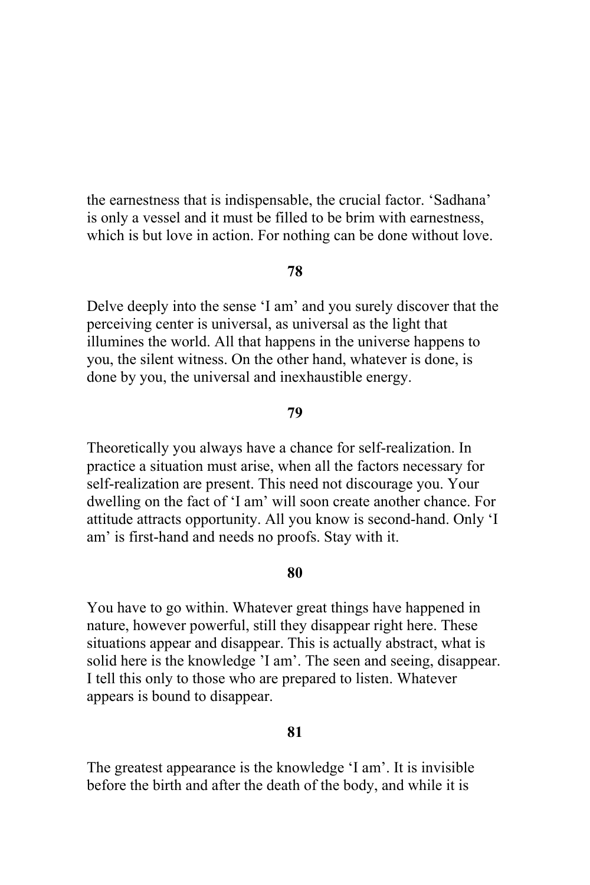the earnestness that is indispensable, the crucial factor. 'Sadhana' is only a vessel and it must be filled to be brim with earnestness, which is but love in action. For nothing can be done without love.

**78**

Delve deeply into the sense 'I am' and you surely discover that the perceiving center is universal, as universal as the light that illumines the world. All that happens in the universe happens to you, the silent witness. On the other hand, whatever is done, is done by you, the universal and inexhaustible energy.

**79**

Theoretically you always have a chance for self-realization. In practice a situation must arise, when all the factors necessary for self-realization are present. This need not discourage you. Your dwelling on the fact of 'I am' will soon create another chance. For attitude attracts opportunity. All you know is second-hand. Only 'I am' is first-hand and needs no proofs. Stay with it.

**80**

You have to go within. Whatever great things have happened in nature, however powerful, still they disappear right here. These situations appear and disappear. This is actually abstract, what is solid here is the knowledge 'I am'. The seen and seeing, disappear. I tell this only to those who are prepared to listen. Whatever appears is bound to disappear.

**81**

The greatest appearance is the knowledge 'I am'. It is invisible before the birth and after the death of the body, and while it is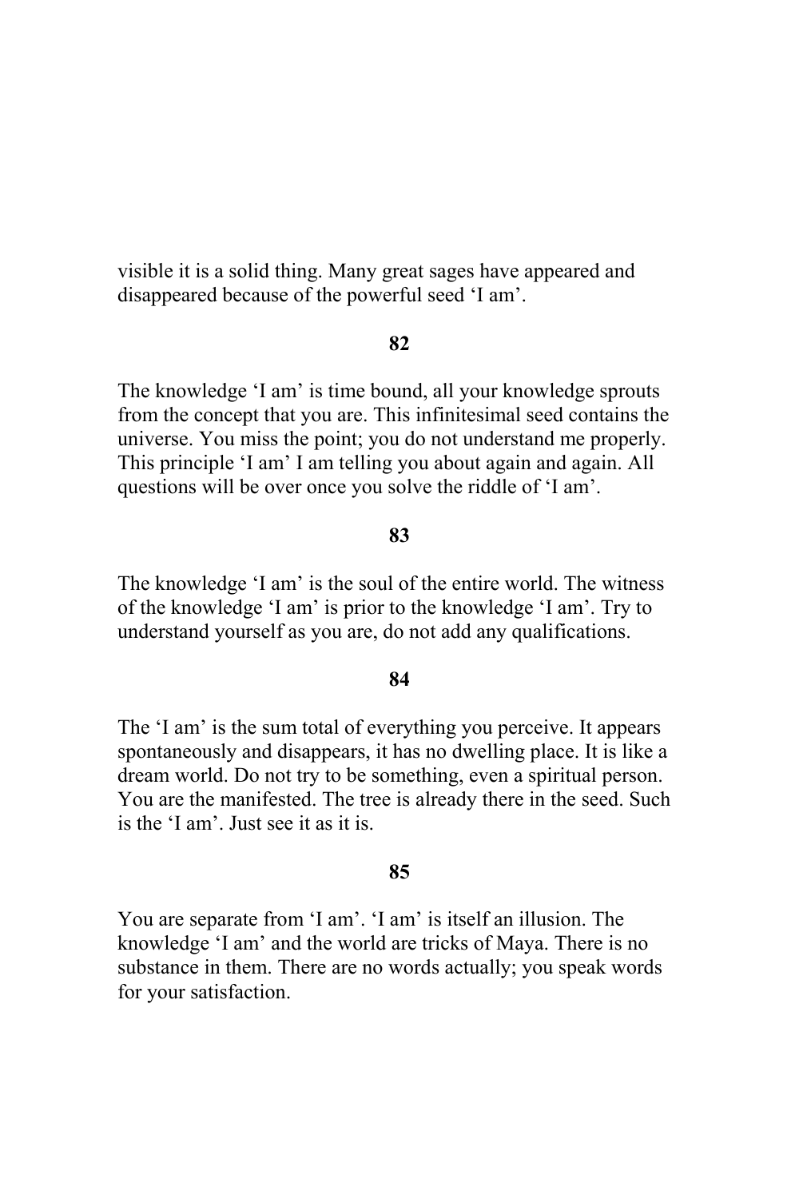visible it is a solid thing. Many great sages have appeared and disappeared because of the powerful seed 'I am'.

**82**

The knowledge 'I am' is time bound, all your knowledge sprouts from the concept that you are. This infinitesimal seed contains the universe. You miss the point; you do not understand me properly. This principle 'I am' I am telling you about again and again. All questions will be over once you solve the riddle of 'I am'.

**83**

The knowledge 'I am' is the soul of the entire world. The witness of the knowledge 'I am' is prior to the knowledge 'I am'. Try to understand yourself as you are, do not add any qualifications.

**84**

The 'I am' is the sum total of everything you perceive. It appears spontaneously and disappears, it has no dwelling place. It is like a dream world. Do not try to be something, even a spiritual person. You are the manifested. The tree is already there in the seed. Such is the 'I am'. Just see it as it is.

**85**

You are separate from 'I am'. 'I am' is itself an illusion. The knowledge 'I am' and the world are tricks of Maya. There is no substance in them. There are no words actually; you speak words for your satisfaction.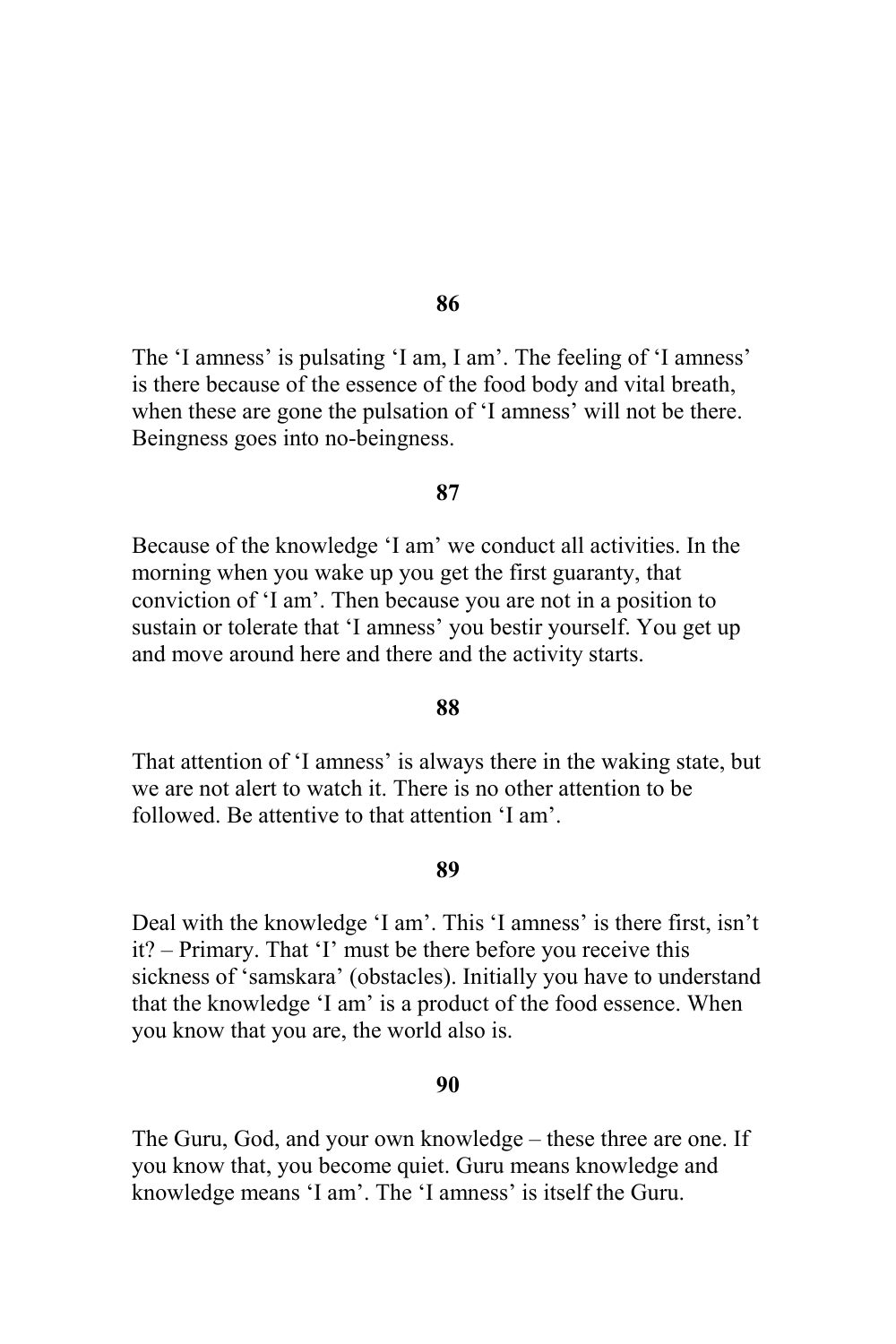**86**

The 'I amness' is pulsating 'I am, I am'. The feeling of 'I amness' is there because of the essence of the food body and vital breath, when these are gone the pulsation of 'I amness' will not be there. Beingness goes into no-beingness.

**87**

Because of the knowledge 'I am' we conduct all activities. In the morning when you wake up you get the first guaranty, that conviction of 'I am'. Then because you are not in a position to sustain or tolerate that 'I amness' you bestir yourself. You get up and move around here and there and the activity starts.

**88**

That attention of 'I amness' is always there in the waking state, but we are not alert to watch it. There is no other attention to be followed. Be attentive to that attention 'I am'.

**89**

Deal with the knowledge 'I am'. This 'I amness' is there first, isn't it? – Primary. That 'I' must be there before you receive this sickness of 'samskara' (obstacles). Initially you have to understand that the knowledge 'I am' is a product of the food essence. When you know that you are, the world also is.

**90**

The Guru, God, and your own knowledge – these three are one. If you know that, you become quiet. Guru means knowledge and knowledge means 'I am'. The 'I amness' is itself the Guru.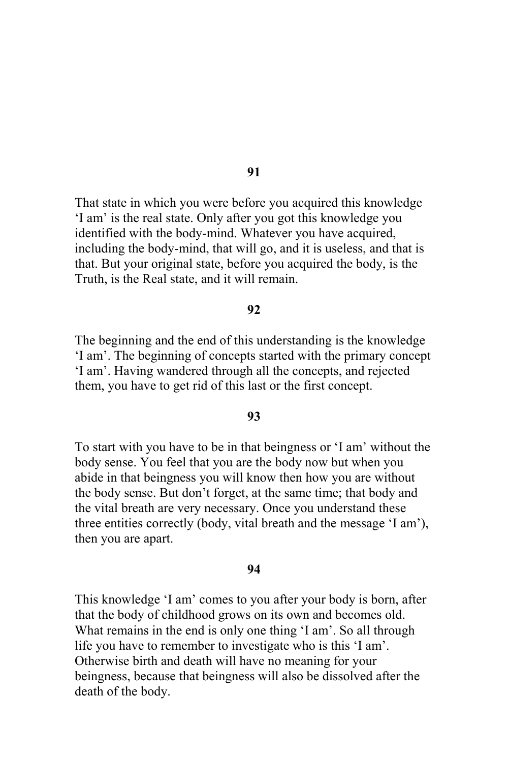**91**

That state in which you were before you acquired this knowledge 'I am' is the real state. Only after you got this knowledge you identified with the body-mind. Whatever you have acquired, including the body-mind, that will go, and it is useless, and that is that. But your original state, before you acquired the body, is the Truth, is the Real state, and it will remain.

**92**

The beginning and the end of this understanding is the knowledge 'I am'. The beginning of concepts started with the primary concept 'I am'. Having wandered through all the concepts, and rejected them, you have to get rid of this last or the first concept.

**93**

To start with you have to be in that beingness or 'I am' without the body sense. You feel that you are the body now but when you abide in that beingness you will know then how you are without the body sense. But don't forget, at the same time; that body and the vital breath are very necessary. Once you understand these three entities correctly (body, vital breath and the message 'I am'), then you are apart.

**94**

This knowledge 'I am' comes to you after your body is born, after that the body of childhood grows on its own and becomes old. What remains in the end is only one thing 'I am'. So all through life you have to remember to investigate who is this 'I am'. Otherwise birth and death will have no meaning for your beingness, because that beingness will also be dissolved after the death of the body.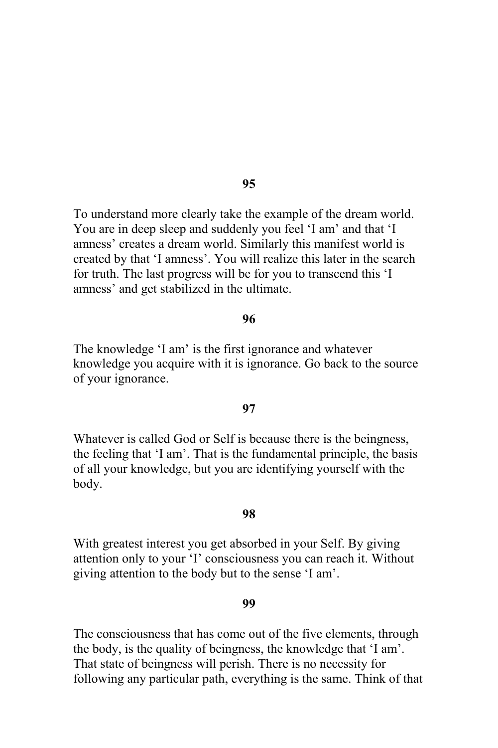**95**

To understand more clearly take the example of the dream world. You are in deep sleep and suddenly you feel ‘I am’ and that ‘I amness’ creates a dream world. Similarly this manifest world is created by that ‘I amness’. You will realize this later in the search for truth. The last progress will be for you to transcend this ‘I amness’ and get stabilized in the ultimate.

**96**

The knowledge ‘I am’ is the first ignorance and whatever knowledge you acquire with it is ignorance. Go back to the source of your ignorance.

**97**

Whatever is called God or Self is because there is the beingness, the feeling that ‘I am’. That is the fundamental principle, the basis of all your knowledge, but you are identifying yourself with the body.

**98**

With greatest interest you get absorbed in your Self. By giving attention only to your ‘I’ consciousness you can reach it. Without giving attention to the body but to the sense ‘I am’.

**99**

The consciousness that has come out of the five elements, through the body, is the quality of beingness, the knowledge that ‘I am’. That state of beingness will perish. There is no necessity for following any particular path, everything is the same. Think of that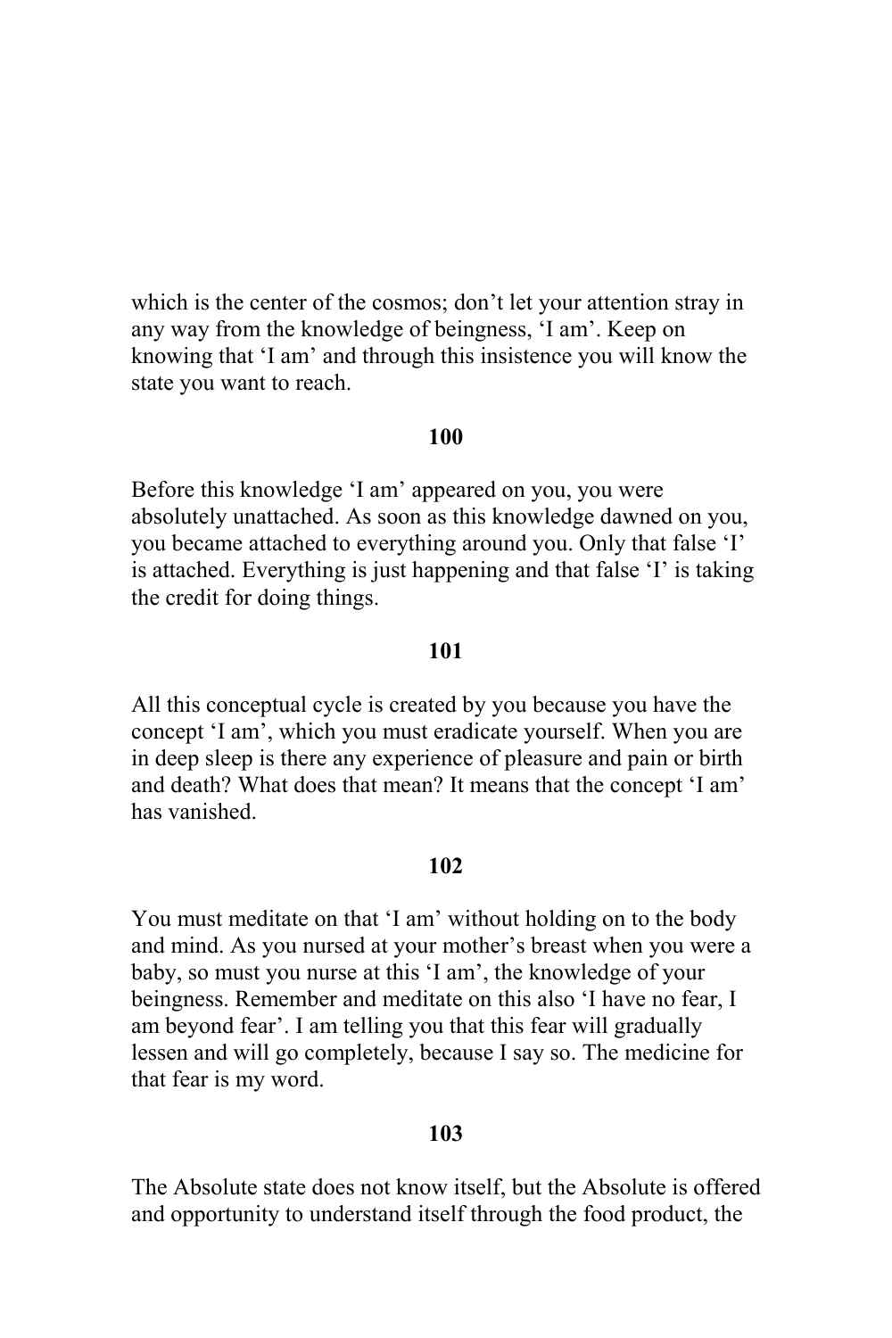which is the center of the cosmos; don't let your attention stray in any way from the knowledge of beingness, 'I am'. Keep on knowing that 'I am' and through this insistence you will know the state you want to reach.

**100**

Before this knowledge 'I am' appeared on you, you were absolutely unattached. As soon as this knowledge dawned on you, you became attached to everything around you. Only that false 'I' is attached. Everything is just happening and that false 'I' is taking the credit for doing things.

**101**

All this conceptual cycle is created by you because you have the concept 'I am', which you must eradicate yourself. When you are in deep sleep is there any experience of pleasure and pain or birth and death? What does that mean? It means that the concept 'I am' has vanished.

**102**

You must meditate on that 'I am' without holding on to the body and mind. As you nursed at your mother's breast when you were a baby, so must you nurse at this 'I am', the knowledge of your beingness. Remember and meditate on this also 'I have no fear, I am beyond fear'. I am telling you that this fear will gradually lessen and will go completely, because I say so. The medicine for that fear is my word.

**103**

The Absolute state does not know itself, but the Absolute is offered and opportunity to understand itself through the food product, the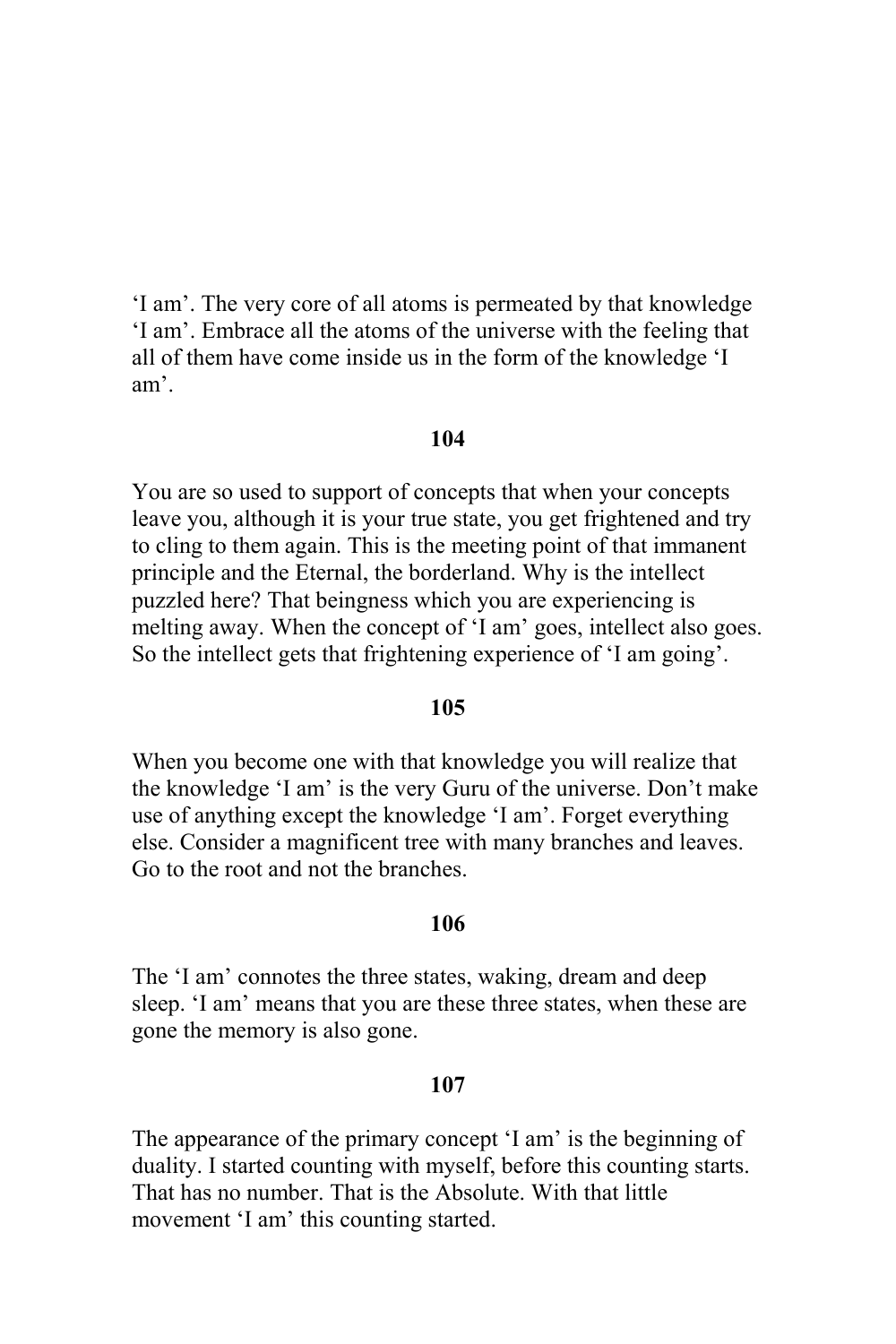'I am'. The very core of all atoms is permeated by that knowledge 'I am'. Embrace all the atoms of the universe with the feeling that all of them have come inside us in the form of the knowledge 'I am'.

**104**

You are so used to support of concepts that when your concepts leave you, although it is your true state, you get frightened and try to cling to them again. This is the meeting point of that immanent principle and the Eternal, the borderland. Why is the intellect puzzled here? That beingness which you are experiencing is melting away. When the concept of 'I am' goes, intellect also goes. So the intellect gets that frightening experience of 'I am going'.

**105**

When you become one with that knowledge you will realize that the knowledge 'I am' is the very Guru of the universe. Don't make use of anything except the knowledge 'I am'. Forget everything else. Consider a magnificent tree with many branches and leaves. Go to the root and not the branches.

**106**

The 'I am' connotes the three states, waking, dream and deep sleep. 'I am' means that you are these three states, when these are gone the memory is also gone.

**107**

The appearance of the primary concept 'I am' is the beginning of duality. I started counting with myself, before this counting starts. That has no number. That is the Absolute. With that little movement 'I am' this counting started.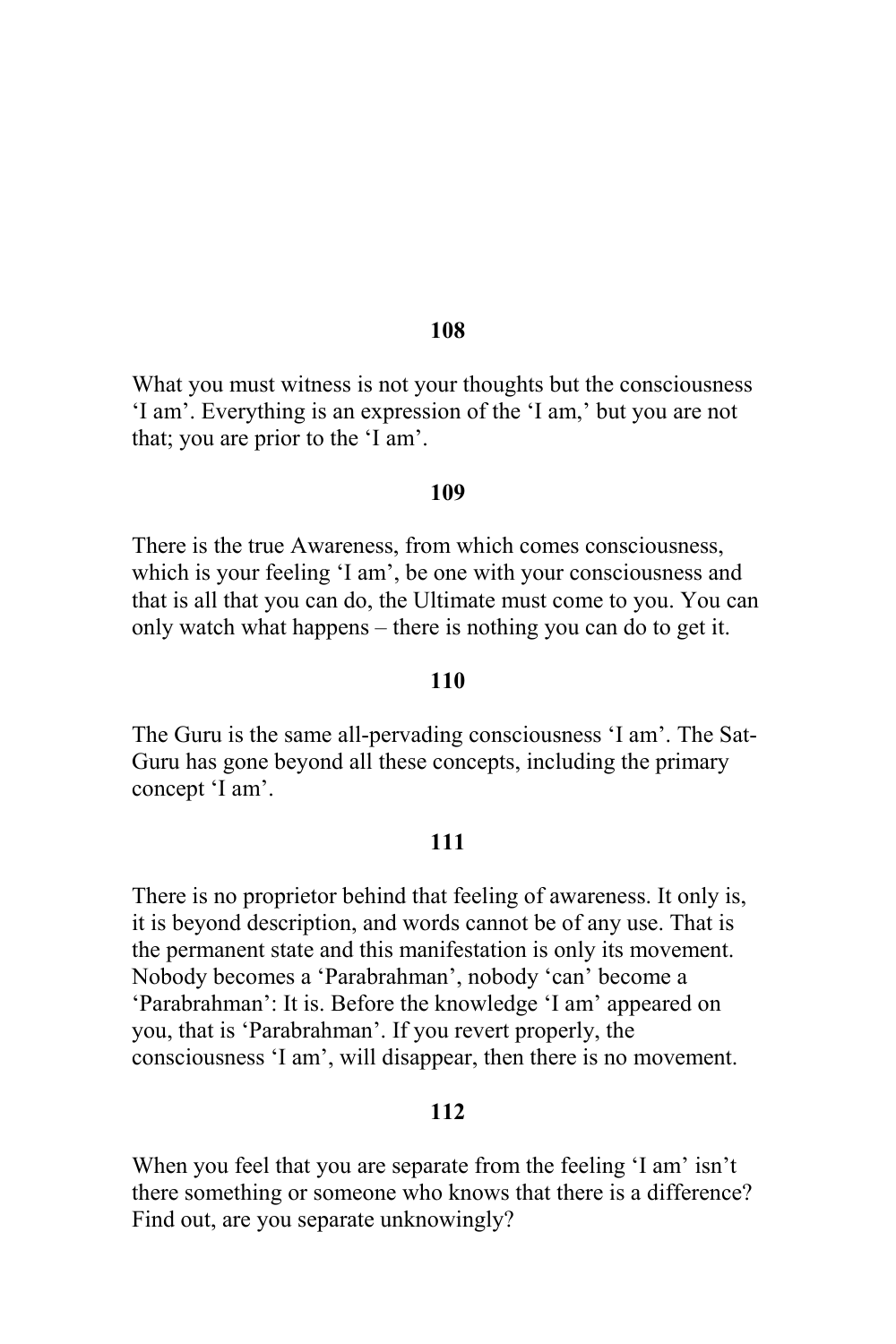**108**

What you must witness is not your thoughts but the consciousness ‘I am’. Everything is an expression of the ‘I am,’ but you are not that; you are prior to the ‘I am’.

**109**

There is the true Awareness, from which comes consciousness, which is your feeling ‘I am’, be one with your consciousness and that is all that you can do, the Ultimate must come to you. You can only watch what happens – there is nothing you can do to get it.

**110**

The Guru is the same all-pervading consciousness ‘I am’. The Sat-Guru has gone beyond all these concepts, including the primary concept ‘I am’.

**111**

There is no proprietor behind that feeling of awareness. It only is, it is beyond description, and words cannot be of any use. That is the permanent state and this manifestation is only its movement. Nobody becomes a ‘Parabrahman’, nobody ‘can’ become a ‘Parabrahman’: It is. Before the knowledge ‘I am’ appeared on you, that is ‘Parabrahman’. If you revert properly, the consciousness ‘I am’, will disappear, then there is no movement.

**112**

When you feel that you are separate from the feeling ‘I am’ isn’t there something or someone who knows that there is a difference? Find out, are you separate unknowingly?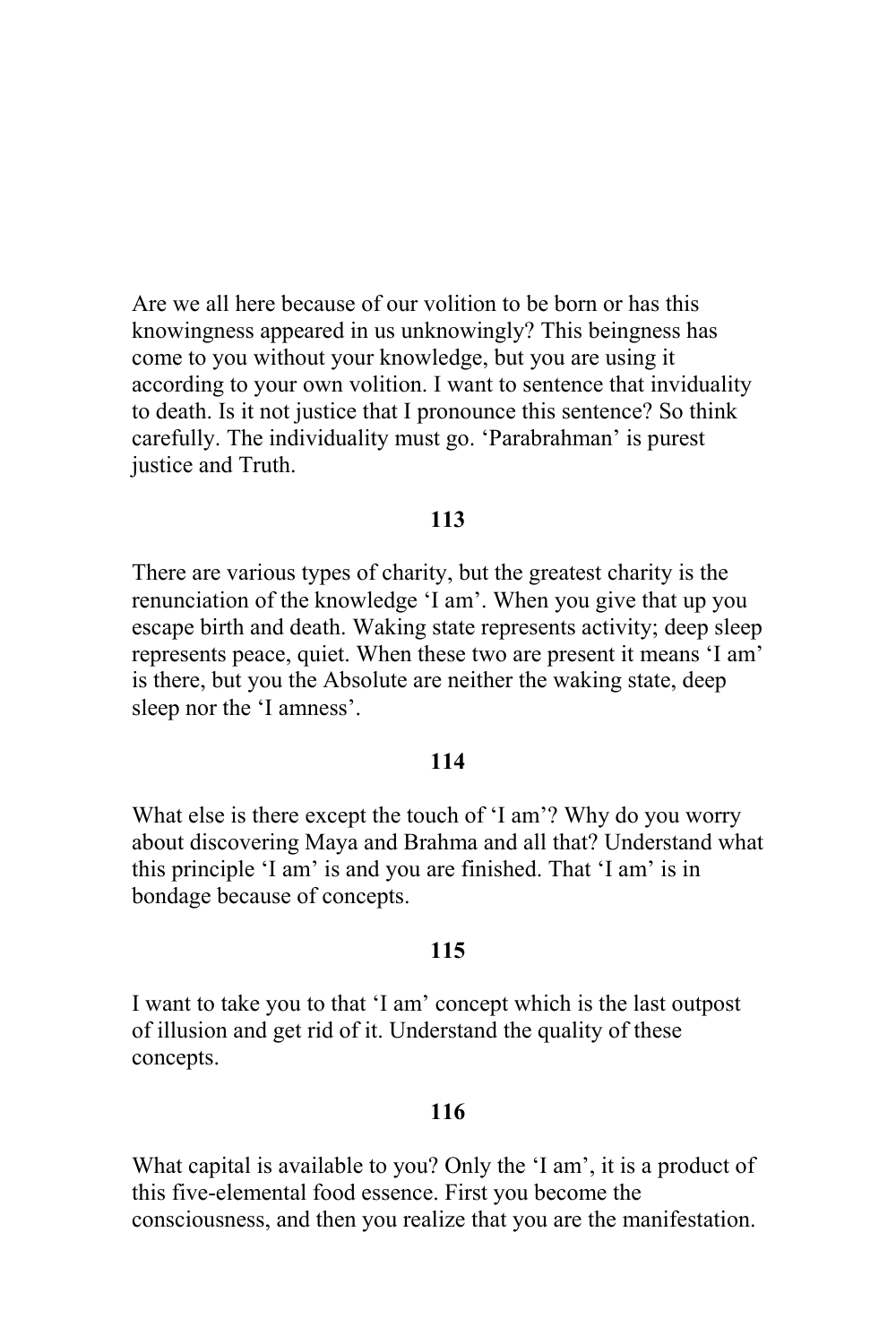Are we all here because of our volition to be born or has this knowingness appeared in us unknowingly? This beingness has come to you without your knowledge, but you are using it according to your own volition. I want to sentence that invidualty to death. Is it not justice that I pronounce this sentence? So think carefully. The individuality must go. 'Parabrahman' is purest justice and Truth.

**113**

There are various types of charity, but the greatest charity is the renunciation of the knowledge 'I am'. When you give that up you escape birth and death. Waking state represents activity; deep sleep represents peace, quiet. When these two are present it means 'I am' is there, but you the Absolute are neither the waking state, deep sleep nor the 'I amness'.

**114**

What else is there except the touch of 'I am'? Why do you worry about discovering Maya and Brahma and all that? Understand what this principle 'I am' is and you are finished. That 'I am' is in bondage because of concepts.

**115**

I want to take you to that 'I am' concept which is the last outpost of illusion and get rid of it. Understand the quality of these concepts.

**116**

What capital is available to you? Only the 'I am', it is a product of this five-elemental food essence. First you become the consciousness, and then you realize that you are the manifestation.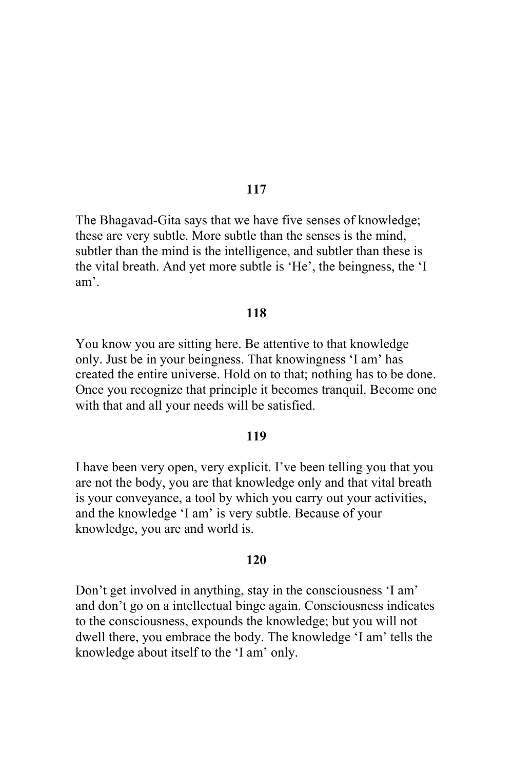**117**

The Bhagavad-Gita says that we have five senses of knowledge; these are very subtle. More subtle than the senses is the mind, subtler than the mind is the intelligence, and subtler than these is the vital breath. And yet more subtle is 'He', the beingness, the 'I am'.

**118**

You know you are sitting here. Be attentive to that knowledge only. Just be in your beingness. That knowingness 'I am' has created the entire universe. Hold on to that; nothing has to be done. Once you recognize that principle it becomes tranquil. Become one with that and all your needs will be satisfied.

**119**

I have been very open, very explicit. I've been telling you that you are not the body, you are that knowledge only and that vital breath is your conveyance, a tool by which you carry out your activities, and the knowledge 'I am' is very subtle. Because of your knowledge, you are and world is.

**120**

Don't get involved in anything, stay in the consciousness 'I am' and don't go on a intellectual binge again. Consciousness indicates to the consciousness, expounds the knowledge; but you will not dwell there, you embrace the body. The knowledge 'I am' tells the knowledge about itself to the 'I am' only.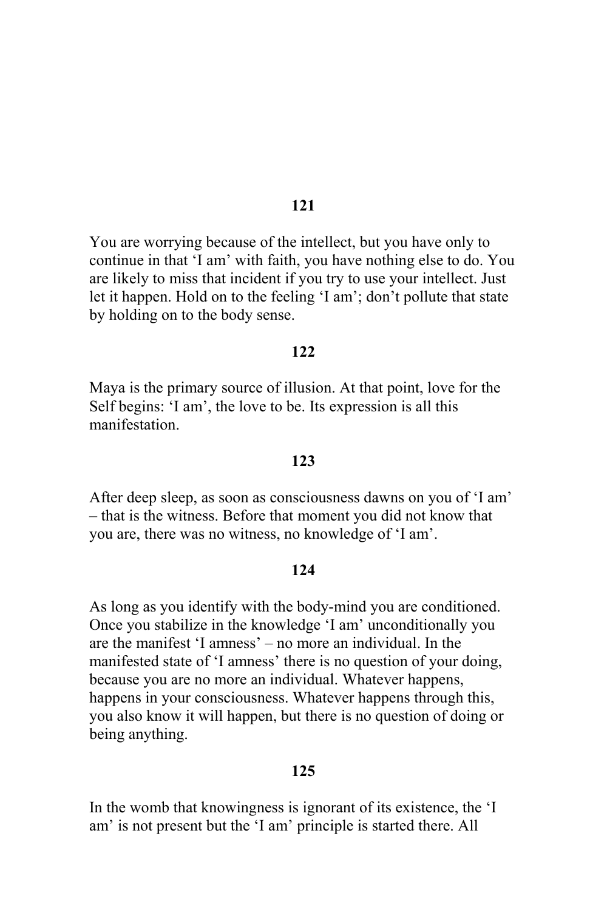**121**

You are worrying because of the intellect, but you have only to continue in that 'I am' with faith, you have nothing else to do. You are likely to miss that incident if you try to use your intellect. Just let it happen. Hold on to the feeling 'I am'; don't pollute that state by holding on to the body sense.

**122**

Maya is the primary source of illusion. At that point, love for the Self begins: 'I am', the love to be. Its expression is all this manifestation.

**123**

After deep sleep, as soon as consciousness dawns on you of 'I am' – that is the witness. Before that moment you did not know that you are, there was no witness, no knowledge of 'I am'.

**124**

As long as you identify with the body-mind you are conditioned. Once you stabilize in the knowledge 'I am' unconditionally you are the manifest 'I amness' – no more an individual. In the manifested state of 'I amness' there is no question of your doing, because you are no more an individual. Whatever happens, happens in your consciousness. Whatever happens through this, you also know it will happen, but there is no question of doing or being anything.

**125**

In the womb that knowingness is ignorant of its existence, the 'I am' is not present but the 'I am' principle is started there. All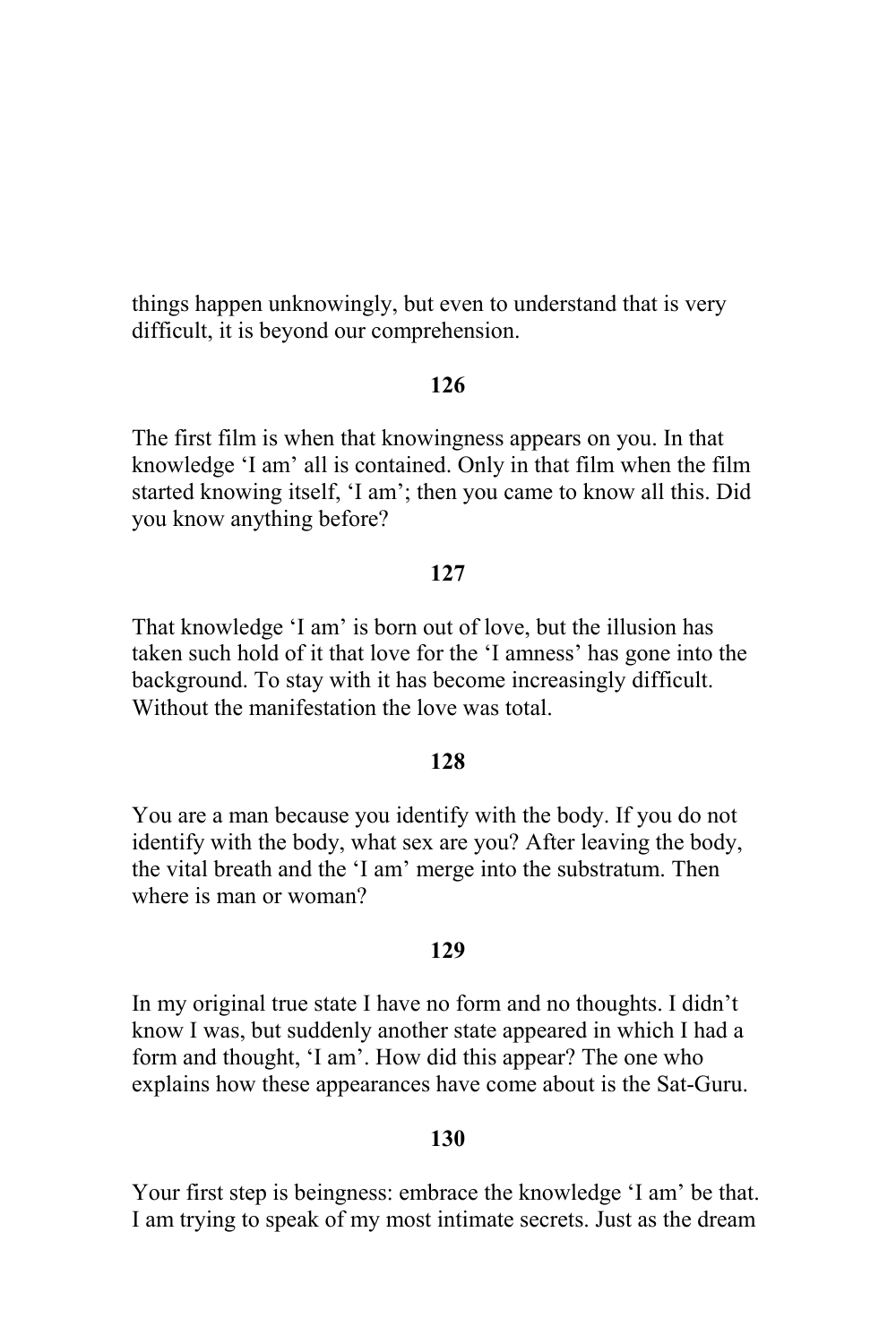things happen unknowingly, but even to understand that is very difficult, it is beyond our comprehension.

**126**

The first film is when that knowingness appears on you. In that knowledge 'I am' all is contained. Only in that film when the film started knowing itself, 'I am'; then you came to know all this. Did you know anything before?

**127**

That knowledge 'I am' is born out of love, but the illusion has taken such hold of it that love for the 'I amness' has gone into the background. To stay with it has become increasingly difficult. Without the manifestation the love was total.

**128**

You are a man because you identify with the body. If you do not identify with the body, what sex are you? After leaving the body, the vital breath and the 'I am' merge into the substratum. Then where is man or woman?

**129**

In my original true state I have no form and no thoughts. I didn't know I was, but suddenly another state appeared in which I had a form and thought, 'I am'. How did this appear? The one who explains how these appearances have come about is the Sat-Guru.

**130**

Your first step is beingness: embrace the knowledge 'I am' be that. I am trying to speak of my most intimate secrets. Just as the dream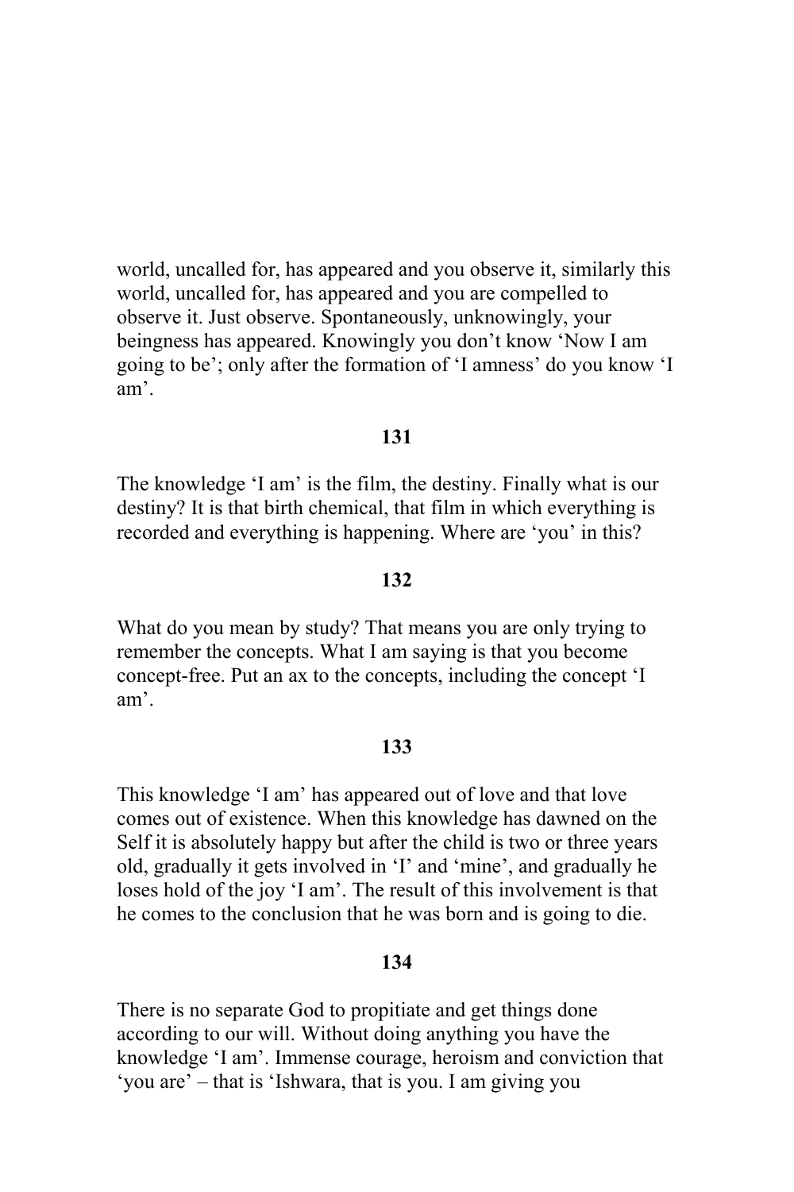world, uncalled for, has appeared and you observe it, similarly this world, uncalled for, has appeared and you are compelled to observe it. Just observe. Spontaneously, unknowingly, your beingness has appeared. Knowingly you don't know 'Now I am going to be'; only after the formation of 'I amness' do you know 'I am'.

**131**

The knowledge 'I am' is the film, the destiny. Finally what is our destiny? It is that birth chemical, that film in which everything is recorded and everything is happening. Where are 'you' in this?

**132**

What do you mean by study? That means you are only trying to remember the concepts. What I am saying is that you become concept-free. Put an ax to the concepts, including the concept 'I am'.

**133**

This knowledge 'I am' has appeared out of love and that love comes out of existence. When this knowledge has dawned on the Self it is absolutely happy but after the child is two or three years old, gradually it gets involved in 'I' and 'mine', and gradually he loses hold of the joy 'I am'. The result of this involvement is that he comes to the conclusion that he was born and is going to die.

**134**

There is no separate God to propitiate and get things done according to our will. Without doing anything you have the knowledge 'I am'. Immense courage, heroism and conviction that 'you are' – that is 'Ishwara, that is you. I am giving you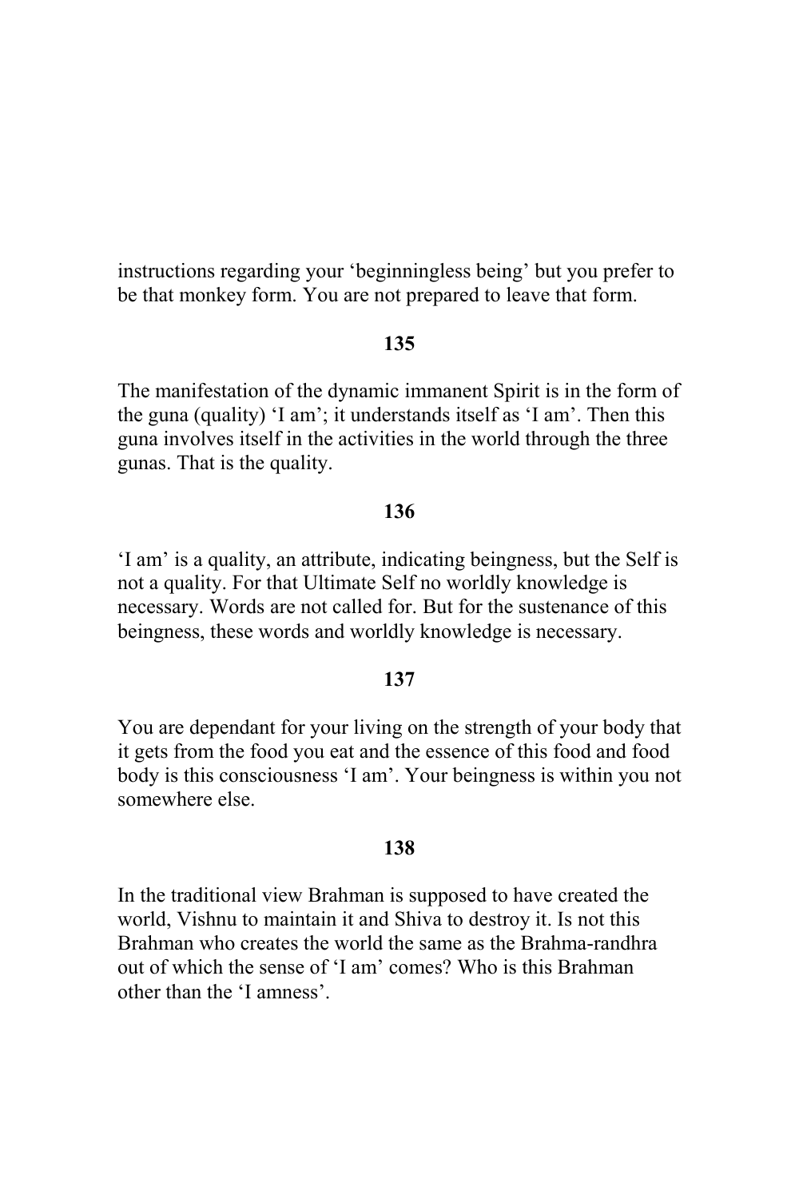instructions regarding your 'beginningless being' but you prefer to be that monkey form. You are not prepared to leave that form.

**135**

The manifestation of the dynamic immanent Spirit is in the form of the guna (quality) 'I am'; it understands itself as 'I am'. Then this guna involves itself in the activities in the world through the three gunas. That is the quality.

**136**

'I am' is a quality, an attribute, indicating beingness, but the Self is not a quality. For that Ultimate Self no worldly knowledge is necessary. Words are not called for. But for the sustenance of this beingness, these words and worldly knowledge is necessary.

**137**

You are dependant for your living on the strength of your body that it gets from the food you eat and the essence of this food and food body is this consciousness 'I am'. Your beingness is within you not somewhere else.

**138**

In the traditional view Brahman is supposed to have created the world, Vishnu to maintain it and Shiva to destroy it. Is not this Brahman who creates the world the same as the Brahma-randhra out of which the sense of 'I am' comes? Who is this Brahman other than the 'I amness'.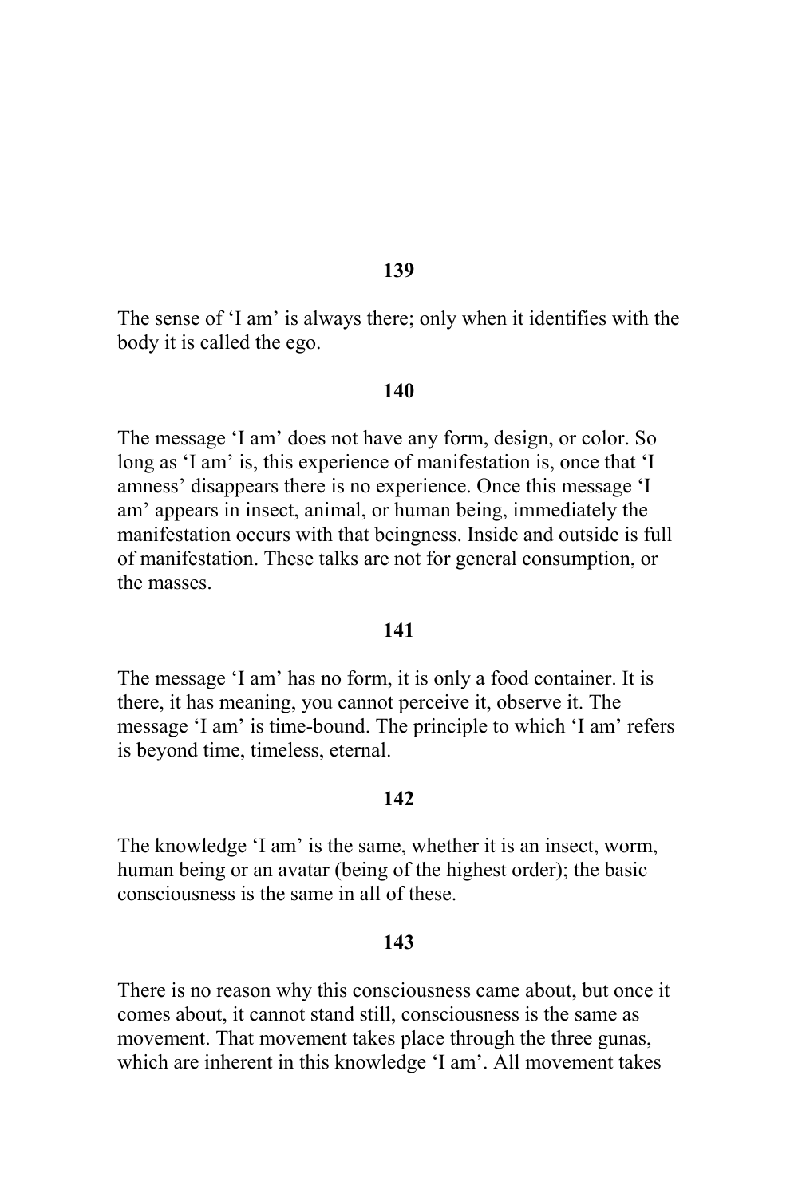**139**

The sense of ‘I am’ is always there; only when it identifies with the body it is called the ego.

**140**

The message ‘I am’ does not have any form, design, or color. So long as ‘I am’ is, this experience of manifestation is, once that ‘I amness’ disappears there is no experience. Once this message ‘I am’ appears in insect, animal, or human being, immediately the manifestation occurs with that beingness. Inside and outside is full of manifestation. These talks are not for general consumption, or the masses.

**141**

The message ‘I am’ has no form, it is only a food container. It is there, it has meaning, you cannot perceive it, observe it. The message ‘I am’ is time-bound. The principle to which ‘I am’ refers is beyond time, timeless, eternal.

**142**

The knowledge ‘I am’ is the same, whether it is an insect, worm, human being or an avatar (being of the highest order); the basic consciousness is the same in all of these.

**143**

There is no reason why this consciousness came about, but once it comes about, it cannot stand still, consciousness is the same as movement. That movement takes place through the three gunas, which are inherent in this knowledge ‘I am’. All movement takes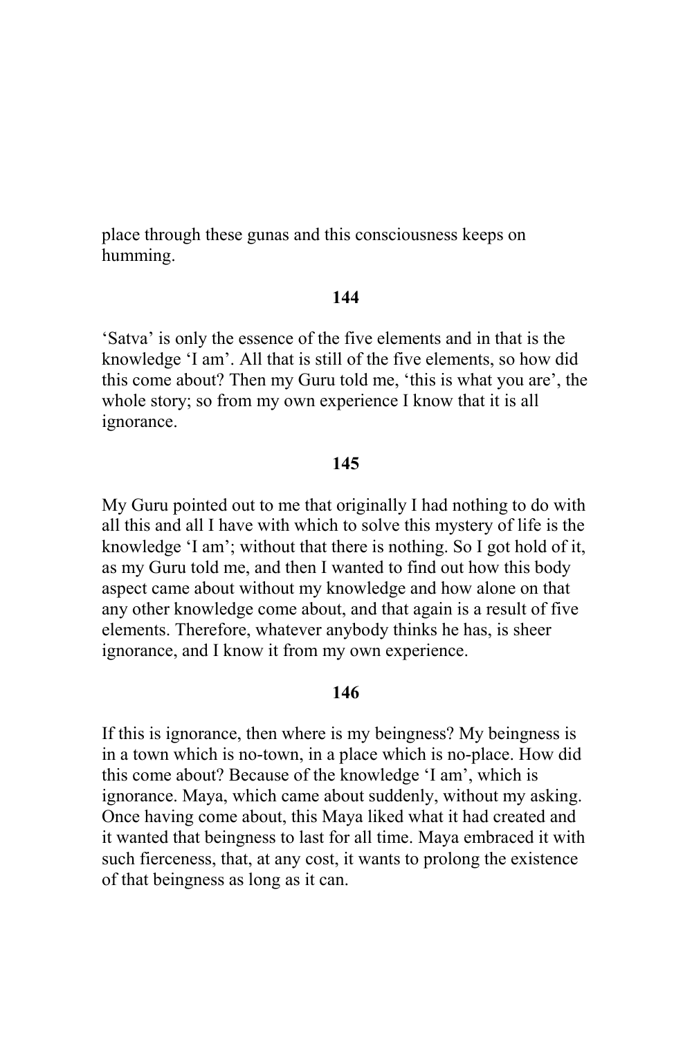place through these gunas and this consciousness keeps on humming.

**144**

'Satva' is only the essence of the five elements and in that is the knowledge 'I am'. All that is still of the five elements, so how did this come about? Then my Guru told me, 'this is what you are', the whole story; so from my own experience I know that it is all ignorance.

**145**

My Guru pointed out to me that originally I had nothing to do with all this and all I have with which to solve this mystery of life is the knowledge 'I am'; without that there is nothing. So I got hold of it, as my Guru told me, and then I wanted to find out how this body aspect came about without my knowledge and how alone on that any other knowledge come about, and that again is a result of five elements. Therefore, whatever anybody thinks he has, is sheer ignorance, and I know it from my own experience.

**146**

If this is ignorance, then where is my beingness? My beingness is in a town which is no-town, in a place which is no-place. How did this come about? Because of the knowledge 'I am', which is ignorance. Maya, which came about suddenly, without my asking. Once having come about, this Maya liked what it had created and it wanted that beingness to last for all time. Maya embraced it with such fierceness, that, at any cost, it wants to prolong the existence of that beingness as long as it can.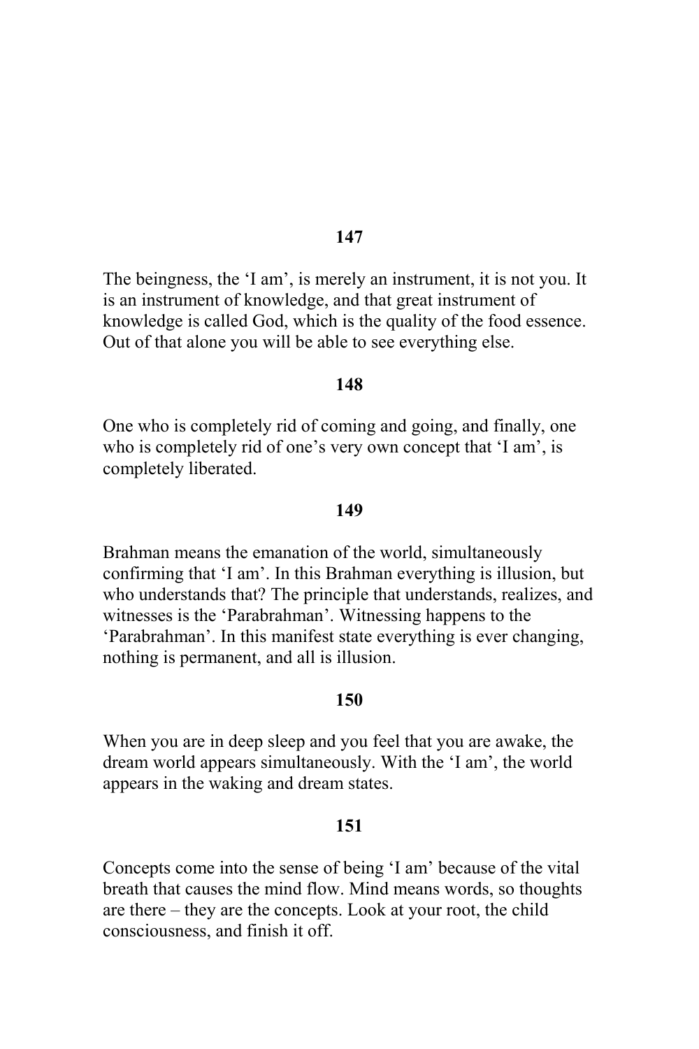**147**

The beingness, the 'I am', is merely an instrument, it is not you. It is an instrument of knowledge, and that great instrument of knowledge is called God, which is the quality of the food essence. Out of that alone you will be able to see everything else.

**148**

One who is completely rid of coming and going, and finally, one who is completely rid of one's very own concept that 'I am', is completely liberated.

**149**

Brahman means the emanation of the world, simultaneously confirming that 'I am'. In this Brahman everything is illusion, but who understands that? The principle that understands, realizes, and witnesses is the 'Parabrahman'. Witnessing happens to the 'Parabrahman'. In this manifest state everything is ever changing, nothing is permanent, and all is illusion.

**150**

When you are in deep sleep and you feel that you are awake, the dream world appears simultaneously. With the 'I am', the world appears in the waking and dream states.

**151**

Concepts come into the sense of being 'I am' because of the vital breath that causes the mind flow. Mind means words, so thoughts are there – they are the concepts. Look at your root, the child consciousness, and finish it off.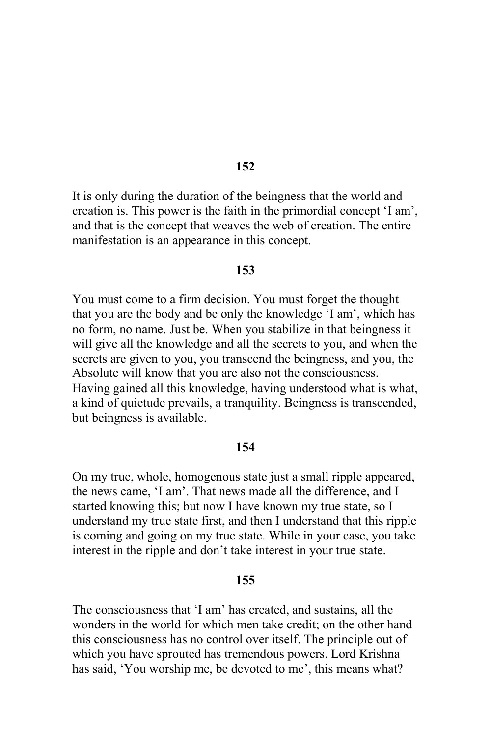**152**

It is only during the duration of the beingness that the world and creation is. This power is the faith in the primordial concept 'I am', and that is the concept that weaves the web of creation. The entire manifestation is an appearance in this concept.

**153**

You must come to a firm decision. You must forget the thought that you are the body and be only the knowledge 'I am', which has no form, no name. Just be. When you stabilize in that beingness it will give all the knowledge and all the secrets to you, and when the secrets are given to you, you transcend the beingness, and you, the Absolute will know that you are also not the consciousness. Having gained all this knowledge, having understood what is what, a kind of quietude prevails, a tranquility. Beingness is transcended, but beingness is available.

**154**

On my true, whole, homogenous state just a small ripple appeared, the news came, 'I am'. That news made all the difference, and I started knowing this; but now I have known my true state, so I understand my true state first, and then I understand that this ripple is coming and going on my true state. While in your case, you take interest in the ripple and don't take interest in your true state.

**155**

The consciousness that 'I am' has created, and sustains, all the wonders in the world for which men take credit; on the other hand this consciousness has no control over itself. The principle out of which you have sprouted has tremendous powers. Lord Krishna has said, 'You worship me, be devoted to me', this means what?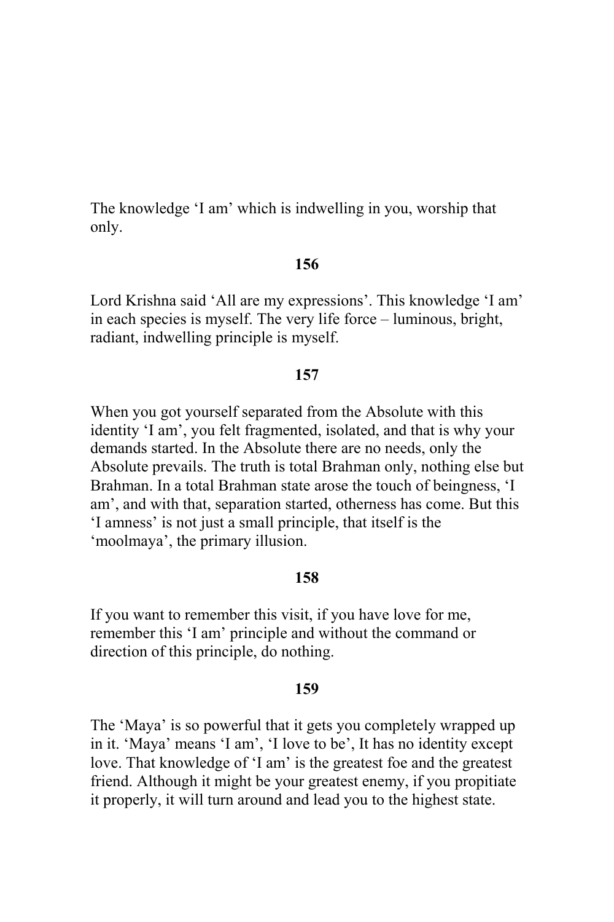The knowledge 'I am' which is indwelling in you, worship that only.

**156**

Lord Krishna said 'All are my expressions'. This knowledge 'I am' in each species is myself. The very life force – luminous, bright, radiant, indwelling principle is myself.

**157**

When you got yourself separated from the Absolute with this identity 'I am', you felt fragmented, isolated, and that is why your demands started. In the Absolute there are no needs, only the Absolute prevails. The truth is total Brahman only, nothing else but Brahman. In a total Brahman state arose the touch of beingness, 'I am', and with that, separation started, otherness has come. But this 'I amness' is not just a small principle, that itself is the 'moolmaya', the primary illusion.

**158**

If you want to remember this visit, if you have love for me, remember this 'I am' principle and without the command or direction of this principle, do nothing.

**159**

The 'Maya' is so powerful that it gets you completely wrapped up in it. 'Maya' means 'I am', 'I love to be', It has no identity except love. That knowledge of 'I am' is the greatest foe and the greatest friend. Although it might be your greatest enemy, if you propitiate it properly, it will turn around and lead you to the highest state.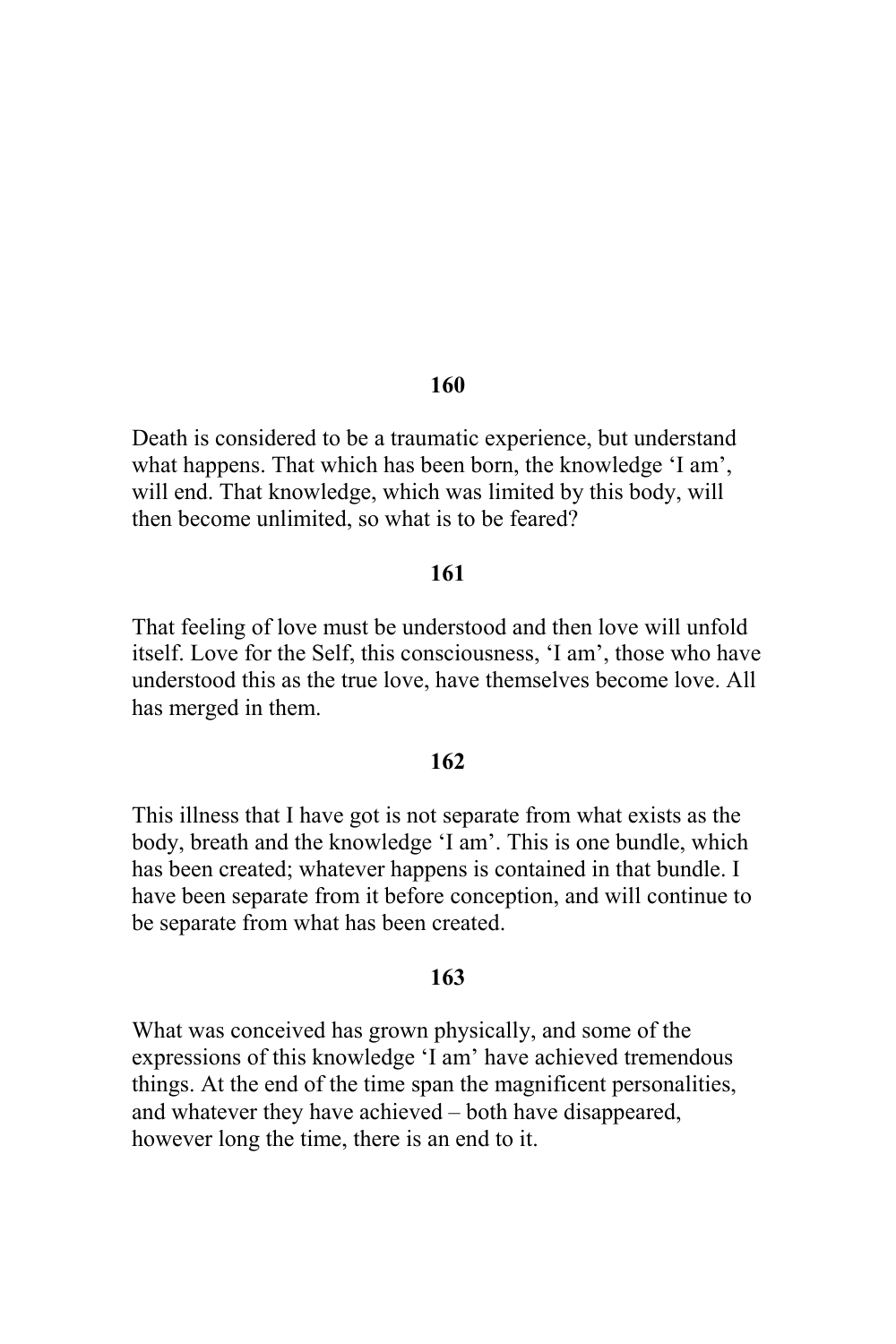**160**

Death is considered to be a traumatic experience, but understand what happens. That which has been born, the knowledge 'I am', will end. That knowledge, which was limited by this body, will then become unlimited, so what is to be feared?

**161**

That feeling of love must be understood and then love will unfold itself. Love for the Self, this consciousness, 'I am', those who have understood this as the true love, have themselves become love. All has merged in them.

**162**

This illness that I have got is not separate from what exists as the body, breath and the knowledge 'I am'. This is one bundle, which has been created; whatever happens is contained in that bundle. I have been separate from it before conception, and will continue to be separate from what has been created.

**163**

What was conceived has grown physically, and some of the expressions of this knowledge 'I am' have achieved tremendous things. At the end of the time span the magnificent personalities, and whatever they have achieved – both have disappeared, however long the time, there is an end to it.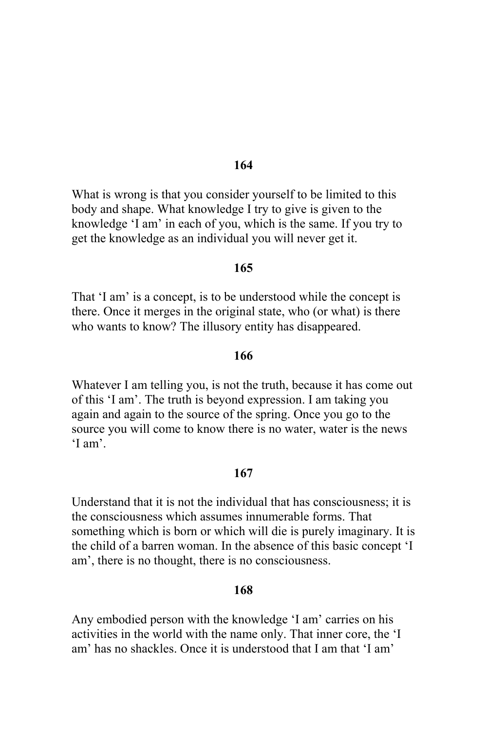**164**

What is wrong is that you consider yourself to be limited to this body and shape. What knowledge I try to give is given to the knowledge 'I am' in each of you, which is the same. If you try to get the knowledge as an individual you will never get it.

**165**

That 'I am' is a concept, is to be understood while the concept is there. Once it merges in the original state, who (or what) is there who wants to know? The illusory entity has disappeared.

**166**

Whatever I am telling you, is not the truth, because it has come out of this 'I am'. The truth is beyond expression. I am taking you again and again to the source of the spring. Once you go to the source you will come to know there is no water, water is the news 'I am'.

**167**

Understand that it is not the individual that has consciousness; it is the consciousness which assumes innumerable forms. That something which is born or which will die is purely imaginary. It is the child of a barren woman. In the absence of this basic concept 'I am', there is no thought, there is no consciousness.

**168**

Any embodied person with the knowledge 'I am' carries on his activities in the world with the name only. That inner core, the 'I am' has no shackles. Once it is understood that I am that 'I am'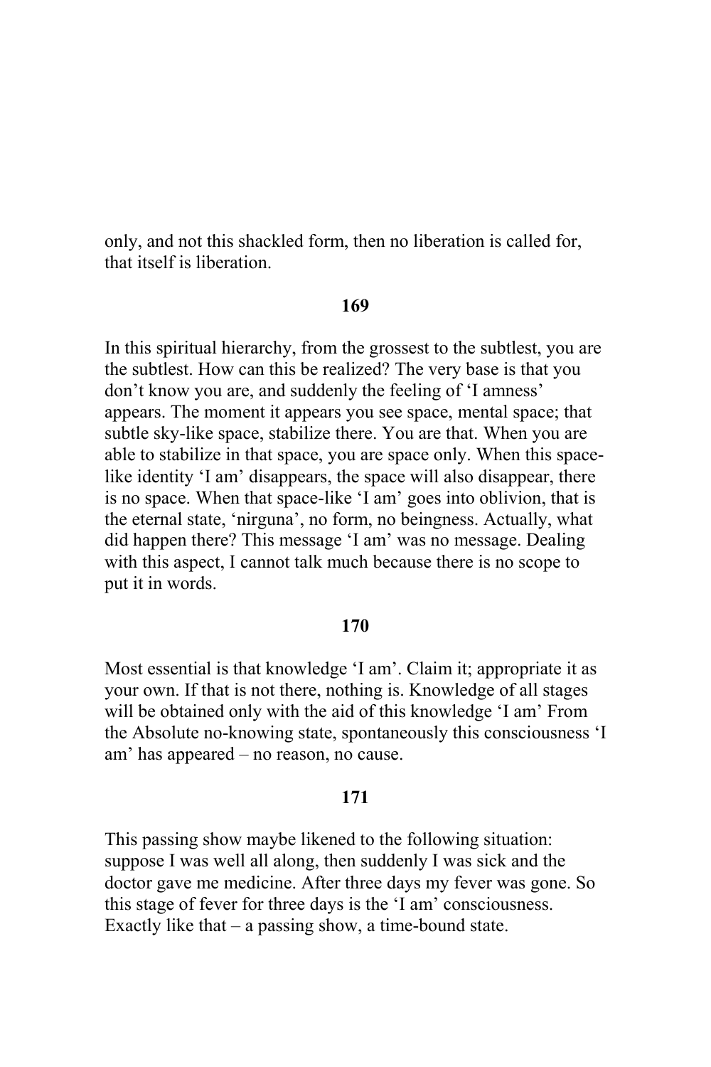only, and not this shackled form, then no liberation is called for, that itself is liberation.

**169**

In this spiritual hierarchy, from the grossest to the subtlest, you are the subtlest. How can this be realized? The very base is that you don't know you are, and suddenly the feeling of 'I amness' appears. The moment it appears you see space, mental space; that subtle sky-like space, stabilize there. You are that. When you are able to stabilize in that space, you are space only. When this space-like identity 'I am' disappears, the space will also disappear, there is no space. When that space-like 'I am' goes into oblivion, that is the eternal state, 'nirguna', no form, no beingness. Actually, what did happen there? This message 'I am' was no message. Dealing with this aspect, I cannot talk much because there is no scope to put it in words.

**170**

Most essential is that knowledge 'I am'. Claim it; appropriate it as your own. If that is not there, nothing is. Knowledge of all stages will be obtained only with the aid of this knowledge 'I am' From the Absolute no-knowing state, spontaneously this consciousness 'I am' has appeared – no reason, no cause.

**171**

This passing show maybe likened to the following situation: suppose I was well all along, then suddenly I was sick and the doctor gave me medicine. After three days my fever was gone. So this stage of fever for three days is the 'I am' consciousness. Exactly like that – a passing show, a time-bound state.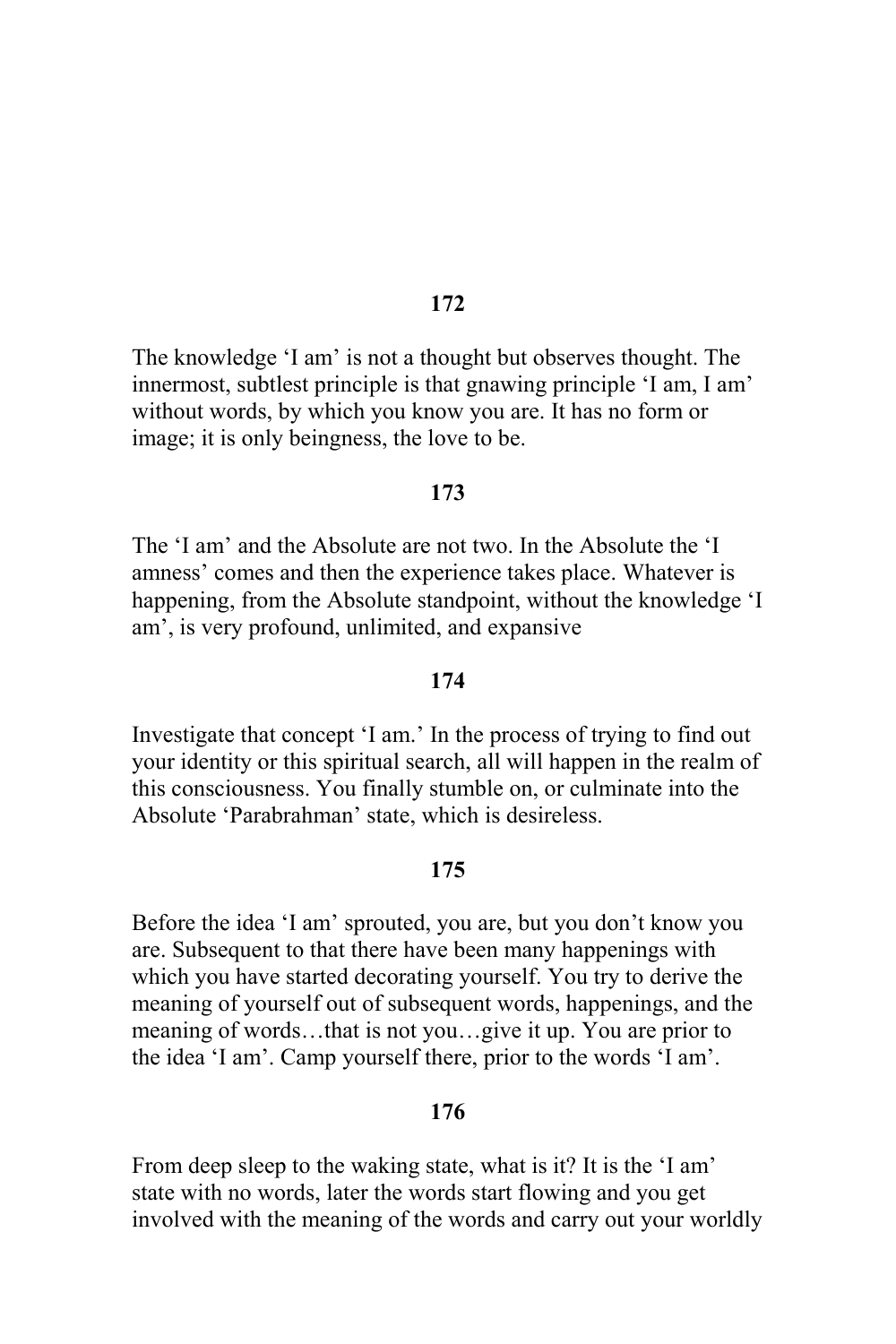**172**

The knowledge 'I am' is not a thought but observes thought. The innermost, subtlest principle is that gnawing principle 'I am, I am' without words, by which you know you are. It has no form or image; it is only beingness, the love to be.

**173**

The 'I am' and the Absolute are not two. In the Absolute the 'I amness' comes and then the experience takes place. Whatever is happening, from the Absolute standpoint, without the knowledge 'I am', is very profound, unlimited, and expansive

**174**

Investigate that concept 'I am.' In the process of trying to find out your identity or this spiritual search, all will happen in the realm of this consciousness. You finally stumble on, or culminate into the Absolute 'Parabrahman' state, which is desireless.

**175**

Before the idea 'I am' sprouted, you are, but you don't know you are. Subsequent to that there have been many happenings with which you have started decorating yourself. You try to derive the meaning of yourself out of subsequent words, happenings, and the meaning of words…that is not you…give it up. You are prior to the idea 'I am'. Camp yourself there, prior to the words 'I am'.

**176**

From deep sleep to the waking state, what is it? It is the 'I am' state with no words, later the words start flowing and you get involved with the meaning of the words and carry out your worldly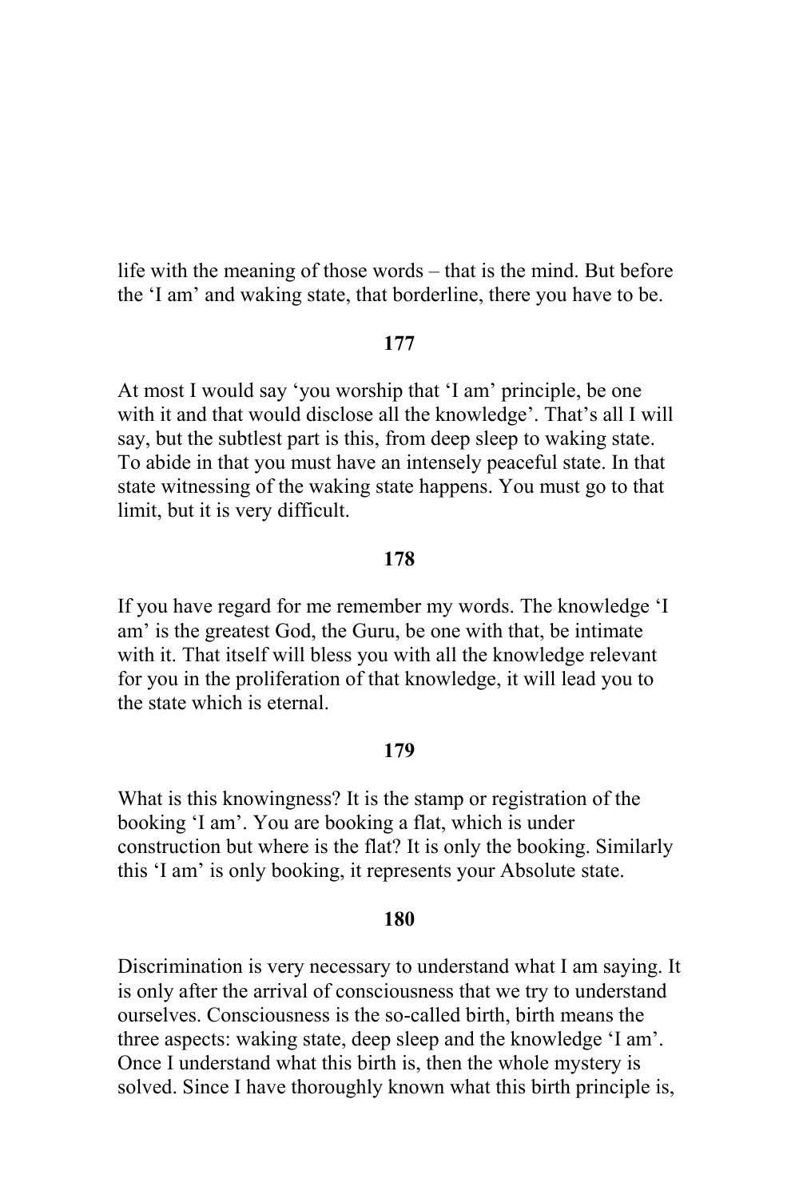life with the meaning of those words – that is the mind. But before the 'I am' and waking state, that borderline, there you have to be.

**177**

At most I would say 'you worship that 'I am' principle, be one with it and that would disclose all the knowledge'. That's all I will say, but the subtlest part is this, from deep sleep to waking state. To abide in that you must have an intensely peaceful state. In that state witnessing of the waking state happens. You must go to that limit, but it is very difficult.

**178**

If you have regard for me remember my words. The knowledge 'I am' is the greatest God, the Guru, be one with that, be intimate with it. That itself will bless you with all the knowledge relevant for you in the proliferation of that knowledge, it will lead you to the state which is eternal.

**179**

What is this knowingness? It is the stamp or registration of the booking 'I am'. You are booking a flat, which is under construction but where is the flat? It is only the booking. Similarly this 'I am' is only booking, it represents your Absolute state.

**180**

Discrimination is very necessary to understand what I am saying. It is only after the arrival of consciousness that we try to understand ourselves. Consciousness is the so-called birth, birth means the three aspects: waking state, deep sleep and the knowledge 'I am'. Once I understand what this birth is, then the whole mystery is solved. Since I have thoroughly known what this birth principle is,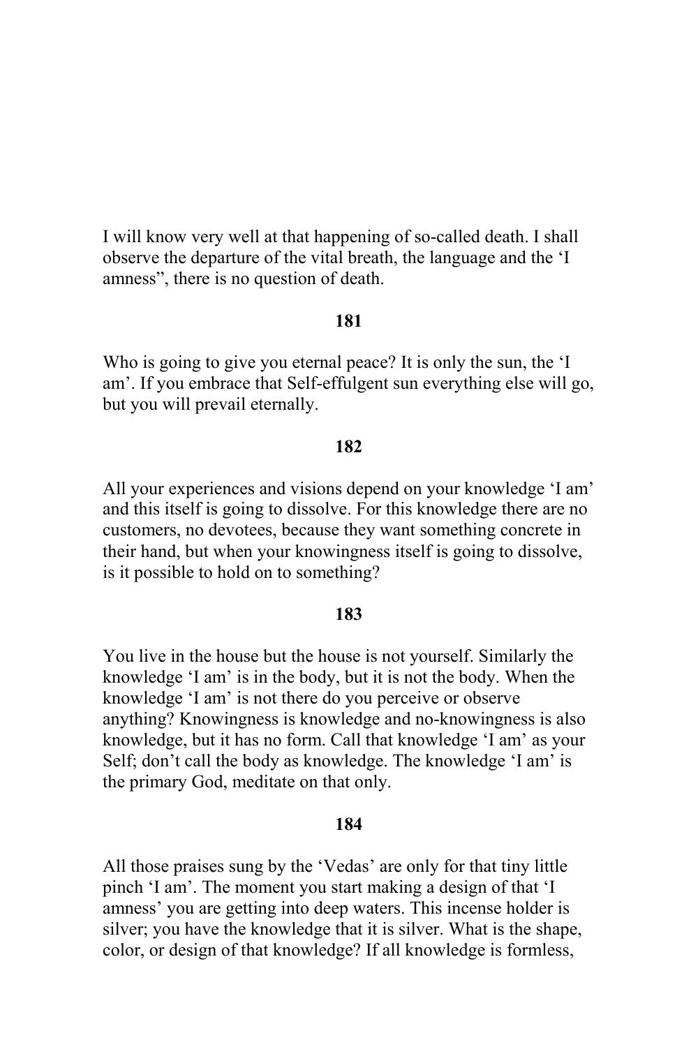I will know very well at that happening of so-called death. I shall observe the departure of the vital breath, the language and the 'I amness", there is no question of death.

**181**

Who is going to give you eternal peace? It is only the sun, the 'I am'. If you embrace that Self-effulgent sun everything else will go, but you will prevail eternally.

**182**

All your experiences and visions depend on your knowledge 'I am' and this itself is going to dissolve. For this knowledge there are no customers, no devotees, because they want something concrete in their hand, but when your knowingness itself is going to dissolve, is it possible to hold on to something?

**183**

You live in the house but the house is not yourself. Similarly the knowledge 'I am' is in the body, but it is not the body. When the knowledge 'I am' is not there do you perceive or observe anything? Knowingness is knowledge and no-knowingness is also knowledge, but it has no form. Call that knowledge 'I am' as your Self; don't call the body as knowledge. The knowledge 'I am' is the primary God, meditate on that only.

**184**

All those praises sung by the 'Vedas' are only for that tiny little pinch 'I am'. The moment you start making a design of that 'I amness' you are getting into deep waters. This incense holder is silver; you have the knowledge that it is silver. What is the shape, color, or design of that knowledge? If all knowledge is formless,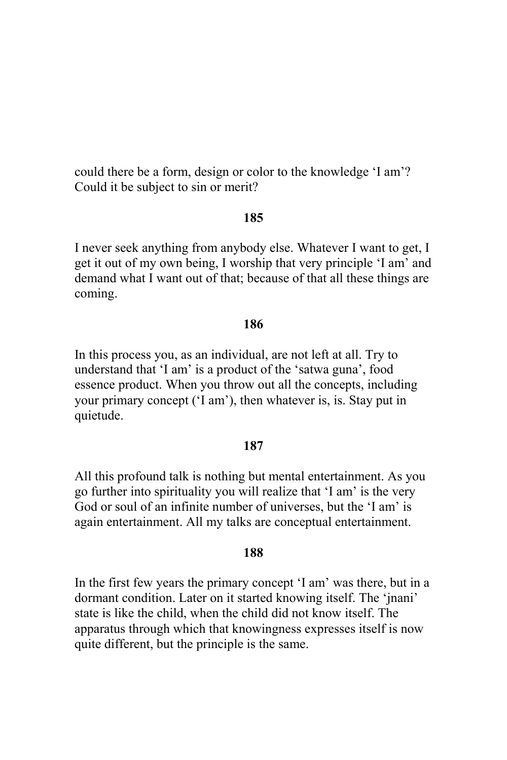could there be a form, design or color to the knowledge 'I am'? Could it be subject to sin or merit?

**185**

I never seek anything from anybody else. Whatever I want to get, I get it out of my own being, I worship that very principle 'I am' and demand what I want out of that; because of that all these things are coming.

**186**

In this process you, as an individual, are not left at all. Try to understand that 'I am' is a product of the 'satwa guna', food essence product. When you throw out all the concepts, including your primary concept ('I am'), then whatever is, is. Stay put in quietude.

**187**

All this profound talk is nothing but mental entertainment. As you go further into spirituality you will realize that 'I am' is the very God or soul of an infinite number of universes, but the 'I am' is again entertainment. All my talks are conceptual entertainment.

**188**

In the first few years the primary concept 'I am' was there, but in a dormant condition. Later on it started knowing itself. The 'jnani' state is like the child, when the child did not know itself. The apparatus through which that knowingness expresses itself is now quite different, but the principle is the same.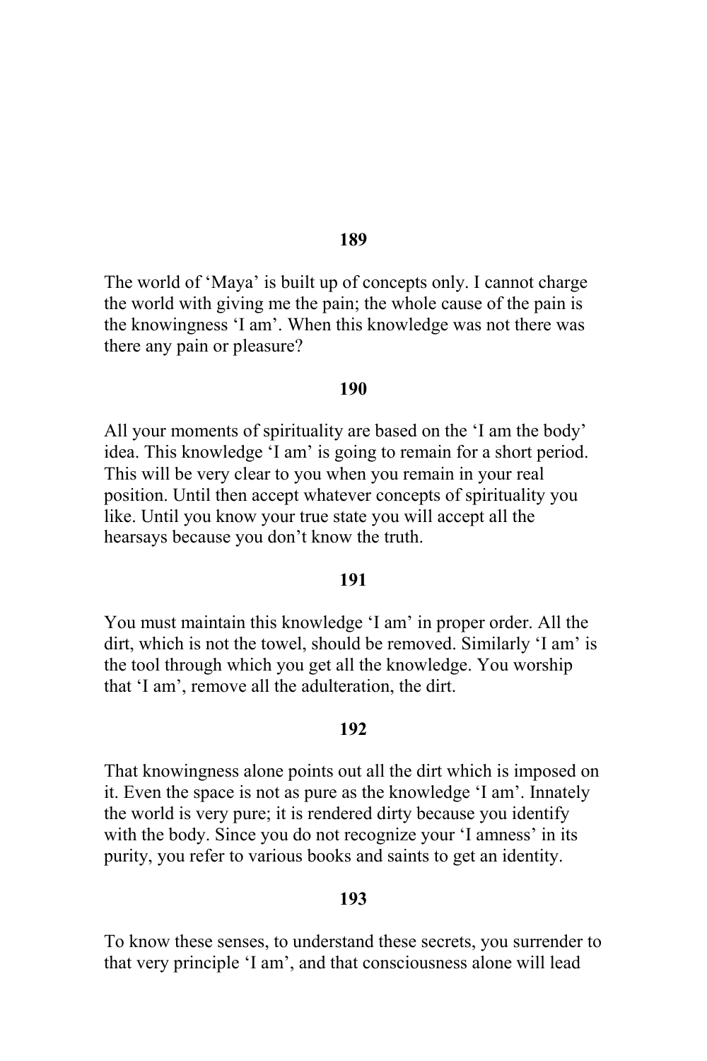**189**

The world of 'Maya' is built up of concepts only. I cannot charge the world with giving me the pain; the whole cause of the pain is the knowingness 'I am'. When this knowledge was not there was there any pain or pleasure?

**190**

All your moments of spirituality are based on the 'I am the body' idea. This knowledge 'I am' is going to remain for a short period. This will be very clear to you when you remain in your real position. Until then accept whatever concepts of spirituality you like. Until you know your true state you will accept all the hearsays because you don't know the truth.

**191**

You must maintain this knowledge 'I am' in proper order. All the dirt, which is not the towel, should be removed. Similarly 'I am' is the tool through which you get all the knowledge. You worship that 'I am', remove all the adulteration, the dirt.

**192**

That knowingness alone points out all the dirt which is imposed on it. Even the space is not as pure as the knowledge 'I am'. Innately the world is very pure; it is rendered dirty because you identify with the body. Since you do not recognize your 'I amness' in its purity, you refer to various books and saints to get an identity.

**193**

To know these senses, to understand these secrets, you surrender to that very principle 'I am', and that consciousness alone will lead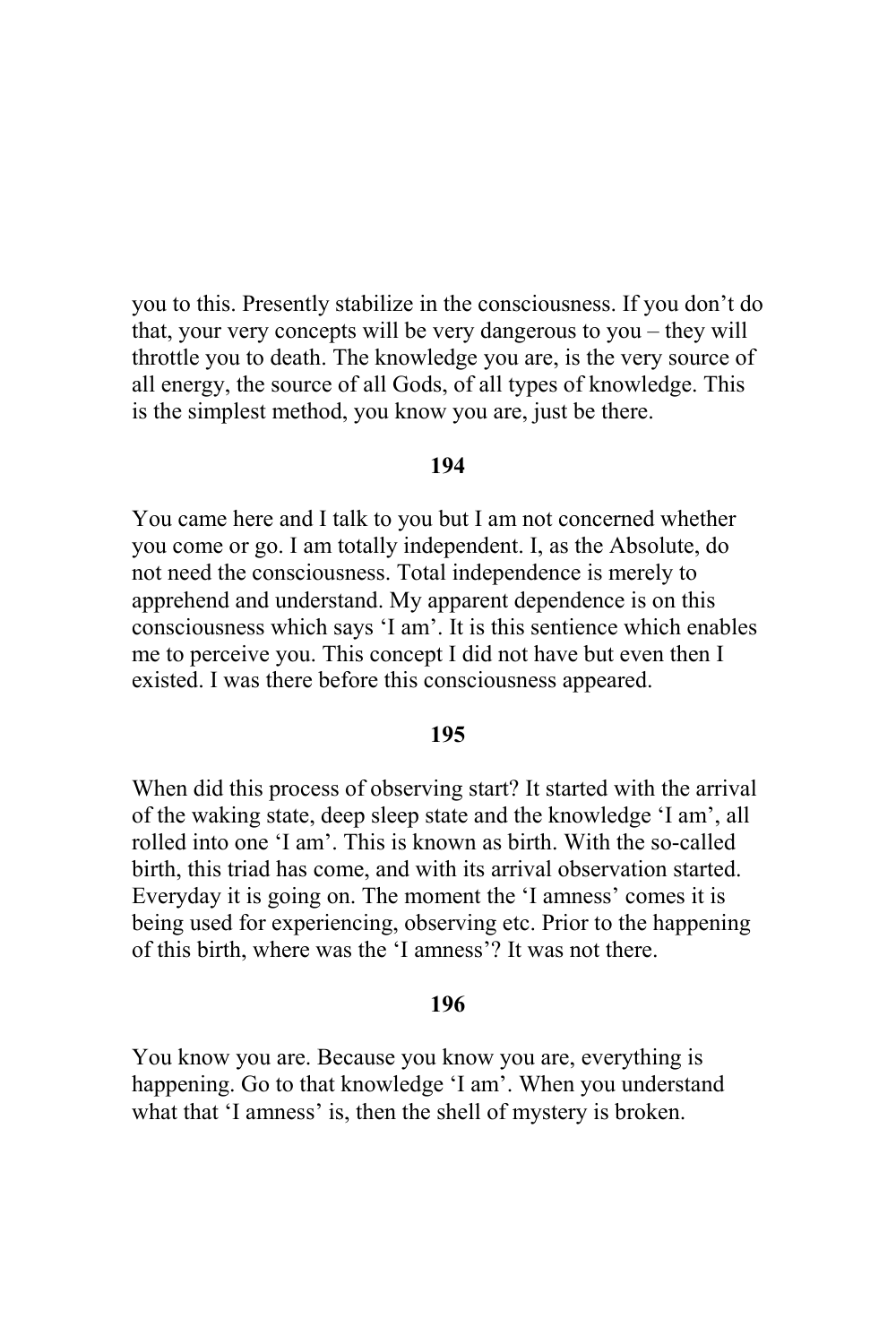you to this. Presently stabilize in the consciousness. If you don't do that, your very concepts will be very dangerous to you – they will throttle you to death. The knowledge you are, is the very source of all energy, the source of all Gods, of all types of knowledge. This is the simplest method, you know you are, just be there.

**194**

You came here and I talk to you but I am not concerned whether you come or go. I am totally independent. I, as the Absolute, do not need the consciousness. Total independence is merely to apprehend and understand. My apparent dependence is on this consciousness which says 'I am'. It is this sentience which enables me to perceive you. This concept I did not have but even then I existed. I was there before this consciousness appeared.

**195**

When did this process of observing start? It started with the arrival of the waking state, deep sleep state and the knowledge 'I am', all rolled into one 'I am'. This is known as birth. With the so-called birth, this triad has come, and with its arrival observation started. Everyday it is going on. The moment the 'I amness' comes it is being used for experiencing, observing etc. Prior to the happening of this birth, where was the 'I amness'? It was not there.

**196**

You know you are. Because you know you are, everything is happening. Go to that knowledge 'I am'. When you understand what that 'I amness' is, then the shell of mystery is broken.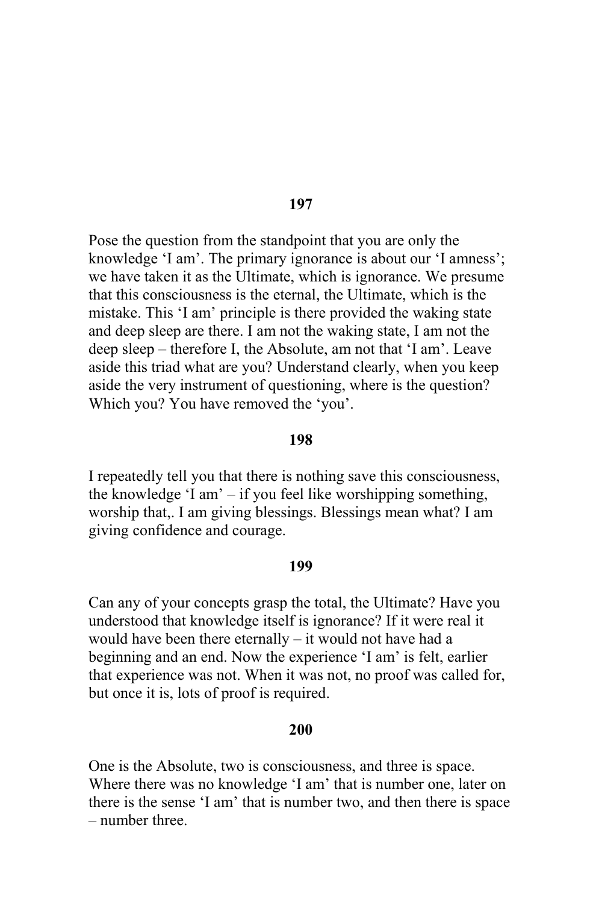**197**

Pose the question from the standpoint that you are only the knowledge 'I am'. The primary ignorance is about our 'I amness'; we have taken it as the Ultimate, which is ignorance. We presume that this consciousness is the eternal, the Ultimate, which is the mistake. This 'I am' principle is there provided the waking state and deep sleep are there. I am not the waking state, I am not the deep sleep – therefore I, the Absolute, am not that 'I am'. Leave aside this triad what are you? Understand clearly, when you keep aside the very instrument of questioning, where is the question? Which you? You have removed the 'you'.

**198**

I repeatedly tell you that there is nothing save this consciousness, the knowledge 'I am' – if you feel like worshipping something, worship that,. I am giving blessings. Blessings mean what? I am giving confidence and courage.

**199**

Can any of your concepts grasp the total, the Ultimate? Have you understood that knowledge itself is ignorance? If it were real it would have been there eternally – it would not have had a beginning and an end. Now the experience 'I am' is felt, earlier that experience was not. When it was not, no proof was called for, but once it is, lots of proof is required.

**200**

One is the Absolute, two is consciousness, and three is space. Where there was no knowledge 'I am' that is number one, later on there is the sense 'I am' that is number two, and then there is space – number three.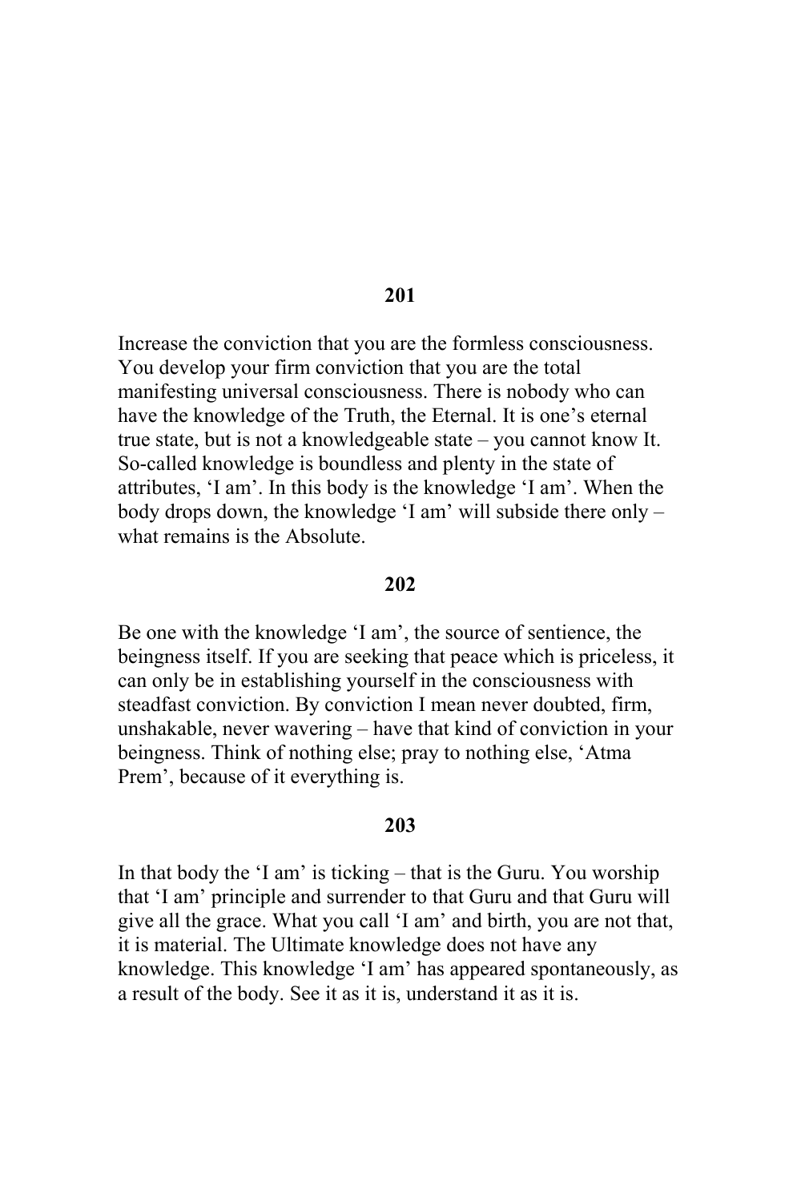**201**

Increase the conviction that you are the formless consciousness. You develop your firm conviction that you are the total manifesting universal consciousness. There is nobody who can have the knowledge of the Truth, the Eternal. It is one's eternal true state, but is not a knowledgeable state – you cannot know It. So-called knowledge is boundless and plenty in the state of attributes, 'I am'. In this body is the knowledge 'I am'. When the body drops down, the knowledge 'I am' will subside there only – what remains is the Absolute.

**202**

Be one with the knowledge 'I am', the source of sentience, the beingness itself. If you are seeking that peace which is priceless, it can only be in establishing yourself in the consciousness with steadfast conviction. By conviction I mean never doubted, firm, unshakable, never wavering – have that kind of conviction in your beingness. Think of nothing else; pray to nothing else, 'Atma Prem', because of it everything is.

**203**

In that body the 'I am' is ticking – that is the Guru. You worship that 'I am' principle and surrender to that Guru and that Guru will give all the grace. What you call 'I am' and birth, you are not that, it is material. The Ultimate knowledge does not have any knowledge. This knowledge 'I am' has appeared spontaneously, as a result of the body. See it as it is, understand it as it is.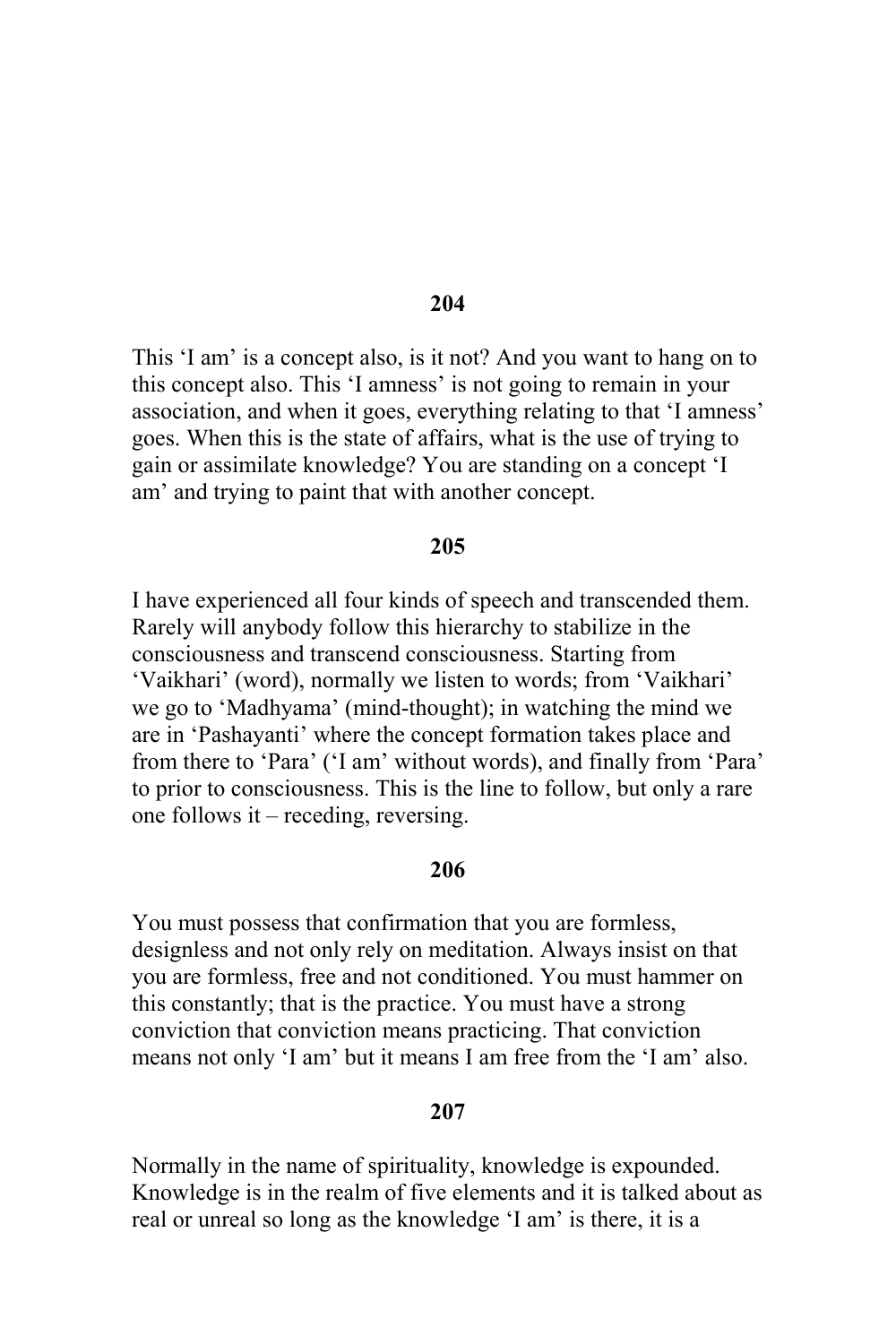**204**

This 'I am' is a concept also, is it not? And you want to hang on to this concept also. This 'I amness' is not going to remain in your association, and when it goes, everything relating to that 'I amness' goes. When this is the state of affairs, what is the use of trying to gain or assimilate knowledge? You are standing on a concept 'I am' and trying to paint that with another concept.

**205**

I have experienced all four kinds of speech and transcended them. Rarely will anybody follow this hierarchy to stabilize in the consciousness and transcend consciousness. Starting from 'Vaikhari' (word), normally we listen to words; from 'Vaikhari' we go to 'Madhyama' (mind-thought); in watching the mind we are in 'Pashayanti' where the concept formation takes place and from there to 'Para' ('I am' without words), and finally from 'Para' to prior to consciousness. This is the line to follow, but only a rare one follows it – receding, reversing.

**206**

You must possess that confirmation that you are formless, designless and not only rely on meditation. Always insist on that you are formless, free and not conditioned. You must hammer on this constantly; that is the practice. You must have a strong conviction that conviction means practicing. That conviction means not only 'I am' but it means I am free from the 'I am' also.

**207**

Normally in the name of spirituality, knowledge is expounded. Knowledge is in the realm of five elements and it is talked about as real or unreal so long as the knowledge 'I am' is there, it is a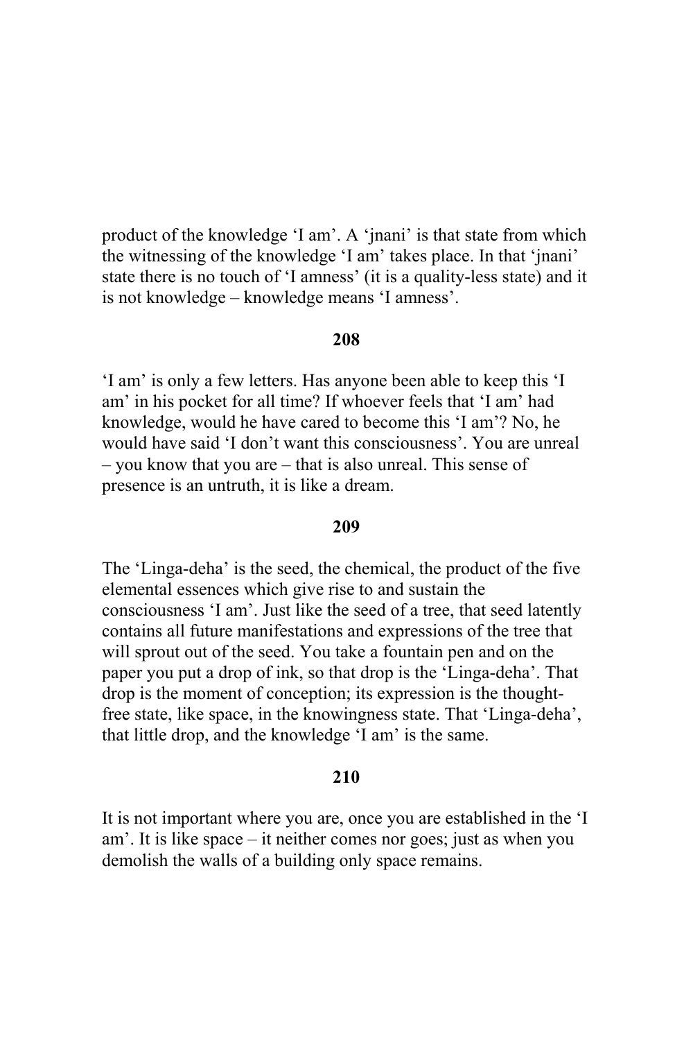product of the knowledge ‘I am’. A ‘jnani’ is that state from which the witnessing of the knowledge ‘I am’ takes place. In that ‘jnani’ state there is no touch of ‘I amness’ (it is a quality-less state) and it is not knowledge – knowledge means ‘I amness’.

**208**

‘I am’ is only a few letters. Has anyone been able to keep this ‘I am’ in his pocket for all time? If whoever feels that ‘I am’ had knowledge, would he have cared to become this ‘I am’? No, he would have said ‘I don’t want this consciousness’. You are unreal – you know that you are – that is also unreal. This sense of presence is an untruth, it is like a dream.

**209**

The ‘Linga-deha’ is the seed, the chemical, the product of the five elemental essences which give rise to and sustain the consciousness ‘I am’. Just like the seed of a tree, that seed latently contains all future manifestations and expressions of the tree that will sprout out of the seed. You take a fountain pen and on the paper you put a drop of ink, so that drop is the ‘Linga-deha’. That drop is the moment of conception; its expression is the thought-free state, like space, in the knowingness state. That ‘Linga-deha’, that little drop, and the knowledge ‘I am’ is the same.

**210**

It is not important where you are, once you are established in the ‘I am’. It is like space – it neither comes nor goes; just as when you demolish the walls of a building only space remains.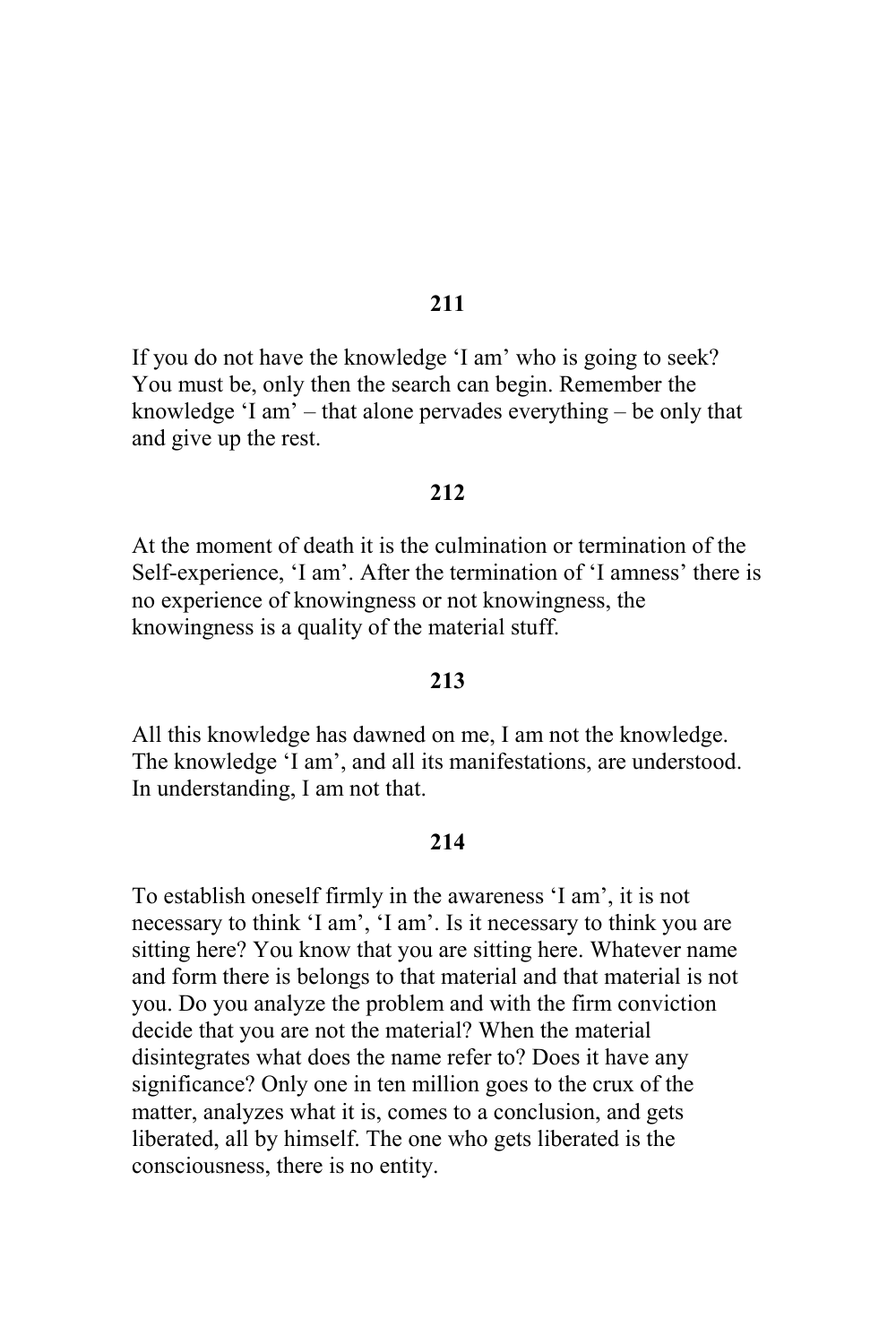**211**

If you do not have the knowledge 'I am' who is going to seek? You must be, only then the search can begin. Remember the knowledge 'I am' – that alone pervades everything – be only that and give up the rest.

**212**

At the moment of death it is the culmination or termination of the Self-experience, 'I am'. After the termination of 'I amness' there is no experience of knowingness or not knowingness, the knowingness is a quality of the material stuff.

**213**

All this knowledge has dawned on me, I am not the knowledge. The knowledge 'I am', and all its manifestations, are understood. In understanding, I am not that.

**214**

To establish oneself firmly in the awareness 'I am', it is not necessary to think 'I am', 'I am'. Is it necessary to think you are sitting here? You know that you are sitting here. Whatever name and form there is belongs to that material and that material is not you. Do you analyze the problem and with the firm conviction decide that you are not the material? When the material disintegrates what does the name refer to? Does it have any significance? Only one in ten million goes to the crux of the matter, analyzes what it is, comes to a conclusion, and gets liberated, all by himself. The one who gets liberated is the consciousness, there is no entity.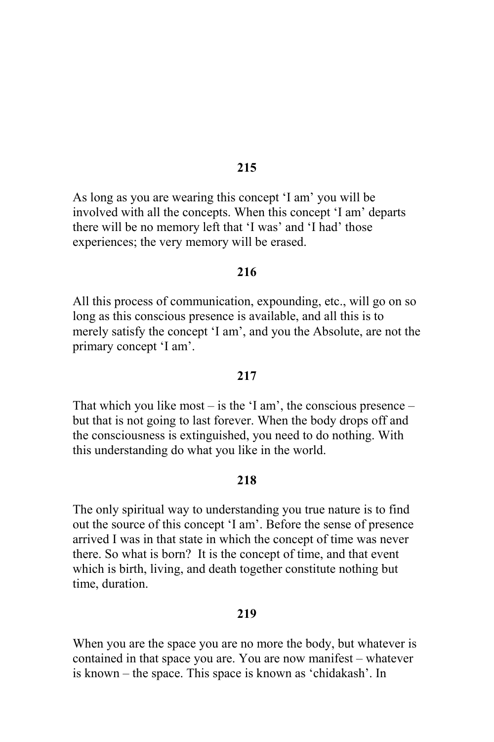**215**

As long as you are wearing this concept 'I am' you will be involved with all the concepts. When this concept 'I am' departs there will be no memory left that 'I was' and 'I had' those experiences; the very memory will be erased.

**216**

All this process of communication, expounding, etc., will go on so long as this conscious presence is available, and all this is to merely satisfy the concept 'I am', and you the Absolute, are not the primary concept 'I am'.

**217**

That which you like most – is the 'I am', the conscious presence – but that is not going to last forever. When the body drops off and the consciousness is extinguished, you need to do nothing. With this understanding do what you like in the world.

**218**

The only spiritual way to understanding you true nature is to find out the source of this concept 'I am'. Before the sense of presence arrived I was in that state in which the concept of time was never there. So what is born? It is the concept of time, and that event which is birth, living, and death together constitute nothing but time, duration.

**219**

When you are the space you are no more the body, but whatever is contained in that space you are. You are now manifest – whatever is known – the space. This space is known as 'chidakash'. In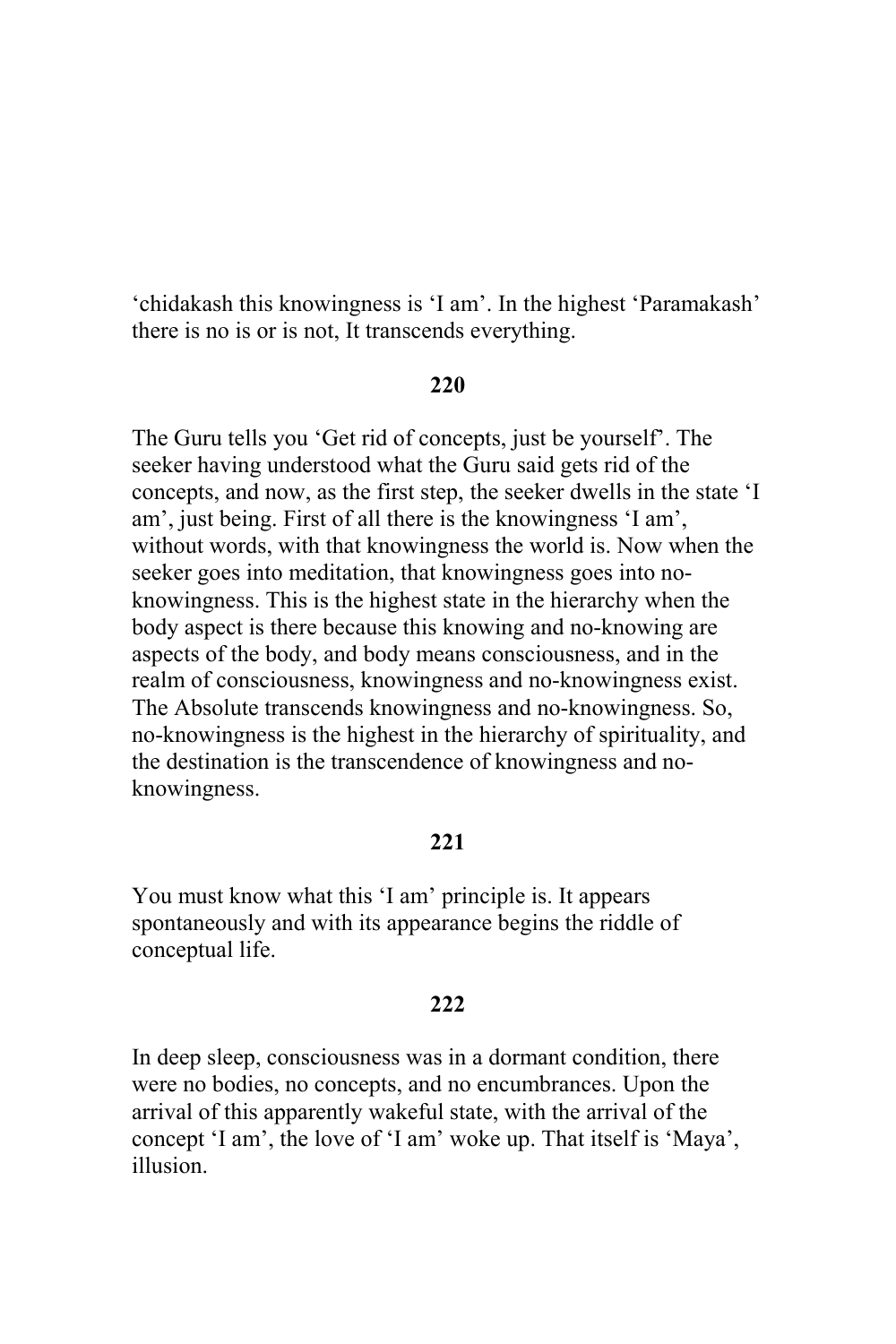'chidakash this knowingness is 'I am'. In the highest 'Paramakash' there is no is or is not, It transcends everything.

**220**

The Guru tells you 'Get rid of concepts, just be yourself'. The seeker having understood what the Guru said gets rid of the concepts, and now, as the first step, the seeker dwells in the state 'I am', just being. First of all there is the knowingness 'I am', without words, with that knowingness the world is. Now when the seeker goes into meditation, that knowingness goes into no-knowingness. This is the highest state in the hierarchy when the body aspect is there because this knowing and no-knowing are aspects of the body, and body means consciousness, and in the realm of consciousness, knowingness and no-knowingness exist. The Absolute transcends knowingness and no-knowingness. So, no-knowingness is the highest in the hierarchy of spirituality, and the destination is the transcendence of knowingness and no-knowingness.

**221**

You must know what this 'I am' principle is. It appears spontaneously and with its appearance begins the riddle of conceptual life.

**222**

In deep sleep, consciousness was in a dormant condition, there were no bodies, no concepts, and no encumbrances. Upon the arrival of this apparently wakeful state, with the arrival of the concept 'I am', the love of 'I am' woke up. That itself is 'Maya', illusion.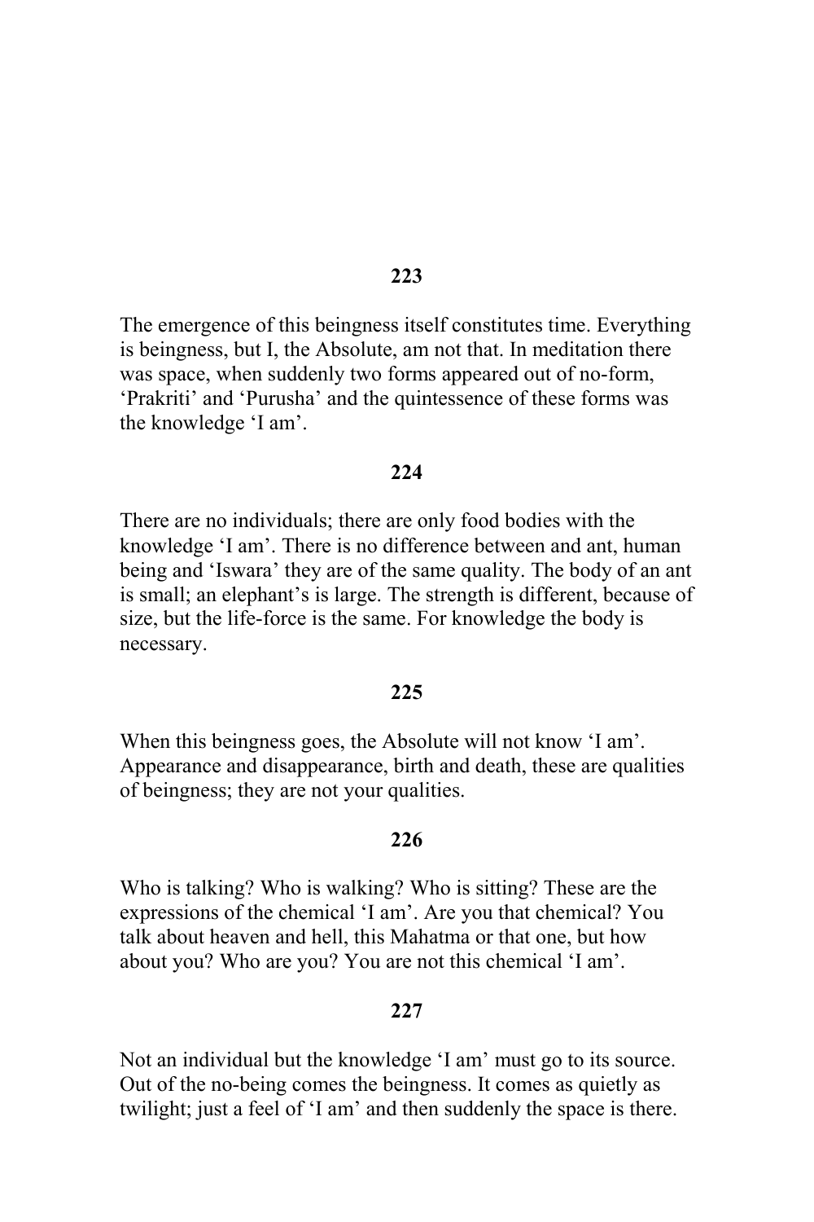**223**

The emergence of this beingness itself constitutes time. Everything is beingness, but I, the Absolute, am not that. In meditation there was space, when suddenly two forms appeared out of no-form, 'Prakriti' and 'Purusha' and the quintessence of these forms was the knowledge 'I am'.

**224**

There are no individuals; there are only food bodies with the knowledge 'I am'. There is no difference between and ant, human being and 'Iswara' they are of the same quality. The body of an ant is small; an elephant's is large. The strength is different, because of size, but the life-force is the same. For knowledge the body is necessary.

**225**

When this beingness goes, the Absolute will not know 'I am'. Appearance and disappearance, birth and death, these are qualities of beingness; they are not your qualities.

**226**

Who is talking? Who is walking? Who is sitting? These are the expressions of the chemical 'I am'. Are you that chemical? You talk about heaven and hell, this Mahatma or that one, but how about you? Who are you? You are not this chemical 'I am'.

**227**

Not an individual but the knowledge 'I am' must go to its source. Out of the no-being comes the beingness. It comes as quietly as twilight; just a feel of 'I am' and then suddenly the space is there.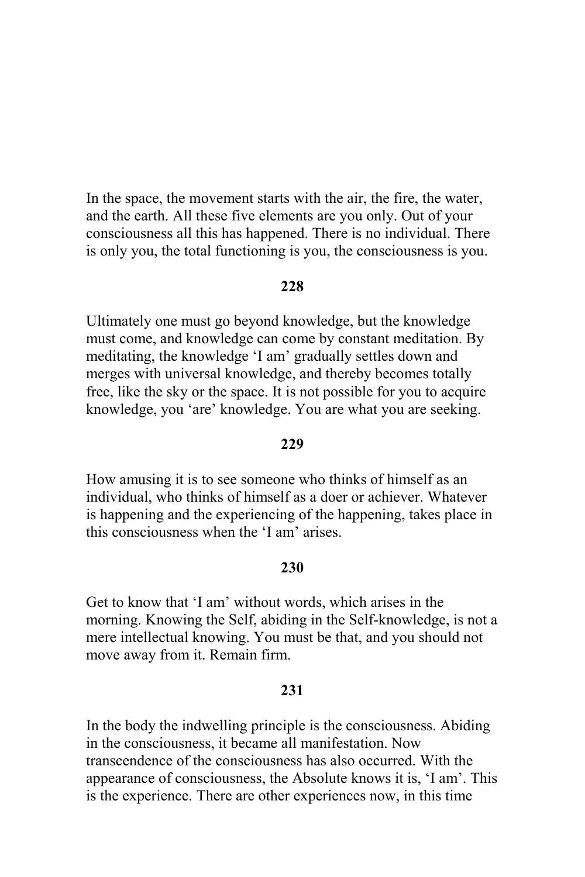In the space, the movement starts with the air, the fire, the water, and the earth. All these five elements are you only. Out of your consciousness all this has happened. There is no individual. There is only you, the total functioning is you, the consciousness is you.

**228**

Ultimately one must go beyond knowledge, but the knowledge must come, and knowledge can come by constant meditation. By meditating, the knowledge 'I am' gradually settles down and merges with universal knowledge, and thereby becomes totally free, like the sky or the space. It is not possible for you to acquire knowledge, you 'are' knowledge. You are what you are seeking.

**229**

How amusing it is to see someone who thinks of himself as an individual, who thinks of himself as a doer or achiever. Whatever is happening and the experiencing of the happening, takes place in this consciousness when the 'I am' arises.

**230**

Get to know that 'I am' without words, which arises in the morning. Knowing the Self, abiding in the Self-knowledge, is not a mere intellectual knowing. You must be that, and you should not move away from it. Remain firm.

**231**

In the body the indwelling principle is the consciousness. Abiding in the consciousness, it became all manifestation. Now transcendence of the consciousness has also occurred. With the appearance of consciousness, the Absolute knows it is, 'I am'. This is the experience. There are other experiences now, in this time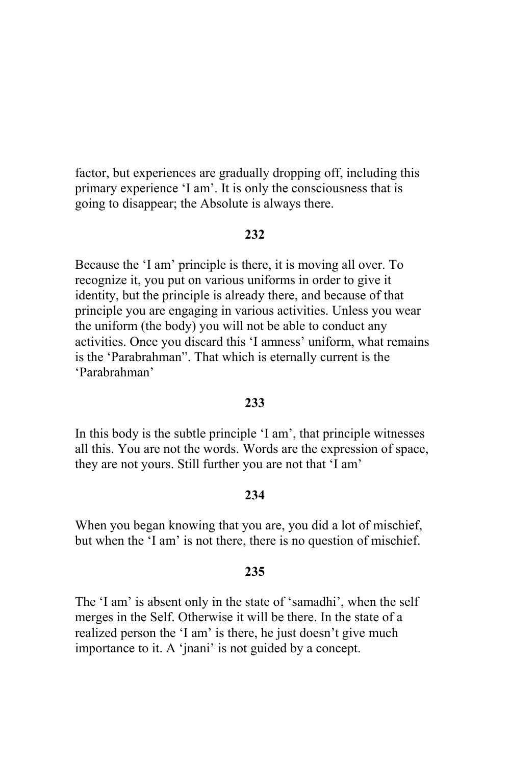factor, but experiences are gradually dropping off, including this primary experience 'I am'. It is only the consciousness that is going to disappear; the Absolute is always there.

**232**

Because the 'I am' principle is there, it is moving all over. To recognize it, you put on various uniforms in order to give it identity, but the principle is already there, and because of that principle you are engaging in various activities. Unless you wear the uniform (the body) you will not be able to conduct any activities. Once you discard this 'I amness' uniform, what remains is the 'Parabrahman". That which is eternally current is the 'Parabrahman'

**233**

In this body is the subtle principle 'I am', that principle witnesses all this. You are not the words. Words are the expression of space, they are not yours. Still further you are not that 'I am'

**234**

When you began knowing that you are, you did a lot of mischief, but when the 'I am' is not there, there is no question of mischief.

**235**

The 'I am' is absent only in the state of 'samadhi', when the self merges in the Self. Otherwise it will be there. In the state of a realized person the 'I am' is there, he just doesn't give much importance to it. A 'jnani' is not guided by a concept.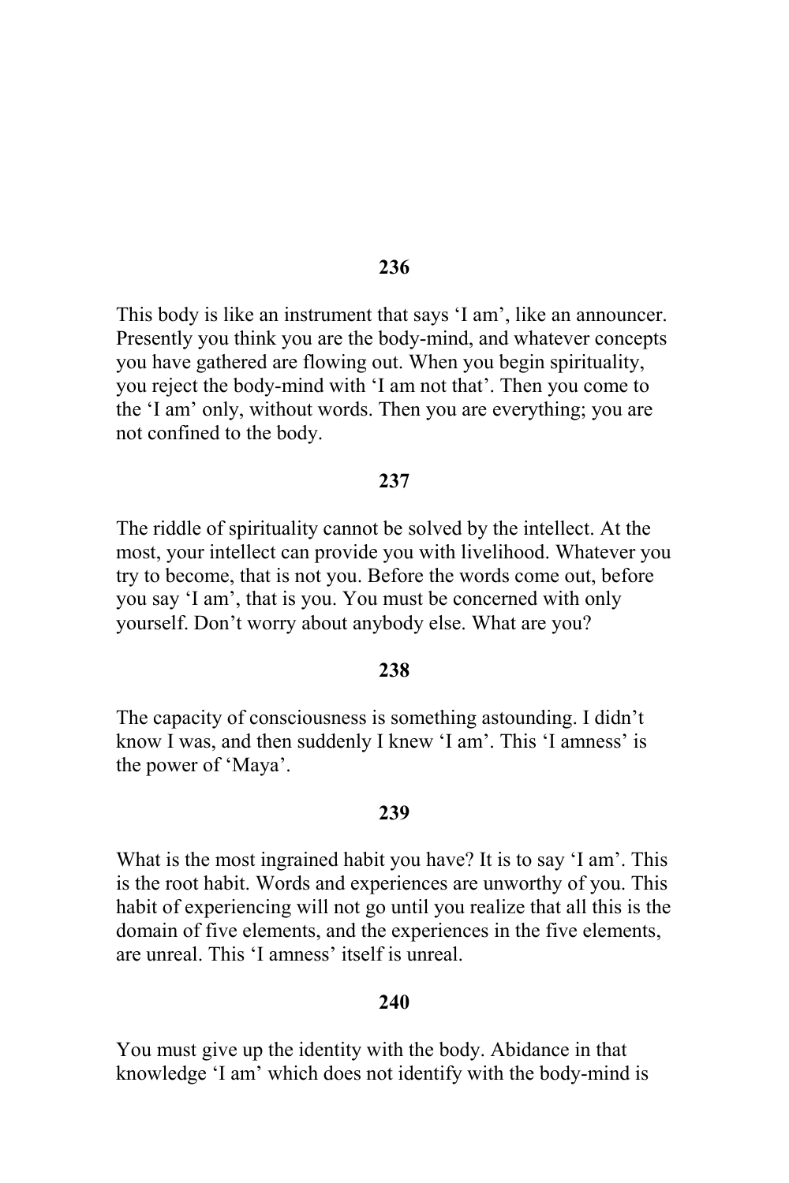**236**

This body is like an instrument that says ‘I am’, like an announcer. Presently you think you are the body-mind, and whatever concepts you have gathered are flowing out. When you begin spirituality, you reject the body-mind with ‘I am not that’. Then you come to the ‘I am’ only, without words. Then you are everything; you are not confined to the body.

**237**

The riddle of spirituality cannot be solved by the intellect. At the most, your intellect can provide you with livelihood. Whatever you try to become, that is not you. Before the words come out, before you say ‘I am’, that is you. You must be concerned with only yourself. Don’t worry about anybody else. What are you?

**238**

The capacity of consciousness is something astounding. I didn’t know I was, and then suddenly I knew ‘I am’. This ‘I amness’ is the power of ‘Maya’.

**239**

What is the most ingrained habit you have? It is to say ‘I am’. This is the root habit. Words and experiences are unworthy of you. This habit of experiencing will not go until you realize that all this is the domain of five elements, and the experiences in the five elements, are unreal. This ‘I amness’ itself is unreal.

**240**

You must give up the identity with the body. Abidance in that knowledge ‘I am’ which does not identify with the body-mind is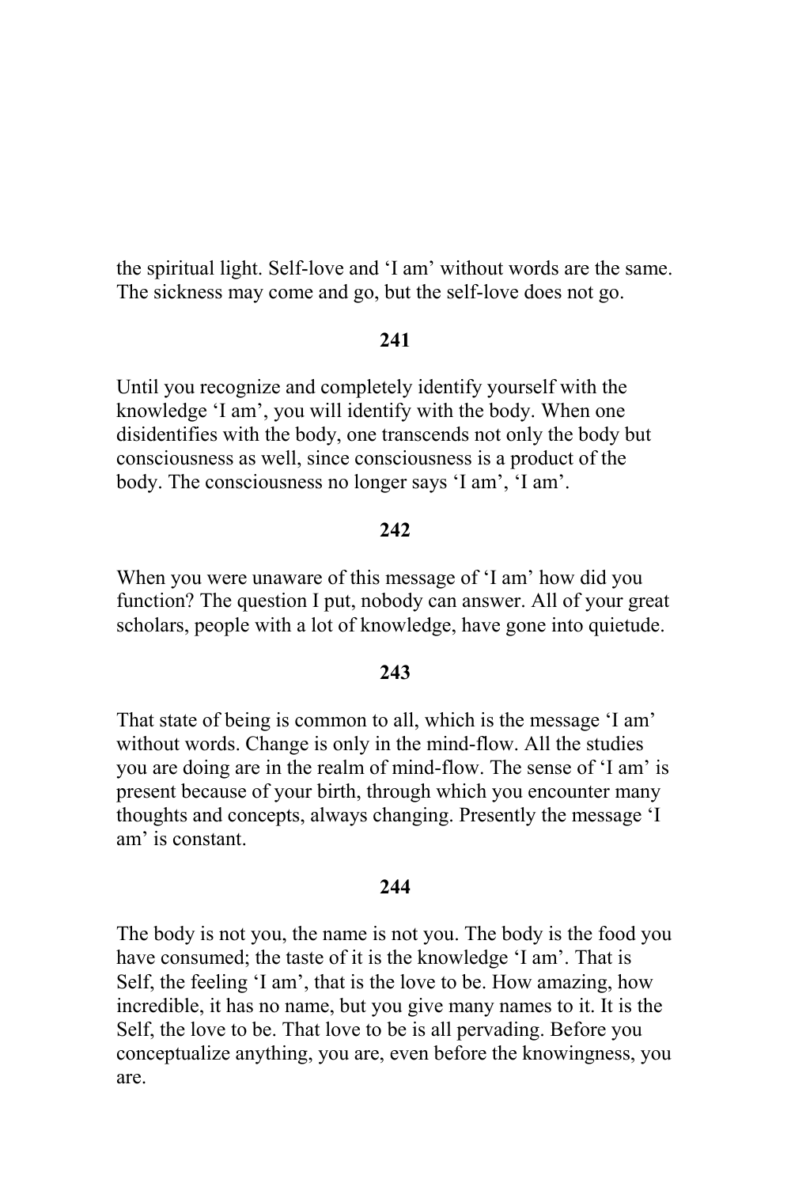the spiritual light. Self-love and 'I am' without words are the same. The sickness may come and go, but the self-love does not go.

**241**

Until you recognize and completely identify yourself with the knowledge 'I am', you will identify with the body. When one disidentifies with the body, one transcends not only the body but consciousness as well, since consciousness is a product of the body. The consciousness no longer says 'I am', 'I am'.

**242**

When you were unaware of this message of 'I am' how did you function? The question I put, nobody can answer. All of your great scholars, people with a lot of knowledge, have gone into quietude.

**243**

That state of being is common to all, which is the message 'I am' without words. Change is only in the mind-flow. All the studies you are doing are in the realm of mind-flow. The sense of 'I am' is present because of your birth, through which you encounter many thoughts and concepts, always changing. Presently the message 'I am' is constant.

**244**

The body is not you, the name is not you. The body is the food you have consumed; the taste of it is the knowledge 'I am'. That is Self, the feeling 'I am', that is the love to be. How amazing, how incredible, it has no name, but you give many names to it. It is the Self, the love to be. That love to be is all pervading. Before you conceptualize anything, you are, even before the knowingness, you are.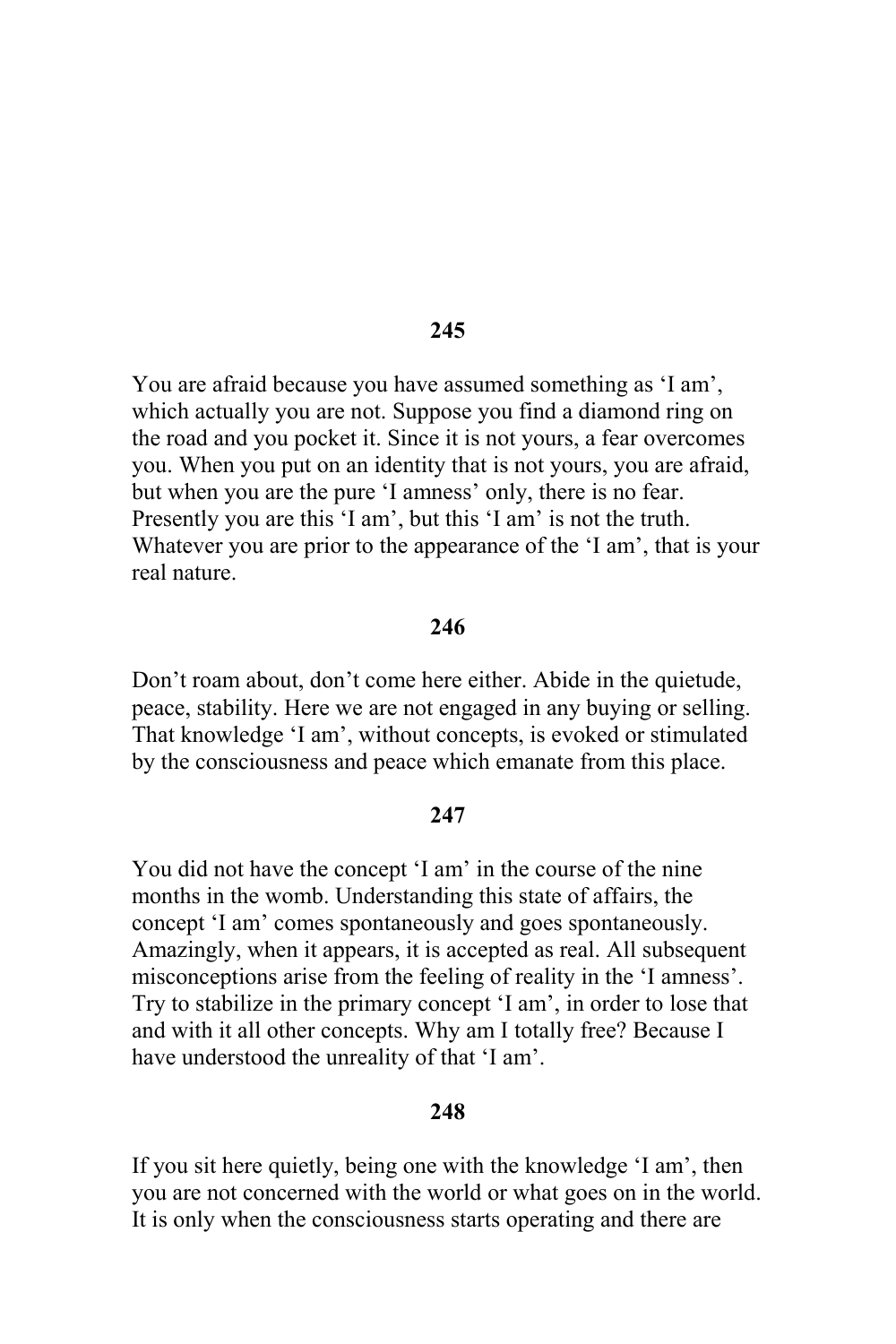**245**

You are afraid because you have assumed something as 'I am', which actually you are not. Suppose you find a diamond ring on the road and you pocket it. Since it is not yours, a fear overcomes you. When you put on an identity that is not yours, you are afraid, but when you are the pure 'I amness' only, there is no fear. Presently you are this 'I am', but this 'I am' is not the truth. Whatever you are prior to the appearance of the 'I am', that is your real nature.

**246**

Don't roam about, don't come here either. Abide in the quietude, peace, stability. Here we are not engaged in any buying or selling. That knowledge 'I am', without concepts, is evoked or stimulated by the consciousness and peace which emanate from this place.

**247**

You did not have the concept 'I am' in the course of the nine months in the womb. Understanding this state of affairs, the concept 'I am' comes spontaneously and goes spontaneously. Amazingly, when it appears, it is accepted as real. All subsequent misconceptions arise from the feeling of reality in the 'I amness'. Try to stabilize in the primary concept 'I am', in order to lose that and with it all other concepts. Why am I totally free? Because I have understood the unreality of that 'I am'.

**248**

If you sit here quietly, being one with the knowledge 'I am', then you are not concerned with the world or what goes on in the world. It is only when the consciousness starts operating and there are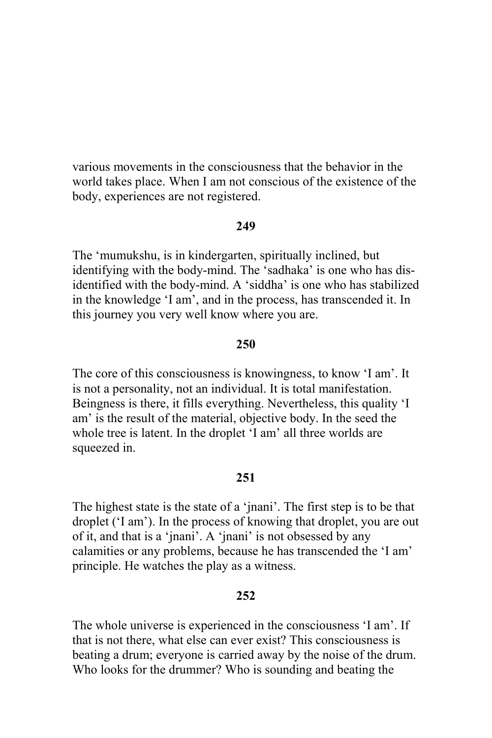various movements in the consciousness that the behavior in the world takes place. When I am not conscious of the existence of the body, experiences are not registered.

**249**

The 'mumukshu, is in kindergarten, spiritually inclined, but identifying with the body-mind. The 'sadhaka' is one who has dis-identified with the body-mind. A 'siddha' is one who has stabilized in the knowledge 'I am', and in the process, has transcended it. In this journey you very well know where you are.

**250**

The core of this consciousness is knowingness, to know 'I am'. It is not a personality, not an individual. It is total manifestation. Beingness is there, it fills everything. Nevertheless, this quality 'I am' is the result of the material, objective body. In the seed the whole tree is latent. In the droplet 'I am' all three worlds are squeezed in.

**251**

The highest state is the state of a 'jnani'. The first step is to be that droplet ('I am'). In the process of knowing that droplet, you are out of it, and that is a 'jnani'. A 'jnani' is not obsessed by any calamities or any problems, because he has transcended the 'I am' principle. He watches the play as a witness.

**252**

The whole universe is experienced in the consciousness 'I am'. If that is not there, what else can ever exist? This consciousness is beating a drum; everyone is carried away by the noise of the drum. Who looks for the drummer? Who is sounding and beating the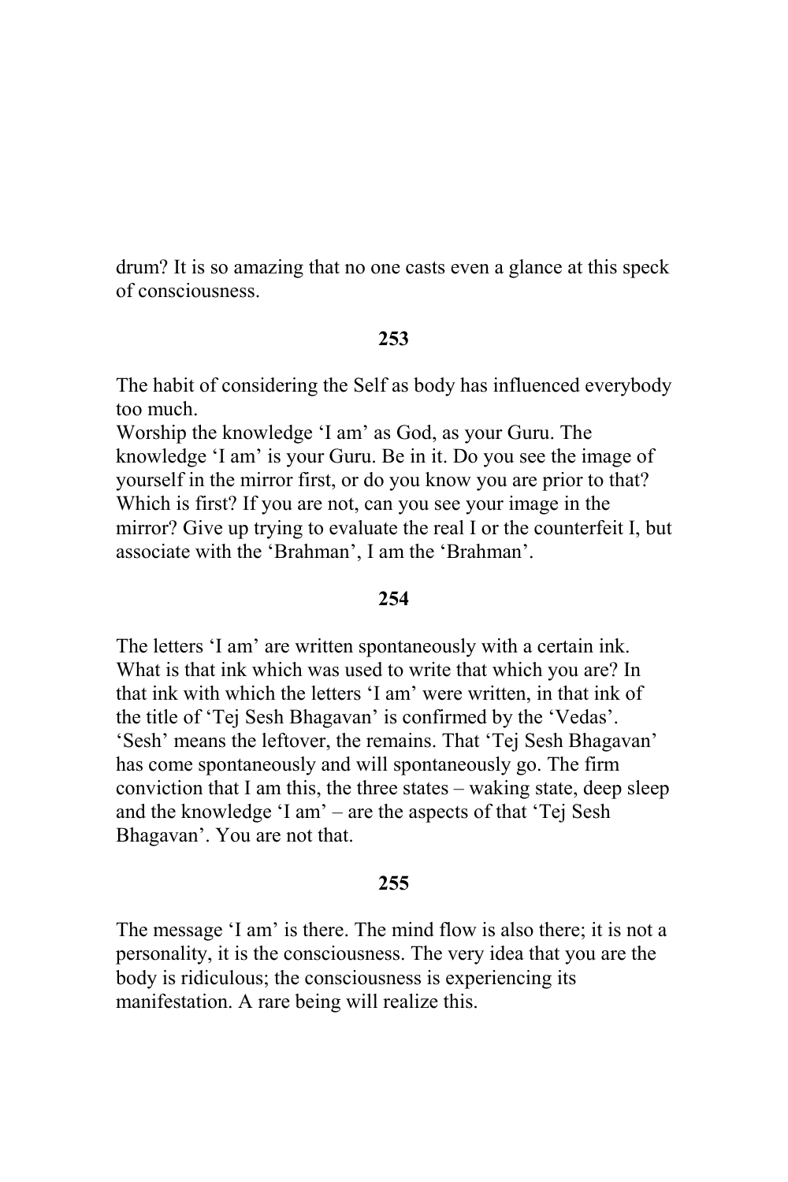drum? It is so amazing that no one casts even a glance at this speck of consciousness.

**253**

The habit of considering the Self as body has influenced everybody too much.
Worship the knowledge 'I am' as God, as your Guru. The knowledge 'I am' is your Guru. Be in it. Do you see the image of yourself in the mirror first, or do you know you are prior to that? Which is first? If you are not, can you see your image in the mirror? Give up trying to evaluate the real I or the counterfeit I, but associate with the 'Brahman', I am the 'Brahman'.

**254**

The letters 'I am' are written spontaneously with a certain ink. What is that ink which was used to write that which you are? In that ink with which the letters 'I am' were written, in that ink of the title of 'Tej Sesh Bhagavan' is confirmed by the 'Vedas'. 'Sesh' means the leftover, the remains. That 'Tej Sesh Bhagavan' has come spontaneously and will spontaneously go. The firm conviction that I am this, the three states – waking state, deep sleep and the knowledge 'I am' – are the aspects of that 'Tej Sesh Bhagavan'. You are not that.

**255**

The message 'I am' is there. The mind flow is also there; it is not a personality, it is the consciousness. The very idea that you are the body is ridiculous; the consciousness is experiencing its manifestation. A rare being will realize this.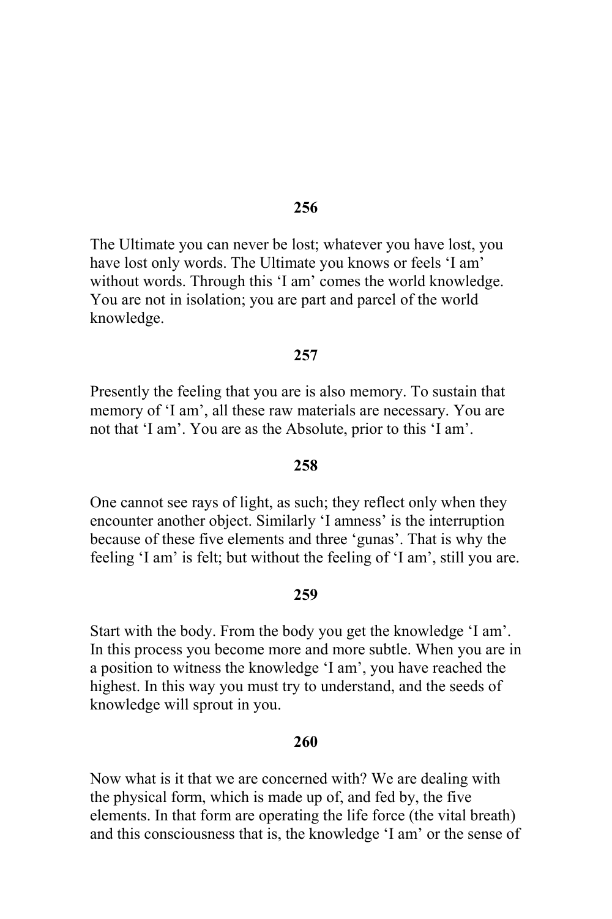**256**

The Ultimate you can never be lost; whatever you have lost, you have lost only words. The Ultimate you knows or feels 'I am' without words. Through this 'I am' comes the world knowledge. You are not in isolation; you are part and parcel of the world knowledge.

**257**

Presently the feeling that you are is also memory. To sustain that memory of 'I am', all these raw materials are necessary. You are not that 'I am'. You are as the Absolute, prior to this 'I am'.

**258**

One cannot see rays of light, as such; they reflect only when they encounter another object. Similarly 'I amness' is the interruption because of these five elements and three 'gunas'. That is why the feeling 'I am' is felt; but without the feeling of 'I am', still you are.

**259**

Start with the body. From the body you get the knowledge 'I am'. In this process you become more and more subtle. When you are in a position to witness the knowledge 'I am', you have reached the highest. In this way you must try to understand, and the seeds of knowledge will sprout in you.

**260**

Now what is it that we are concerned with? We are dealing with the physical form, which is made up of, and fed by, the five elements. In that form are operating the life force (the vital breath) and this consciousness that is, the knowledge 'I am' or the sense of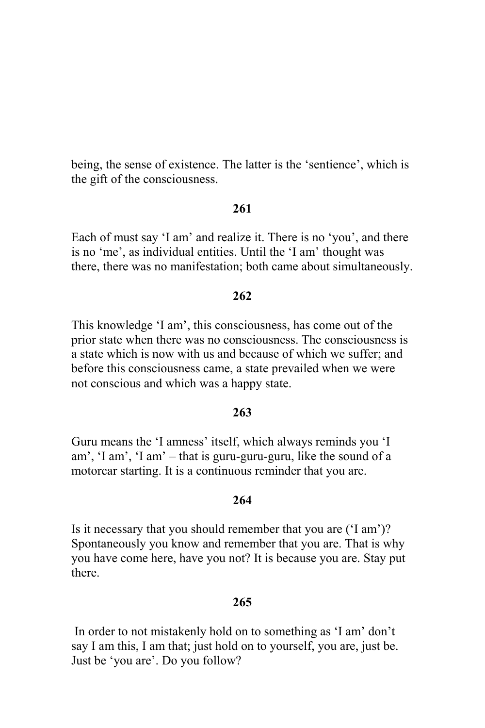being, the sense of existence. The latter is the ‘sentience’, which is the gift of the consciousness.

**261**

Each of must say ‘I am’ and realize it. There is no ‘you’, and there is no ‘me’, as individual entities. Until the ‘I am’ thought was there, there was no manifestation; both came about simultaneously.

**262**

This knowledge ‘I am’, this consciousness, has come out of the prior state when there was no consciousness. The consciousness is a state which is now with us and because of which we suffer; and before this consciousness came, a state prevailed when we were not conscious and which was a happy state.

**263**

Guru means the ‘I amness’ itself, which always reminds you ‘I am’, ‘I am’, ‘I am’ – that is guru-guru-guru, like the sound of a motorcar starting. It is a continuous reminder that you are.

**264**

Is it necessary that you should remember that you are (‘I am’)? Spontaneously you know and remember that you are. That is why you have come here, have you not? It is because you are. Stay put there.

**265**

In order to not mistakenly hold on to something as ‘I am’ don’t say I am this, I am that; just hold on to yourself, you are, just be. Just be ‘you are’. Do you follow?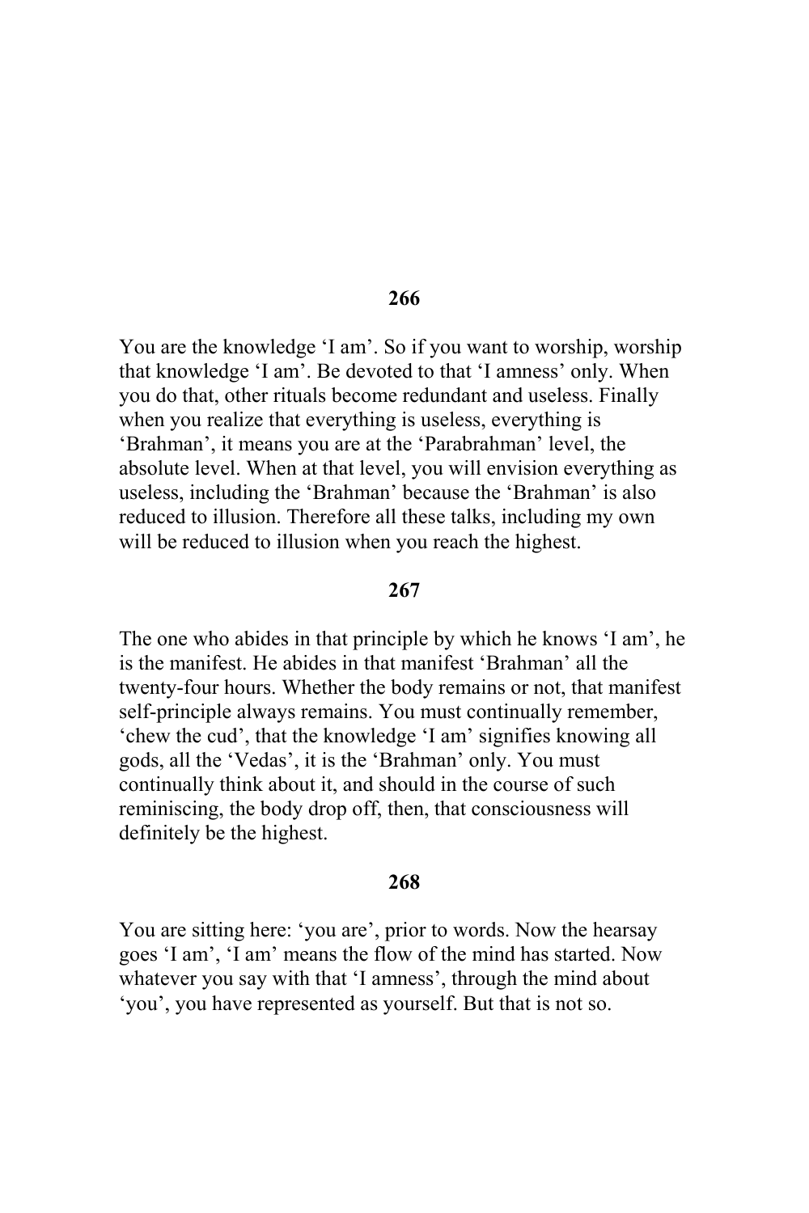**266**

You are the knowledge 'I am'. So if you want to worship, worship that knowledge 'I am'. Be devoted to that 'I amness' only. When you do that, other rituals become redundant and useless. Finally when you realize that everything is useless, everything is 'Brahman', it means you are at the 'Parabrahman' level, the absolute level. When at that level, you will envision everything as useless, including the 'Brahman' because the 'Brahman' is also reduced to illusion. Therefore all these talks, including my own will be reduced to illusion when you reach the highest.

**267**

The one who abides in that principle by which he knows 'I am', he is the manifest. He abides in that manifest 'Brahman' all the twenty-four hours. Whether the body remains or not, that manifest self-principle always remains. You must continually remember, 'chew the cud', that the knowledge 'I am' signifies knowing all gods, all the 'Vedas', it is the 'Brahman' only. You must continually think about it, and should in the course of such reminiscing, the body drop off, then, that consciousness will definitely be the highest.

**268**

You are sitting here: 'you are', prior to words. Now the hearsay goes 'I am', 'I am' means the flow of the mind has started. Now whatever you say with that 'I amness', through the mind about 'you', you have represented as yourself. But that is not so.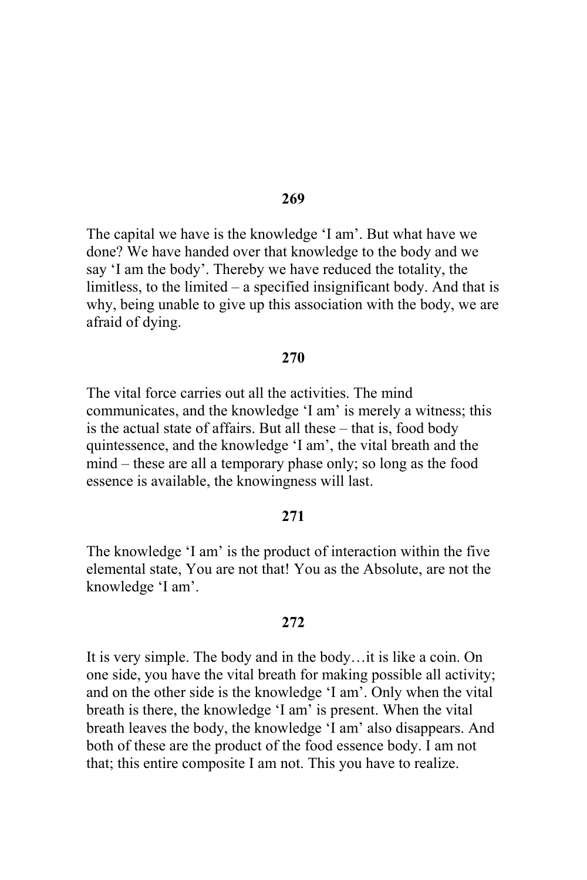**269**

The capital we have is the knowledge 'I am'. But what have we done? We have handed over that knowledge to the body and we say 'I am the body'. Thereby we have reduced the totality, the limitless, to the limited – a specified insignificant body. And that is why, being unable to give up this association with the body, we are afraid of dying.

**270**

The vital force carries out all the activities. The mind communicates, and the knowledge 'I am' is merely a witness; this is the actual state of affairs. But all these – that is, food body quintessence, and the knowledge 'I am', the vital breath and the mind – these are all a temporary phase only; so long as the food essence is available, the knowingness will last.

**271**

The knowledge 'I am' is the product of interaction within the five elemental state, You are not that! You as the Absolute, are not the knowledge 'I am'.

**272**

It is very simple. The body and in the body…it is like a coin. On one side, you have the vital breath for making possible all activity; and on the other side is the knowledge 'I am'. Only when the vital breath is there, the knowledge 'I am' is present. When the vital breath leaves the body, the knowledge 'I am' also disappears. And both of these are the product of the food essence body. I am not that; this entire composite I am not. This you have to realize.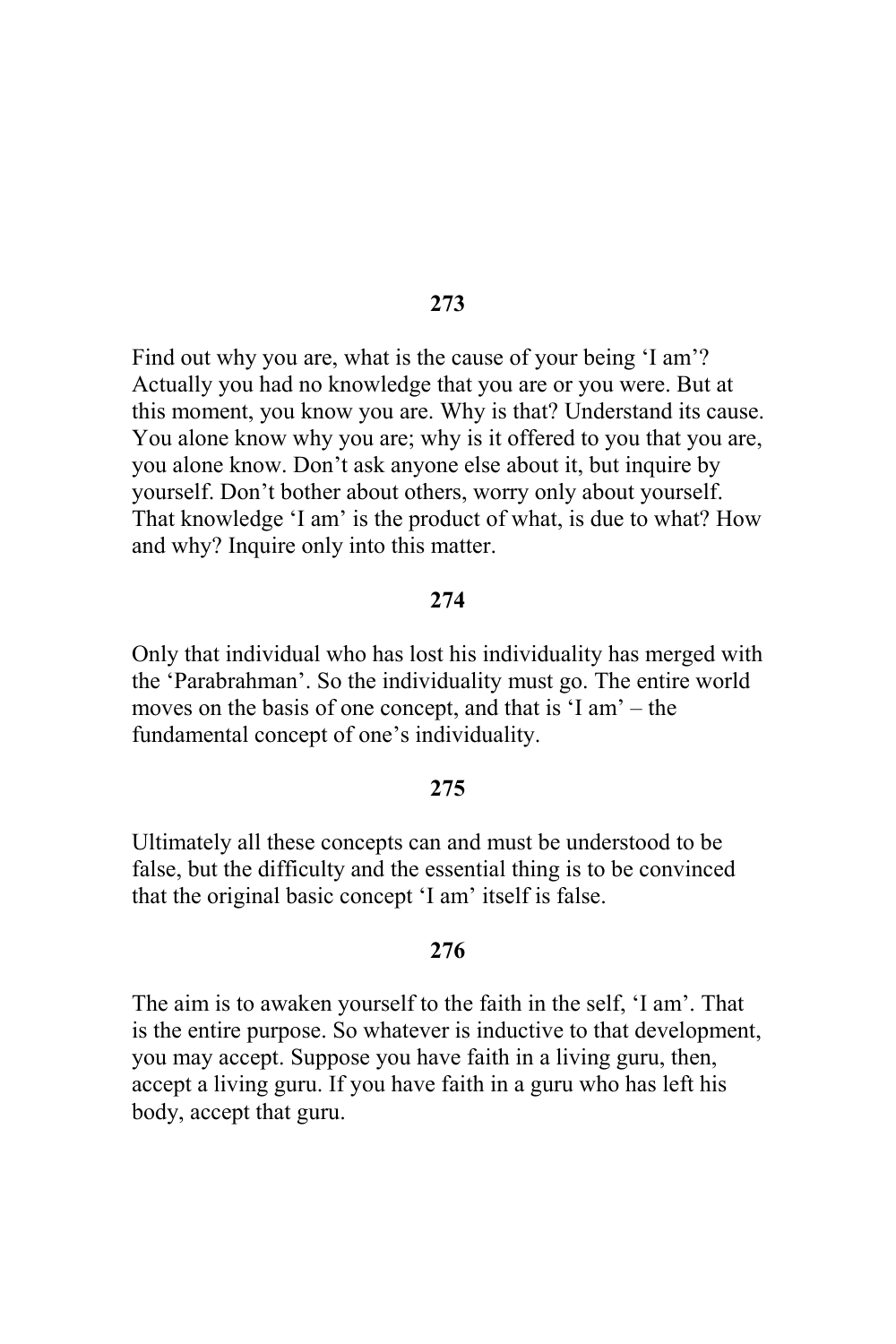**273**

Find out why you are, what is the cause of your being 'I am'? Actually you had no knowledge that you are or you were. But at this moment, you know you are. Why is that? Understand its cause. You alone know why you are; why is it offered to you that you are, you alone know. Don't ask anyone else about it, but inquire by yourself. Don't bother about others, worry only about yourself. That knowledge 'I am' is the product of what, is due to what? How and why? Inquire only into this matter.

**274**

Only that individual who has lost his individuality has merged with the 'Parabrahman'. So the individuality must go. The entire world moves on the basis of one concept, and that is 'I am' – the fundamental concept of one's individuality.

**275**

Ultimately all these concepts can and must be understood to be false, but the difficulty and the essential thing is to be convinced that the original basic concept 'I am' itself is false.

**276**

The aim is to awaken yourself to the faith in the self, 'I am'. That is the entire purpose. So whatever is inductive to that development, you may accept. Suppose you have faith in a living guru, then, accept a living guru. If you have faith in a guru who has left his body, accept that guru.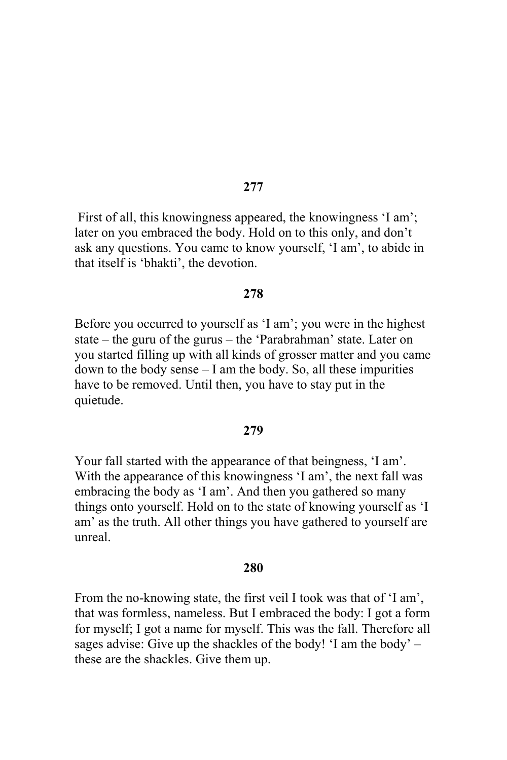**277**

First of all, this knowingness appeared, the knowingness 'I am'; later on you embraced the body. Hold on to this only, and don't ask any questions. You came to know yourself, 'I am', to abide in that itself is 'bhakti', the devotion.

**278**

Before you occurred to yourself as 'I am'; you were in the highest state – the guru of the gurus – the 'Parabrahman' state. Later on you started filling up with all kinds of grosser matter and you came down to the body sense – I am the body. So, all these impurities have to be removed. Until then, you have to stay put in the quietude.

**279**

Your fall started with the appearance of that beingness, 'I am'. With the appearance of this knowingness 'I am', the next fall was embracing the body as 'I am'. And then you gathered so many things onto yourself. Hold on to the state of knowing yourself as 'I am' as the truth. All other things you have gathered to yourself are unreal.

**280**

From the no-knowing state, the first veil I took was that of 'I am', that was formless, nameless. But I embraced the body: I got a form for myself; I got a name for myself. This was the fall. Therefore all sages advise: Give up the shackles of the body! 'I am the body' – these are the shackles. Give them up.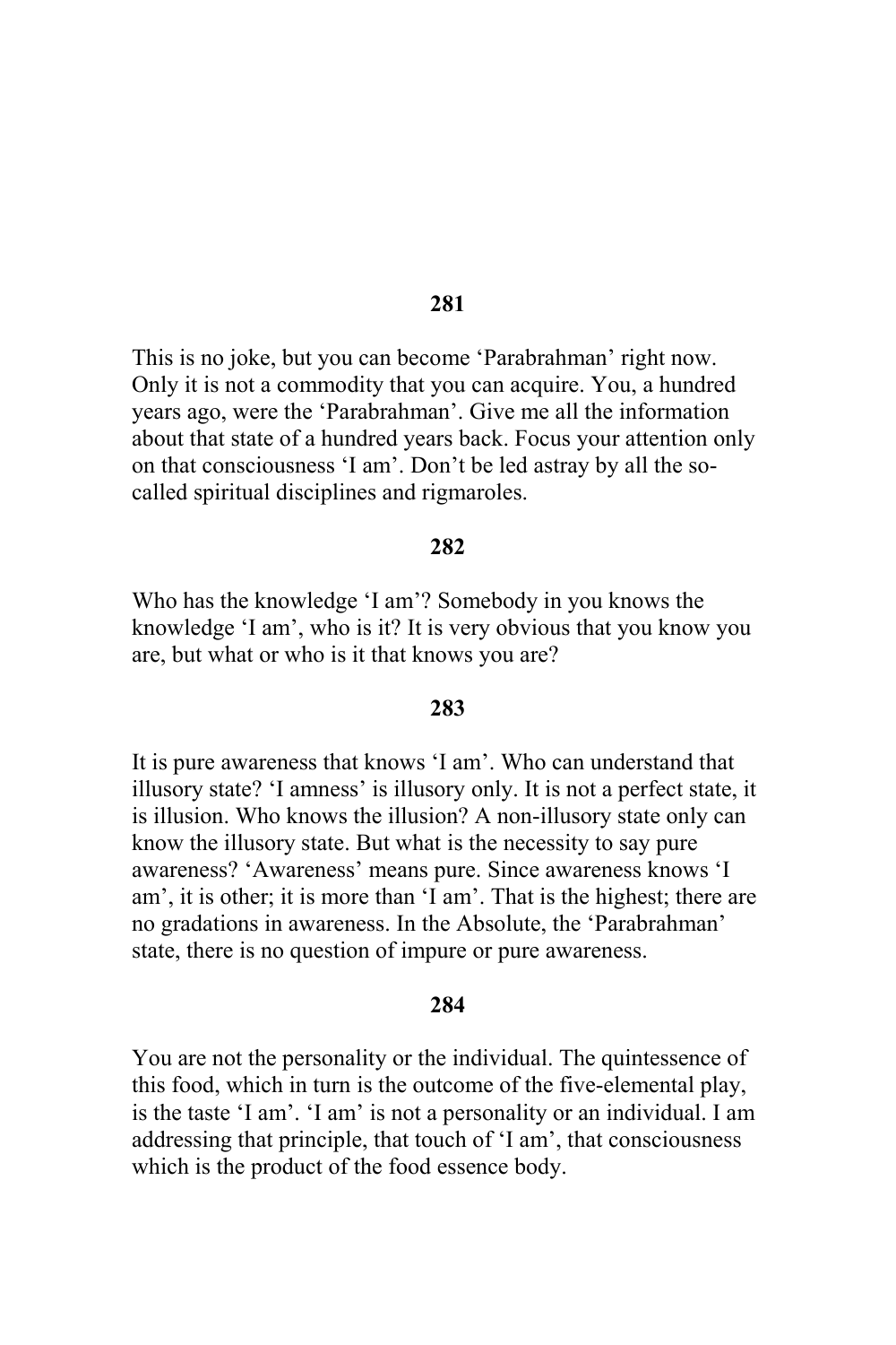**281**

This is no joke, but you can become 'Parabrahman' right now. Only it is not a commodity that you can acquire. You, a hundred years ago, were the 'Parabrahman'. Give me all the information about that state of a hundred years back. Focus your attention only on that consciousness 'I am'. Don't be led astray by all the so-called spiritual disciplines and rigmaroles.

**282**

Who has the knowledge 'I am'? Somebody in you knows the knowledge 'I am', who is it? It is very obvious that you know you are, but what or who is it that knows you are?

**283**

It is pure awareness that knows 'I am'. Who can understand that illusory state? 'I amness' is illusory only. It is not a perfect state, it is illusion. Who knows the illusion? A non-illusory state only can know the illusory state. But what is the necessity to say pure awareness? 'Awareness' means pure. Since awareness knows 'I am', it is other; it is more than 'I am'. That is the highest; there are no gradations in awareness. In the Absolute, the 'Parabrahman' state, there is no question of impure or pure awareness.

**284**

You are not the personality or the individual. The quintessence of this food, which in turn is the outcome of the five-elemental play, is the taste 'I am'. 'I am' is not a personality or an individual. I am addressing that principle, that touch of 'I am', that consciousness which is the product of the food essence body.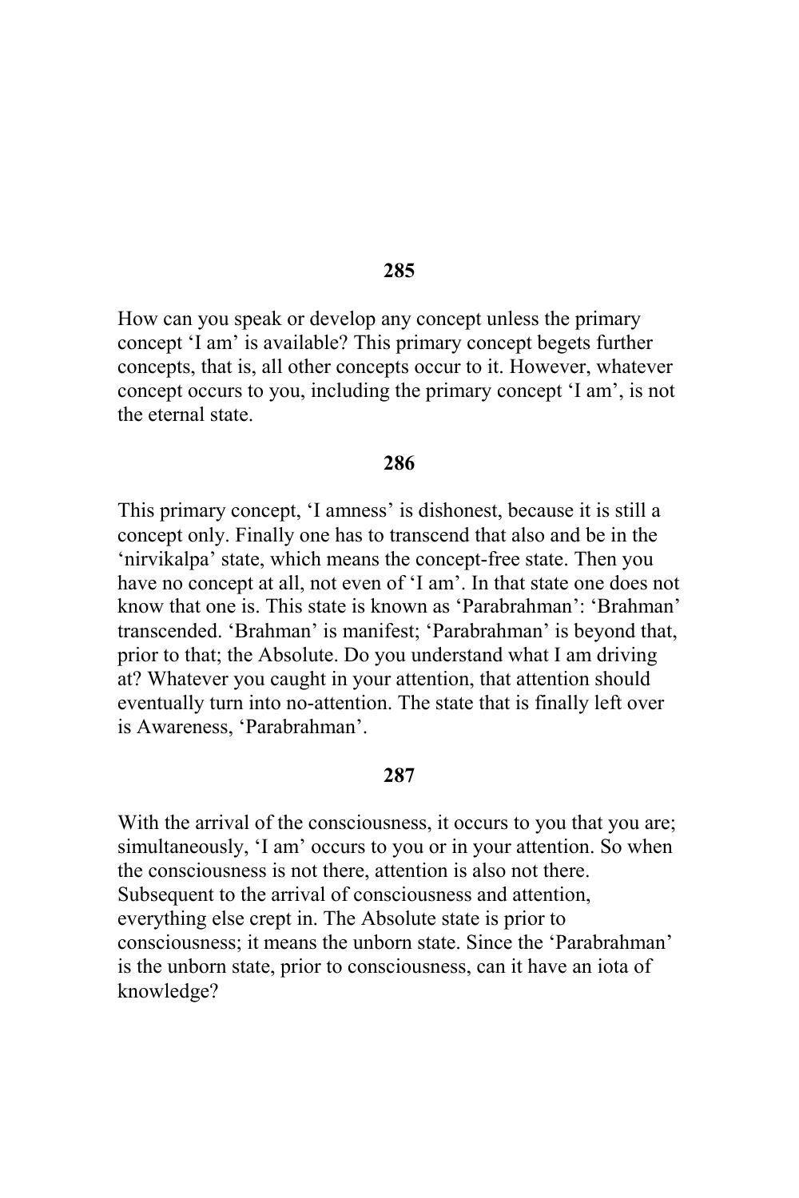**285**

How can you speak or develop any concept unless the primary concept 'I am' is available? This primary concept begets further concepts, that is, all other concepts occur to it. However, whatever concept occurs to you, including the primary concept 'I am', is not the eternal state.

**286**

This primary concept, 'I amness' is dishonest, because it is still a concept only. Finally one has to transcend that also and be in the 'nirvikalpa' state, which means the concept-free state. Then you have no concept at all, not even of 'I am'. In that state one does not know that one is. This state is known as 'Parabrahman': 'Brahman' transcended. 'Brahman' is manifest; 'Parabrahman' is beyond that, prior to that; the Absolute. Do you understand what I am driving at? Whatever you caught in your attention, that attention should eventually turn into no-attention. The state that is finally left over is Awareness, 'Parabrahman'.

**287**

With the arrival of the consciousness, it occurs to you that you are; simultaneously, 'I am' occurs to you or in your attention. So when the consciousness is not there, attention is also not there. Subsequent to the arrival of consciousness and attention, everything else crept in. The Absolute state is prior to consciousness; it means the unborn state. Since the 'Parabrahman' is the unborn state, prior to consciousness, can it have an iota of knowledge?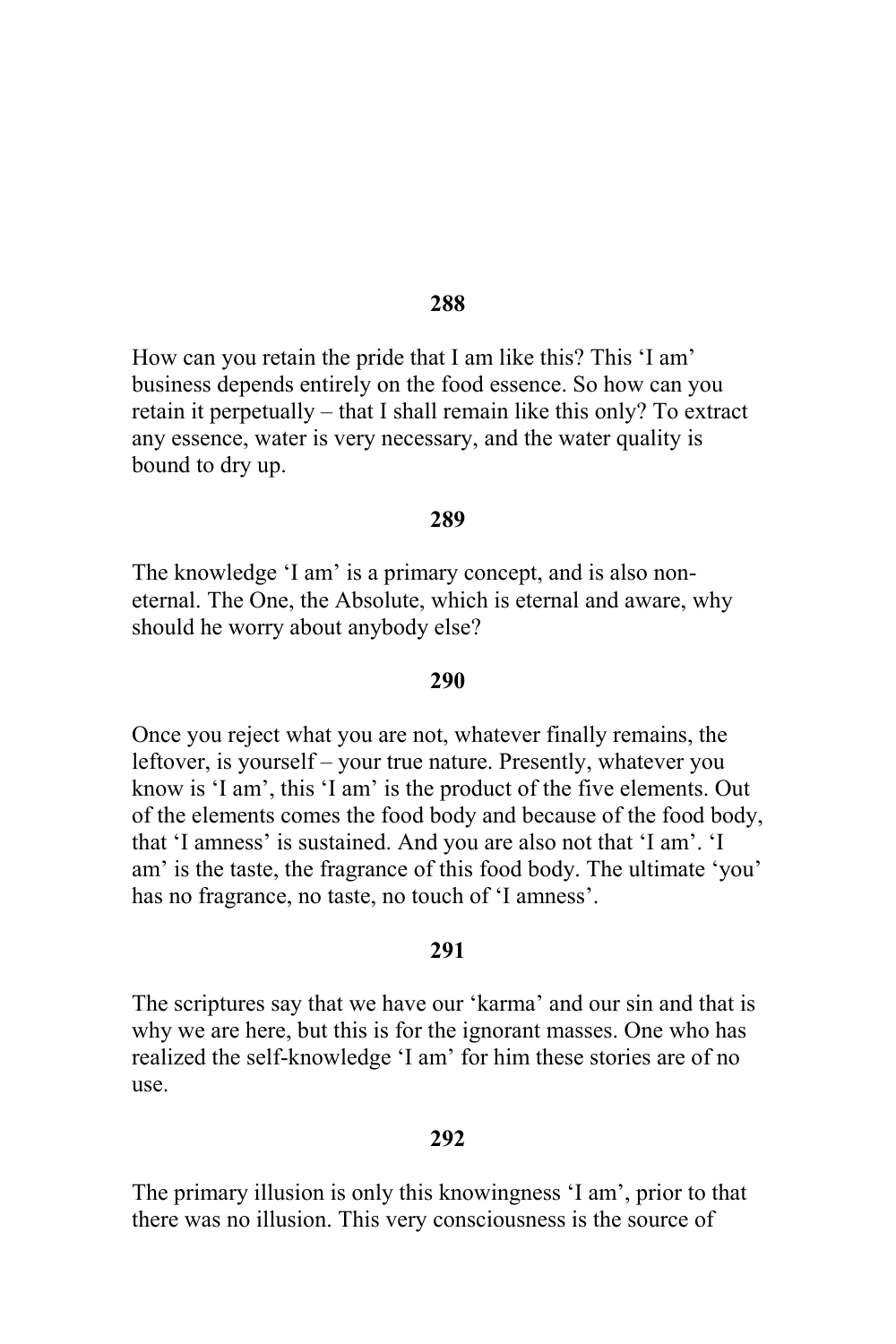**288**

How can you retain the pride that I am like this? This 'I am' business depends entirely on the food essence. So how can you retain it perpetually – that I shall remain like this only? To extract any essence, water is very necessary, and the water quality is bound to dry up.

**289**

The knowledge 'I am' is a primary concept, and is also non-eternal. The One, the Absolute, which is eternal and aware, why should he worry about anybody else?

**290**

Once you reject what you are not, whatever finally remains, the leftover, is yourself – your true nature. Presently, whatever you know is 'I am', this 'I am' is the product of the five elements. Out of the elements comes the food body and because of the food body, that 'I amness' is sustained. And you are also not that 'I am'. 'I am' is the taste, the fragrance of this food body. The ultimate 'you' has no fragrance, no taste, no touch of 'I amness'.

**291**

The scriptures say that we have our 'karma' and our sin and that is why we are here, but this is for the ignorant masses. One who has realized the self-knowledge 'I am' for him these stories are of no use.

**292**

The primary illusion is only this knowingness 'I am', prior to that there was no illusion. This very consciousness is the source of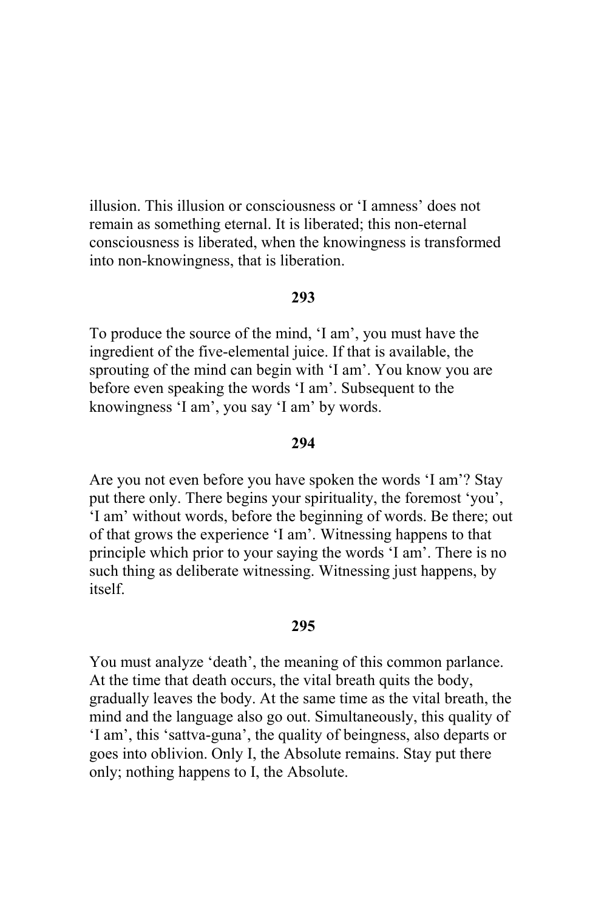illusion. This illusion or consciousness or 'I amness' does not remain as something eternal. It is liberated; this non-eternal consciousness is liberated, when the knowingness is transformed into non-knowingness, that is liberation.

**293**

To produce the source of the mind, 'I am', you must have the ingredient of the five-elemental juice. If that is available, the sprouting of the mind can begin with 'I am'. You know you are before even speaking the words 'I am'. Subsequent to the knowingness 'I am', you say 'I am' by words.

**294**

Are you not even before you have spoken the words 'I am'? Stay put there only. There begins your spirituality, the foremost 'you', 'I am' without words, before the beginning of words. Be there; out of that grows the experience 'I am'. Witnessing happens to that principle which prior to your saying the words 'I am'. There is no such thing as deliberate witnessing. Witnessing just happens, by itself.

**295**

You must analyze 'death', the meaning of this common parlance. At the time that death occurs, the vital breath quits the body, gradually leaves the body. At the same time as the vital breath, the mind and the language also go out. Simultaneously, this quality of 'I am', this 'sattva-guna', the quality of beingness, also departs or goes into oblivion. Only I, the Absolute remains. Stay put there only; nothing happens to I, the Absolute.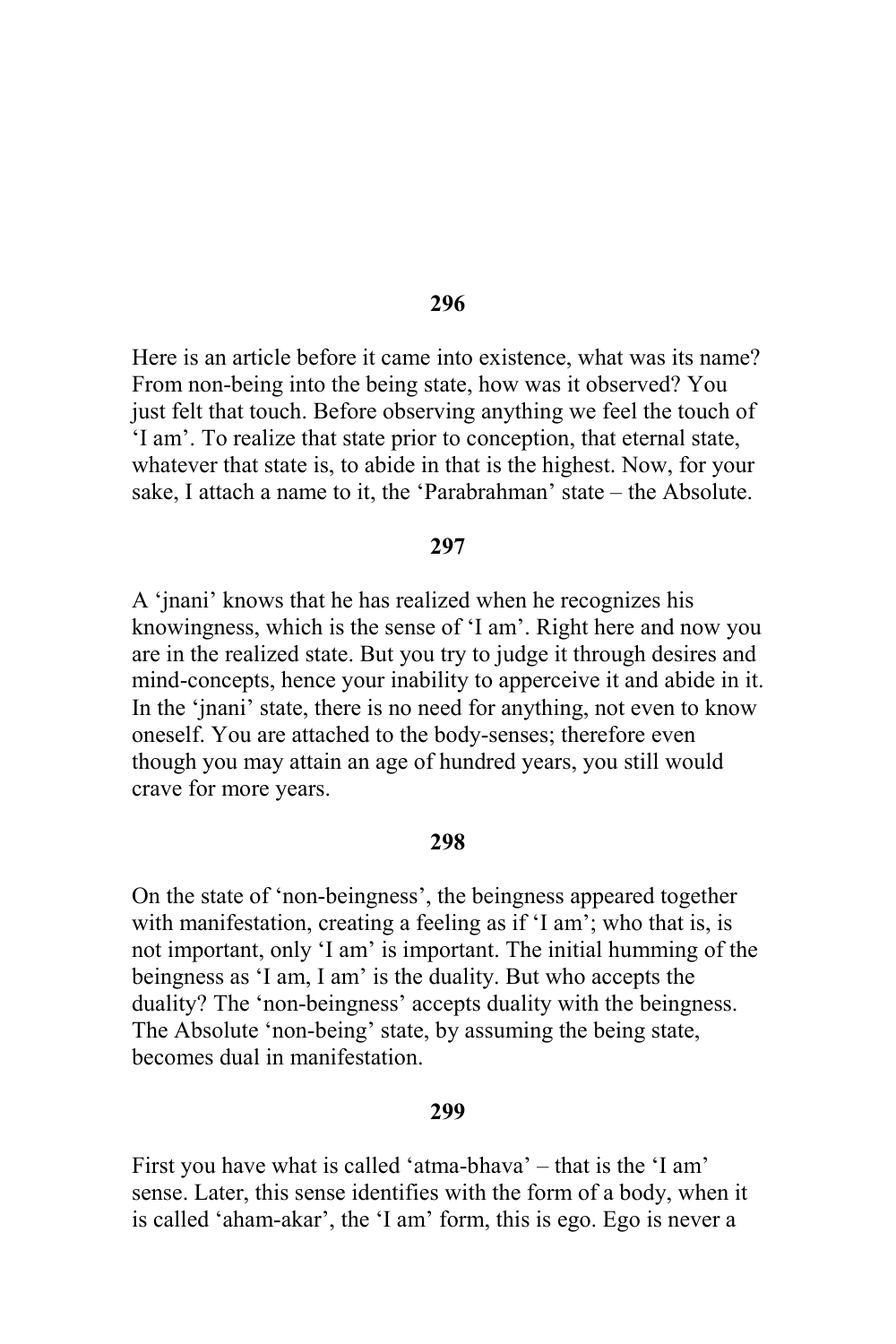**296**

Here is an article before it came into existence, what was its name? From non-being into the being state, how was it observed? You just felt that touch. Before observing anything we feel the touch of 'I am'. To realize that state prior to conception, that eternal state, whatever that state is, to abide in that is the highest. Now, for your sake, I attach a name to it, the 'Parabrahman' state – the Absolute.

**297**

A 'jnani' knows that he has realized when he recognizes his knowingness, which is the sense of 'I am'. Right here and now you are in the realized state. But you try to judge it through desires and mind-concepts, hence your inability to apperceive it and abide in it. In the 'jnani' state, there is no need for anything, not even to know oneself. You are attached to the body-senses; therefore even though you may attain an age of hundred years, you still would crave for more years.

**298**

On the state of 'non-beingness', the beingness appeared together with manifestation, creating a feeling as if 'I am'; who that is, is not important, only 'I am' is important. The initial humming of the beingness as 'I am, I am' is the duality. But who accepts the duality? The 'non-beingness' accepts duality with the beingness. The Absolute 'non-being' state, by assuming the being state, becomes dual in manifestation.

**299**

First you have what is called 'atma-bhava' – that is the 'I am' sense. Later, this sense identifies with the form of a body, when it is called 'aham-akar', the 'I am' form, this is ego. Ego is never a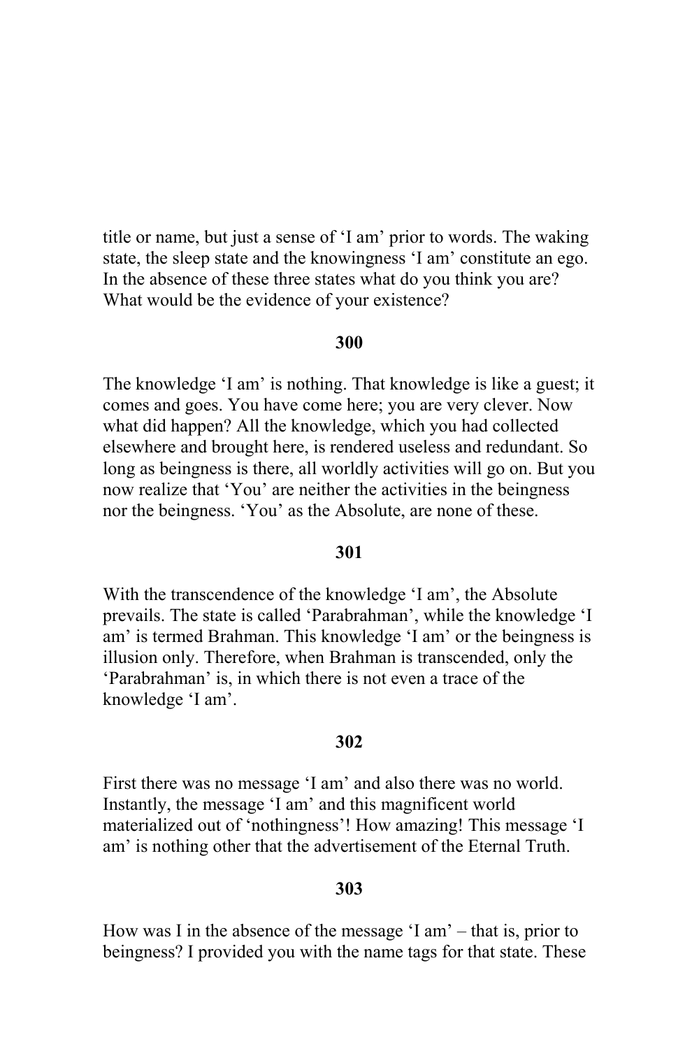title or name, but just a sense of 'I am' prior to words. The waking state, the sleep state and the knowingness 'I am' constitute an ego. In the absence of these three states what do you think you are? What would be the evidence of your existence?

**300**

The knowledge 'I am' is nothing. That knowledge is like a guest; it comes and goes. You have come here; you are very clever. Now what did happen? All the knowledge, which you had collected elsewhere and brought here, is rendered useless and redundant. So long as beingness is there, all worldly activities will go on. But you now realize that 'You' are neither the activities in the beingness nor the beingness. 'You' as the Absolute, are none of these.

**301**

With the transcendence of the knowledge 'I am', the Absolute prevails. The state is called 'Parabrahman', while the knowledge 'I am' is termed Brahman. This knowledge 'I am' or the beingness is illusion only. Therefore, when Brahman is transcended, only the 'Parabrahman' is, in which there is not even a trace of the knowledge 'I am'.

**302**

First there was no message 'I am' and also there was no world. Instantly, the message 'I am' and this magnificent world materialized out of 'nothingness'! How amazing! This message 'I am' is nothing other that the advertisement of the Eternal Truth.

**303**

How was I in the absence of the message 'I am' – that is, prior to beingness? I provided you with the name tags for that state. These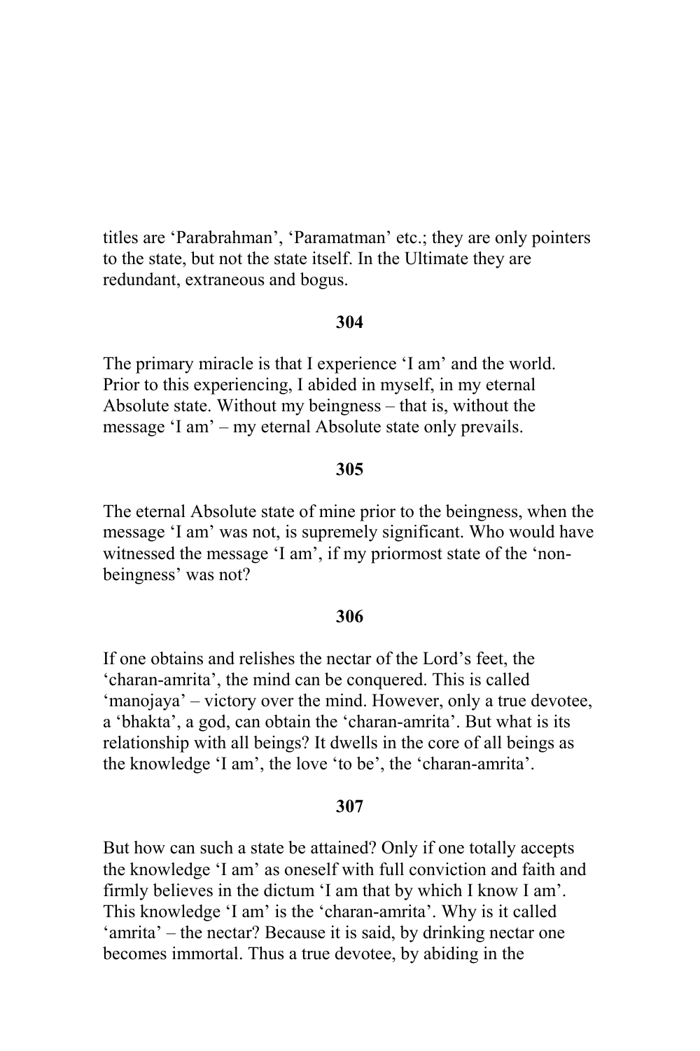titles are 'Parabrahman', 'Paramatman' etc.; they are only pointers to the state, but not the state itself. In the Ultimate they are redundant, extraneous and bogus.

**304**

The primary miracle is that I experience 'I am' and the world. Prior to this experiencing, I abided in myself, in my eternal Absolute state. Without my beingness – that is, without the message 'I am' – my eternal Absolute state only prevails.

**305**

The eternal Absolute state of mine prior to the beingness, when the message 'I am' was not, is supremely significant. Who would have witnessed the message 'I am', if my priormost state of the 'non-beingness' was not?

**306**

If one obtains and relishes the nectar of the Lord's feet, the 'charan-amrita', the mind can be conquered. This is called 'manojaya' – victory over the mind. However, only a true devotee, a 'bhakta', a god, can obtain the 'charan-amrita'. But what is its relationship with all beings? It dwells in the core of all beings as the knowledge 'I am', the love 'to be', the 'charan-amrita'.

**307**

But how can such a state be attained? Only if one totally accepts the knowledge 'I am' as oneself with full conviction and faith and firmly believes in the dictum 'I am that by which I know I am'. This knowledge 'I am' is the 'charan-amrita'. Why is it called 'amrita' – the nectar? Because it is said, by drinking nectar one becomes immortal. Thus a true devotee, by abiding in the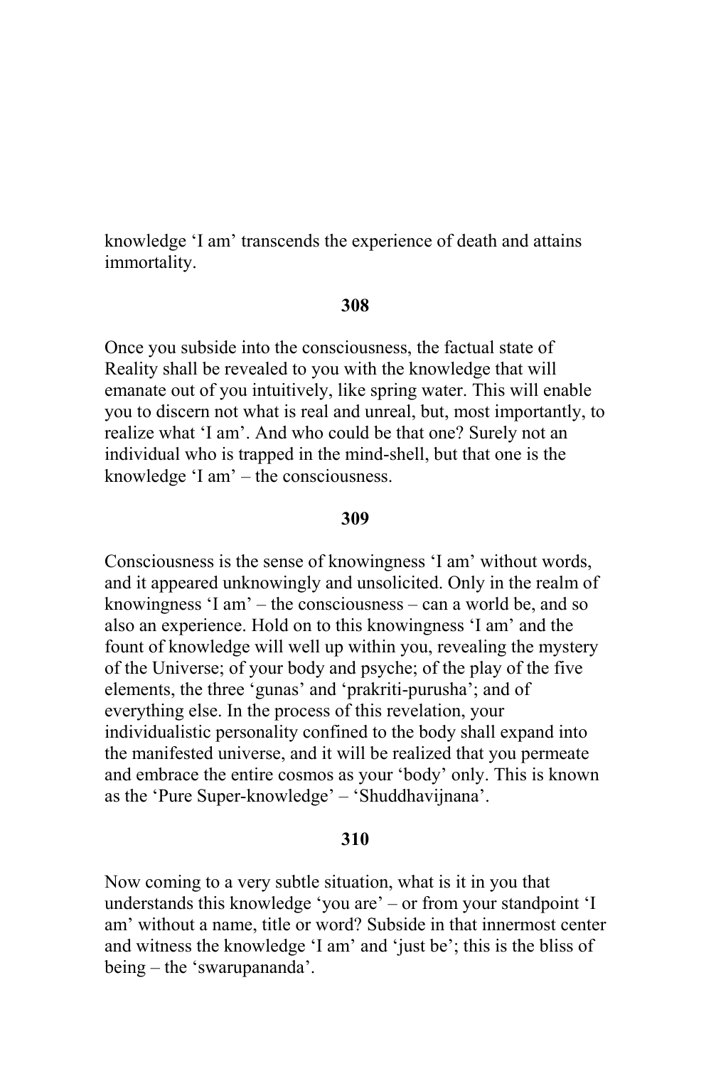knowledge ‘I am’ transcends the experience of death and attains immortality.

**308**

Once you subside into the consciousness, the factual state of Reality shall be revealed to you with the knowledge that will emanate out of you intuitively, like spring water. This will enable you to discern not what is real and unreal, but, most importantly, to realize what ‘I am’. And who could be that one? Surely not an individual who is trapped in the mind-shell, but that one is the knowledge ‘I am’ – the consciousness.

**309**

Consciousness is the sense of knowingness ‘I am’ without words, and it appeared unknowingly and unsolicited. Only in the realm of knowingness ‘I am’ – the consciousness – can a world be, and so also an experience. Hold on to this knowingness ‘I am’ and the fount of knowledge will well up within you, revealing the mystery of the Universe; of your body and psyche; of the play of the five elements, the three ‘gunas’ and ‘prakriti-purusha’; and of everything else. In the process of this revelation, your individualistic personality confined to the body shall expand into the manifested universe, and it will be realized that you permeate and embrace the entire cosmos as your ‘body’ only. This is known as the ‘Pure Super-knowledge’ – ‘Shuddhavijnana’.

**310**

Now coming to a very subtle situation, what is it in you that understands this knowledge ‘you are’ – or from your standpoint ‘I am’ without a name, title or word? Subside in that innermost center and witness the knowledge ‘I am’ and ‘just be’; this is the bliss of being – the ‘swarupananda’.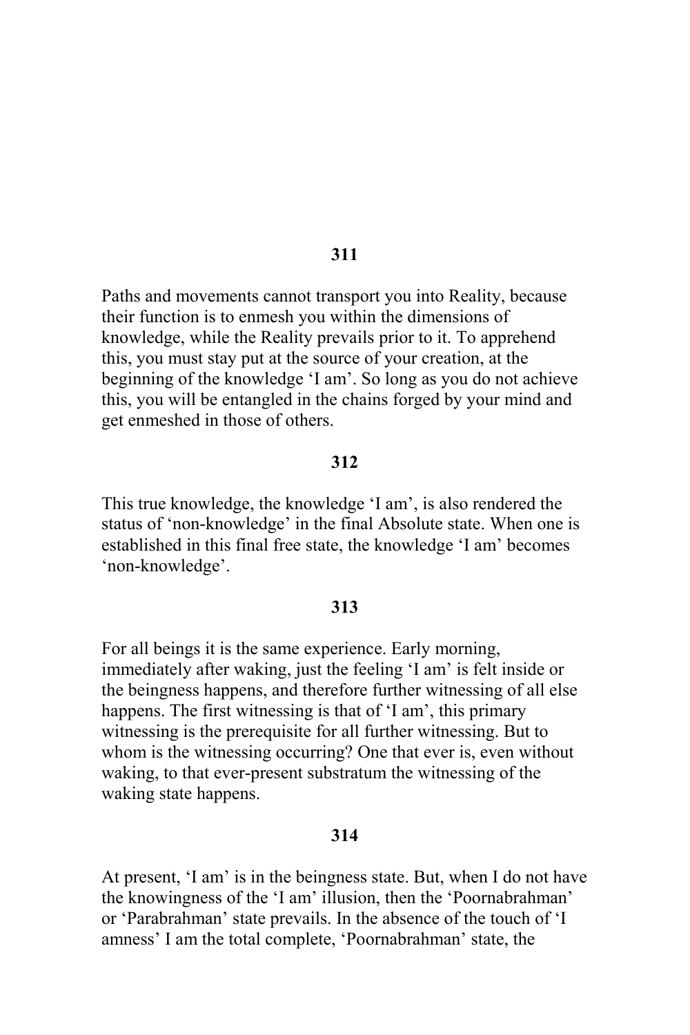**311**

Paths and movements cannot transport you into Reality, because their function is to enmesh you within the dimensions of knowledge, while the Reality prevails prior to it. To apprehend this, you must stay put at the source of your creation, at the beginning of the knowledge 'I am'. So long as you do not achieve this, you will be entangled in the chains forged by your mind and get enmeshed in those of others.

**312**

This true knowledge, the knowledge 'I am', is also rendered the status of 'non-knowledge' in the final Absolute state. When one is established in this final free state, the knowledge 'I am' becomes 'non-knowledge'.

**313**

For all beings it is the same experience. Early morning, immediately after waking, just the feeling 'I am' is felt inside or the beingness happens, and therefore further witnessing of all else happens. The first witnessing is that of 'I am', this primary witnessing is the prerequisite for all further witnessing. But to whom is the witnessing occurring? One that ever is, even without waking, to that ever-present substratum the witnessing of the waking state happens.

**314**

At present, 'I am' is in the beingness state. But, when I do not have the knowingness of the 'I am' illusion, then the 'Poornabrahman' or 'Parabrahman' state prevails. In the absence of the touch of 'I amness' I am the total complete, 'Poornabrahman' state, the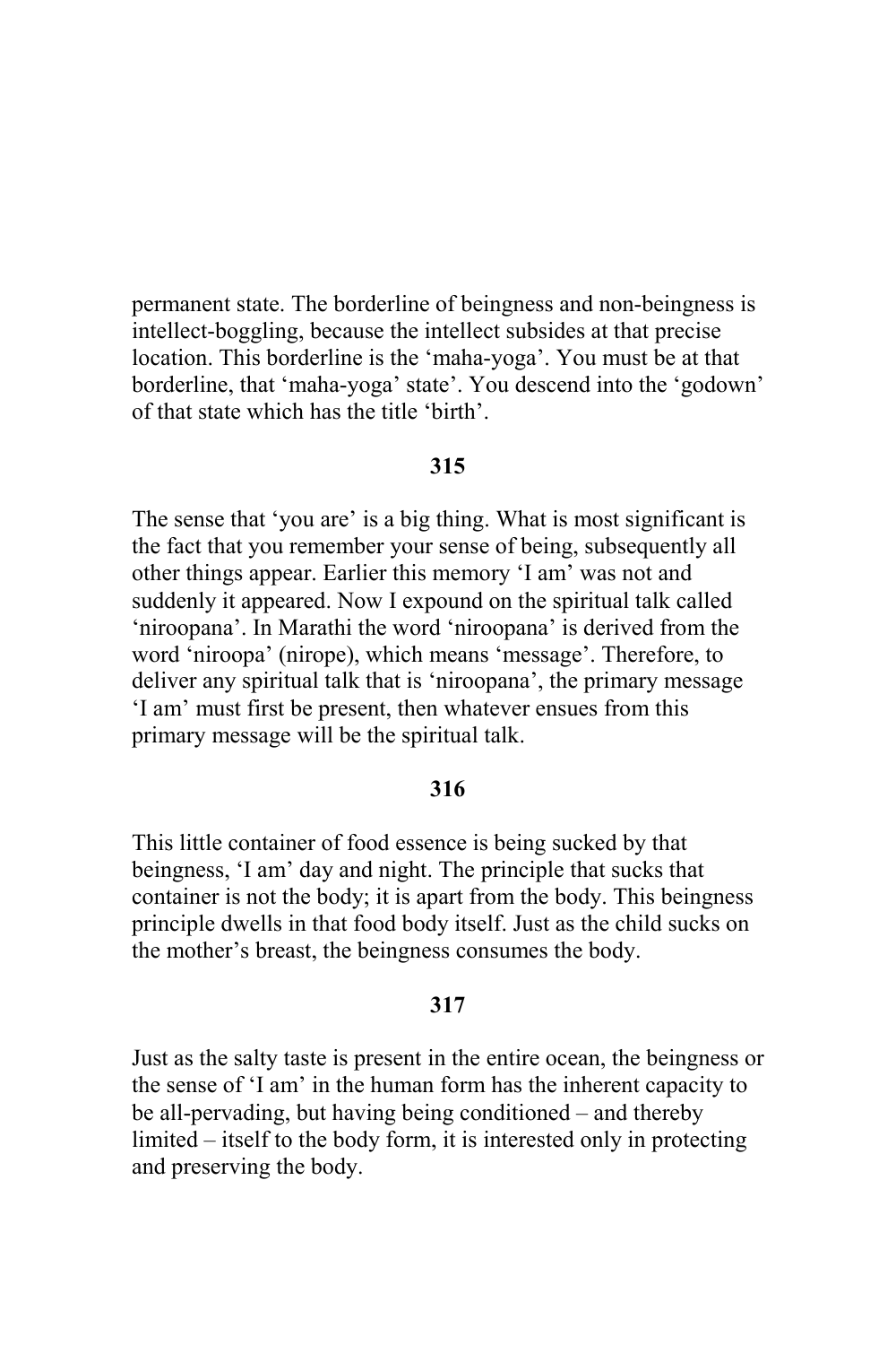permanent state. The borderline of beingness and non-beingness is intellect-boggling, because the intellect subsides at that precise location. This borderline is the 'maha-yoga'. You must be at that borderline, that 'maha-yoga' state'. You descend into the 'godown' of that state which has the title 'birth'.

**315**

The sense that 'you are' is a big thing. What is most significant is the fact that you remember your sense of being, subsequently all other things appear. Earlier this memory 'I am' was not and suddenly it appeared. Now I expound on the spiritual talk called 'niroopana'. In Marathi the word 'niroopana' is derived from the word 'niroopa' (nirope), which means 'message'. Therefore, to deliver any spiritual talk that is 'niroopana', the primary message 'I am' must first be present, then whatever ensues from this primary message will be the spiritual talk.

**316**

This little container of food essence is being sucked by that beingness, 'I am' day and night. The principle that sucks that container is not the body; it is apart from the body. This beingness principle dwells in that food body itself. Just as the child sucks on the mother's breast, the beingness consumes the body.

**317**

Just as the salty taste is present in the entire ocean, the beingness or the sense of 'I am' in the human form has the inherent capacity to be all-pervading, but having being conditioned – and thereby limited – itself to the body form, it is interested only in protecting and preserving the body.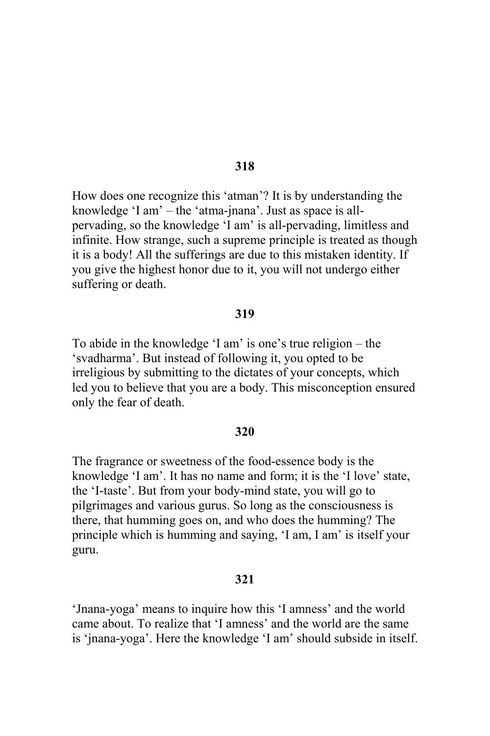**318**

How does one recognize this 'atman'? It is by understanding the knowledge 'I am' – the 'atma-jnana'. Just as space is all-pervading, so the knowledge 'I am' is all-pervading, limitless and infinite. How strange, such a supreme principle is treated as though it is a body! All the sufferings are due to this mistaken identity. If you give the highest honor due to it, you will not undergo either suffering or death.

**319**

To abide in the knowledge 'I am' is one's true religion – the 'svadharma'. But instead of following it, you opted to be irreligious by submitting to the dictates of your concepts, which led you to believe that you are a body. This misconception ensured only the fear of death.

**320**

The fragrance or sweetness of the food-essence body is the knowledge 'I am'. It has no name and form; it is the 'I love' state, the 'I-taste'. But from your body-mind state, you will go to pilgrimages and various gurus. So long as the consciousness is there, that humming goes on, and who does the humming? The principle which is humming and saying, 'I am, I am' is itself your guru.

**321**

'Jnana-yoga' means to inquire how this 'I amness' and the world came about. To realize that 'I amness' and the world are the same is 'jnana-yoga'. Here the knowledge 'I am' should subside in itself.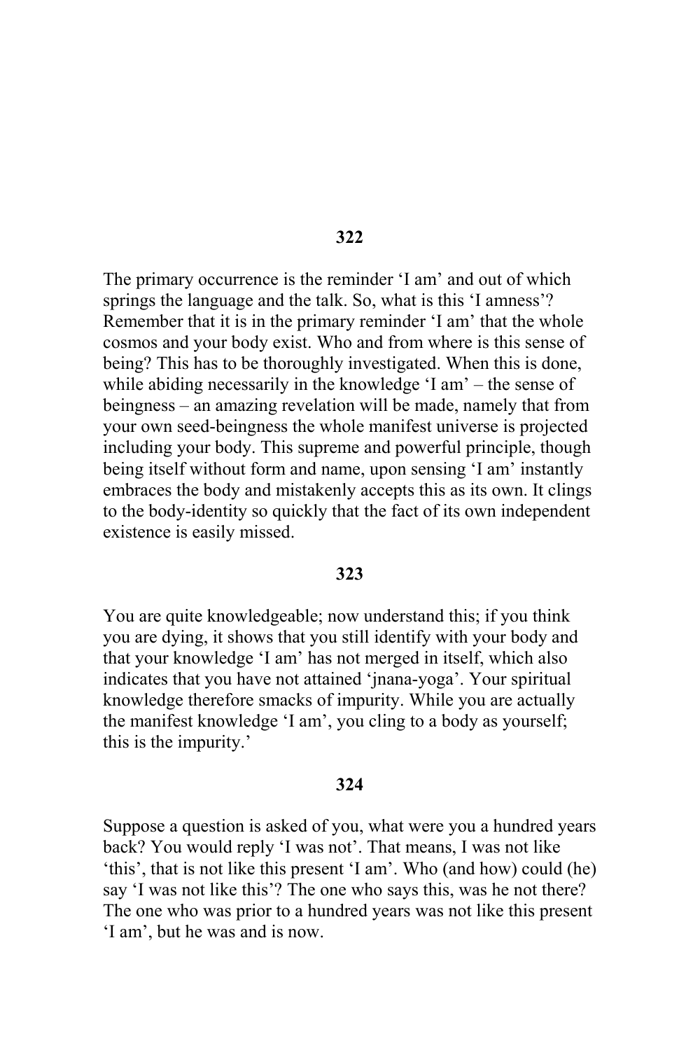**322**

The primary occurrence is the reminder 'I am' and out of which springs the language and the talk. So, what is this 'I amness'? Remember that it is in the primary reminder 'I am' that the whole cosmos and your body exist. Who and from where is this sense of being? This has to be thoroughly investigated. When this is done, while abiding necessarily in the knowledge 'I am' – the sense of beingness – an amazing revelation will be made, namely that from your own seed-beingness the whole manifest universe is projected including your body. This supreme and powerful principle, though being itself without form and name, upon sensing 'I am' instantly embraces the body and mistakenly accepts this as its own. It clings to the body-identity so quickly that the fact of its own independent existence is easily missed.

**323**

You are quite knowledgeable; now understand this; if you think you are dying, it shows that you still identify with your body and that your knowledge 'I am' has not merged in itself, which also indicates that you have not attained 'jnana-yoga'. Your spiritual knowledge therefore smacks of impurity. While you are actually the manifest knowledge 'I am', you cling to a body as yourself; this is the impurity.'

**324**

Suppose a question is asked of you, what were you a hundred years back? You would reply 'I was not'. That means, I was not like 'this', that is not like this present 'I am'. Who (and how) could (he) say 'I was not like this'? The one who says this, was he not there? The one who was prior to a hundred years was not like this present 'I am', but he was and is now.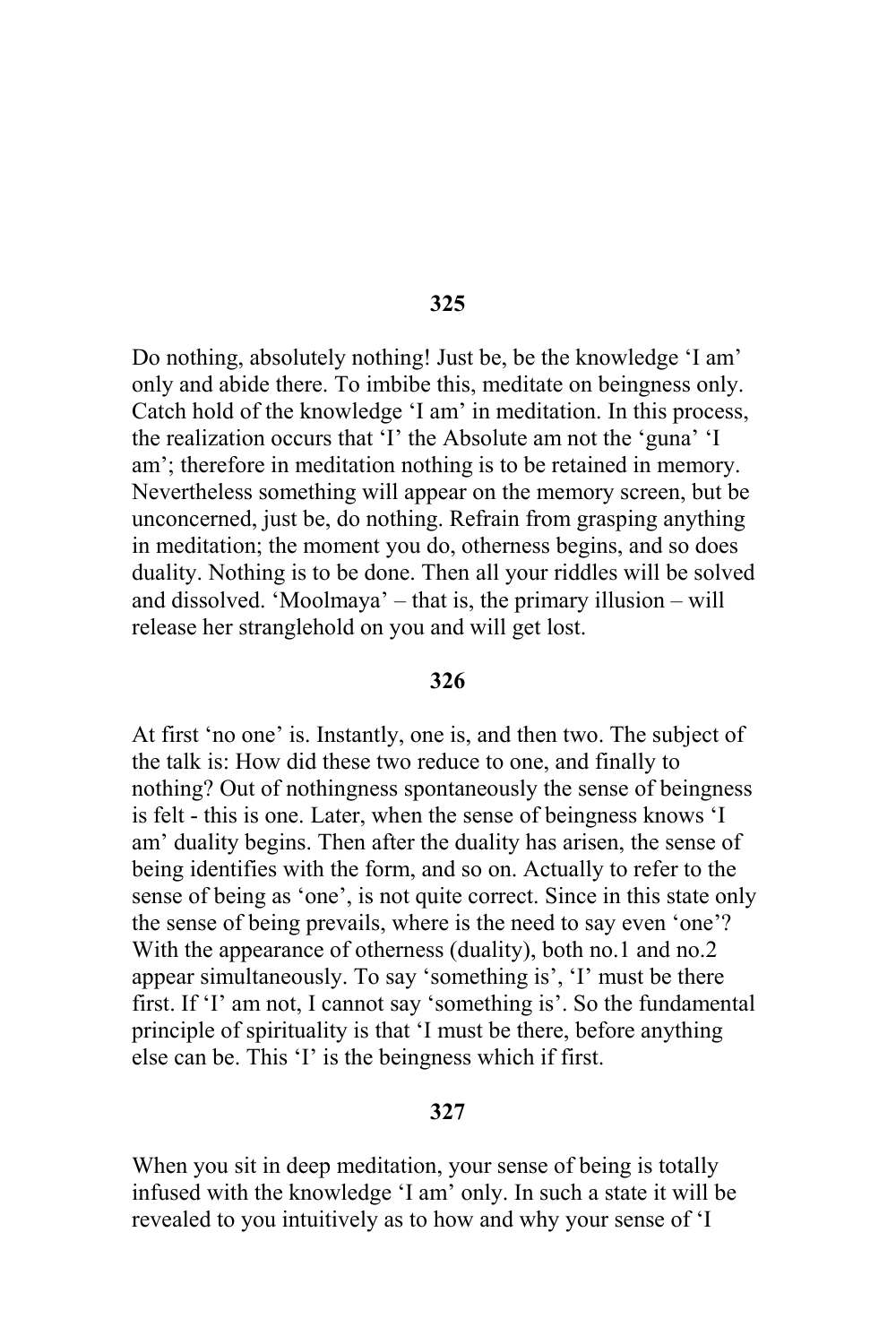**325**

Do nothing, absolutely nothing! Just be, be the knowledge 'I am' only and abide there. To imbibe this, meditate on beingness only. Catch hold of the knowledge 'I am' in meditation. In this process, the realization occurs that 'I' the Absolute am not the 'guna' 'I am'; therefore in meditation nothing is to be retained in memory. Nevertheless something will appear on the memory screen, but be unconcerned, just be, do nothing. Refrain from grasping anything in meditation; the moment you do, otherness begins, and so does duality. Nothing is to be done. Then all your riddles will be solved and dissolved. 'Moolmaya' – that is, the primary illusion – will release her stranglehold on you and will get lost.

**326**

At first 'no one' is. Instantly, one is, and then two. The subject of the talk is: How did these two reduce to one, and finally to nothing? Out of nothingness spontaneously the sense of beingness is felt - this is one. Later, when the sense of beingness knows 'I am' duality begins. Then after the duality has arisen, the sense of being identifies with the form, and so on. Actually to refer to the sense of being as 'one', is not quite correct. Since in this state only the sense of being prevails, where is the need to say even 'one'? With the appearance of otherness (duality), both no.1 and no.2 appear simultaneously. To say 'something is', 'I' must be there first. If 'I' am not, I cannot say 'something is'. So the fundamental principle of spirituality is that 'I must be there, before anything else can be. This 'I' is the beingness which if first.

**327**

When you sit in deep meditation, your sense of being is totally infused with the knowledge 'I am' only. In such a state it will be revealed to you intuitively as to how and why your sense of 'I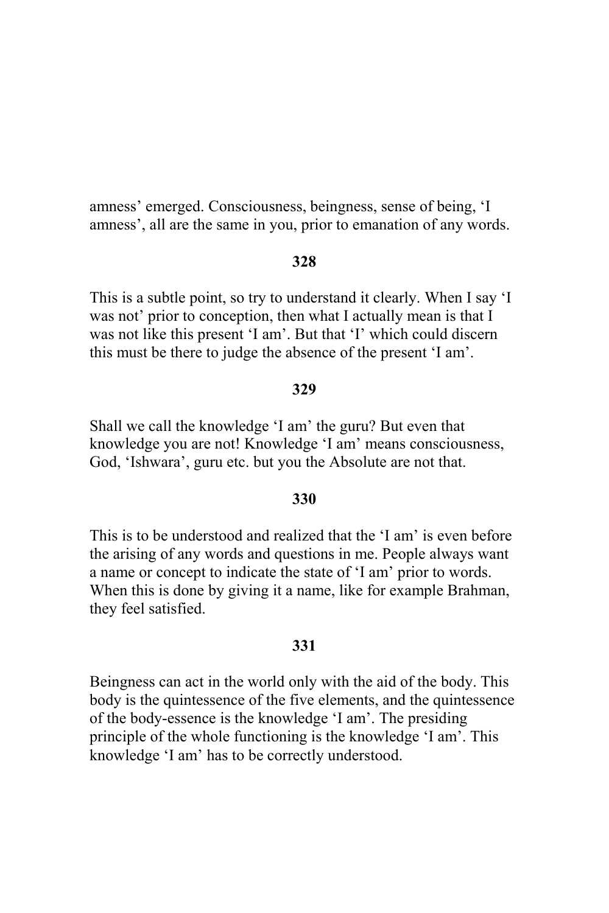amness' emerged. Consciousness, beingness, sense of being, 'I amness', all are the same in you, prior to emanation of any words.

**328**

This is a subtle point, so try to understand it clearly. When I say 'I was not' prior to conception, then what I actually mean is that I was not like this present 'I am'. But that 'I' which could discern this must be there to judge the absence of the present 'I am'.

**329**

Shall we call the knowledge 'I am' the guru? But even that knowledge you are not! Knowledge 'I am' means consciousness, God, 'Ishwara', guru etc. but you the Absolute are not that.

**330**

This is to be understood and realized that the 'I am' is even before the arising of any words and questions in me. People always want a name or concept to indicate the state of 'I am' prior to words. When this is done by giving it a name, like for example Brahman, they feel satisfied.

**331**

Beingness can act in the world only with the aid of the body. This body is the quintessence of the five elements, and the quintessence of the body-essence is the knowledge 'I am'. The presiding principle of the whole functioning is the knowledge 'I am'. This knowledge 'I am' has to be correctly understood.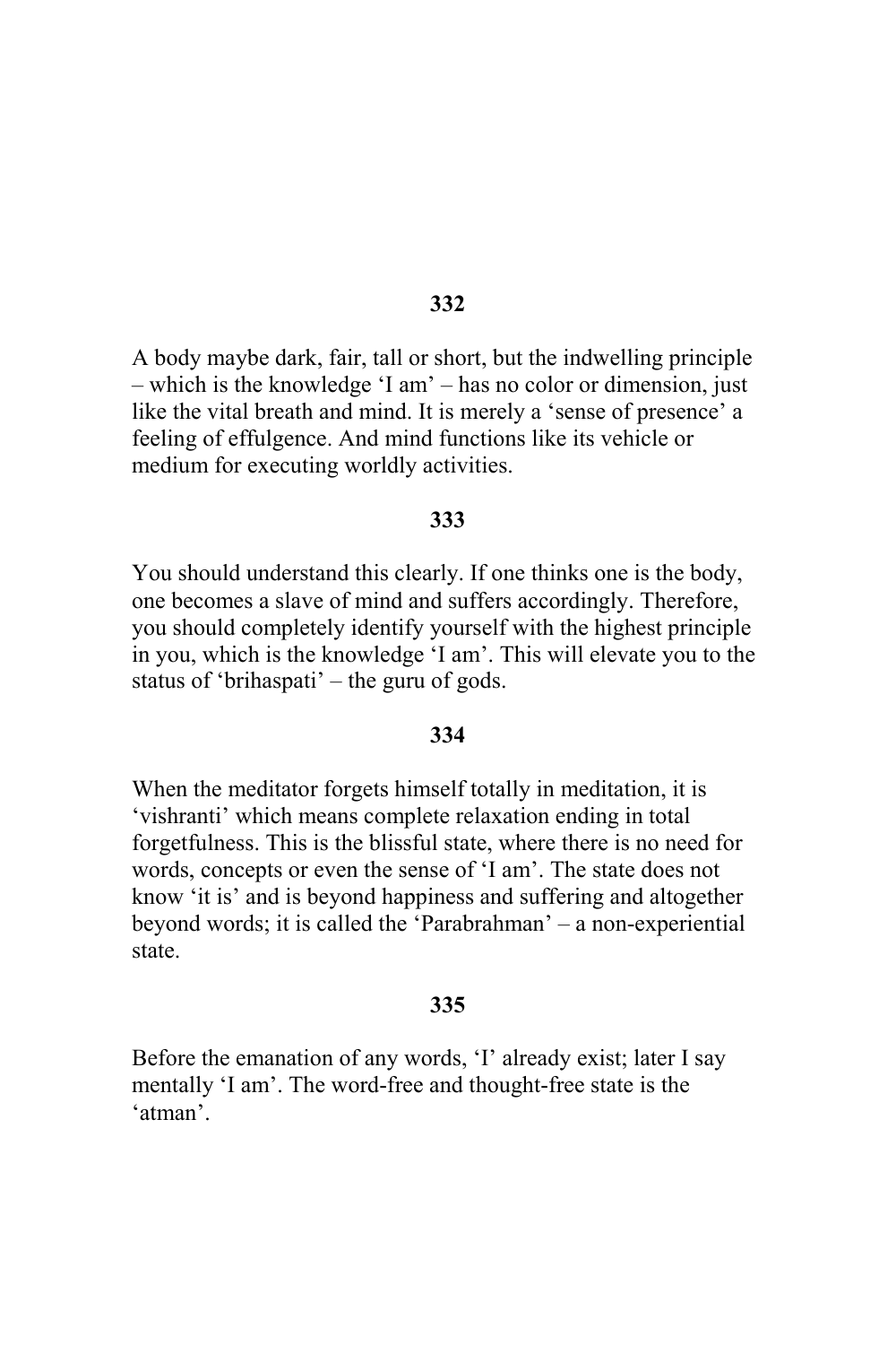**332**

A body maybe dark, fair, tall or short, but the indwelling principle – which is the knowledge 'I am' – has no color or dimension, just like the vital breath and mind. It is merely a 'sense of presence' a feeling of effulgence. And mind functions like its vehicle or medium for executing worldly activities.

**333**

You should understand this clearly. If one thinks one is the body, one becomes a slave of mind and suffers accordingly. Therefore, you should completely identify yourself with the highest principle in you, which is the knowledge 'I am'. This will elevate you to the status of 'brihaspati' – the guru of gods.

**334**

When the meditator forgets himself totally in meditation, it is 'vishranti' which means complete relaxation ending in total forgetfulness. This is the blissful state, where there is no need for words, concepts or even the sense of 'I am'. The state does not know 'it is' and is beyond happiness and suffering and altogether beyond words; it is called the 'Parabrahman' – a non-experiential state.

**335**

Before the emanation of any words, 'I' already exist; later I say mentally 'I am'. The word-free and thought-free state is the 'atman'.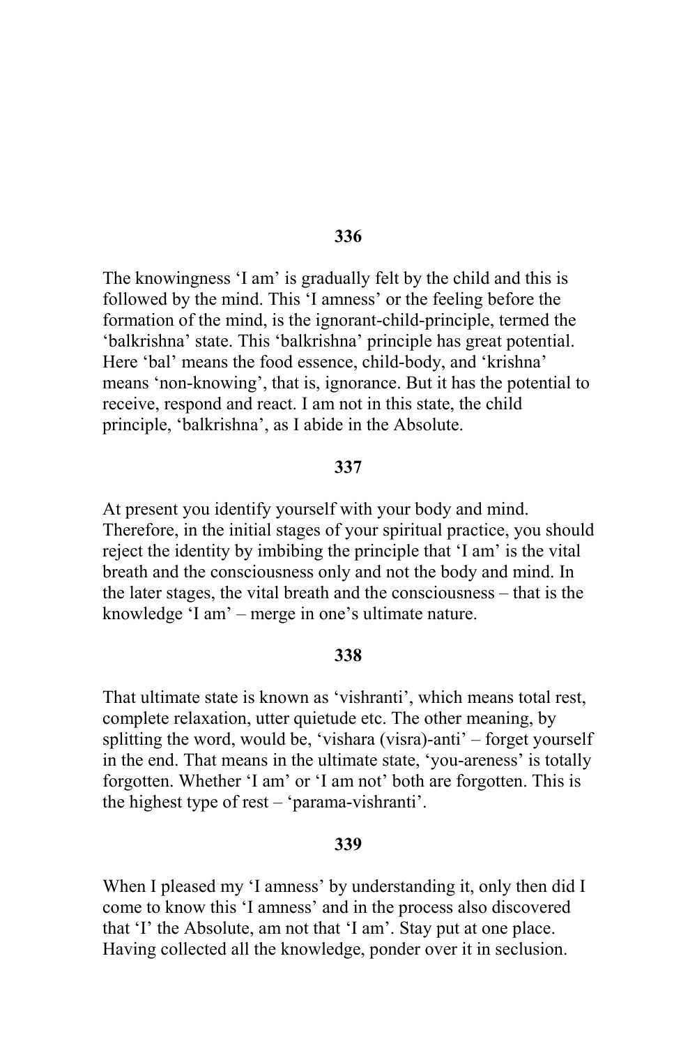**336**

The knowingness ‘I am’ is gradually felt by the child and this is followed by the mind. This ‘I amness’ or the feeling before the formation of the mind, is the ignorant-child-principle, termed the ‘balkrishna’ state. This ‘balkrishna’ principle has great potential. Here ‘bal’ means the food essence, child-body, and ‘krishna’ means ‘non-knowing’, that is, ignorance. But it has the potential to receive, respond and react. I am not in this state, the child principle, ‘balkrishna’, as I abide in the Absolute.

**337**

At present you identify yourself with your body and mind. Therefore, in the initial stages of your spiritual practice, you should reject the identity by imbibing the principle that ‘I am’ is the vital breath and the consciousness only and not the body and mind. In the later stages, the vital breath and the consciousness – that is the knowledge ‘I am’ – merge in one’s ultimate nature.

**338**

That ultimate state is known as ‘vishranti’, which means total rest, complete relaxation, utter quietude etc. The other meaning, by splitting the word, would be, ‘vishara (visra)-anti’ – forget yourself in the end. That means in the ultimate state, ‘you-areness’ is totally forgotten. Whether ‘I am’ or ‘I am not’ both are forgotten. This is the highest type of rest – ‘parama-vishranti’.

**339**

When I pleased my ‘I amness’ by understanding it, only then did I come to know this ‘I amness’ and in the process also discovered that ‘I’ the Absolute, am not that ‘I am’. Stay put at one place. Having collected all the knowledge, ponder over it in seclusion.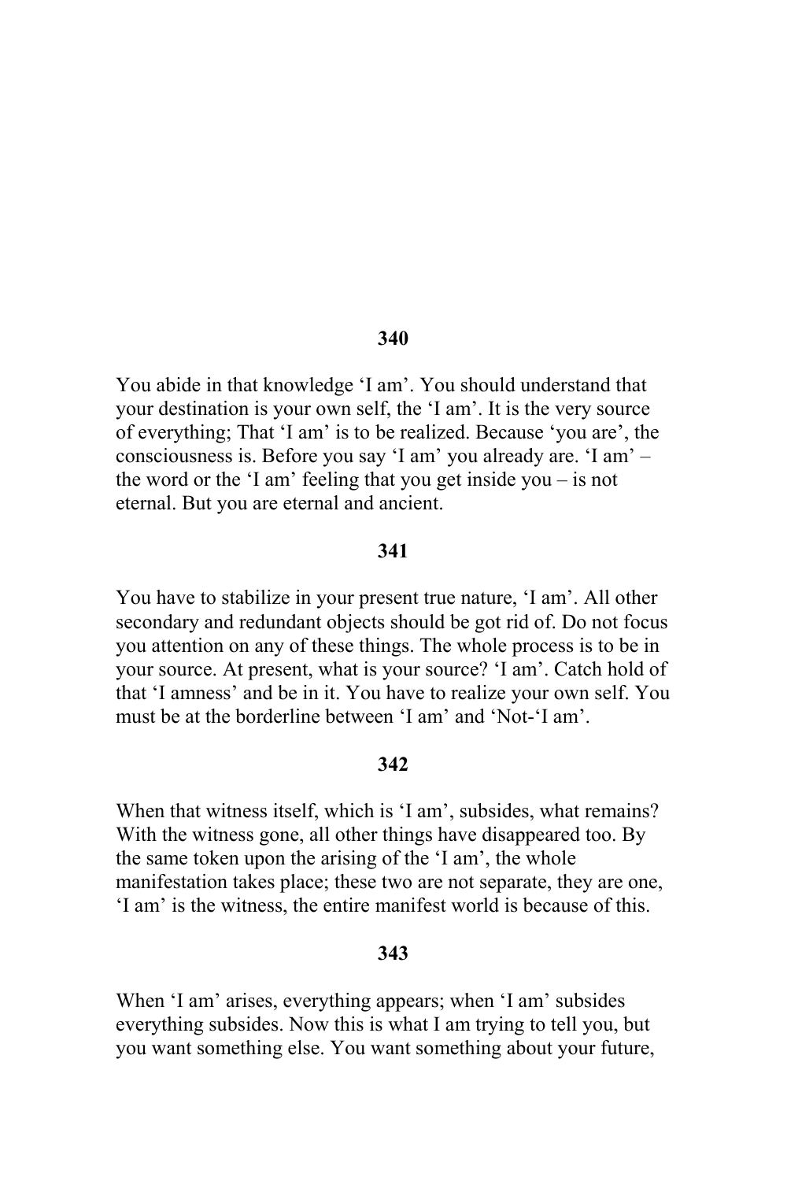**340**

You abide in that knowledge 'I am'. You should understand that your destination is your own self, the 'I am'. It is the very source of everything; That 'I am' is to be realized. Because 'you are', the consciousness is. Before you say 'I am' you already are. 'I am' – the word or the 'I am' feeling that you get inside you – is not eternal. But you are eternal and ancient.

**341**

You have to stabilize in your present true nature, 'I am'. All other secondary and redundant objects should be got rid of. Do not focus you attention on any of these things. The whole process is to be in your source. At present, what is your source? 'I am'. Catch hold of that 'I amness' and be in it. You have to realize your own self. You must be at the borderline between 'I am' and 'Not-'I am'.

**342**

When that witness itself, which is 'I am', subsides, what remains? With the witness gone, all other things have disappeared too. By the same token upon the arising of the 'I am', the whole manifestation takes place; these two are not separate, they are one, 'I am' is the witness, the entire manifest world is because of this.

**343**

When 'I am' arises, everything appears; when 'I am' subsides everything subsides. Now this is what I am trying to tell you, but you want something else. You want something about your future,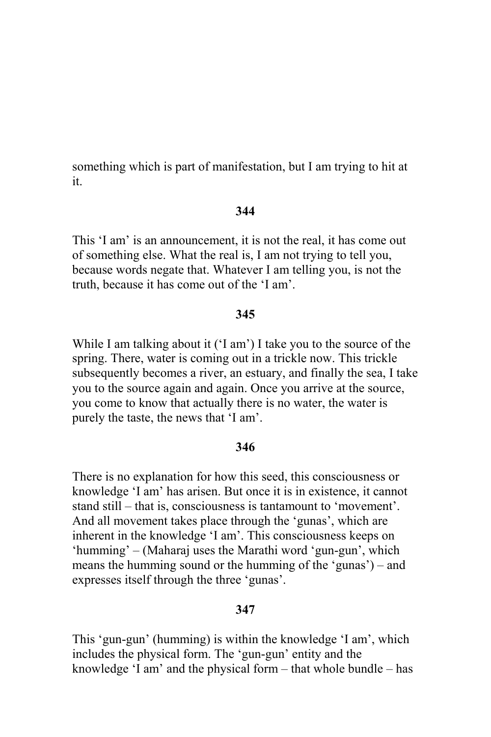something which is part of manifestation, but I am trying to hit at it.

**344**

This 'I am' is an announcement, it is not the real, it has come out of something else. What the real is, I am not trying to tell you, because words negate that. Whatever I am telling you, is not the truth, because it has come out of the 'I am'.

**345**

While I am talking about it ('I am') I take you to the source of the spring. There, water is coming out in a trickle now. This trickle subsequently becomes a river, an estuary, and finally the sea, I take you to the source again and again. Once you arrive at the source, you come to know that actually there is no water, the water is purely the taste, the news that 'I am'.

**346**

There is no explanation for how this seed, this consciousness or knowledge 'I am' has arisen. But once it is in existence, it cannot stand still – that is, consciousness is tantamount to 'movement'. And all movement takes place through the 'gunas', which are inherent in the knowledge 'I am'. This consciousness keeps on 'humming' – (Maharaj uses the Marathi word 'gun-gun', which means the humming sound or the humming of the 'gunas') – and expresses itself through the three 'gunas'.

**347**

This 'gun-gun' (humming) is within the knowledge 'I am', which includes the physical form. The 'gun-gun' entity and the knowledge 'I am' and the physical form – that whole bundle – has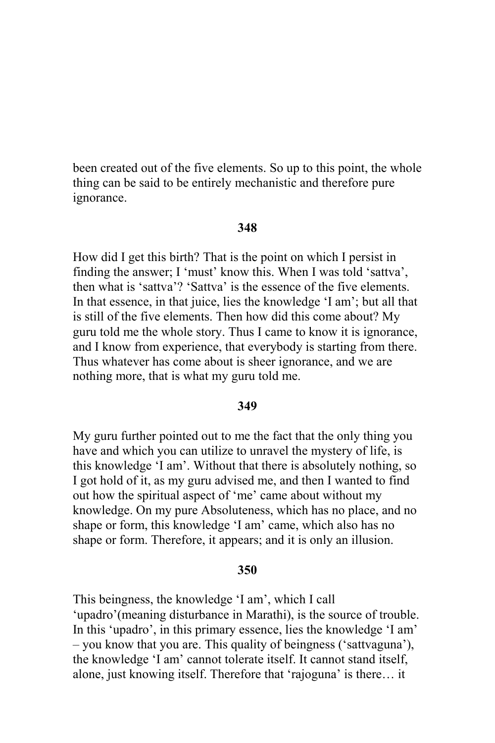been created out of the five elements. So up to this point, the whole thing can be said to be entirely mechanistic and therefore pure ignorance.

**348**

How did I get this birth? That is the point on which I persist in finding the answer; I 'must' know this. When I was told 'sattva', then what is 'sattva'? 'Sattva' is the essence of the five elements. In that essence, in that juice, lies the knowledge 'I am'; but all that is still of the five elements. Then how did this come about? My guru told me the whole story. Thus I came to know it is ignorance, and I know from experience, that everybody is starting from there. Thus whatever has come about is sheer ignorance, and we are nothing more, that is what my guru told me.

**349**

My guru further pointed out to me the fact that the only thing you have and which you can utilize to unravel the mystery of life, is this knowledge 'I am'. Without that there is absolutely nothing, so I got hold of it, as my guru advised me, and then I wanted to find out how the spiritual aspect of 'me' came about without my knowledge. On my pure Absoluteness, which has no place, and no shape or form, this knowledge 'I am' came, which also has no shape or form. Therefore, it appears; and it is only an illusion.

**350**

This beingness, the knowledge 'I am', which I call 'upadro'(meaning disturbance in Marathi), is the source of trouble. In this 'upadro', in this primary essence, lies the knowledge 'I am' – you know that you are. This quality of beingness ('sattvaguna'), the knowledge 'I am' cannot tolerate itself. It cannot stand itself, alone, just knowing itself. Therefore that 'rajoguna' is there… it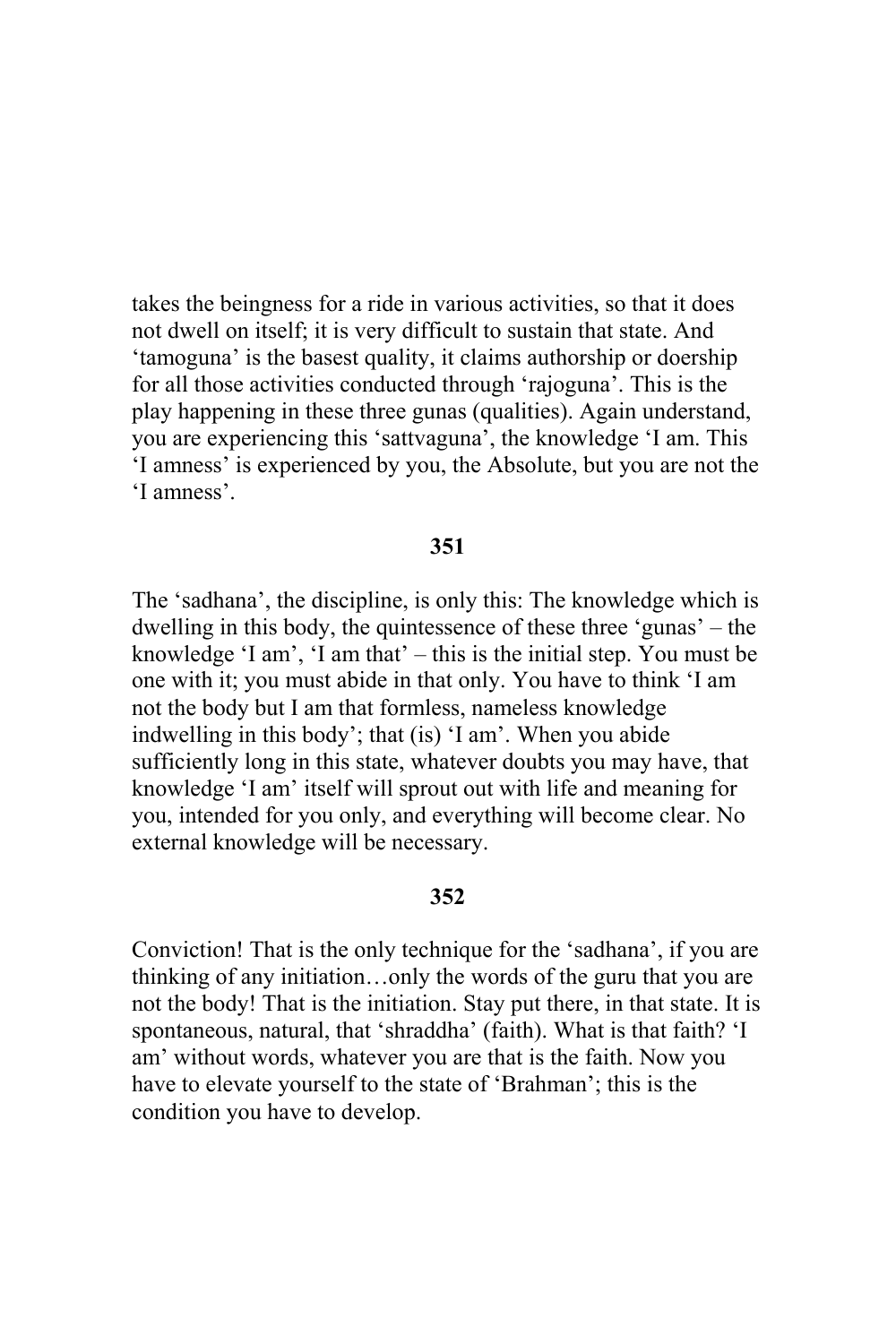takes the beingness for a ride in various activities, so that it does not dwell on itself; it is very difficult to sustain that state. And 'tamoguna' is the basest quality, it claims authorship or doership for all those activities conducted through 'rajoguna'. This is the play happening in these three gunas (qualities). Again understand, you are experiencing this 'sattvaguna', the knowledge 'I am. This 'I amness' is experienced by you, the Absolute, but you are not the 'I amness'.

**351**

The 'sadhana', the discipline, is only this: The knowledge which is dwelling in this body, the quintessence of these three 'gunas' – the knowledge 'I am', 'I am that' – this is the initial step. You must be one with it; you must abide in that only. You have to think 'I am not the body but I am that formless, nameless knowledge indwelling in this body'; that (is) 'I am'. When you abide sufficiently long in this state, whatever doubts you may have, that knowledge 'I am' itself will sprout out with life and meaning for you, intended for you only, and everything will become clear. No external knowledge will be necessary.

**352**

Conviction! That is the only technique for the 'sadhana', if you are thinking of any initiation…only the words of the guru that you are not the body! That is the initiation. Stay put there, in that state. It is spontaneous, natural, that 'shraddha' (faith). What is that faith? 'I am' without words, whatever you are that is the faith. Now you have to elevate yourself to the state of 'Brahman'; this is the condition you have to develop.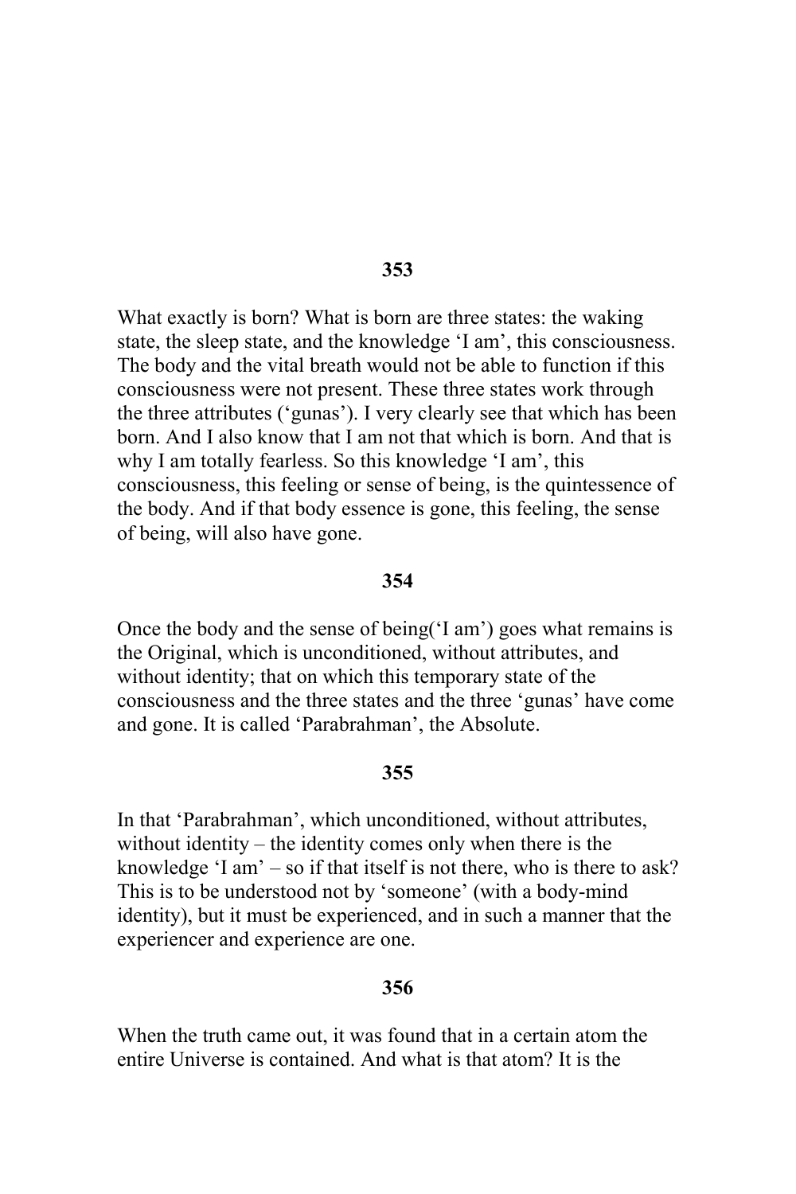**353**

What exactly is born? What is born are three states: the waking state, the sleep state, and the knowledge 'I am', this consciousness. The body and the vital breath would not be able to function if this consciousness were not present. These three states work through the three attributes ('gunas'). I very clearly see that which has been born. And I also know that I am not that which is born. And that is why I am totally fearless. So this knowledge 'I am', this consciousness, this feeling or sense of being, is the quintessence of the body. And if that body essence is gone, this feeling, the sense of being, will also have gone.

**354**

Once the body and the sense of being('I am') goes what remains is the Original, which is unconditioned, without attributes, and without identity; that on which this temporary state of the consciousness and the three states and the three 'gunas' have come and gone. It is called 'Parabrahman', the Absolute.

**355**

In that 'Parabrahman', which unconditioned, without attributes, without identity – the identity comes only when there is the knowledge 'I am' – so if that itself is not there, who is there to ask? This is to be understood not by 'someone' (with a body-mind identity), but it must be experienced, and in such a manner that the experiencer and experience are one.

**356**

When the truth came out, it was found that in a certain atom the entire Universe is contained. And what is that atom? It is the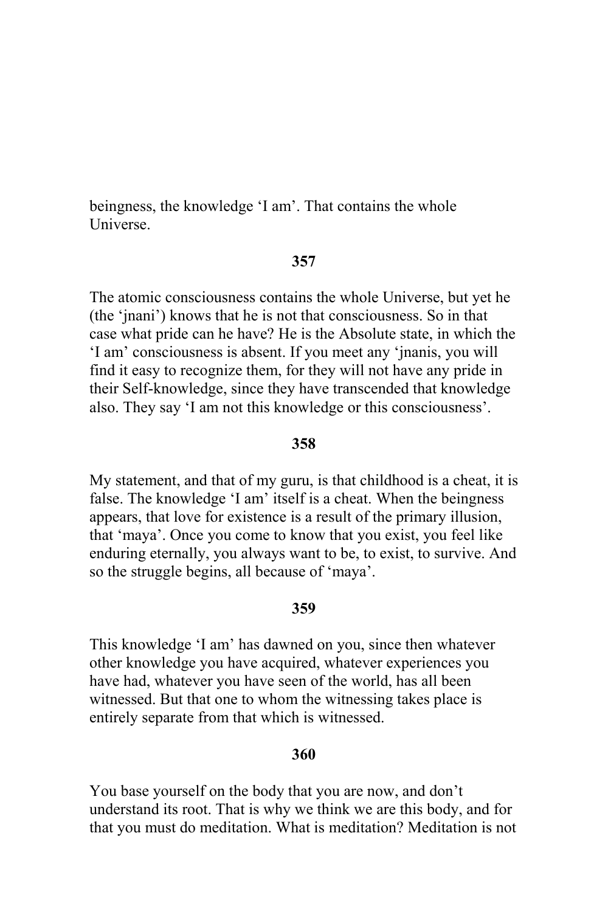beingness, the knowledge 'I am'. That contains the whole Universe.

**357**

The atomic consciousness contains the whole Universe, but yet he (the 'jnani') knows that he is not that consciousness. So in that case what pride can he have? He is the Absolute state, in which the 'I am' consciousness is absent. If you meet any 'jnanis, you will find it easy to recognize them, for they will not have any pride in their Self-knowledge, since they have transcended that knowledge also. They say 'I am not this knowledge or this consciousness'.

**358**

My statement, and that of my guru, is that childhood is a cheat, it is false. The knowledge 'I am' itself is a cheat. When the beingness appears, that love for existence is a result of the primary illusion, that 'maya'. Once you come to know that you exist, you feel like enduring eternally, you always want to be, to exist, to survive. And so the struggle begins, all because of 'maya'.

**359**

This knowledge 'I am' has dawned on you, since then whatever other knowledge you have acquired, whatever experiences you have had, whatever you have seen of the world, has all been witnessed. But that one to whom the witnessing takes place is entirely separate from that which is witnessed.

**360**

You base yourself on the body that you are now, and don't understand its root. That is why we think we are this body, and for that you must do meditation. What is meditation? Meditation is not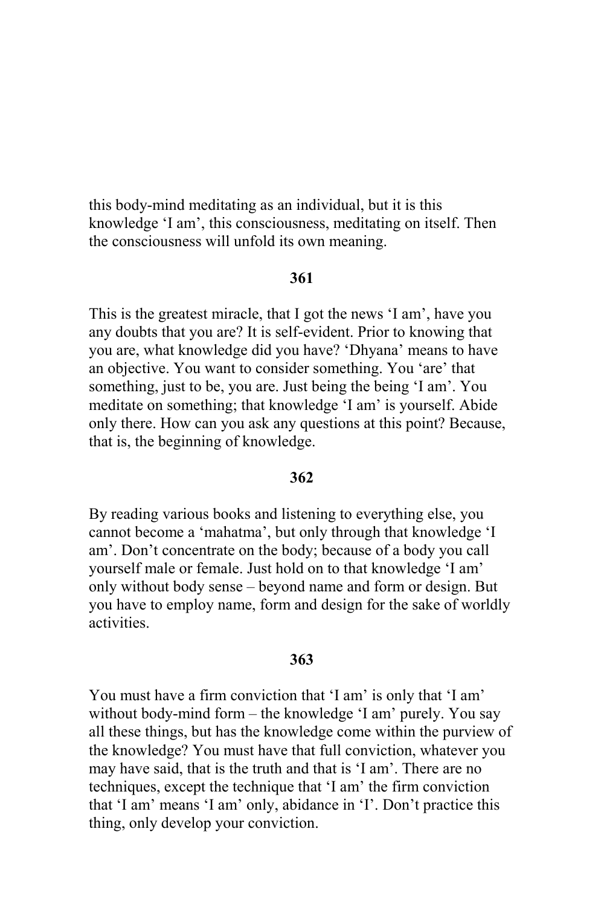this body-mind meditating as an individual, but it is this knowledge 'I am', this consciousness, meditating on itself. Then the consciousness will unfold its own meaning.

**361**

This is the greatest miracle, that I got the news 'I am', have you any doubts that you are? It is self-evident. Prior to knowing that you are, what knowledge did you have? 'Dhyana' means to have an objective. You want to consider something. You 'are' that something, just to be, you are. Just being the being 'I am'. You meditate on something; that knowledge 'I am' is yourself. Abide only there. How can you ask any questions at this point? Because, that is, the beginning of knowledge.

**362**

By reading various books and listening to everything else, you cannot become a 'mahatma', but only through that knowledge 'I am'. Don't concentrate on the body; because of a body you call yourself male or female. Just hold on to that knowledge 'I am' only without body sense – beyond name and form or design. But you have to employ name, form and design for the sake of worldly activities.

**363**

You must have a firm conviction that 'I am' is only that 'I am' without body-mind form – the knowledge 'I am' purely. You say all these things, but has the knowledge come within the purview of the knowledge? You must have that full conviction, whatever you may have said, that is the truth and that is 'I am'. There are no techniques, except the technique that 'I am' the firm conviction that 'I am' means 'I am' only, abidance in 'I'. Don't practice this thing, only develop your conviction.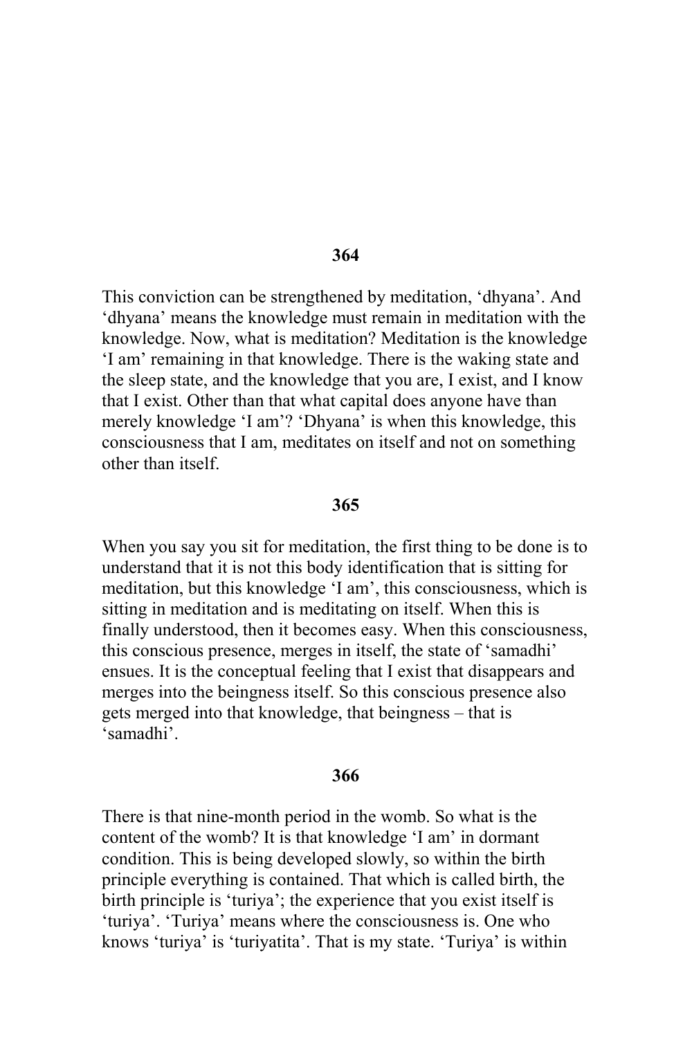**364**

This conviction can be strengthened by meditation, 'dhyana'. And 'dhyana' means the knowledge must remain in meditation with the knowledge. Now, what is meditation? Meditation is the knowledge 'I am' remaining in that knowledge. There is the waking state and the sleep state, and the knowledge that you are, I exist, and I know that I exist. Other than that what capital does anyone have than merely knowledge 'I am'? 'Dhyana' is when this knowledge, this consciousness that I am, meditates on itself and not on something other than itself.

**365**

When you say you sit for meditation, the first thing to be done is to understand that it is not this body identification that is sitting for meditation, but this knowledge 'I am', this consciousness, which is sitting in meditation and is meditating on itself. When this is finally understood, then it becomes easy. When this consciousness, this conscious presence, merges in itself, the state of 'samadhi' ensues. It is the conceptual feeling that I exist that disappears and merges into the beingness itself. So this conscious presence also gets merged into that knowledge, that beingness – that is 'samadhi'.

**366**

There is that nine-month period in the womb. So what is the content of the womb? It is that knowledge 'I am' in dormant condition. This is being developed slowly, so within the birth principle everything is contained. That which is called birth, the birth principle is 'turiya'; the experience that you exist itself is 'turiya'. 'Turiya' means where the consciousness is. One who knows 'turiya' is 'turiyatita'. That is my state. 'Turiya' is within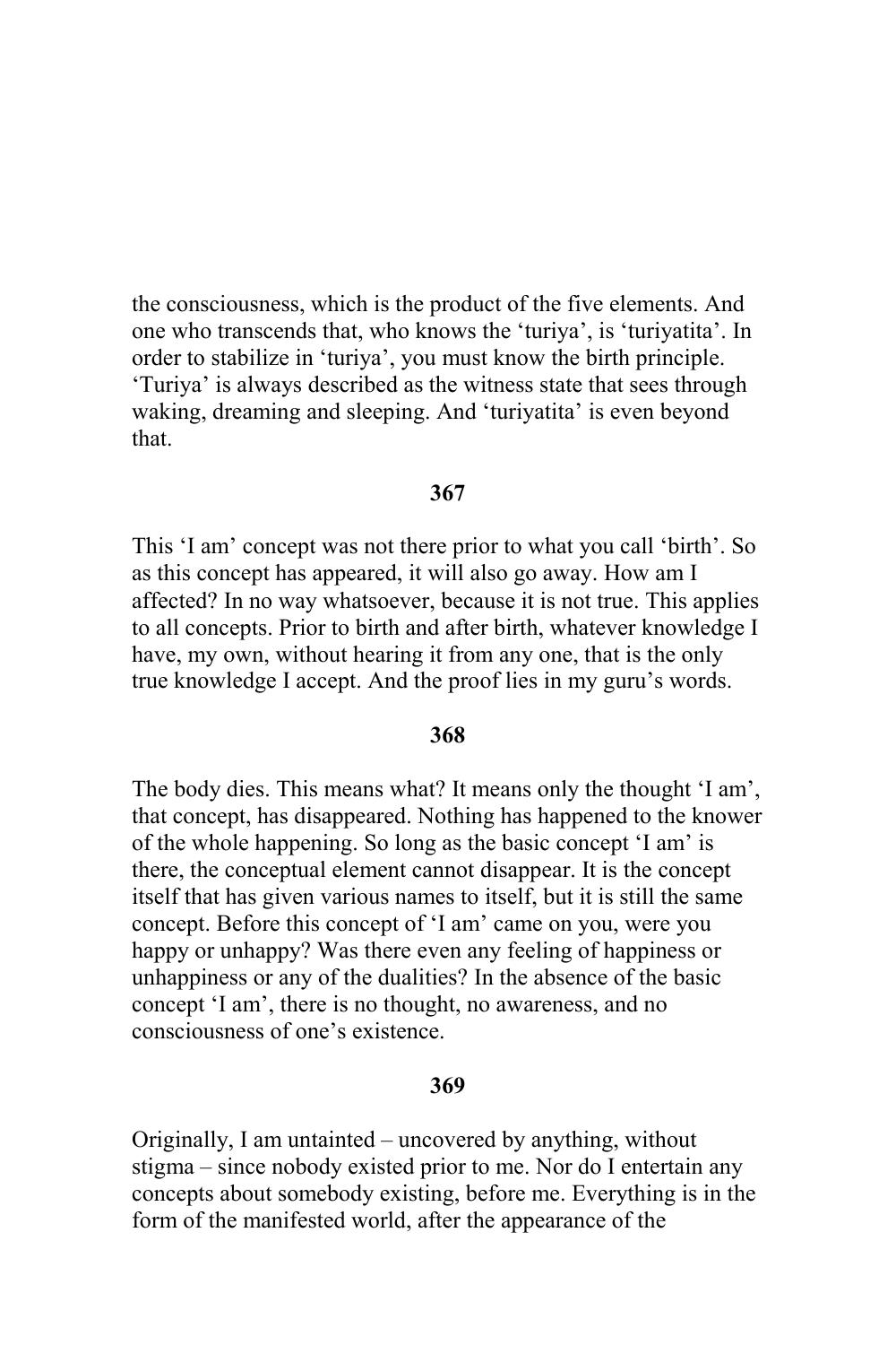the consciousness, which is the product of the five elements. And one who transcends that, who knows the ‘turiya’, is ‘turiyatita’. In order to stabilize in ‘turiya’, you must know the birth principle. ‘Turiya’ is always described as the witness state that sees through waking, dreaming and sleeping. And ‘turiyatita’ is even beyond that.

**367**

This ‘I am’ concept was not there prior to what you call ‘birth’. So as this concept has appeared, it will also go away. How am I affected? In no way whatsoever, because it is not true. This applies to all concepts. Prior to birth and after birth, whatever knowledge I have, my own, without hearing it from any one, that is the only true knowledge I accept. And the proof lies in my guru’s words.

**368**

The body dies. This means what? It means only the thought ‘I am’, that concept, has disappeared. Nothing has happened to the knower of the whole happening. So long as the basic concept ‘I am’ is there, the conceptual element cannot disappear. It is the concept itself that has given various names to itself, but it is still the same concept. Before this concept of ‘I am’ came on you, were you happy or unhappy? Was there even any feeling of happiness or unhappiness or any of the dualities? In the absence of the basic concept ‘I am’, there is no thought, no awareness, and no consciousness of one’s existence.

**369**

Originally, I am untainted – uncovered by anything, without stigma – since nobody existed prior to me. Nor do I entertain any concepts about somebody existing, before me. Everything is in the form of the manifested world, after the appearance of the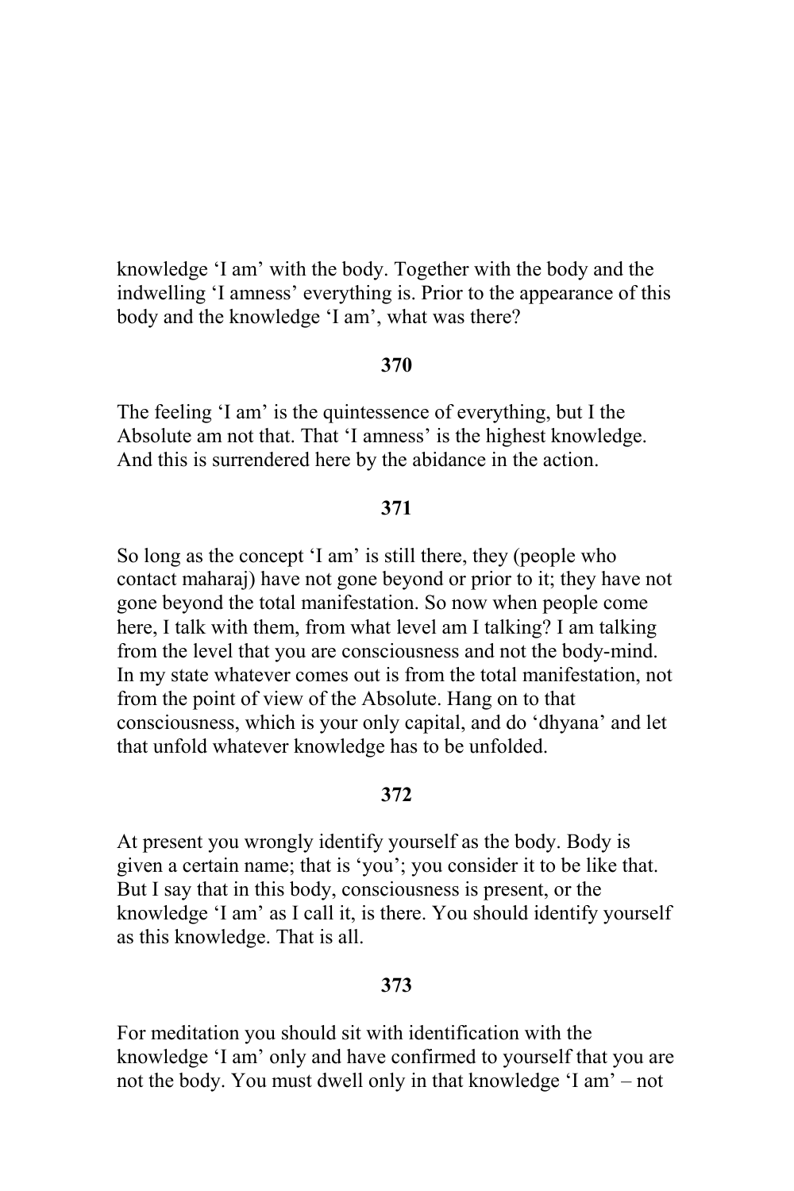knowledge 'I am' with the body. Together with the body and the indwelling 'I amness' everything is. Prior to the appearance of this body and the knowledge 'I am', what was there?

**370**

The feeling 'I am' is the quintessence of everything, but I the Absolute am not that. That 'I amness' is the highest knowledge. And this is surrendered here by the abidance in the action.

**371**

So long as the concept 'I am' is still there, they (people who contact maharaj) have not gone beyond or prior to it; they have not gone beyond the total manifestation. So now when people come here, I talk with them, from what level am I talking? I am talking from the level that you are consciousness and not the body-mind. In my state whatever comes out is from the total manifestation, not from the point of view of the Absolute. Hang on to that consciousness, which is your only capital, and do 'dhyana' and let that unfold whatever knowledge has to be unfolded.

**372**

At present you wrongly identify yourself as the body. Body is given a certain name; that is 'you'; you consider it to be like that. But I say that in this body, consciousness is present, or the knowledge 'I am' as I call it, is there. You should identify yourself as this knowledge. That is all.

**373**

For meditation you should sit with identification with the knowledge 'I am' only and have confirmed to yourself that you are not the body. You must dwell only in that knowledge 'I am' – not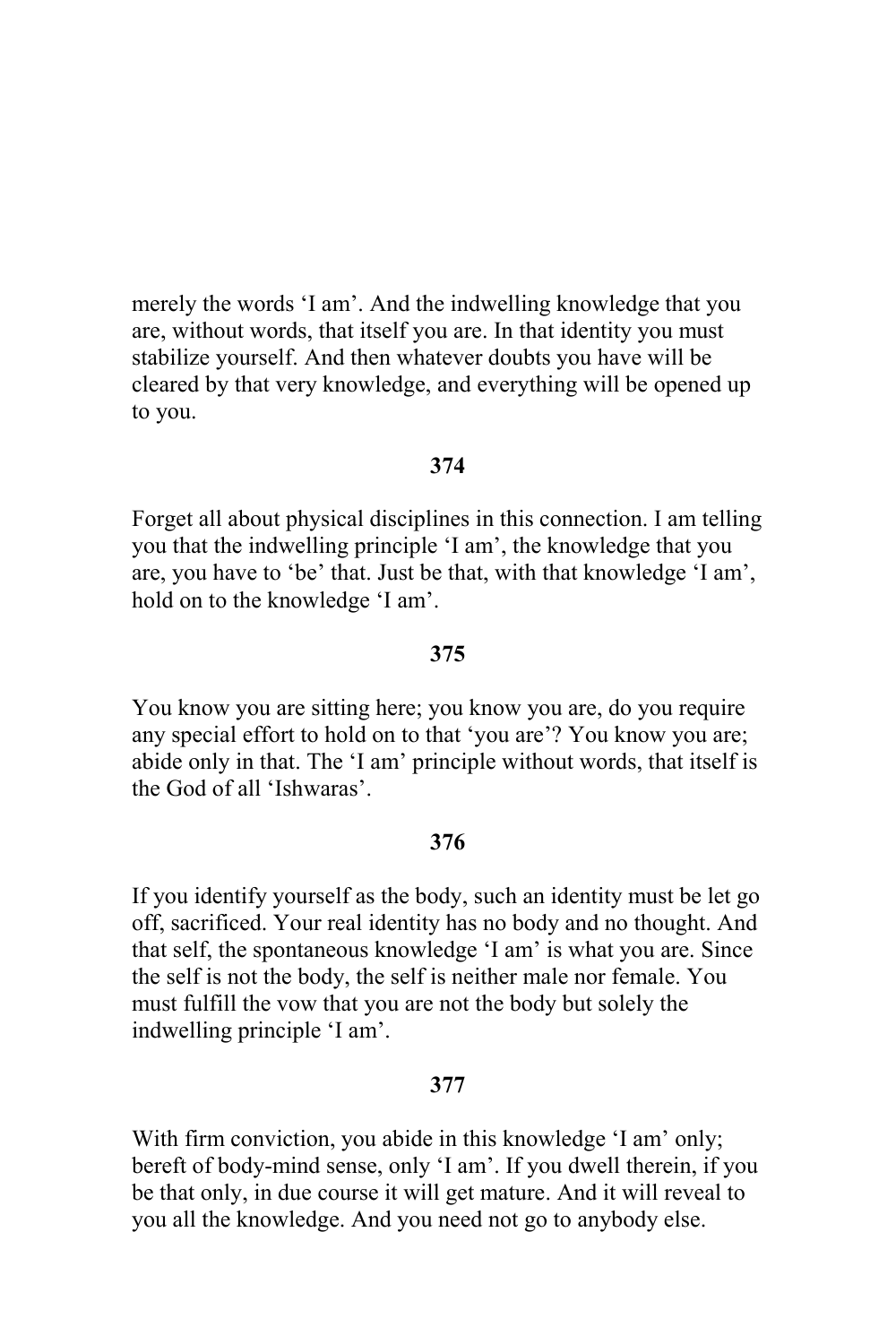merely the words 'I am'. And the indwelling knowledge that you are, without words, that itself you are. In that identity you must stabilize yourself. And then whatever doubts you have will be cleared by that very knowledge, and everything will be opened up to you.

**374**

Forget all about physical disciplines in this connection. I am telling you that the indwelling principle 'I am', the knowledge that you are, you have to 'be' that. Just be that, with that knowledge 'I am', hold on to the knowledge 'I am'.

**375**

You know you are sitting here; you know you are, do you require any special effort to hold on to that 'you are'? You know you are; abide only in that. The 'I am' principle without words, that itself is the God of all 'Ishwaras'.

**376**

If you identify yourself as the body, such an identity must be let go off, sacrificed. Your real identity has no body and no thought. And that self, the spontaneous knowledge 'I am' is what you are. Since the self is not the body, the self is neither male nor female. You must fulfill the vow that you are not the body but solely the indwelling principle 'I am'.

**377**

With firm conviction, you abide in this knowledge 'I am' only; bereft of body-mind sense, only 'I am'. If you dwell therein, if you be that only, in due course it will get mature. And it will reveal to you all the knowledge. And you need not go to anybody else.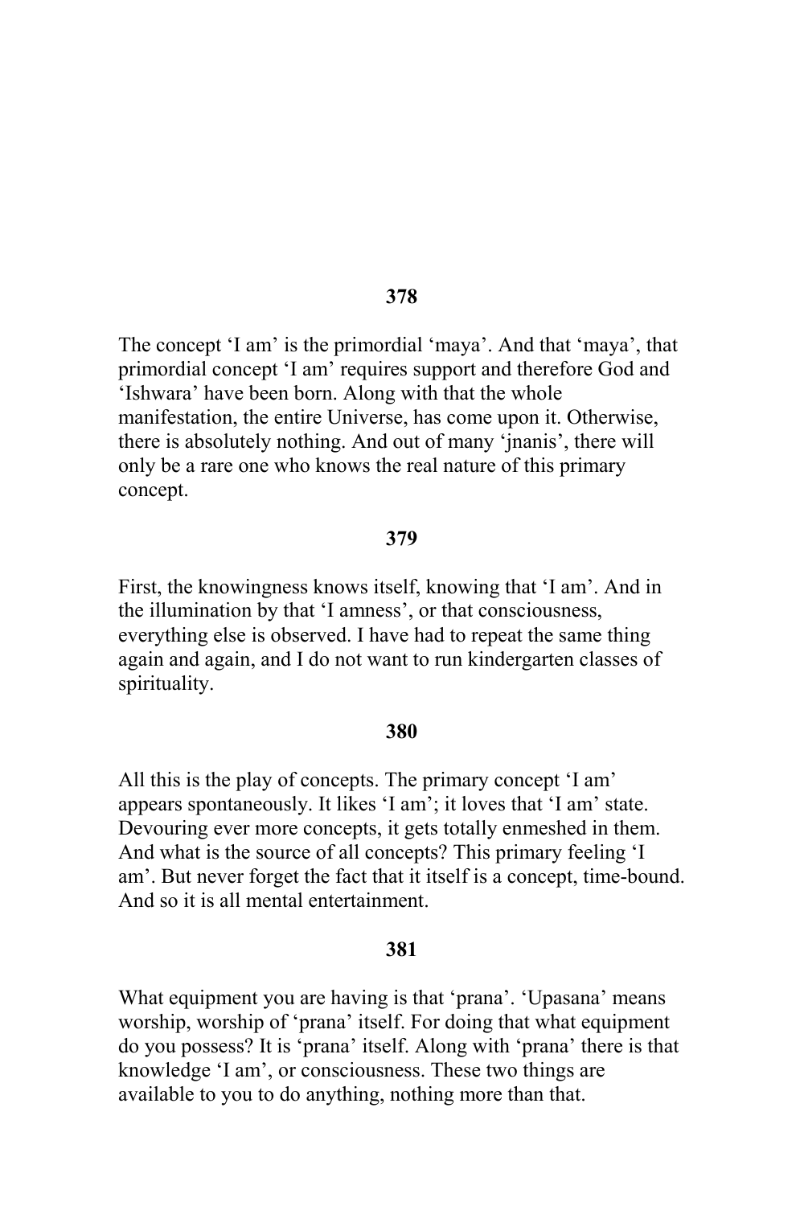**378**

The concept 'I am' is the primordial 'maya'. And that 'maya', that primordial concept 'I am' requires support and therefore God and 'Ishwara' have been born. Along with that the whole manifestation, the entire Universe, has come upon it. Otherwise, there is absolutely nothing. And out of many 'jnanis', there will only be a rare one who knows the real nature of this primary concept.

**379**

First, the knowingness knows itself, knowing that 'I am'. And in the illumination by that 'I amness', or that consciousness, everything else is observed. I have had to repeat the same thing again and again, and I do not want to run kindergarten classes of spirituality.

**380**

All this is the play of concepts. The primary concept 'I am' appears spontaneously. It likes 'I am'; it loves that 'I am' state. Devouring ever more concepts, it gets totally enmeshed in them. And what is the source of all concepts? This primary feeling 'I am'. But never forget the fact that it itself is a concept, time-bound. And so it is all mental entertainment.

**381**

What equipment you are having is that 'prana'. 'Upasana' means worship, worship of 'prana' itself. For doing that what equipment do you possess? It is 'prana' itself. Along with 'prana' there is that knowledge 'I am', or consciousness. These two things are available to you to do anything, nothing more than that.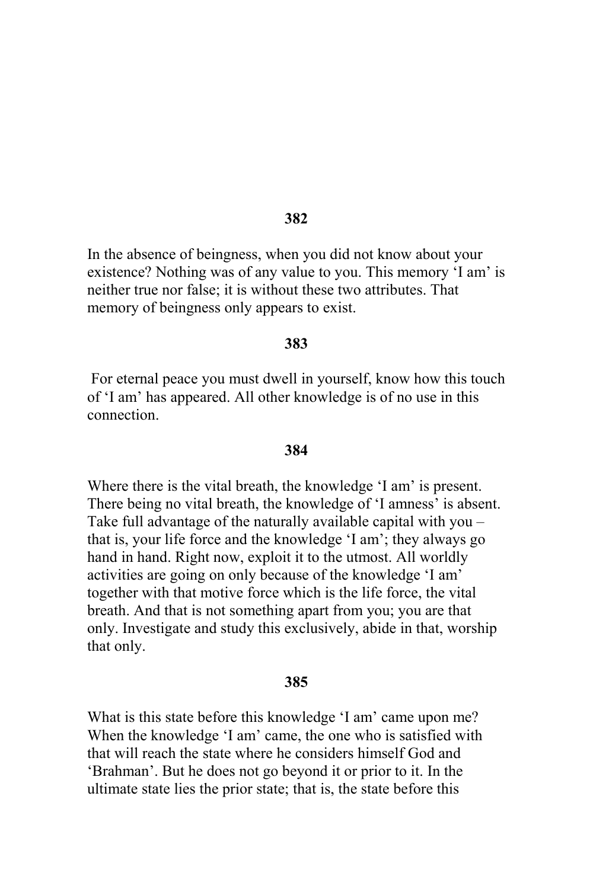**382**

In the absence of beingness, when you did not know about your existence? Nothing was of any value to you. This memory 'I am' is neither true nor false; it is without these two attributes. That memory of beingness only appears to exist.

**383**

For eternal peace you must dwell in yourself, know how this touch of 'I am' has appeared. All other knowledge is of no use in this connection.

**384**

Where there is the vital breath, the knowledge 'I am' is present. There being no vital breath, the knowledge of 'I amness' is absent. Take full advantage of the naturally available capital with you – that is, your life force and the knowledge 'I am'; they always go hand in hand. Right now, exploit it to the utmost. All worldly activities are going on only because of the knowledge 'I am' together with that motive force which is the life force, the vital breath. And that is not something apart from you; you are that only. Investigate and study this exclusively, abide in that, worship that only.

**385**

What is this state before this knowledge 'I am' came upon me? When the knowledge 'I am' came, the one who is satisfied with that will reach the state where he considers himself God and 'Brahman'. But he does not go beyond it or prior to it. In the ultimate state lies the prior state; that is, the state before this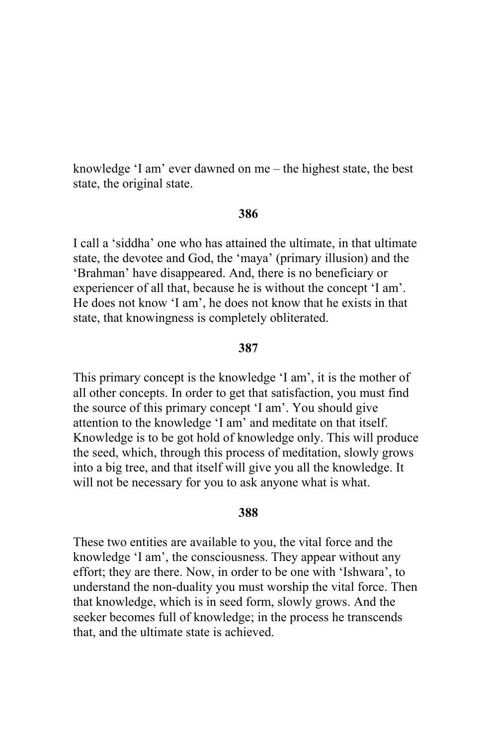knowledge 'I am' ever dawned on me – the highest state, the best state, the original state.

**386**

I call a 'siddha' one who has attained the ultimate, in that ultimate state, the devotee and God, the 'maya' (primary illusion) and the 'Brahman' have disappeared. And, there is no beneficiary or experiencer of all that, because he is without the concept 'I am'. He does not know 'I am', he does not know that he exists in that state, that knowingness is completely obliterated.

**387**

This primary concept is the knowledge 'I am', it is the mother of all other concepts. In order to get that satisfaction, you must find the source of this primary concept 'I am'. You should give attention to the knowledge 'I am' and meditate on that itself. Knowledge is to be got hold of knowledge only. This will produce the seed, which, through this process of meditation, slowly grows into a big tree, and that itself will give you all the knowledge. It will not be necessary for you to ask anyone what is what.

**388**

These two entities are available to you, the vital force and the knowledge 'I am', the consciousness. They appear without any effort; they are there. Now, in order to be one with 'Ishwara', to understand the non-duality you must worship the vital force. Then that knowledge, which is in seed form, slowly grows. And the seeker becomes full of knowledge; in the process he transcends that, and the ultimate state is achieved.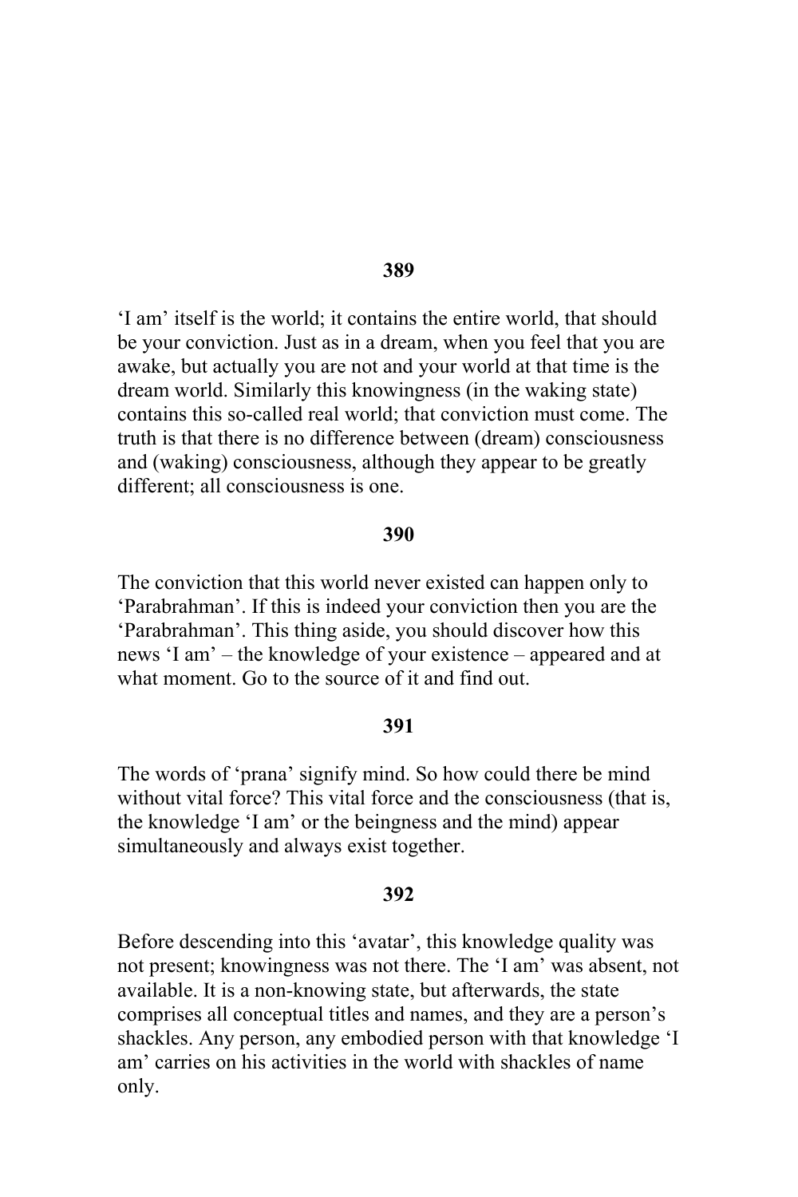**389**

'I am' itself is the world; it contains the entire world, that should be your conviction. Just as in a dream, when you feel that you are awake, but actually you are not and your world at that time is the dream world. Similarly this knowingness (in the waking state) contains this so-called real world; that conviction must come. The truth is that there is no difference between (dream) consciousness and (waking) consciousness, although they appear to be greatly different; all consciousness is one.

**390**

The conviction that this world never existed can happen only to 'Parabrahman'. If this is indeed your conviction then you are the 'Parabrahman'. This thing aside, you should discover how this news 'I am' – the knowledge of your existence – appeared and at what moment. Go to the source of it and find out.

**391**

The words of 'prana' signify mind. So how could there be mind without vital force? This vital force and the consciousness (that is, the knowledge 'I am' or the beingness and the mind) appear simultaneously and always exist together.

**392**

Before descending into this 'avatar', this knowledge quality was not present; knowingness was not there. The 'I am' was absent, not available. It is a non-knowing state, but afterwards, the state comprises all conceptual titles and names, and they are a person's shackles. Any person, any embodied person with that knowledge 'I am' carries on his activities in the world with shackles of name only.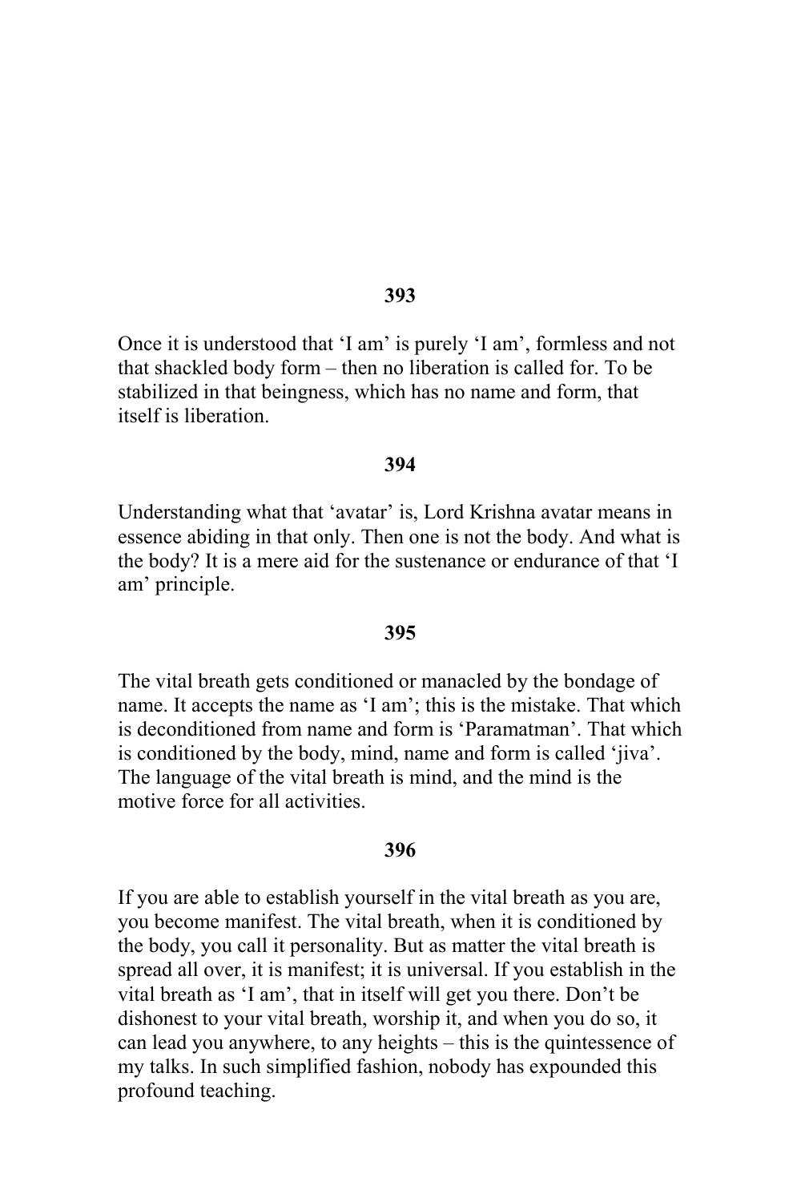**393**

Once it is understood that 'I am' is purely 'I am', formless and not that shackled body form – then no liberation is called for. To be stabilized in that beingness, which has no name and form, that itself is liberation.

**394**

Understanding what that 'avatar' is, Lord Krishna avatar means in essence abiding in that only. Then one is not the body. And what is the body? It is a mere aid for the sustenance or endurance of that 'I am' principle.

**395**

The vital breath gets conditioned or manacled by the bondage of name. It accepts the name as 'I am'; this is the mistake. That which is deconditioned from name and form is 'Paramatman'. That which is conditioned by the body, mind, name and form is called 'jiva'. The language of the vital breath is mind, and the mind is the motive force for all activities.

**396**

If you are able to establish yourself in the vital breath as you are, you become manifest. The vital breath, when it is conditioned by the body, you call it personality. But as matter the vital breath is spread all over, it is manifest; it is universal. If you establish in the vital breath as 'I am', that in itself will get you there. Don't be dishonest to your vital breath, worship it, and when you do so, it can lead you anywhere, to any heights – this is the quintessence of my talks. In such simplified fashion, nobody has expounded this profound teaching.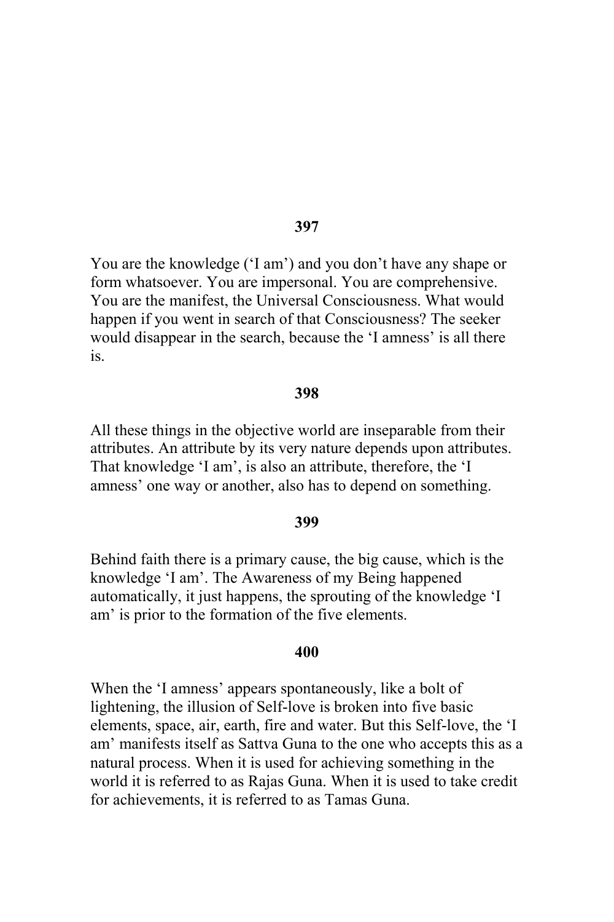**397**

You are the knowledge ('I am') and you don't have any shape or form whatsoever. You are impersonal. You are comprehensive. You are the manifest, the Universal Consciousness. What would happen if you went in search of that Consciousness? The seeker would disappear in the search, because the 'I amness' is all there is.

**398**

All these things in the objective world are inseparable from their attributes. An attribute by its very nature depends upon attributes. That knowledge 'I am', is also an attribute, therefore, the 'I amness' one way or another, also has to depend on something.

**399**

Behind faith there is a primary cause, the big cause, which is the knowledge 'I am'. The Awareness of my Being happened automatically, it just happens, the sprouting of the knowledge 'I am' is prior to the formation of the five elements.

**400**

When the 'I amness' appears spontaneously, like a bolt of lightening, the illusion of Self-love is broken into five basic elements, space, air, earth, fire and water. But this Self-love, the 'I am' manifests itself as Sattva Guna to the one who accepts this as a natural process. When it is used for achieving something in the world it is referred to as Rajas Guna. When it is used to take credit for achievements, it is referred to as Tamas Guna.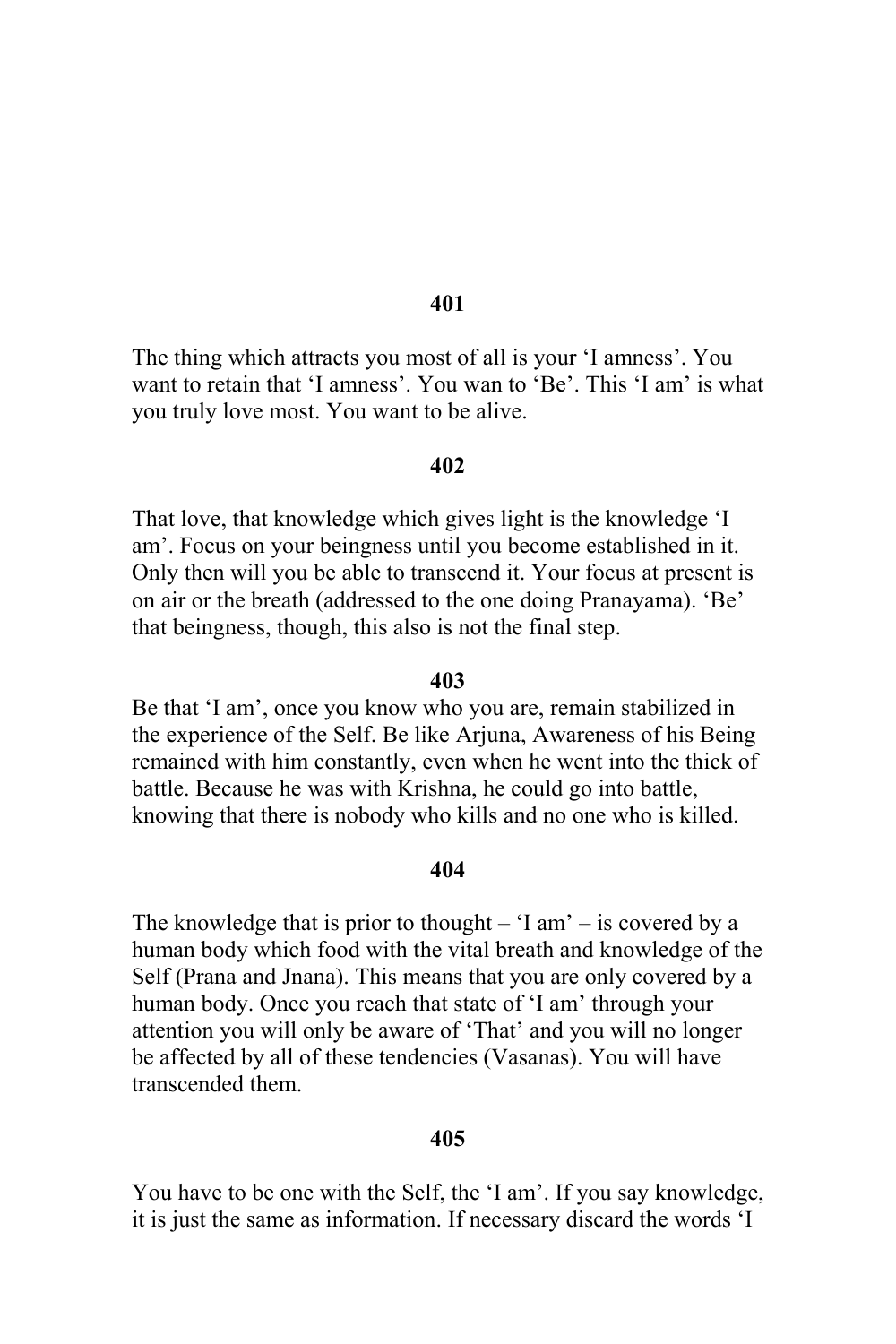**401**

The thing which attracts you most of all is your 'I amness'. You want to retain that 'I amness'. You wan to 'Be'. This 'I am' is what you truly love most. You want to be alive.

**402**

That love, that knowledge which gives light is the knowledge 'I am'. Focus on your beingness until you become established in it. Only then will you be able to transcend it. Your focus at present is on air or the breath (addressed to the one doing Pranayama). 'Be' that beingness, though, this also is not the final step.

**403**

Be that 'I am', once you know who you are, remain stabilized in the experience of the Self. Be like Arjuna, Awareness of his Being remained with him constantly, even when he went into the thick of battle. Because he was with Krishna, he could go into battle, knowing that there is nobody who kills and no one who is killed.

**404**

The knowledge that is prior to thought – 'I am' – is covered by a human body which food with the vital breath and knowledge of the Self (Prana and Jnana). This means that you are only covered by a human body. Once you reach that state of 'I am' through your attention you will only be aware of 'That' and you will no longer be affected by all of these tendencies (Vasanas). You will have transcended them.

**405**

You have to be one with the Self, the 'I am'. If you say knowledge, it is just the same as information. If necessary discard the words 'I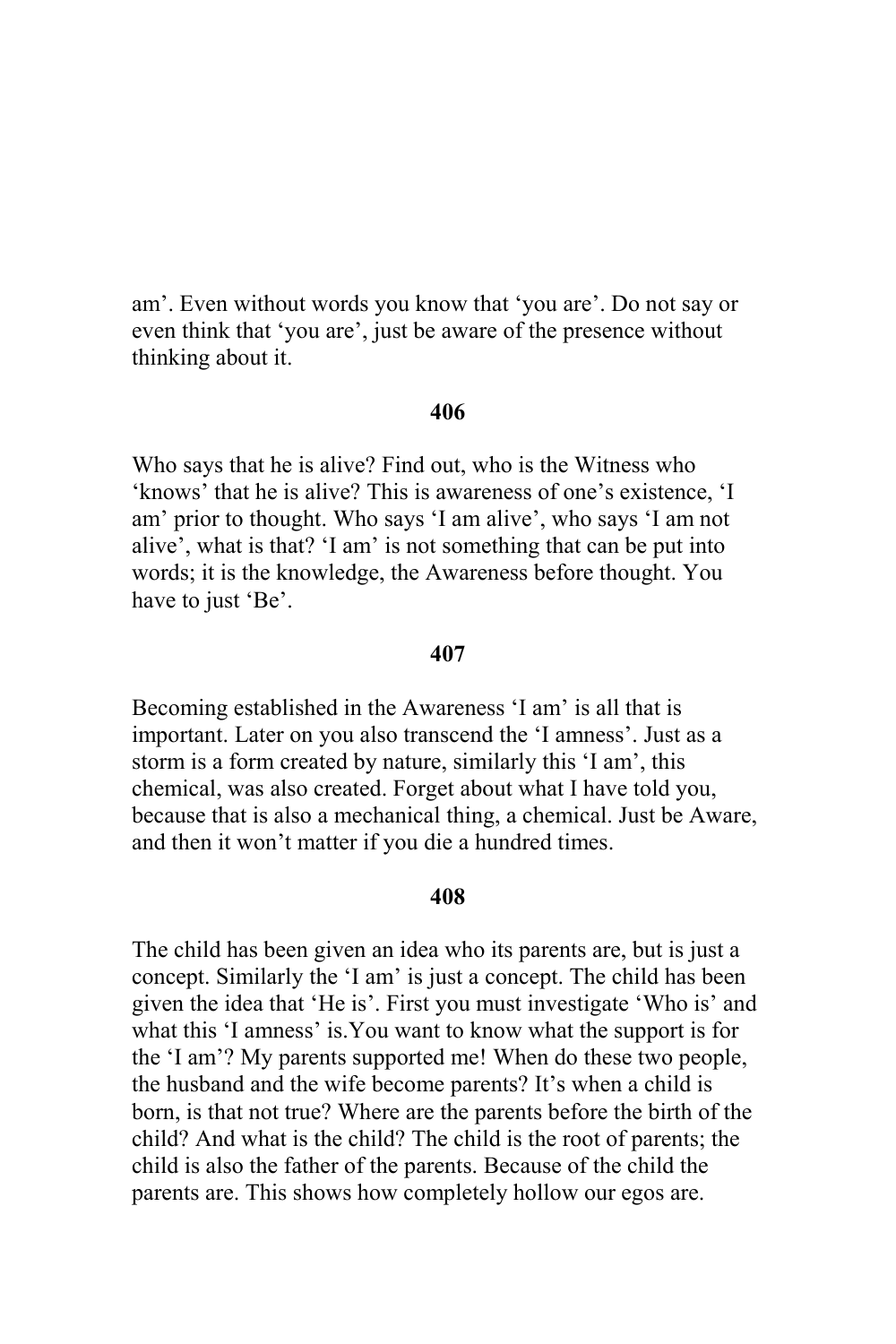am'. Even without words you know that 'you are'. Do not say or even think that 'you are', just be aware of the presence without thinking about it.

**406**

Who says that he is alive? Find out, who is the Witness who 'knows' that he is alive? This is awareness of one's existence, 'I am' prior to thought. Who says 'I am alive', who says 'I am not alive', what is that? 'I am' is not something that can be put into words; it is the knowledge, the Awareness before thought. You have to just 'Be'.

**407**

Becoming established in the Awareness 'I am' is all that is important. Later on you also transcend the 'I amness'. Just as a storm is a form created by nature, similarly this 'I am', this chemical, was also created. Forget about what I have told you, because that is also a mechanical thing, a chemical. Just be Aware, and then it won't matter if you die a hundred times.

**408**

The child has been given an idea who its parents are, but is just a concept. Similarly the 'I am' is just a concept. The child has been given the idea that 'He is'. First you must investigate 'Who is' and what this 'I amness' is.You want to know what the support is for the 'I am'? My parents supported me! When do these two people, the husband and the wife become parents? It's when a child is born, is that not true? Where are the parents before the birth of the child? And what is the child? The child is the root of parents; the child is also the father of the parents. Because of the child the parents are. This shows how completely hollow our egos are.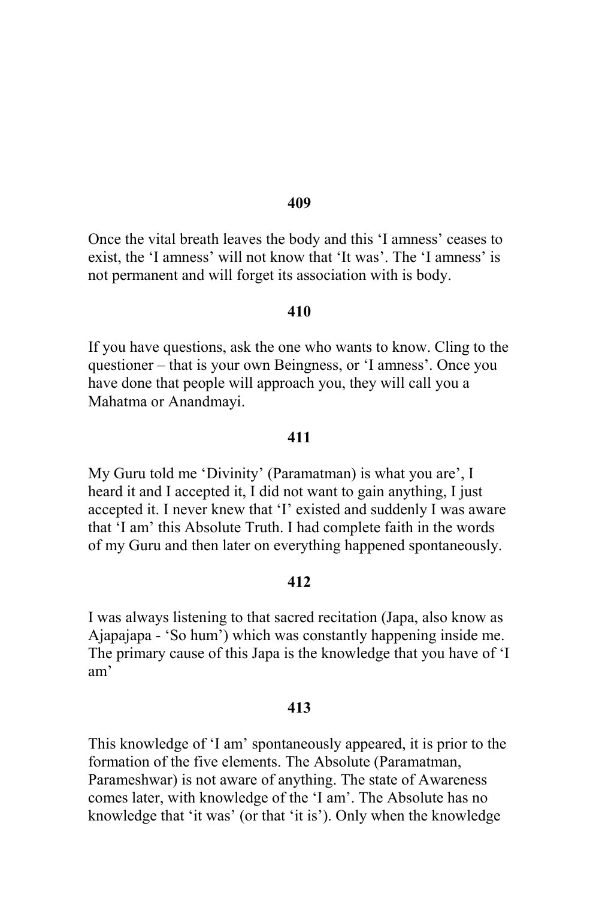**409**

Once the vital breath leaves the body and this ‘I amness’ ceases to exist, the ‘I amness’ will not know that ‘It was’. The ‘I amness’ is not permanent and will forget its association with is body.

**410**

If you have questions, ask the one who wants to know. Cling to the questioner – that is your own Beingness, or ‘I amness’. Once you have done that people will approach you, they will call you a Mahatma or Anandmayi.

**411**

My Guru told me ‘Divinity’ (Paramatman) is what you are’, I heard it and I accepted it, I did not want to gain anything, I just accepted it. I never knew that ‘I’ existed and suddenly I was aware that ‘I am’ this Absolute Truth. I had complete faith in the words of my Guru and then later on everything happened spontaneously.

**412**

I was always listening to that sacred recitation (Japa, also know as Ajapajapa - ‘So hum’) which was constantly happening inside me. The primary cause of this Japa is the knowledge that you have of ‘I am’

**413**

This knowledge of ‘I am’ spontaneously appeared, it is prior to the formation of the five elements. The Absolute (Paramatman, Parameshwar) is not aware of anything. The state of Awareness comes later, with knowledge of the ‘I am’. The Absolute has no knowledge that ‘it was’ (or that ‘it is’). Only when the knowledge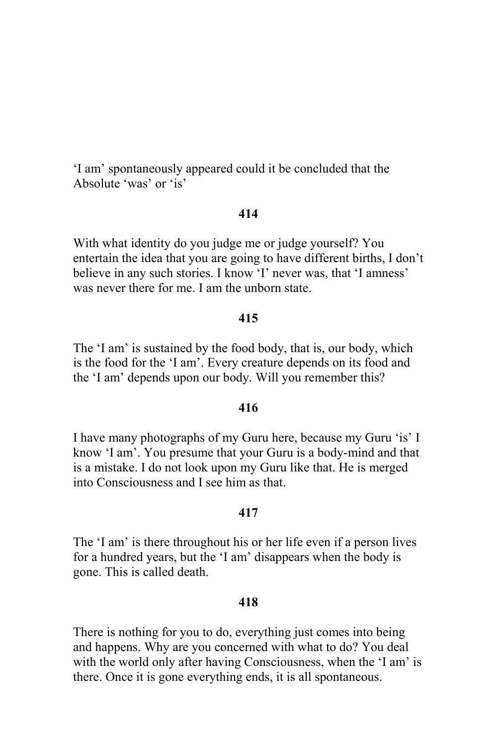'I am' spontaneously appeared could it be concluded that the Absolute 'was' or 'is'

**414**

With what identity do you judge me or judge yourself? You entertain the idea that you are going to have different births, I don't believe in any such stories. I know 'I' never was, that 'I amness' was never there for me. I am the unborn state.

**415**

The 'I am' is sustained by the food body, that is, our body, which is the food for the 'I am'. Every creature depends on its food and the 'I am' depends upon our body. Will you remember this?

**416**

I have many photographs of my Guru here, because my Guru 'is' I know 'I am'. You presume that your Guru is a body-mind and that is a mistake. I do not look upon my Guru like that. He is merged into Consciousness and I see him as that.

**417**

The 'I am' is there throughout his or her life even if a person lives for a hundred years, but the 'I am' disappears when the body is gone. This is called death.

**418**

There is nothing for you to do, everything just comes into being and happens. Why are you concerned with what to do? You deal with the world only after having Consciousness, when the 'I am' is there. Once it is gone everything ends, it is all spontaneous.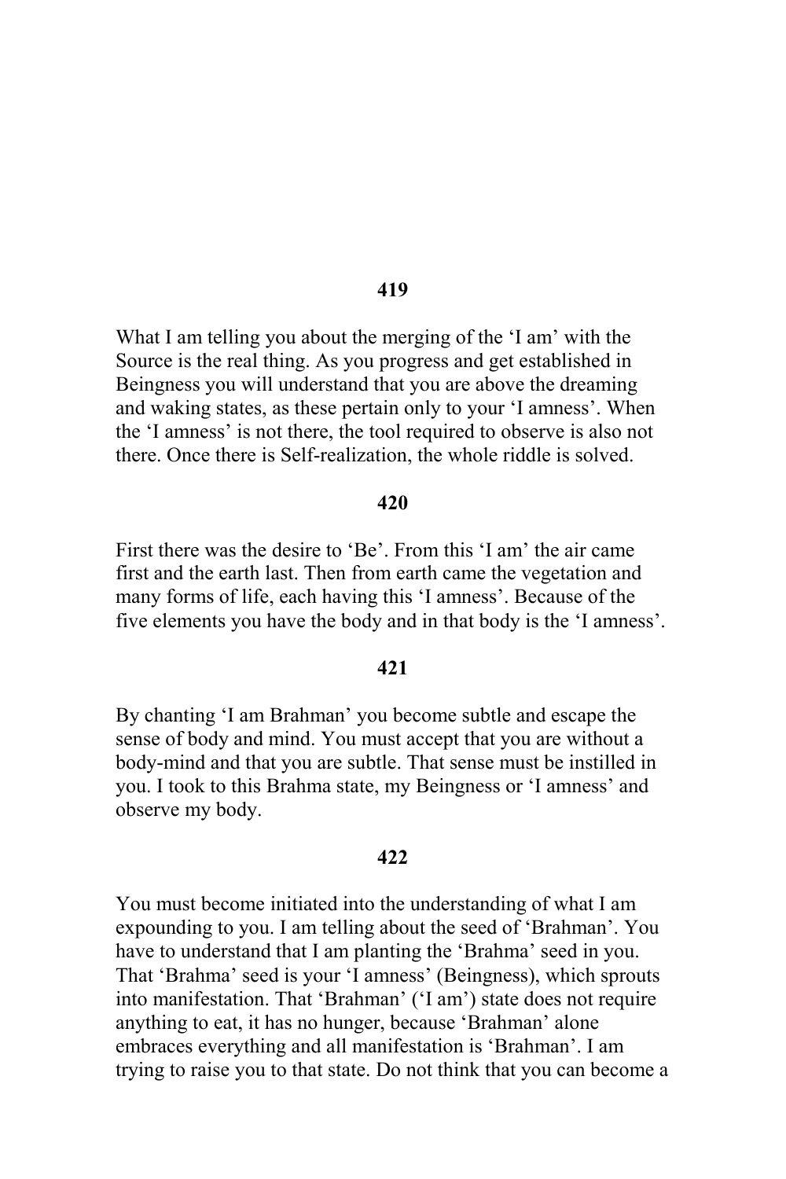**419**

What I am telling you about the merging of the 'I am' with the Source is the real thing. As you progress and get established in Beingness you will understand that you are above the dreaming and waking states, as these pertain only to your 'I amness'. When the 'I amness' is not there, the tool required to observe is also not there. Once there is Self-realization, the whole riddle is solved.

**420**

First there was the desire to 'Be'. From this 'I am' the air came first and the earth last. Then from earth came the vegetation and many forms of life, each having this 'I amness'. Because of the five elements you have the body and in that body is the 'I amness'.

**421**

By chanting 'I am Brahman' you become subtle and escape the sense of body and mind. You must accept that you are without a body-mind and that you are subtle. That sense must be instilled in you. I took to this Brahma state, my Beingness or 'I amness' and observe my body.

**422**

You must become initiated into the understanding of what I am expounding to you. I am telling about the seed of 'Brahman'. You have to understand that I am planting the 'Brahma' seed in you. That 'Brahma' seed is your 'I amness' (Beingness), which sprouts into manifestation. That 'Brahman' ('I am') state does not require anything to eat, it has no hunger, because 'Brahman' alone embraces everything and all manifestation is 'Brahman'. I am trying to raise you to that state. Do not think that you can become a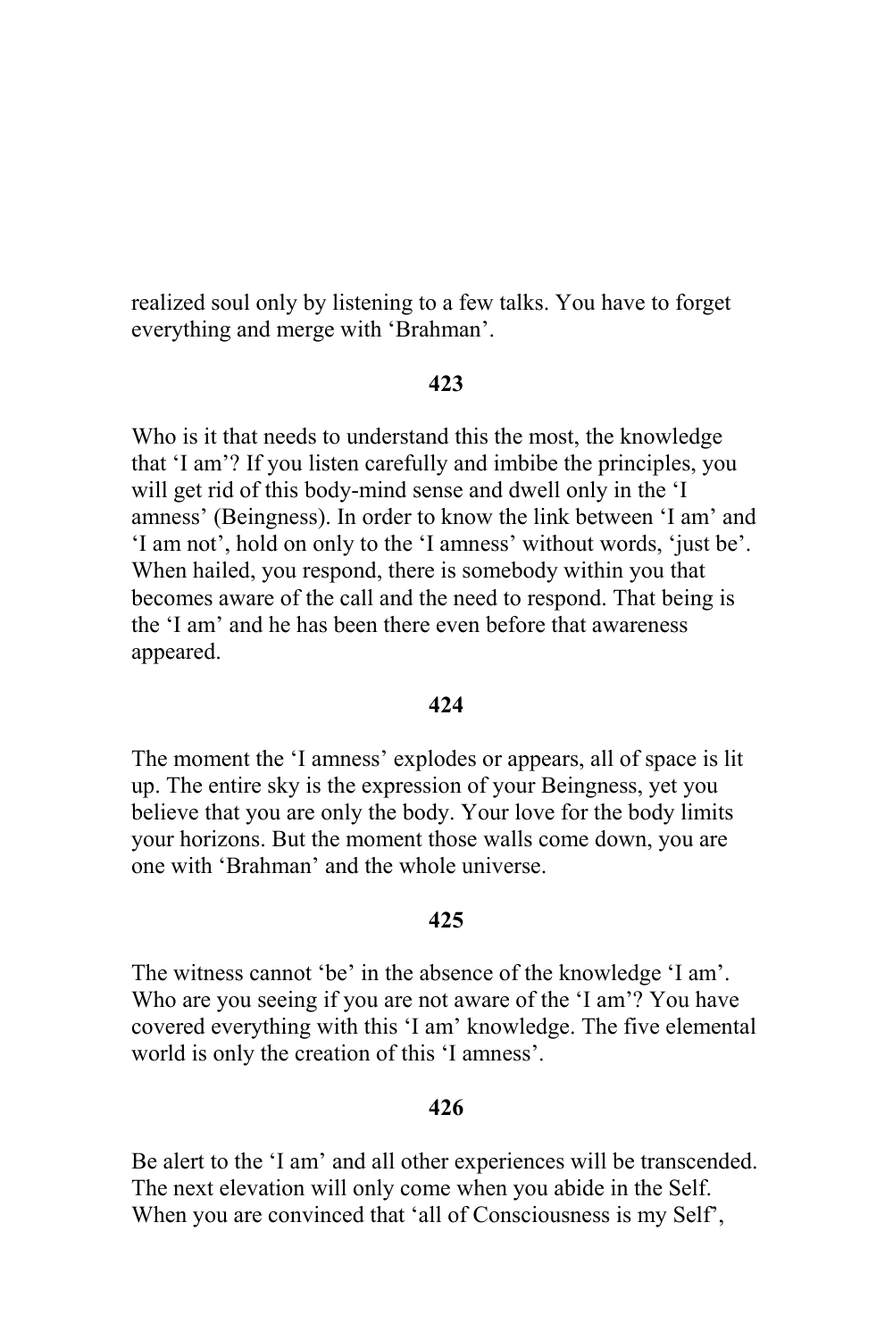realized soul only by listening to a few talks. You have to forget everything and merge with 'Brahman'.

**423**

Who is it that needs to understand this the most, the knowledge that 'I am'? If you listen carefully and imbibe the principles, you will get rid of this body-mind sense and dwell only in the 'I amness' (Beingness). In order to know the link between 'I am' and 'I am not', hold on only to the 'I amness' without words, 'just be'. When hailed, you respond, there is somebody within you that becomes aware of the call and the need to respond. That being is the 'I am' and he has been there even before that awareness appeared.

**424**

The moment the 'I amness' explodes or appears, all of space is lit up. The entire sky is the expression of your Beingness, yet you believe that you are only the body. Your love for the body limits your horizons. But the moment those walls come down, you are one with 'Brahman' and the whole universe.

**425**

The witness cannot 'be' in the absence of the knowledge 'I am'. Who are you seeing if you are not aware of the 'I am'? You have covered everything with this 'I am' knowledge. The five elemental world is only the creation of this 'I amness'.

**426**

Be alert to the 'I am' and all other experiences will be transcended. The next elevation will only come when you abide in the Self. When you are convinced that 'all of Consciousness is my Self',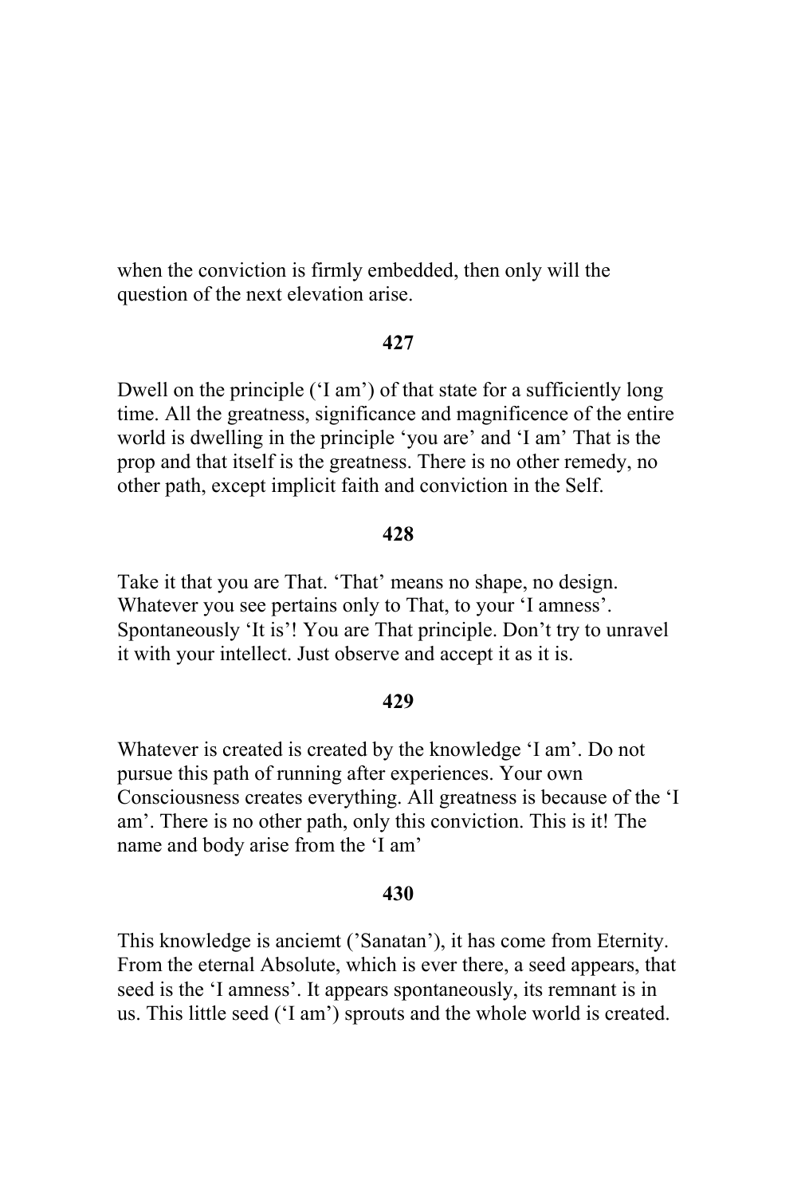when the conviction is firmly embedded, then only will the question of the next elevation arise.

**427**

Dwell on the principle (‘I am’) of that state for a sufficiently long time. All the greatness, significance and magnificence of the entire world is dwelling in the principle ‘you are’ and ‘I am’ That is the prop and that itself is the greatness. There is no other remedy, no other path, except implicit faith and conviction in the Self.

**428**

Take it that you are That. ‘That’ means no shape, no design. Whatever you see pertains only to That, to your ‘I amness’. Spontaneously ‘It is’! You are That principle. Don’t try to unravel it with your intellect. Just observe and accept it as it is.

**429**

Whatever is created is created by the knowledge ‘I am’. Do not pursue this path of running after experiences. Your own Consciousness creates everything. All greatness is because of the ‘I am’. There is no other path, only this conviction. This is it! The name and body arise from the ‘I am’

**430**

This knowledge is anciemt (’Sanatan’), it has come from Eternity. From the eternal Absolute, which is ever there, a seed appears, that seed is the ‘I amness’. It appears spontaneously, its remnant is in us. This little seed (‘I am’) sprouts and the whole world is created.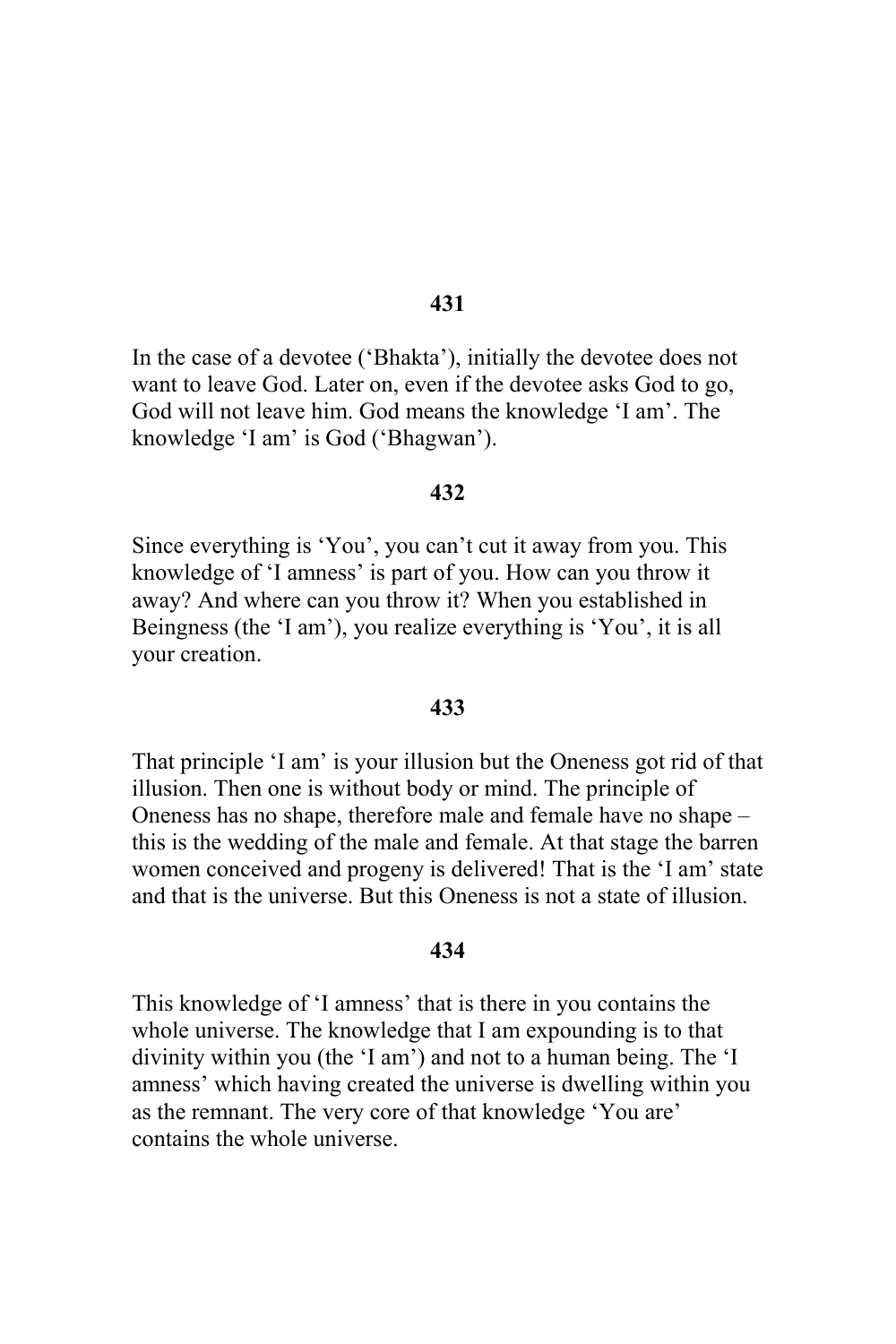**431**

In the case of a devotee ('Bhakta'), initially the devotee does not want to leave God. Later on, even if the devotee asks God to go, God will not leave him. God means the knowledge 'I am'. The knowledge 'I am' is God ('Bhagwan').

**432**

Since everything is 'You', you can't cut it away from you. This knowledge of 'I amness' is part of you. How can you throw it away? And where can you throw it? When you established in Beingness (the 'I am'), you realize everything is 'You', it is all your creation.

**433**

That principle 'I am' is your illusion but the Oneness got rid of that illusion. Then one is without body or mind. The principle of Oneness has no shape, therefore male and female have no shape – this is the wedding of the male and female. At that stage the barren women conceived and progeny is delivered! That is the 'I am' state and that is the universe. But this Oneness is not a state of illusion.

**434**

This knowledge of 'I amness' that is there in you contains the whole universe. The knowledge that I am expounding is to that divinity within you (the 'I am') and not to a human being. The 'I amness' which having created the universe is dwelling within you as the remnant. The very core of that knowledge 'You are' contains the whole universe.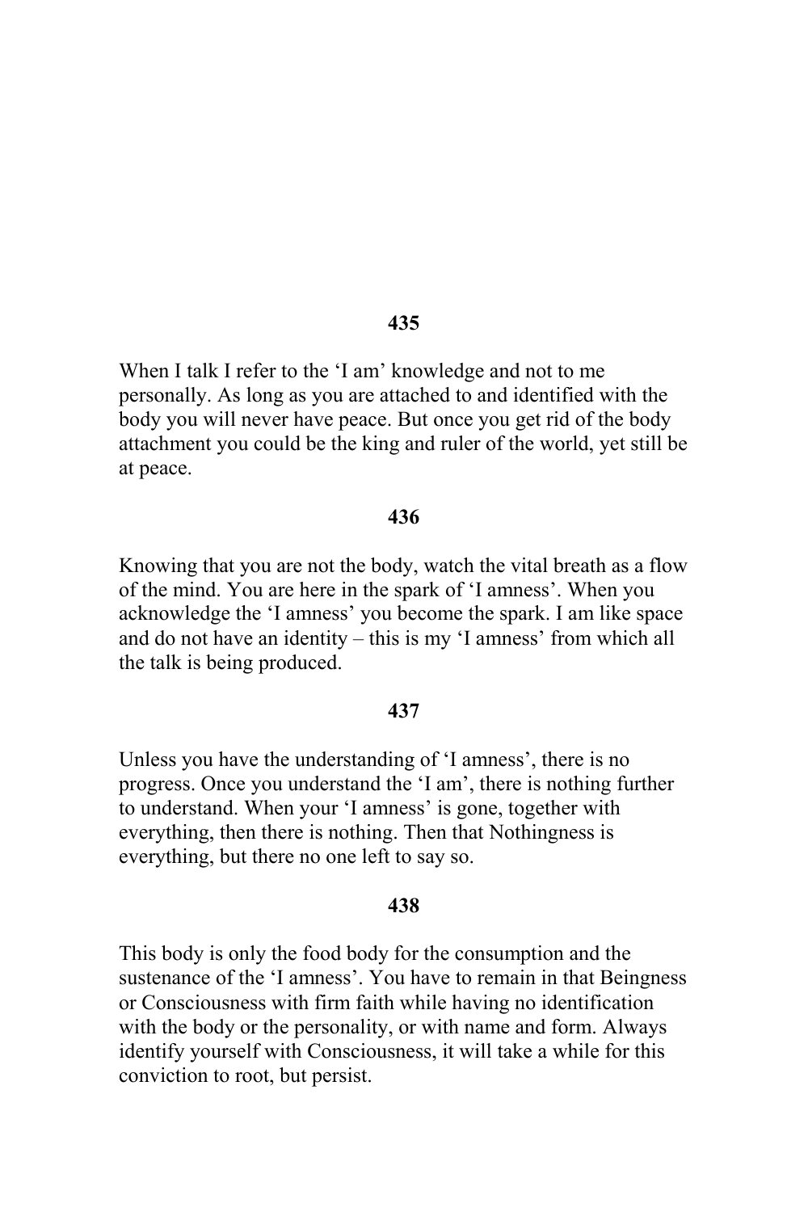**435**

When I talk I refer to the 'I am' knowledge and not to me personally. As long as you are attached to and identified with the body you will never have peace. But once you get rid of the body attachment you could be the king and ruler of the world, yet still be at peace.

**436**

Knowing that you are not the body, watch the vital breath as a flow of the mind. You are here in the spark of 'I amness'. When you acknowledge the 'I amness' you become the spark. I am like space and do not have an identity – this is my 'I amness' from which all the talk is being produced.

**437**

Unless you have the understanding of 'I amness', there is no progress. Once you understand the 'I am', there is nothing further to understand. When your 'I amness' is gone, together with everything, then there is nothing. Then that Nothingness is everything, but there no one left to say so.

**438**

This body is only the food body for the consumption and the sustenance of the 'I amness'. You have to remain in that Beingness or Consciousness with firm faith while having no identification with the body or the personality, or with name and form. Always identify yourself with Consciousness, it will take a while for this conviction to root, but persist.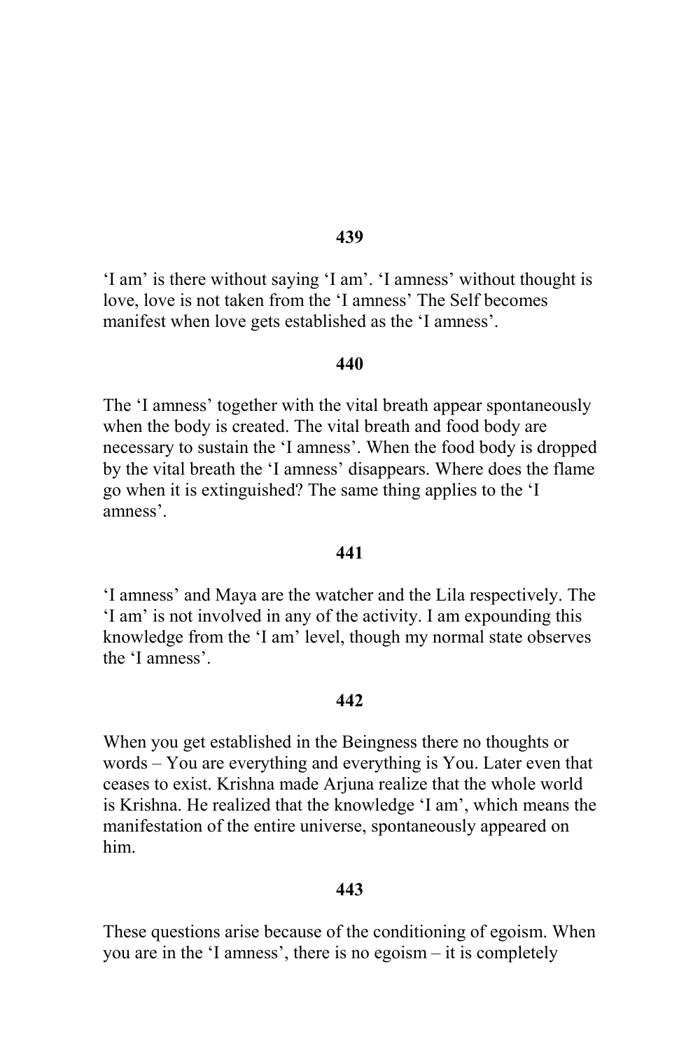**439**

'I am' is there without saying 'I am'. 'I amness' without thought is love, love is not taken from the 'I amness' The Self becomes manifest when love gets established as the 'I amness'.

**440**

The 'I amness' together with the vital breath appear spontaneously when the body is created. The vital breath and food body are necessary to sustain the 'I amness'. When the food body is dropped by the vital breath the 'I amness' disappears. Where does the flame go when it is extinguished? The same thing applies to the 'I amness'.

**441**

'I amness' and Maya are the watcher and the Lila respectively. The 'I am' is not involved in any of the activity. I am expounding this knowledge from the 'I am' level, though my normal state observes the 'I amness'.

**442**

When you get established in the Beingness there no thoughts or words – You are everything and everything is You. Later even that ceases to exist. Krishna made Arjuna realize that the whole world is Krishna. He realized that the knowledge 'I am', which means the manifestation of the entire universe, spontaneously appeared on him.

**443**

These questions arise because of the conditioning of egoism. When you are in the 'I amness', there is no egoism – it is completely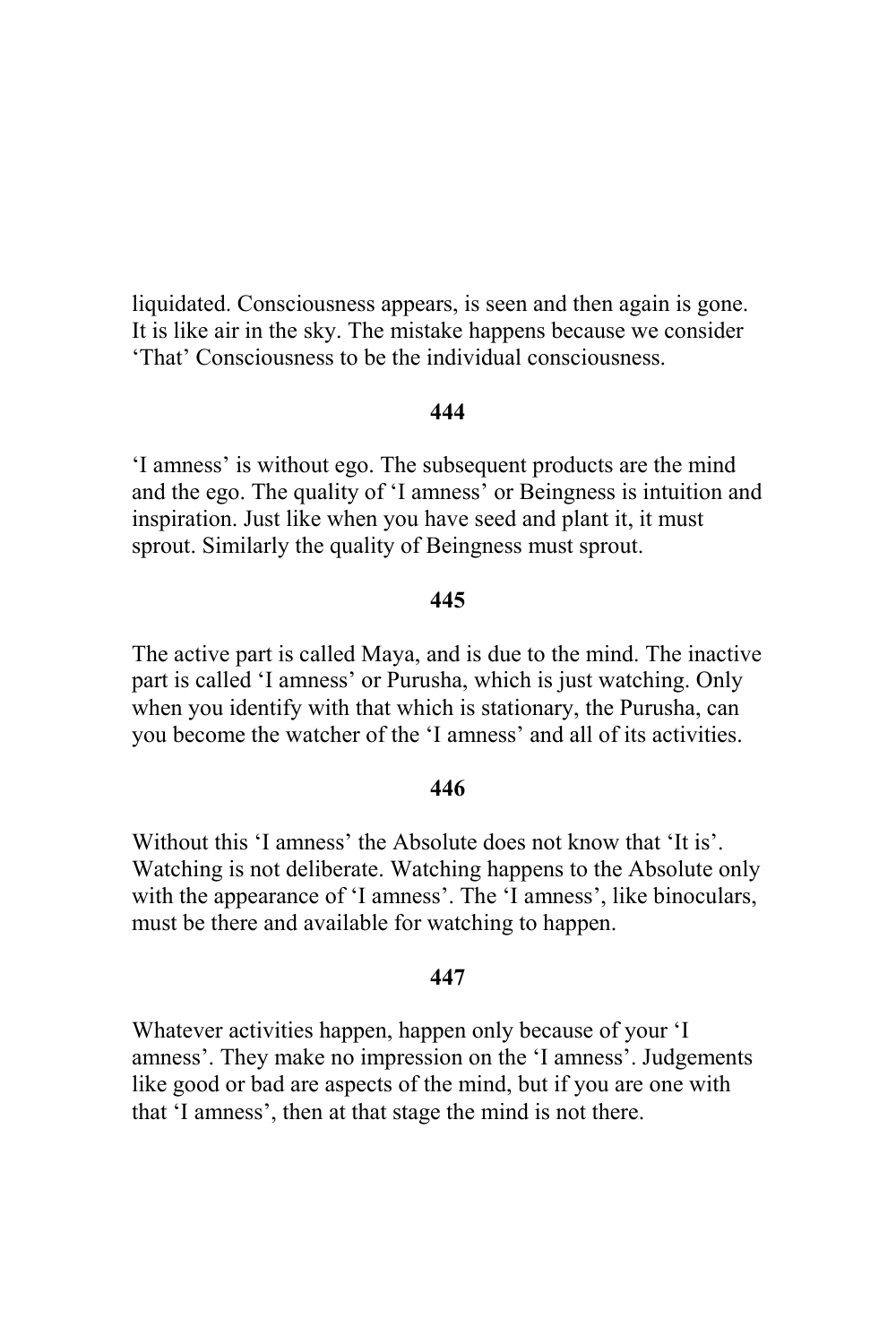liquidated. Consciousness appears, is seen and then again is gone. It is like air in the sky. The mistake happens because we consider 'That' Consciousness to be the individual consciousness.

**444**

'I amness' is without ego. The subsequent products are the mind and the ego. The quality of 'I amness' or Beingness is intuition and inspiration. Just like when you have seed and plant it, it must sprout. Similarly the quality of Beingness must sprout.

**445**

The active part is called Maya, and is due to the mind. The inactive part is called 'I amness' or Purusha, which is just watching. Only when you identify with that which is stationary, the Purusha, can you become the watcher of the 'I amness' and all of its activities.

**446**

Without this 'I amness' the Absolute does not know that 'It is'. Watching is not deliberate. Watching happens to the Absolute only with the appearance of 'I amness'. The 'I amness', like binoculars, must be there and available for watching to happen.

**447**

Whatever activities happen, happen only because of your 'I amness'. They make no impression on the 'I amness'. Judgements like good or bad are aspects of the mind, but if you are one with that 'I amness', then at that stage the mind is not there.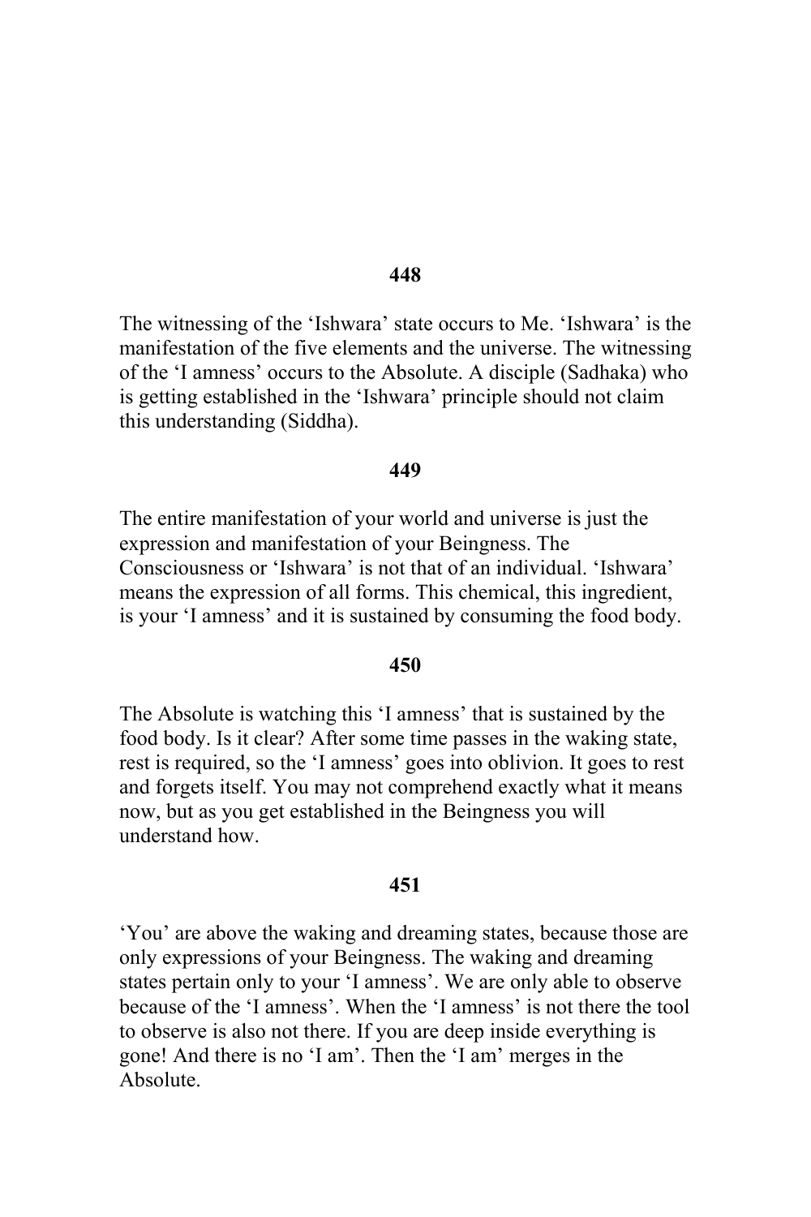**448**

The witnessing of the 'Ishwara' state occurs to Me. 'Ishwara' is the manifestation of the five elements and the universe. The witnessing of the 'I amness' occurs to the Absolute. A disciple (Sadhaka) who is getting established in the 'Ishwara' principle should not claim this understanding (Siddha).

**449**

The entire manifestation of your world and universe is just the expression and manifestation of your Beingness. The Consciousness or 'Ishwara' is not that of an individual. 'Ishwara' means the expression of all forms. This chemical, this ingredient, is your 'I amness' and it is sustained by consuming the food body.

**450**

The Absolute is watching this 'I amness' that is sustained by the food body. Is it clear? After some time passes in the waking state, rest is required, so the 'I amness' goes into oblivion. It goes to rest and forgets itself. You may not comprehend exactly what it means now, but as you get established in the Beingness you will understand how.

**451**

'You' are above the waking and dreaming states, because those are only expressions of your Beingness. The waking and dreaming states pertain only to your 'I amness'. We are only able to observe because of the 'I amness'. When the 'I amness' is not there the tool to observe is also not there. If you are deep inside everything is gone! And there is no 'I am'. Then the 'I am' merges in the Absolute.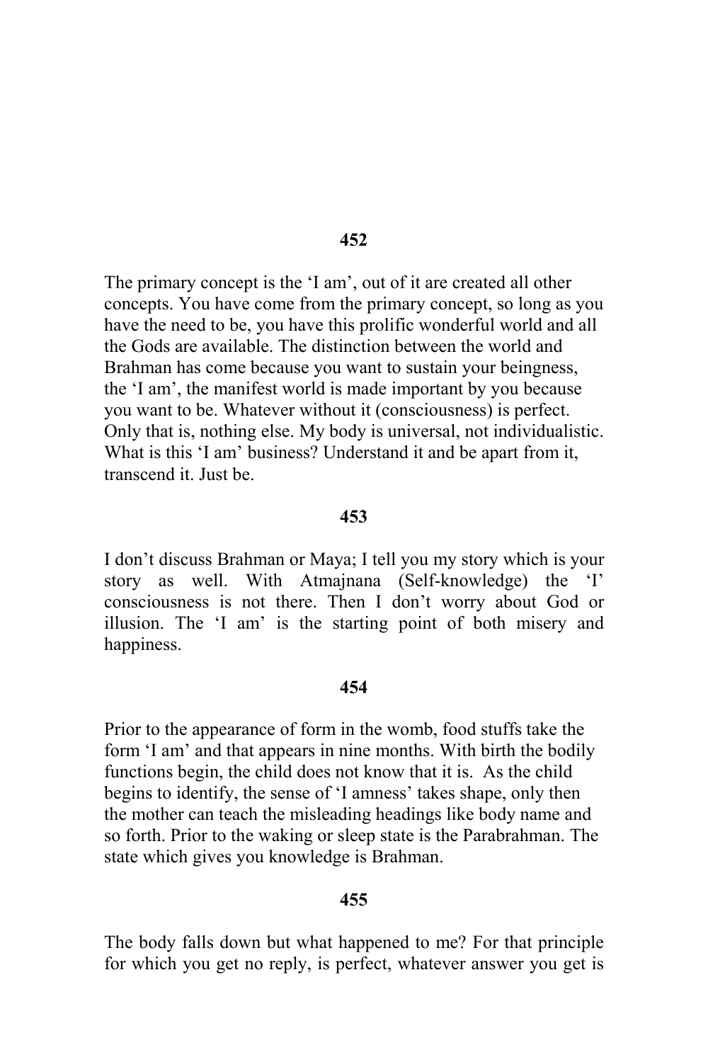**452**

The primary concept is the 'I am', out of it are created all other concepts. You have come from the primary concept, so long as you have the need to be, you have this prolific wonderful world and all the Gods are available. The distinction between the world and Brahman has come because you want to sustain your beingness, the 'I am', the manifest world is made important by you because you want to be. Whatever without it (consciousness) is perfect. Only that is, nothing else. My body is universal, not individualistic. What is this 'I am' business? Understand it and be apart from it, transcend it. Just be.

**453**

I don't discuss Brahman or Maya; I tell you my story which is your story as well. With Atmajnana (Self-knowledge) the 'I' consciousness is not there. Then I don't worry about God or illusion. The 'I am' is the starting point of both misery and happiness.

**454**

Prior to the appearance of form in the womb, food stuffs take the form 'I am' and that appears in nine months. With birth the bodily functions begin, the child does not know that it is. As the child begins to identify, the sense of 'I amness' takes shape, only then the mother can teach the misleading headings like body name and so forth. Prior to the waking or sleep state is the Parabrahman. The state which gives you knowledge is Brahman.

**455**

The body falls down but what happened to me? For that principle for which you get no reply, is perfect, whatever answer you get is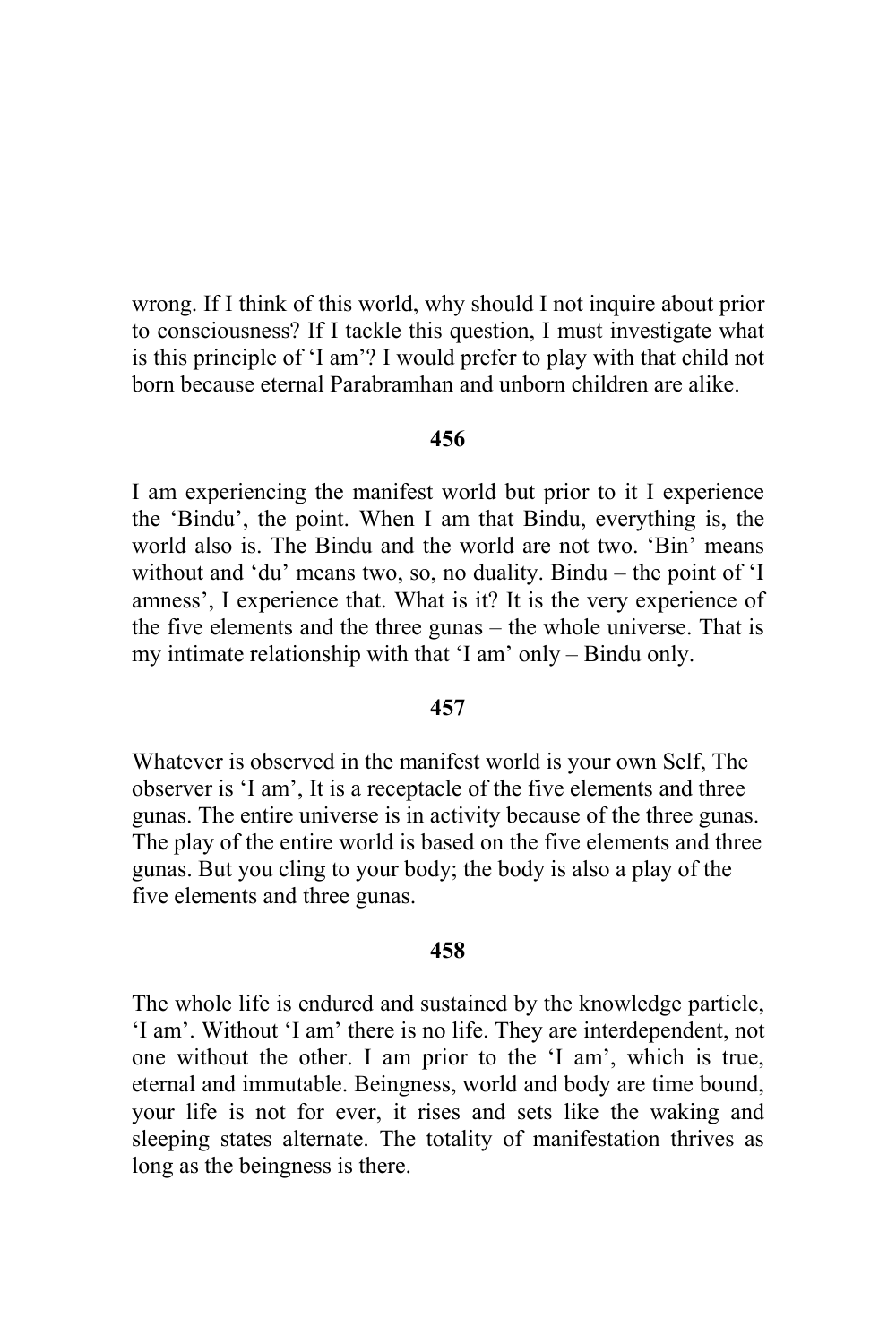wrong. If I think of this world, why should I not inquire about prior to consciousness? If I tackle this question, I must investigate what is this principle of 'I am'? I would prefer to play with that child not born because eternal Parabramhan and unborn children are alike.

**456**

I am experiencing the manifest world but prior to it I experience the 'Bindu', the point. When I am that Bindu, everything is, the world also is. The Bindu and the world are not two. 'Bin' means without and 'du' means two, so, no duality. Bindu – the point of 'I amness', I experience that. What is it? It is the very experience of the five elements and the three gunas – the whole universe. That is my intimate relationship with that 'I am' only – Bindu only.

**457**

Whatever is observed in the manifest world is your own Self, The observer is 'I am', It is a receptacle of the five elements and three gunas. The entire universe is in activity because of the three gunas. The play of the entire world is based on the five elements and three gunas. But you cling to your body; the body is also a play of the five elements and three gunas.

**458**

The whole life is endured and sustained by the knowledge particle, 'I am'. Without 'I am' there is no life. They are interdependent, not one without the other. I am prior to the 'I am', which is true, eternal and immutable. Beingness, world and body are time bound, your life is not for ever, it rises and sets like the waking and sleeping states alternate. The totality of manifestation thrives as long as the beingness is there.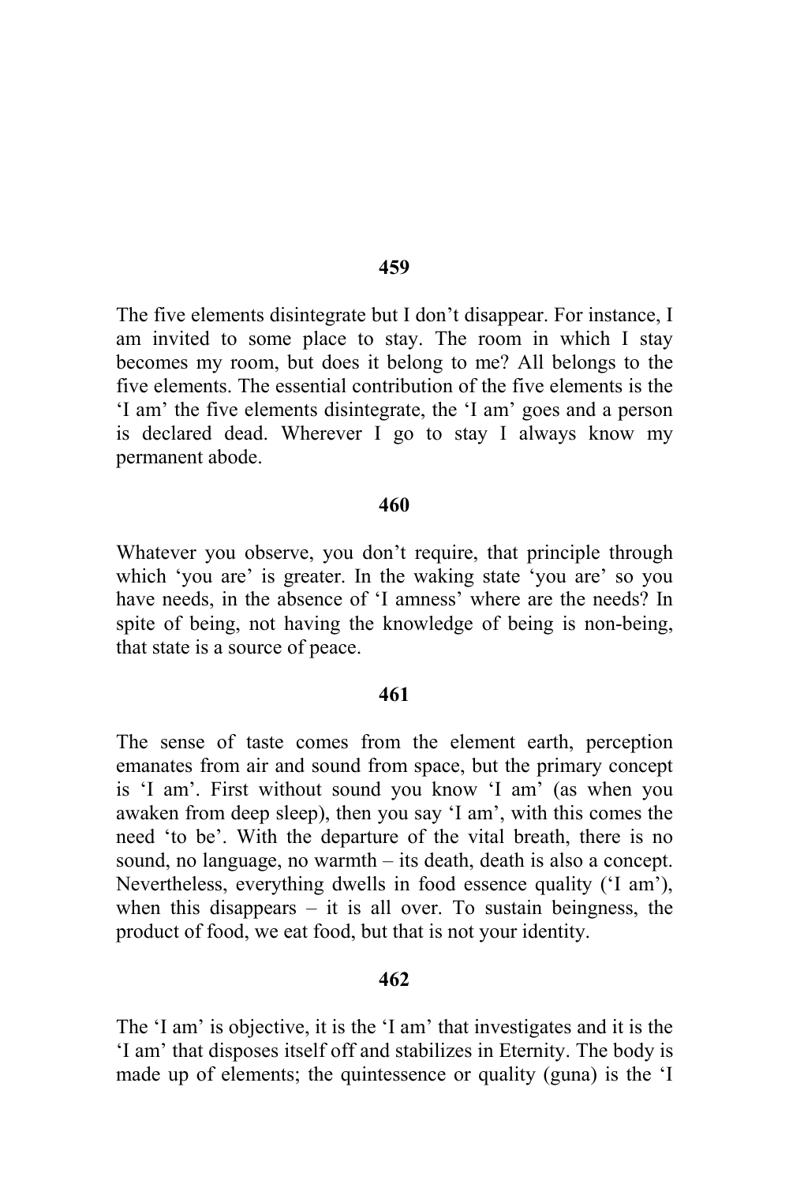**459**

The five elements disintegrate but I don’t disappear. For instance, I am invited to some place to stay. The room in which I stay becomes my room, but does it belong to me? All belongs to the five elements. The essential contribution of the five elements is the ‘I am’ the five elements disintegrate, the ‘I am’ goes and a person is declared dead. Wherever I go to stay I always know my permanent abode.

**460**

Whatever you observe, you don’t require, that principle through which ‘you are’ is greater. In the waking state ‘you are’ so you have needs, in the absence of ‘I amness’ where are the needs? In spite of being, not having the knowledge of being is non-being, that state is a source of peace.

**461**

The sense of taste comes from the element earth, perception emanates from air and sound from space, but the primary concept is ‘I am’. First without sound you know ‘I am’ (as when you awaken from deep sleep), then you say ‘I am’, with this comes the need ‘to be’. With the departure of the vital breath, there is no sound, no language, no warmth – its death, death is also a concept. Nevertheless, everything dwells in food essence quality (‘I am’), when this disappears – it is all over. To sustain beingness, the product of food, we eat food, but that is not your identity.

**462**

The ‘I am’ is objective, it is the ‘I am’ that investigates and it is the ‘I am’ that disposes itself off and stabilizes in Eternity. The body is made up of elements; the quintessence or quality (guna) is the ‘I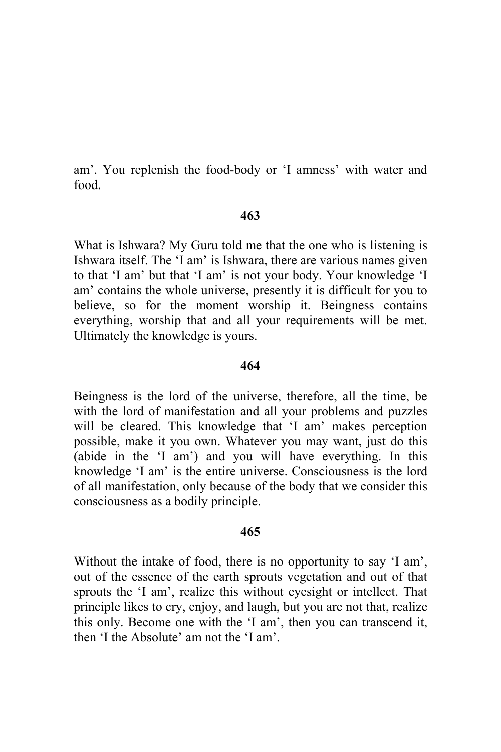am'. You replenish the food-body or 'I amness' with water and food.

**463**

What is Ishwara? My Guru told me that the one who is listening is Ishwara itself. The 'I am' is Ishwara, there are various names given to that 'I am' but that 'I am' is not your body. Your knowledge 'I am' contains the whole universe, presently it is difficult for you to believe, so for the moment worship it. Beingness contains everything, worship that and all your requirements will be met. Ultimately the knowledge is yours.

**464**

Beingness is the lord of the universe, therefore, all the time, be with the lord of manifestation and all your problems and puzzles will be cleared. This knowledge that 'I am' makes perception possible, make it you own. Whatever you may want, just do this (abide in the 'I am') and you will have everything. In this knowledge 'I am' is the entire universe. Consciousness is the lord of all manifestation, only because of the body that we consider this consciousness as a bodily principle.

**465**

Without the intake of food, there is no opportunity to say 'I am', out of the essence of the earth sprouts vegetation and out of that sprouts the 'I am', realize this without eyesight or intellect. That principle likes to cry, enjoy, and laugh, but you are not that, realize this only. Become one with the 'I am', then you can transcend it, then 'I the Absolute' am not the 'I am'.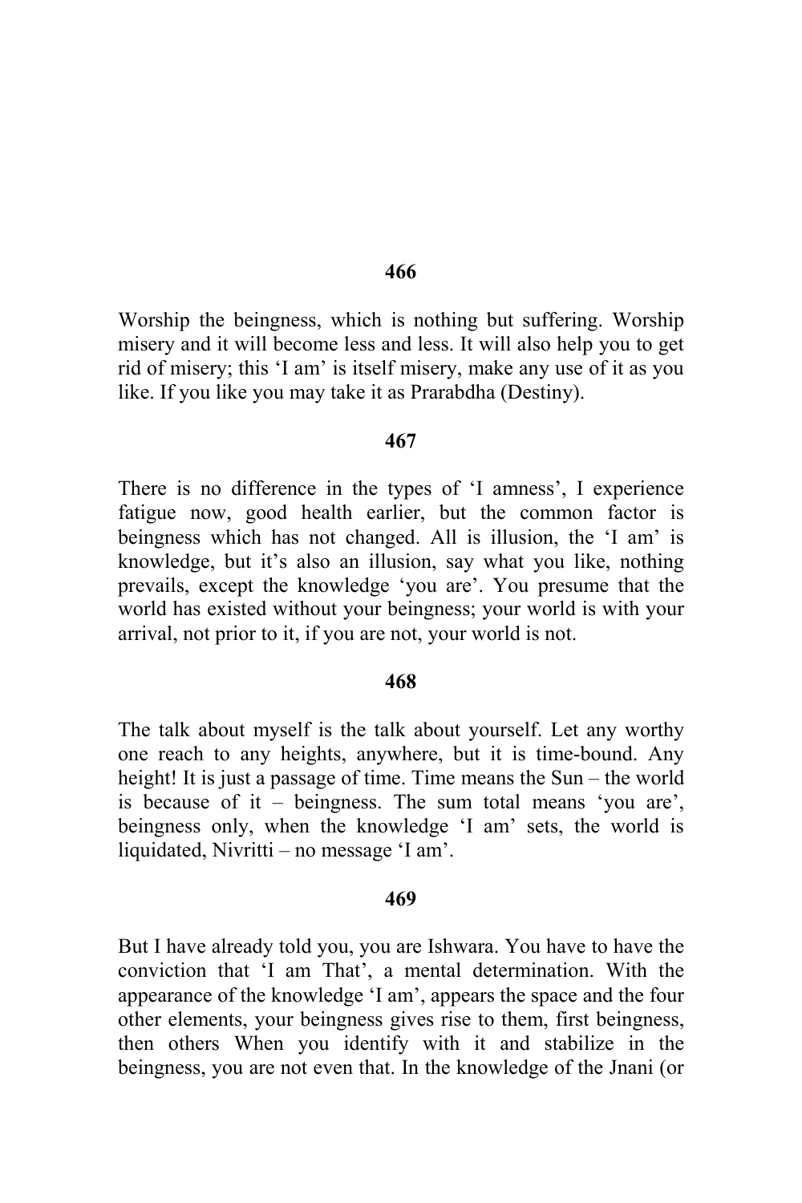**466**

Worship the beingness, which is nothing but suffering. Worship misery and it will become less and less. It will also help you to get rid of misery; this 'I am' is itself misery, make any use of it as you like. If you like you may take it as Prarabdha (Destiny).

**467**

There is no difference in the types of 'I amness', I experience fatigue now, good health earlier, but the common factor is beingness which has not changed. All is illusion, the 'I am' is knowledge, but it's also an illusion, say what you like, nothing prevails, except the knowledge 'you are'. You presume that the world has existed without your beingness; your world is with your arrival, not prior to it, if you are not, your world is not.

**468**

The talk about myself is the talk about yourself. Let any worthy one reach to any heights, anywhere, but it is time-bound. Any height! It is just a passage of time. Time means the Sun – the world is because of it – beingness. The sum total means 'you are', beingness only, when the knowledge 'I am' sets, the world is liquidated, Nivritti – no message 'I am'.

**469**

But I have already told you, you are Ishwara. You have to have the conviction that 'I am That', a mental determination. With the appearance of the knowledge 'I am', appears the space and the four other elements, your beingness gives rise to them, first beingness, then others When you identify with it and stabilize in the beingness, you are not even that. In the knowledge of the Jnani (or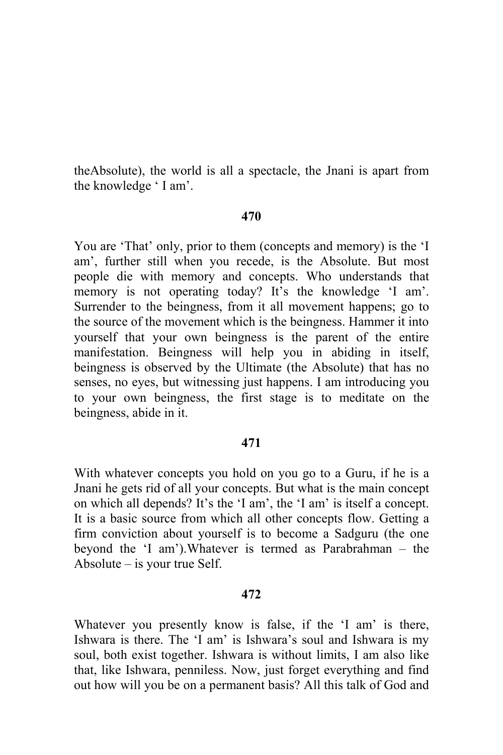theAbsolute), the world is all a spectacle, the Jnani is apart from the knowledge ' I am'.

**470**

You are 'That' only, prior to them (concepts and memory) is the 'I am', further still when you recede, is the Absolute. But most people die with memory and concepts. Who understands that memory is not operating today? It's the knowledge 'I am'. Surrender to the beingness, from it all movement happens; go to the source of the movement which is the beingness. Hammer it into yourself that your own beingness is the parent of the entire manifestation. Beingness will help you in abiding in itself, beingness is observed by the Ultimate (the Absolute) that has no senses, no eyes, but witnessing just happens. I am introducing you to your own beingness, the first stage is to meditate on the beingness, abide in it.

**471**

With whatever concepts you hold on you go to a Guru, if he is a Jnani he gets rid of all your concepts. But what is the main concept on which all depends? It's the 'I am', the 'I am' is itself a concept. It is a basic source from which all other concepts flow. Getting a firm conviction about yourself is to become a Sadguru (the one beyond the 'I am').Whatever is termed as Parabrahman – the Absolute – is your true Self.

**472**

Whatever you presently know is false, if the 'I am' is there, Ishwara is there. The 'I am' is Ishwara's soul and Ishwara is my soul, both exist together. Ishwara is without limits, I am also like that, like Ishwara, penniless. Now, just forget everything and find out how will you be on a permanent basis? All this talk of God and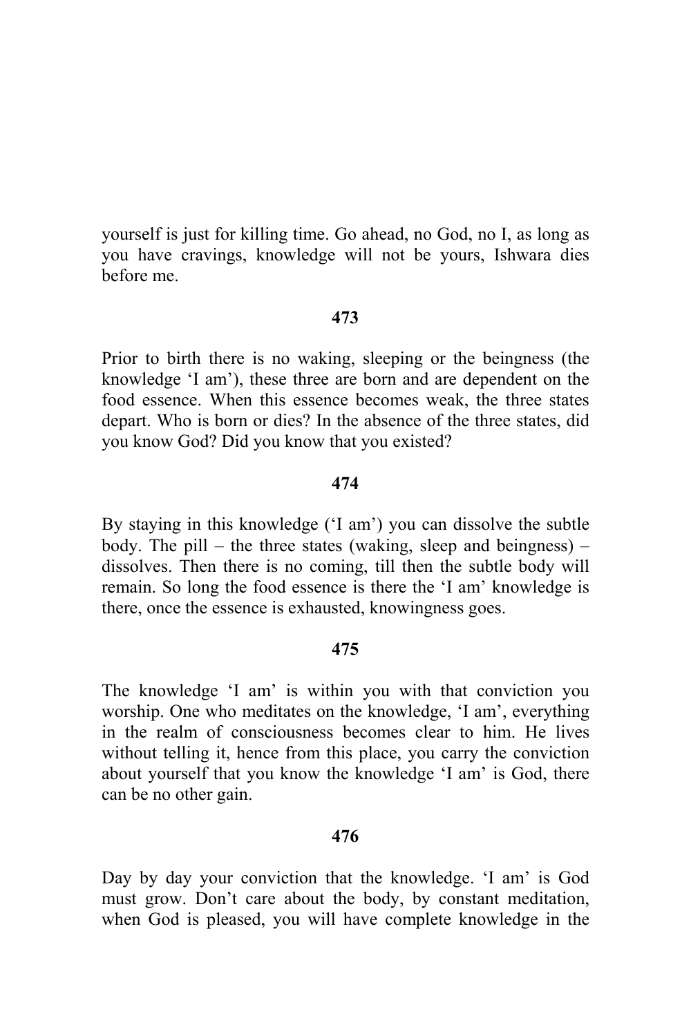yourself is just for killing time. Go ahead, no God, no I, as long as you have cravings, knowledge will not be yours, Ishwara dies before me.

**473**

Prior to birth there is no waking, sleeping or the beingness (the knowledge 'I am'), these three are born and are dependent on the food essence. When this essence becomes weak, the three states depart. Who is born or dies? In the absence of the three states, did you know God? Did you know that you existed?

**474**

By staying in this knowledge ('I am') you can dissolve the subtle body. The pill – the three states (waking, sleep and beingness) – dissolves. Then there is no coming, till then the subtle body will remain. So long the food essence is there the 'I am' knowledge is there, once the essence is exhausted, knowingness goes.

**475**

The knowledge 'I am' is within you with that conviction you worship. One who meditates on the knowledge, 'I am', everything in the realm of consciousness becomes clear to him. He lives without telling it, hence from this place, you carry the conviction about yourself that you know the knowledge 'I am' is God, there can be no other gain.

**476**

Day by day your conviction that the knowledge. 'I am' is God must grow. Don't care about the body, by constant meditation, when God is pleased, you will have complete knowledge in the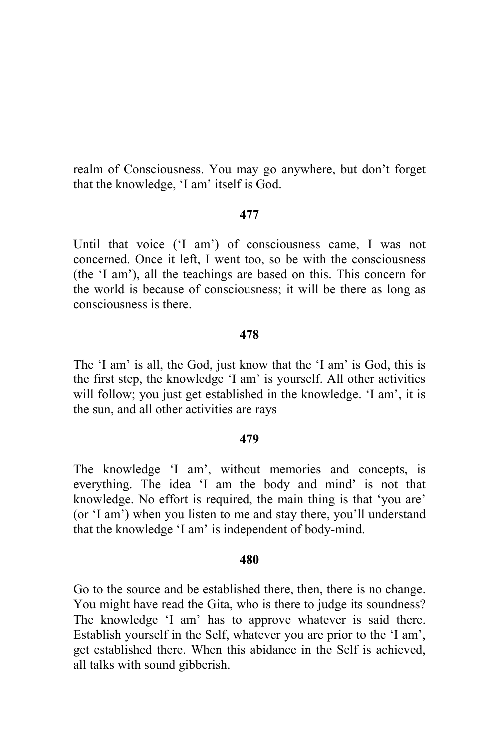realm of Consciousness. You may go anywhere, but don't forget that the knowledge, 'I am' itself is God.

**477**

Until that voice ('I am') of consciousness came, I was not concerned. Once it left, I went too, so be with the consciousness (the 'I am'), all the teachings are based on this. This concern for the world is because of consciousness; it will be there as long as consciousness is there.

**478**

The 'I am' is all, the God, just know that the 'I am' is God, this is the first step, the knowledge 'I am' is yourself. All other activities will follow; you just get established in the knowledge. 'I am', it is the sun, and all other activities are rays

**479**

The knowledge 'I am', without memories and concepts, is everything. The idea 'I am the body and mind' is not that knowledge. No effort is required, the main thing is that 'you are' (or 'I am') when you listen to me and stay there, you'll understand that the knowledge 'I am' is independent of body-mind.

**480**

Go to the source and be established there, then, there is no change. You might have read the Gita, who is there to judge its soundness? The knowledge 'I am' has to approve whatever is said there. Establish yourself in the Self, whatever you are prior to the 'I am', get established there. When this abidance in the Self is achieved, all talks with sound gibberish.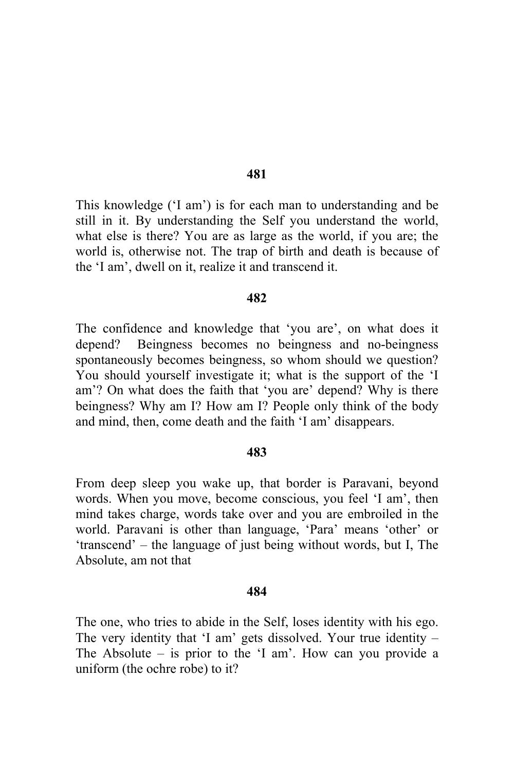**481**

This knowledge ('I am') is for each man to understanding and be still in it. By understanding the Self you understand the world, what else is there? You are as large as the world, if you are; the world is, otherwise not. The trap of birth and death is because of the 'I am', dwell on it, realize it and transcend it.

**482**

The confidence and knowledge that 'you are', on what does it depend? Beingness becomes no beingness and no-beingness spontaneously becomes beingness, so whom should we question? You should yourself investigate it; what is the support of the 'I am'? On what does the faith that 'you are' depend? Why is there beingness? Why am I? How am I? People only think of the body and mind, then, come death and the faith 'I am' disappears.

**483**

From deep sleep you wake up, that border is Paravani, beyond words. When you move, become conscious, you feel 'I am', then mind takes charge, words take over and you are embroiled in the world. Paravani is other than language, 'Para' means 'other' or 'transcend' – the language of just being without words, but I, The Absolute, am not that

**484**

The one, who tries to abide in the Self, loses identity with his ego. The very identity that 'I am' gets dissolved. Your true identity – The Absolute – is prior to the 'I am'. How can you provide a uniform (the ochre robe) to it?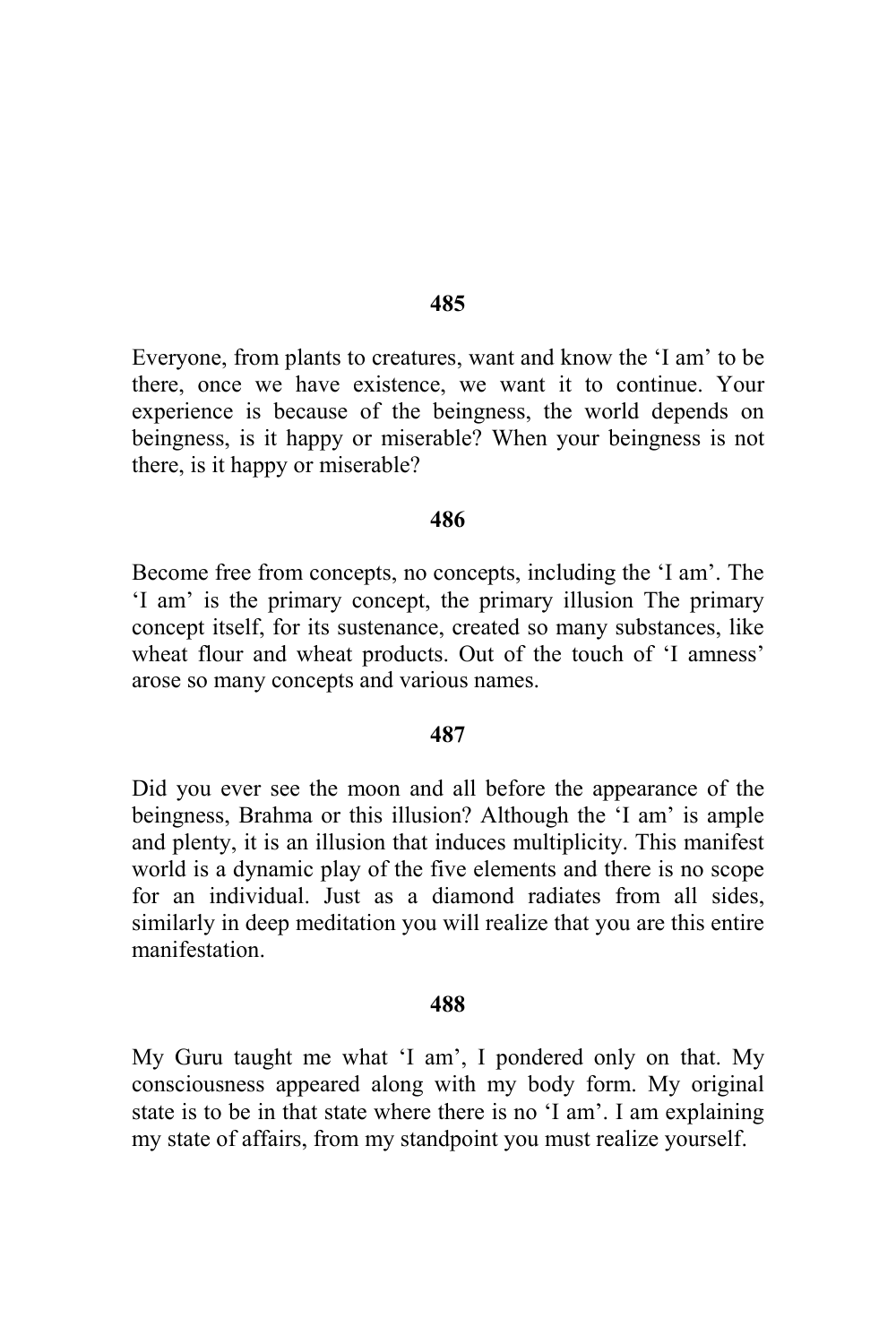**485**

Everyone, from plants to creatures, want and know the 'I am' to be there, once we have existence, we want it to continue. Your experience is because of the beingness, the world depends on beingness, is it happy or miserable? When your beingness is not there, is it happy or miserable?

**486**

Become free from concepts, no concepts, including the 'I am'. The 'I am' is the primary concept, the primary illusion The primary concept itself, for its sustenance, created so many substances, like wheat flour and wheat products. Out of the touch of 'I amness' arose so many concepts and various names.

**487**

Did you ever see the moon and all before the appearance of the beingness, Brahma or this illusion? Although the 'I am' is ample and plenty, it is an illusion that induces multiplicity. This manifest world is a dynamic play of the five elements and there is no scope for an individual. Just as a diamond radiates from all sides, similarly in deep meditation you will realize that you are this entire manifestation.

**488**

My Guru taught me what 'I am', I pondered only on that. My consciousness appeared along with my body form. My original state is to be in that state where there is no 'I am'. I am explaining my state of affairs, from my standpoint you must realize yourself.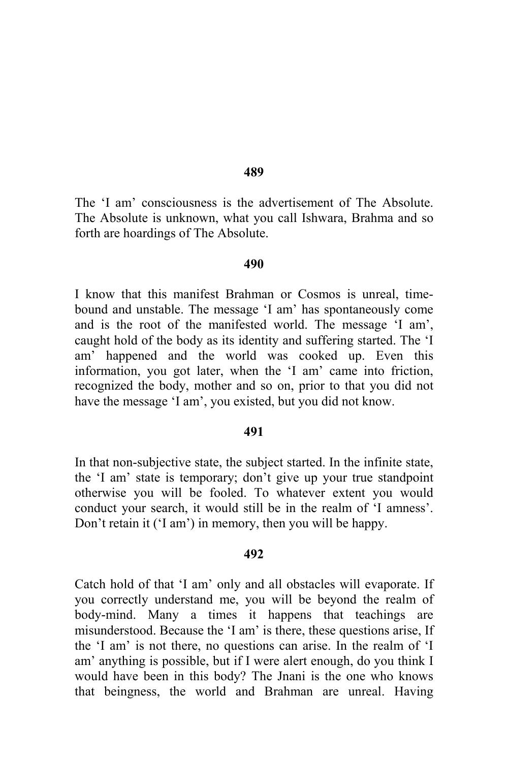**489**

The 'I am' consciousness is the advertisement of The Absolute. The Absolute is unknown, what you call Ishwara, Brahma and so forth are hoardings of The Absolute.

**490**

I know that this manifest Brahman or Cosmos is unreal, time-bound and unstable. The message 'I am' has spontaneously come and is the root of the manifested world. The message 'I am', caught hold of the body as its identity and suffering started. The 'I am' happened and the world was cooked up. Even this information, you got later, when the 'I am' came into friction, recognized the body, mother and so on, prior to that you did not have the message 'I am', you existed, but you did not know.

**491**

In that non-subjective state, the subject started. In the infinite state, the 'I am' state is temporary; don't give up your true standpoint otherwise you will be fooled. To whatever extent you would conduct your search, it would still be in the realm of 'I amness'. Don't retain it ('I am') in memory, then you will be happy.

**492**

Catch hold of that 'I am' only and all obstacles will evaporate. If you correctly understand me, you will be beyond the realm of body-mind. Many a times it happens that teachings are misunderstood. Because the 'I am' is there, these questions arise, If the 'I am' is not there, no questions can arise. In the realm of 'I am' anything is possible, but if I were alert enough, do you think I would have been in this body? The Jnani is the one who knows that beingness, the world and Brahman are unreal. Having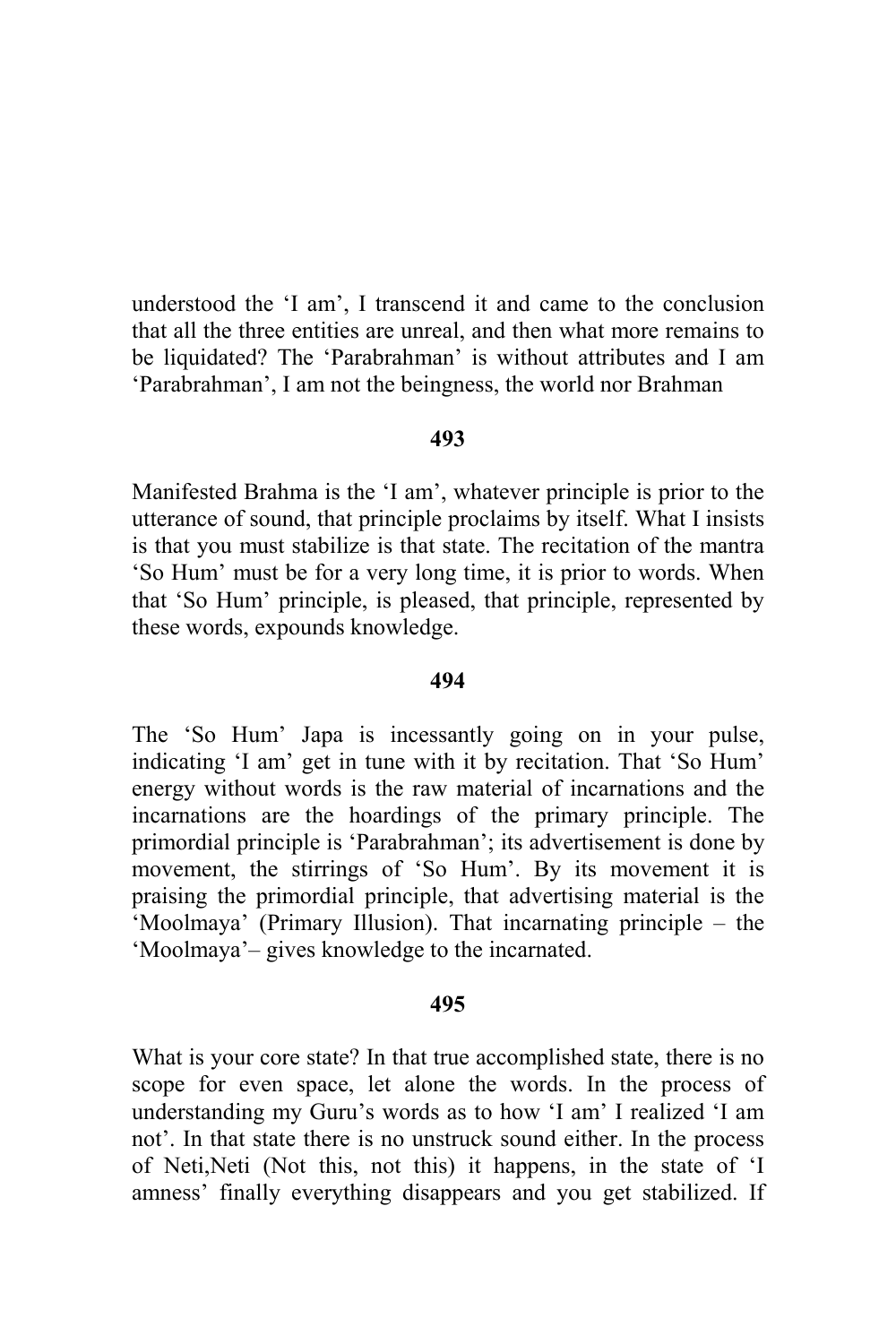understood the 'I am', I transcend it and came to the conclusion that all the three entities are unreal, and then what more remains to be liquidated? The 'Parabrahman' is without attributes and I am 'Parabrahman', I am not the beingness, the world nor Brahman

**493**

Manifested Brahma is the 'I am', whatever principle is prior to the utterance of sound, that principle proclaims by itself. What I insists is that you must stabilize is that state. The recitation of the mantra 'So Hum' must be for a very long time, it is prior to words. When that 'So Hum' principle, is pleased, that principle, represented by these words, expounds knowledge.

**494**

The 'So Hum' Japa is incessantly going on in your pulse, indicating 'I am' get in tune with it by recitation. That 'So Hum' energy without words is the raw material of incarnations and the incarnations are the hoardings of the primary principle. The primordial principle is 'Parabrahman'; its advertisement is done by movement, the stirrings of 'So Hum'. By its movement it is praising the primordial principle, that advertising material is the 'Moolmaya' (Primary Illusion). That incarnating principle – the 'Moolmaya'– gives knowledge to the incarnated.

**495**

What is your core state? In that true accomplished state, there is no scope for even space, let alone the words. In the process of understanding my Guru's words as to how 'I am' I realized 'I am not'. In that state there is no unstruck sound either. In the process of Neti,Neti (Not this, not this) it happens, in the state of 'I amness' finally everything disappears and you get stabilized. If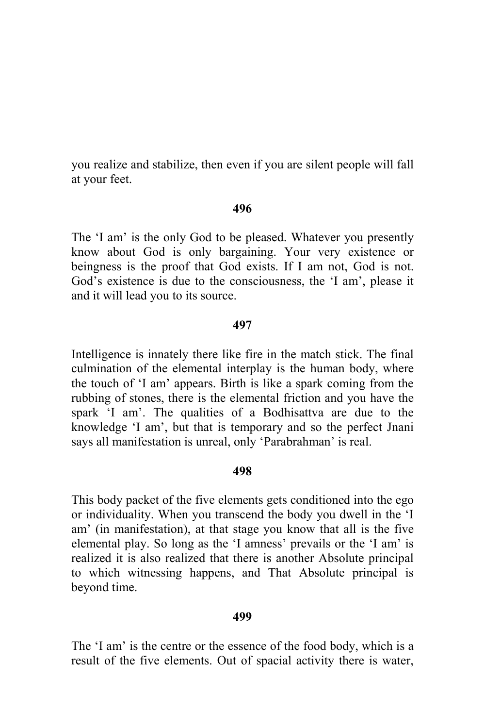you realize and stabilize, then even if you are silent people will fall at your feet.

**496**

The 'I am' is the only God to be pleased. Whatever you presently know about God is only bargaining. Your very existence or beingness is the proof that God exists. If I am not, God is not. God's existence is due to the consciousness, the 'I am', please it and it will lead you to its source.

**497**

Intelligence is innately there like fire in the match stick. The final culmination of the elemental interplay is the human body, where the touch of 'I am' appears. Birth is like a spark coming from the rubbing of stones, there is the elemental friction and you have the spark 'I am'. The qualities of a Bodhisattva are due to the knowledge 'I am', but that is temporary and so the perfect Jnani says all manifestation is unreal, only 'Parabrahman' is real.

**498**

This body packet of the five elements gets conditioned into the ego or individuality. When you transcend the body you dwell in the 'I am' (in manifestation), at that stage you know that all is the five elemental play. So long as the 'I amness' prevails or the 'I am' is realized it is also realized that there is another Absolute principal to which witnessing happens, and That Absolute principal is beyond time.

**499**

The 'I am' is the centre or the essence of the food body, which is a result of the five elements. Out of spacial activity there is water,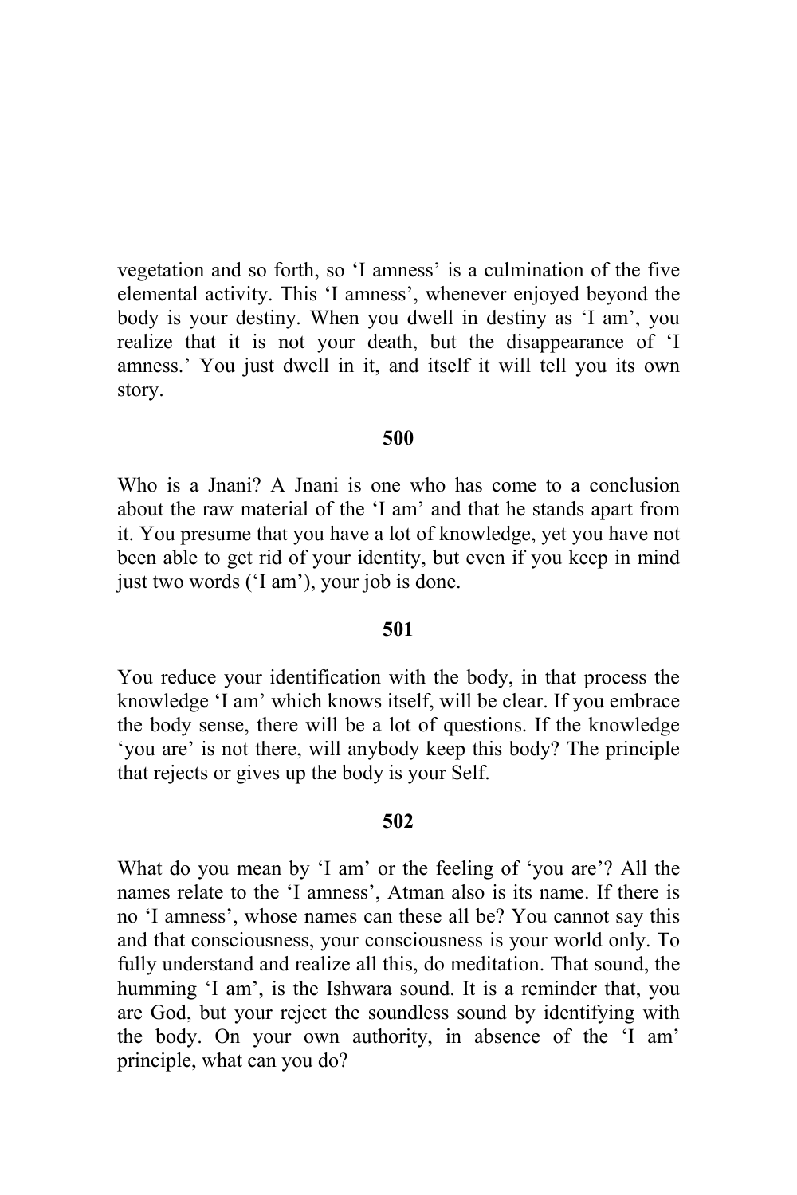vegetation and so forth, so 'I amness' is a culmination of the five elemental activity. This 'I amness', whenever enjoyed beyond the body is your destiny. When you dwell in destiny as 'I am', you realize that it is not your death, but the disappearance of 'I amness.' You just dwell in it, and itself it will tell you its own story.

**500**

Who is a Jnani? A Jnani is one who has come to a conclusion about the raw material of the 'I am' and that he stands apart from it. You presume that you have a lot of knowledge, yet you have not been able to get rid of your identity, but even if you keep in mind just two words ('I am'), your job is done.

**501**

You reduce your identification with the body, in that process the knowledge 'I am' which knows itself, will be clear. If you embrace the body sense, there will be a lot of questions. If the knowledge 'you are' is not there, will anybody keep this body? The principle that rejects or gives up the body is your Self.

**502**

What do you mean by 'I am' or the feeling of 'you are'? All the names relate to the 'I amness', Atman also is its name. If there is no 'I amness', whose names can these all be? You cannot say this and that consciousness, your consciousness is your world only. To fully understand and realize all this, do meditation. That sound, the humming 'I am', is the Ishwara sound. It is a reminder that, you are God, but your reject the soundless sound by identifying with the body. On your own authority, in absence of the 'I am' principle, what can you do?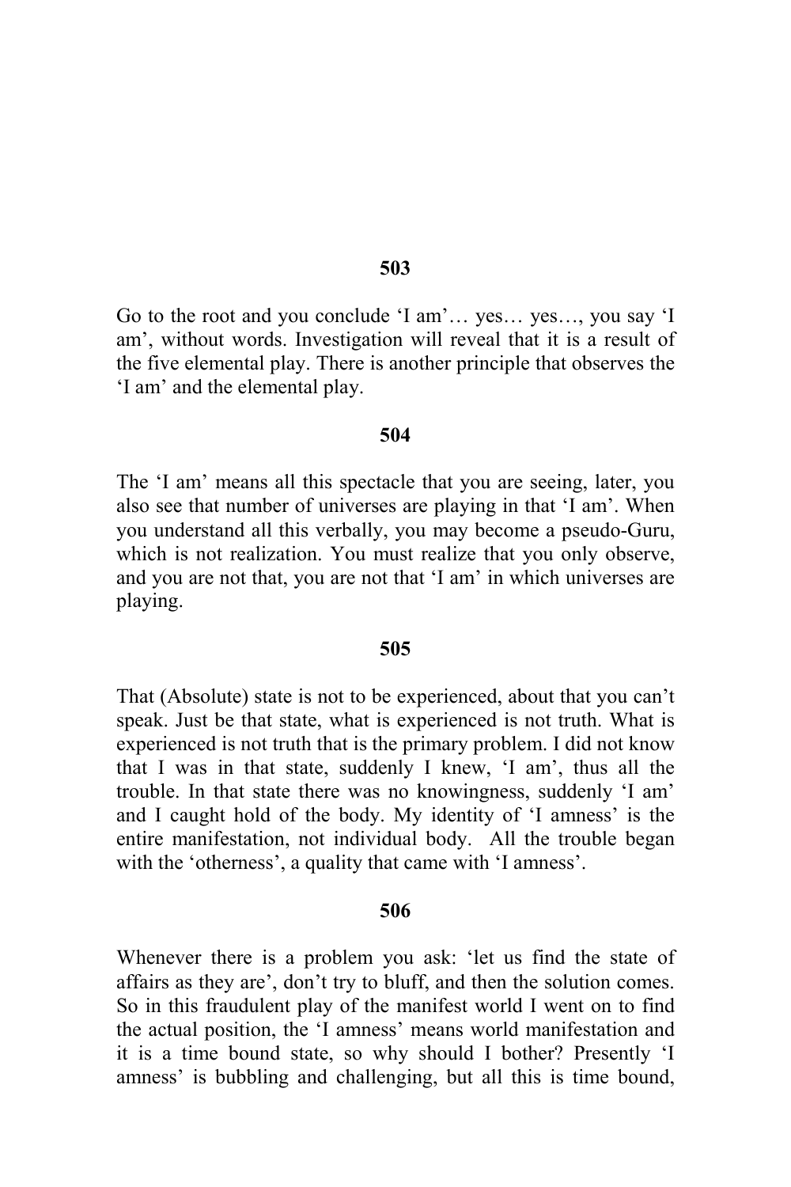**503**

Go to the root and you conclude 'I am'… yes… yes…, you say 'I am', without words. Investigation will reveal that it is a result of the five elemental play. There is another principle that observes the 'I am' and the elemental play.

**504**

The 'I am' means all this spectacle that you are seeing, later, you also see that number of universes are playing in that 'I am'. When you understand all this verbally, you may become a pseudo-Guru, which is not realization. You must realize that you only observe, and you are not that, you are not that 'I am' in which universes are playing.

**505**

That (Absolute) state is not to be experienced, about that you can't speak. Just be that state, what is experienced is not truth. What is experienced is not truth that is the primary problem. I did not know that I was in that state, suddenly I knew, 'I am', thus all the trouble. In that state there was no knowingness, suddenly 'I am' and I caught hold of the body. My identity of 'I amness' is the entire manifestation, not individual body. All the trouble began with the 'otherness', a quality that came with 'I amness'.

**506**

Whenever there is a problem you ask: 'let us find the state of affairs as they are', don't try to bluff, and then the solution comes. So in this fraudulent play of the manifest world I went on to find the actual position, the 'I amness' means world manifestation and it is a time bound state, so why should I bother? Presently 'I amness' is bubbling and challenging, but all this is time bound,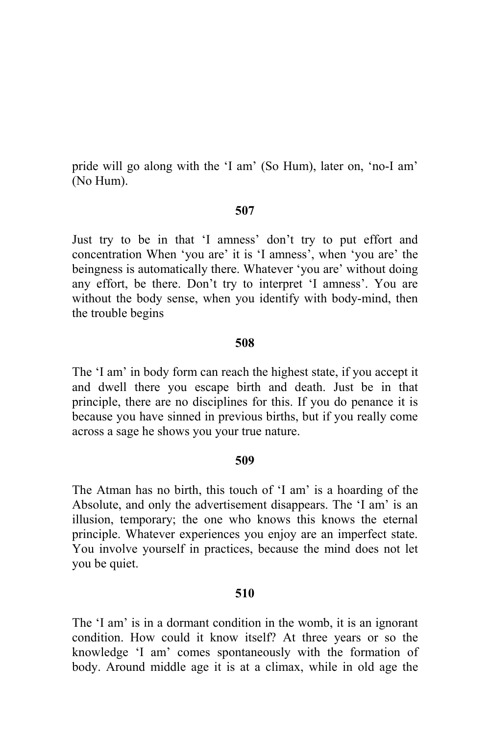pride will go along with the 'I am' (So Hum), later on, 'no-I am' (No Hum).

**507**

Just try to be in that 'I amness' don't try to put effort and concentration When 'you are' it is 'I amness', when 'you are' the beingness is automatically there. Whatever 'you are' without doing any effort, be there. Don't try to interpret 'I amness'. You are without the body sense, when you identify with body-mind, then the trouble begins

**508**

The 'I am' in body form can reach the highest state, if you accept it and dwell there you escape birth and death. Just be in that principle, there are no disciplines for this. If you do penance it is because you have sinned in previous births, but if you really come across a sage he shows you your true nature.

**509**

The Atman has no birth, this touch of 'I am' is a hoarding of the Absolute, and only the advertisement disappears. The 'I am' is an illusion, temporary; the one who knows this knows the eternal principle. Whatever experiences you enjoy are an imperfect state. You involve yourself in practices, because the mind does not let you be quiet.

**510**

The 'I am' is in a dormant condition in the womb, it is an ignorant condition. How could it know itself? At three years or so the knowledge 'I am' comes spontaneously with the formation of body. Around middle age it is at a climax, while in old age the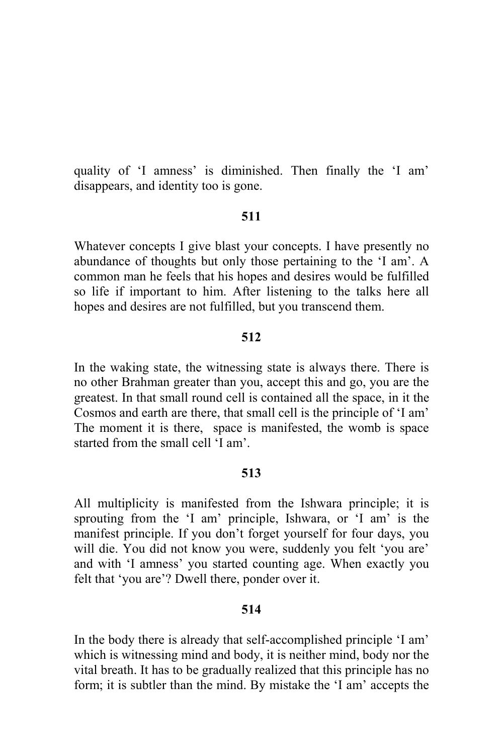quality of 'I amness' is diminished. Then finally the 'I am' disappears, and identity too is gone.

**511**

Whatever concepts I give blast your concepts. I have presently no abundance of thoughts but only those pertaining to the 'I am'. A common man he feels that his hopes and desires would be fulfilled so life if important to him. After listening to the talks here all hopes and desires are not fulfilled, but you transcend them.

**512**

In the waking state, the witnessing state is always there. There is no other Brahman greater than you, accept this and go, you are the greatest. In that small round cell is contained all the space, in it the Cosmos and earth are there, that small cell is the principle of 'I am' The moment it is there, space is manifested, the womb is space started from the small cell 'I am'.

**513**

All multiplicity is manifested from the Ishwara principle; it is sprouting from the 'I am' principle, Ishwara, or 'I am' is the manifest principle. If you don't forget yourself for four days, you will die. You did not know you were, suddenly you felt 'you are' and with 'I amness' you started counting age. When exactly you felt that 'you are'? Dwell there, ponder over it.

**514**

In the body there is already that self-accomplished principle 'I am' which is witnessing mind and body, it is neither mind, body nor the vital breath. It has to be gradually realized that this principle has no form; it is subtler than the mind. By mistake the 'I am' accepts the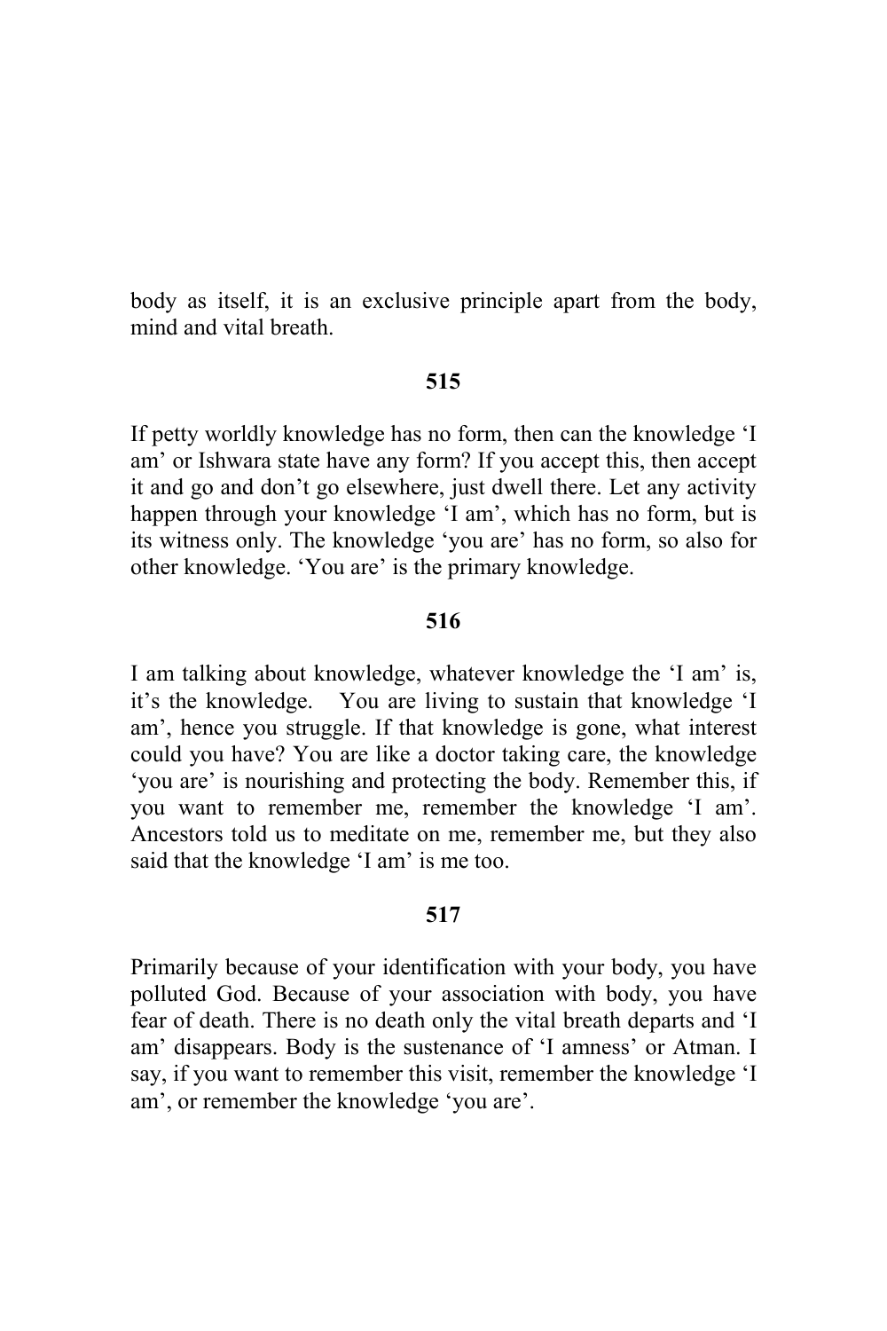body as itself, it is an exclusive principle apart from the body, mind and vital breath.

**515**

If petty worldly knowledge has no form, then can the knowledge 'I am' or Ishwara state have any form? If you accept this, then accept it and go and don't go elsewhere, just dwell there. Let any activity happen through your knowledge 'I am', which has no form, but is its witness only. The knowledge 'you are' has no form, so also for other knowledge. 'You are' is the primary knowledge.

**516**

I am talking about knowledge, whatever knowledge the 'I am' is, it's the knowledge. You are living to sustain that knowledge 'I am', hence you struggle. If that knowledge is gone, what interest could you have? You are like a doctor taking care, the knowledge 'you are' is nourishing and protecting the body. Remember this, if you want to remember me, remember the knowledge 'I am'. Ancestors told us to meditate on me, remember me, but they also said that the knowledge 'I am' is me too.

**517**

Primarily because of your identification with your body, you have polluted God. Because of your association with body, you have fear of death. There is no death only the vital breath departs and 'I am' disappears. Body is the sustenance of 'I amness' or Atman. I say, if you want to remember this visit, remember the knowledge 'I am', or remember the knowledge 'you are'.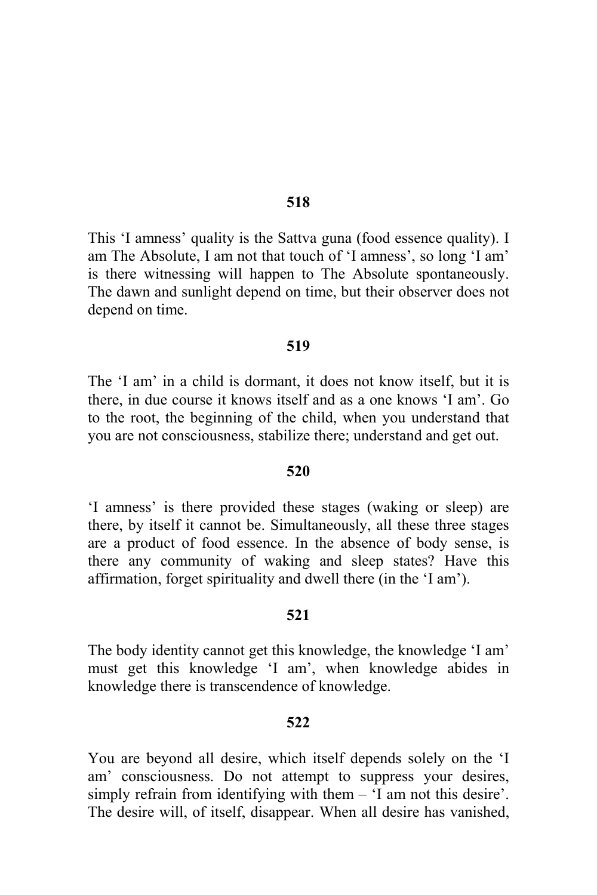**518**

This 'I amness' quality is the Sattva guna (food essence quality). I am The Absolute, I am not that touch of 'I amness', so long 'I am' is there witnessing will happen to The Absolute spontaneously. The dawn and sunlight depend on time, but their observer does not depend on time.

**519**

The 'I am' in a child is dormant, it does not know itself, but it is there, in due course it knows itself and as a one knows 'I am'. Go to the root, the beginning of the child, when you understand that you are not consciousness, stabilize there; understand and get out.

**520**

'I amness' is there provided these stages (waking or sleep) are there, by itself it cannot be. Simultaneously, all these three stages are a product of food essence. In the absence of body sense, is there any community of waking and sleep states? Have this affirmation, forget spirituality and dwell there (in the 'I am').

**521**

The body identity cannot get this knowledge, the knowledge 'I am' must get this knowledge 'I am', when knowledge abides in knowledge there is transcendence of knowledge.

**522**

You are beyond all desire, which itself depends solely on the 'I am' consciousness. Do not attempt to suppress your desires, simply refrain from identifying with them – 'I am not this desire'. The desire will, of itself, disappear. When all desire has vanished,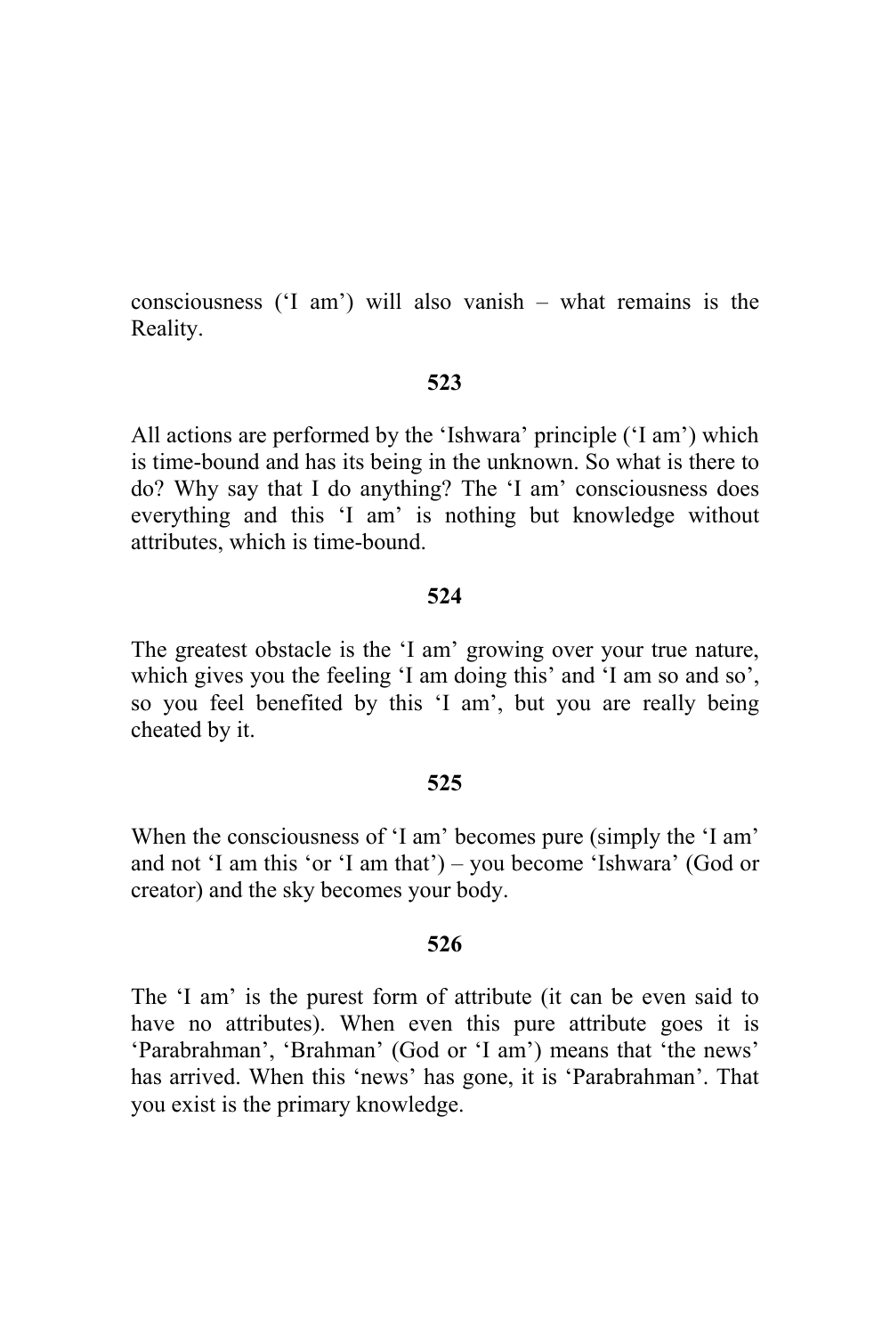consciousness (‘I am’) will also vanish – what remains is the Reality.

**523**

All actions are performed by the ‘Ishwara’ principle (‘I am’) which is time-bound and has its being in the unknown. So what is there to do? Why say that I do anything? The ‘I am’ consciousness does everything and this ‘I am’ is nothing but knowledge without attributes, which is time-bound.

**524**

The greatest obstacle is the ‘I am’ growing over your true nature, which gives you the feeling ‘I am doing this’ and ‘I am so and so’, so you feel benefited by this ‘I am’, but you are really being cheated by it.

**525**

When the consciousness of ‘I am’ becomes pure (simply the ‘I am’ and not ‘I am this ‘or ‘I am that’) – you become ‘Ishwara’ (God or creator) and the sky becomes your body.

**526**

The ‘I am’ is the purest form of attribute (it can be even said to have no attributes). When even this pure attribute goes it is ‘Parabrahman’, ‘Brahman’ (God or ‘I am’) means that ‘the news’ has arrived. When this ‘news’ has gone, it is ‘Parabrahman’. That you exist is the primary knowledge.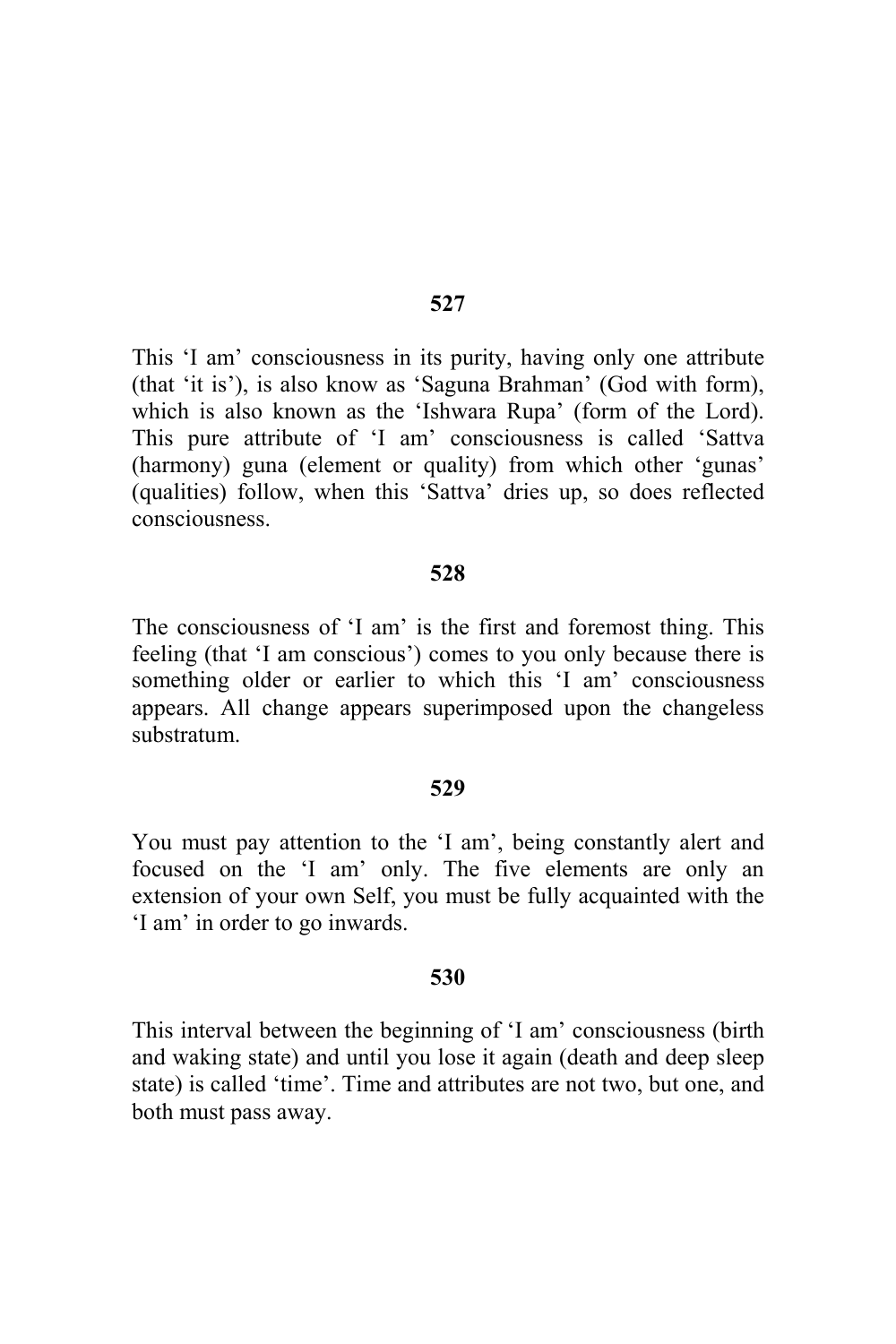**527**

This ‘I am’ consciousness in its purity, having only one attribute (that ‘it is’), is also know as ‘Saguna Brahman’ (God with form), which is also known as the ‘Ishwara Rupa’ (form of the Lord). This pure attribute of ‘I am’ consciousness is called ‘Sattva (harmony) guna (element or quality) from which other ‘gunas’ (qualities) follow, when this ‘Sattva’ dries up, so does reflected consciousness.

**528**

The consciousness of ‘I am’ is the first and foremost thing. This feeling (that ‘I am conscious’) comes to you only because there is something older or earlier to which this ‘I am’ consciousness appears. All change appears superimposed upon the changeless substratum.

**529**

You must pay attention to the ‘I am’, being constantly alert and focused on the ‘I am’ only. The five elements are only an extension of your own Self, you must be fully acquainted with the ‘I am’ in order to go inwards.

**530**

This interval between the beginning of ‘I am’ consciousness (birth and waking state) and until you lose it again (death and deep sleep state) is called ‘time’. Time and attributes are not two, but one, and both must pass away.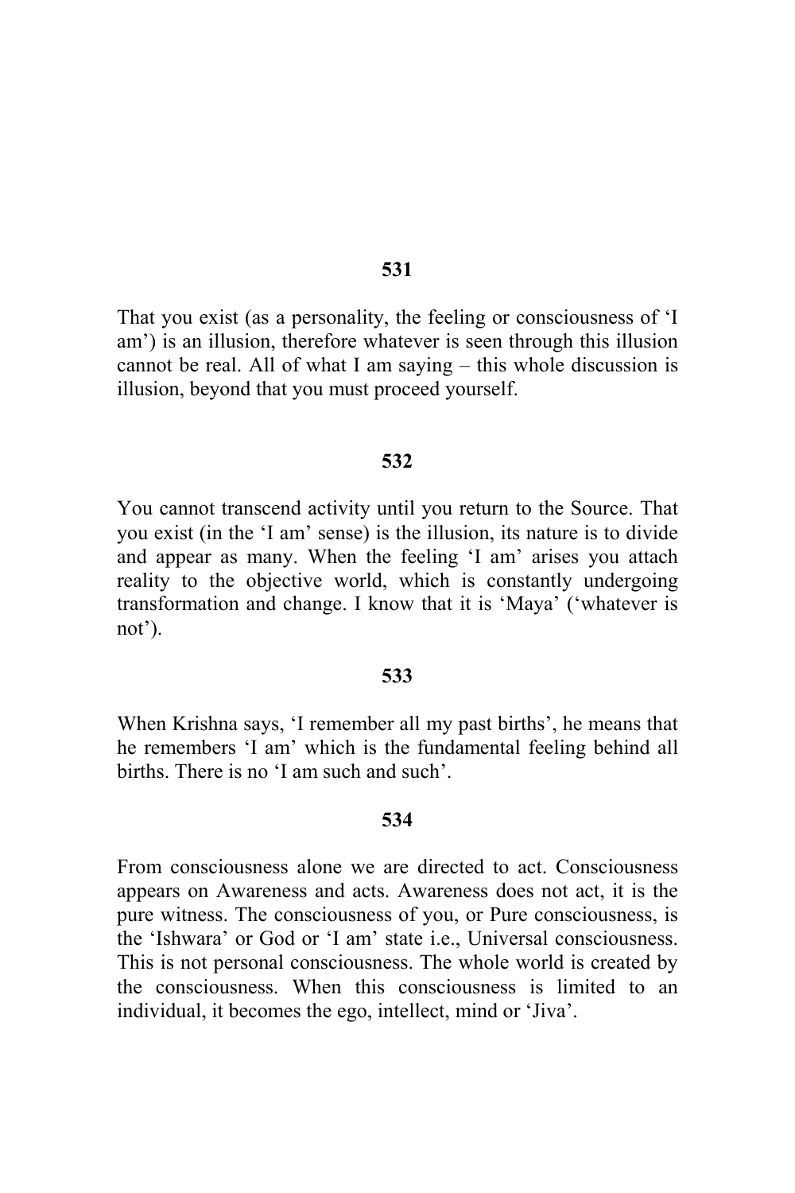**531**

That you exist (as a personality, the feeling or consciousness of 'I am') is an illusion, therefore whatever is seen through this illusion cannot be real. All of what I am saying – this whole discussion is illusion, beyond that you must proceed yourself.

**532**

You cannot transcend activity until you return to the Source. That you exist (in the 'I am' sense) is the illusion, its nature is to divide and appear as many. When the feeling 'I am' arises you attach reality to the objective world, which is constantly undergoing transformation and change. I know that it is 'Maya' ('whatever is not').

**533**

When Krishna says, 'I remember all my past births', he means that he remembers 'I am' which is the fundamental feeling behind all births. There is no 'I am such and such'.

**534**

From consciousness alone we are directed to act. Consciousness appears on Awareness and acts. Awareness does not act, it is the pure witness. The consciousness of you, or Pure consciousness, is the 'Ishwara' or God or 'I am' state i.e., Universal consciousness. This is not personal consciousness. The whole world is created by the consciousness. When this consciousness is limited to an individual, it becomes the ego, intellect, mind or 'Jiva'.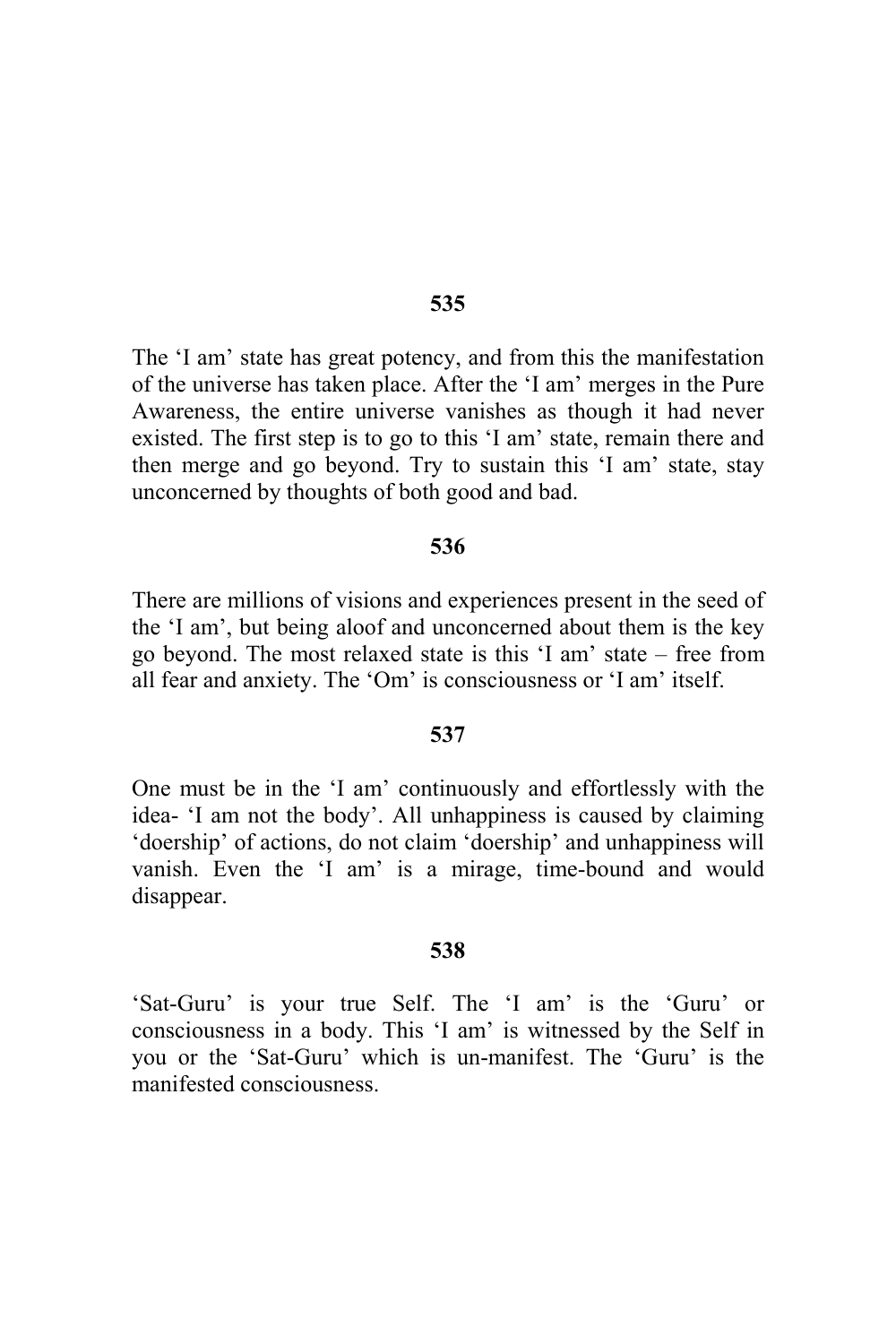**535**

The 'I am' state has great potency, and from this the manifestation of the universe has taken place. After the 'I am' merges in the Pure Awareness, the entire universe vanishes as though it had never existed. The first step is to go to this 'I am' state, remain there and then merge and go beyond. Try to sustain this 'I am' state, stay unconcerned by thoughts of both good and bad.

**536**

There are millions of visions and experiences present in the seed of the 'I am', but being aloof and unconcerned about them is the key go beyond. The most relaxed state is this 'I am' state – free from all fear and anxiety. The 'Om' is consciousness or 'I am' itself.

**537**

One must be in the 'I am' continuously and effortlessly with the idea- 'I am not the body'. All unhappiness is caused by claiming 'doership' of actions, do not claim 'doership' and unhappiness will vanish. Even the 'I am' is a mirage, time-bound and would disappear.

**538**

'Sat-Guru' is your true Self. The 'I am' is the 'Guru' or consciousness in a body. This 'I am' is witnessed by the Self in you or the 'Sat-Guru' which is un-manifest. The 'Guru' is the manifested consciousness.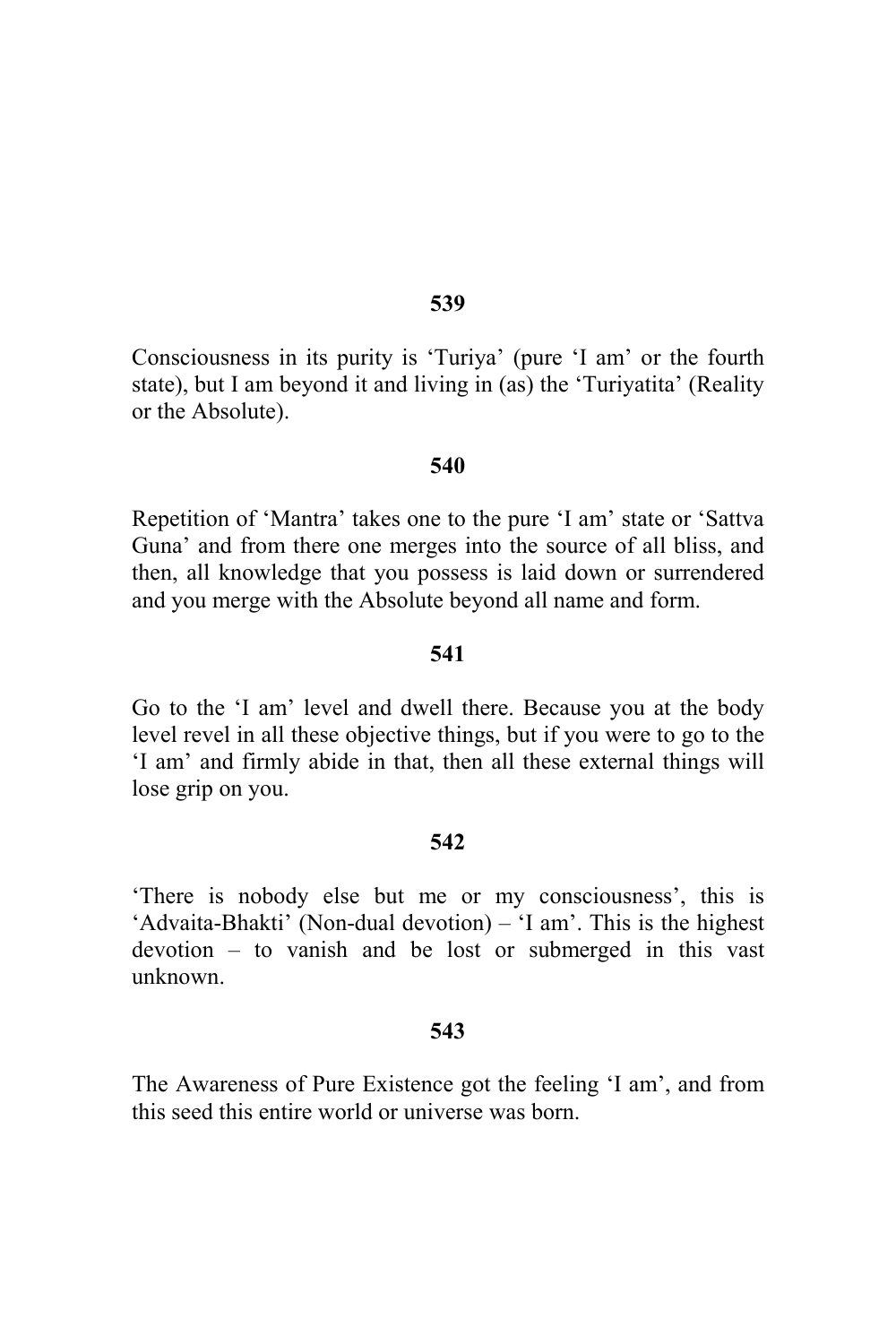**539**

Consciousness in its purity is 'Turiya' (pure 'I am' or the fourth state), but I am beyond it and living in (as) the 'Turiyatita' (Reality or the Absolute).

**540**

Repetition of 'Mantra' takes one to the pure 'I am' state or 'Sattva Guna' and from there one merges into the source of all bliss, and then, all knowledge that you possess is laid down or surrendered and you merge with the Absolute beyond all name and form.

**541**

Go to the 'I am' level and dwell there. Because you at the body level revel in all these objective things, but if you were to go to the 'I am' and firmly abide in that, then all these external things will lose grip on you.

**542**

'There is nobody else but me or my consciousness', this is 'Advaita-Bhakti' (Non-dual devotion) – 'I am'. This is the highest devotion – to vanish and be lost or submerged in this vast unknown.

**543**

The Awareness of Pure Existence got the feeling 'I am', and from this seed this entire world or universe was born.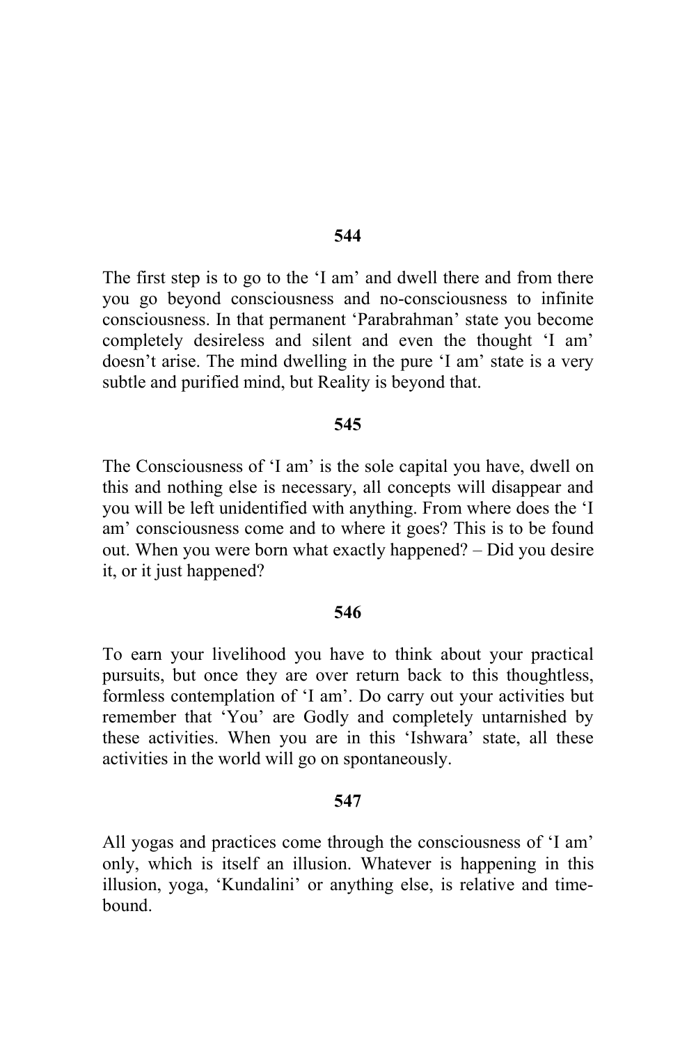**544**

The first step is to go to the 'I am' and dwell there and from there you go beyond consciousness and no-consciousness to infinite consciousness. In that permanent 'Parabrahman' state you become completely desireless and silent and even the thought 'I am' doesn't arise. The mind dwelling in the pure 'I am' state is a very subtle and purified mind, but Reality is beyond that.

**545**

The Consciousness of 'I am' is the sole capital you have, dwell on this and nothing else is necessary, all concepts will disappear and you will be left unidentified with anything. From where does the 'I am' consciousness come and to where it goes? This is to be found out. When you were born what exactly happened? – Did you desire it, or it just happened?

**546**

To earn your livelihood you have to think about your practical pursuits, but once they are over return back to this thoughtless, formless contemplation of 'I am'. Do carry out your activities but remember that 'You' are Godly and completely untarnished by these activities. When you are in this 'Ishwara' state, all these activities in the world will go on spontaneously.

**547**

All yogas and practices come through the consciousness of 'I am' only, which is itself an illusion. Whatever is happening in this illusion, yoga, 'Kundalini' or anything else, is relative and time-bound.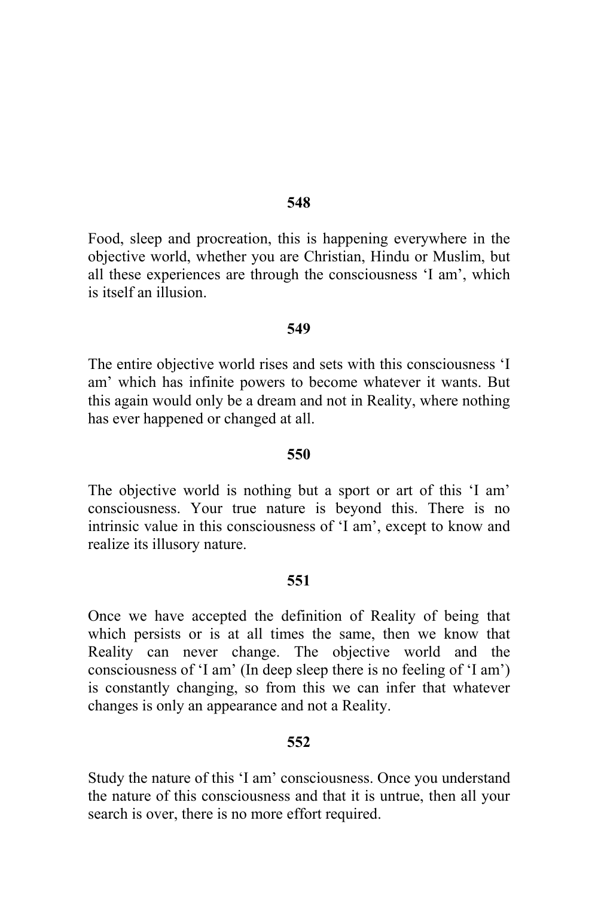**548**

Food, sleep and procreation, this is happening everywhere in the objective world, whether you are Christian, Hindu or Muslim, but all these experiences are through the consciousness 'I am', which is itself an illusion.

**549**

The entire objective world rises and sets with this consciousness 'I am' which has infinite powers to become whatever it wants. But this again would only be a dream and not in Reality, where nothing has ever happened or changed at all.

**550**

The objective world is nothing but a sport or art of this 'I am' consciousness. Your true nature is beyond this. There is no intrinsic value in this consciousness of 'I am', except to know and realize its illusory nature.

**551**

Once we have accepted the definition of Reality of being that which persists or is at all times the same, then we know that Reality can never change. The objective world and the consciousness of 'I am' (In deep sleep there is no feeling of 'I am') is constantly changing, so from this we can infer that whatever changes is only an appearance and not a Reality.

**552**

Study the nature of this 'I am' consciousness. Once you understand the nature of this consciousness and that it is untrue, then all your search is over, there is no more effort required.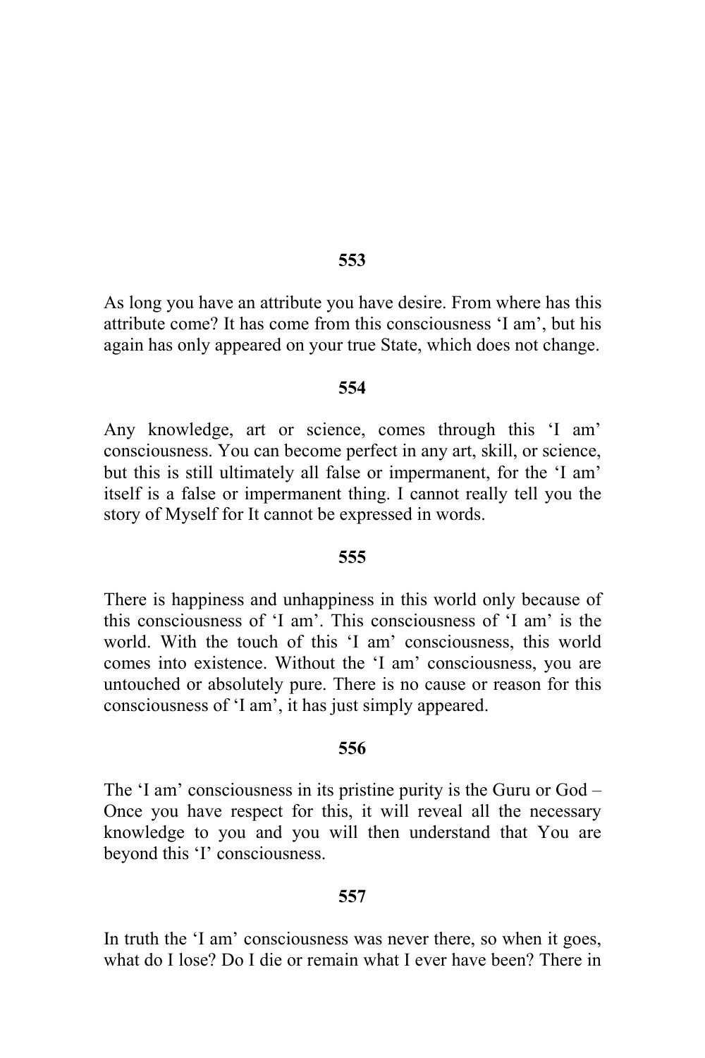**553**

As long you have an attribute you have desire. From where has this attribute come? It has come from this consciousness 'I am', but his again has only appeared on your true State, which does not change.

**554**

Any knowledge, art or science, comes through this 'I am' consciousness. You can become perfect in any art, skill, or science, but this is still ultimately all false or impermanent, for the 'I am' itself is a false or impermanent thing. I cannot really tell you the story of Myself for It cannot be expressed in words.

**555**

There is happiness and unhappiness in this world only because of this consciousness of 'I am'. This consciousness of 'I am' is the world. With the touch of this 'I am' consciousness, this world comes into existence. Without the 'I am' consciousness, you are untouched or absolutely pure. There is no cause or reason for this consciousness of 'I am', it has just simply appeared.

**556**

The 'I am' consciousness in its pristine purity is the Guru or God – Once you have respect for this, it will reveal all the necessary knowledge to you and you will then understand that You are beyond this 'I' consciousness.

**557**

In truth the 'I am' consciousness was never there, so when it goes, what do I lose? Do I die or remain what I ever have been? There in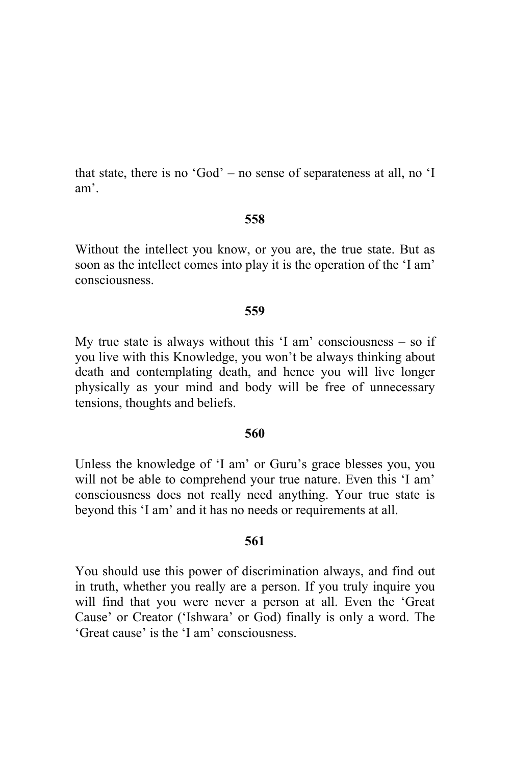that state, there is no ‘God’ – no sense of separateness at all, no ‘I am’.

**558**

Without the intellect you know, or you are, the true state. But as soon as the intellect comes into play it is the operation of the ‘I am’ consciousness.

**559**

My true state is always without this ‘I am’ consciousness – so if you live with this Knowledge, you won’t be always thinking about death and contemplating death, and hence you will live longer physically as your mind and body will be free of unnecessary tensions, thoughts and beliefs.

**560**

Unless the knowledge of ‘I am’ or Guru’s grace blesses you, you will not be able to comprehend your true nature. Even this ‘I am’ consciousness does not really need anything. Your true state is beyond this ‘I am’ and it has no needs or requirements at all.

**561**

You should use this power of discrimination always, and find out in truth, whether you really are a person. If you truly inquire you will find that you were never a person at all. Even the ‘Great Cause’ or Creator (‘Ishwara’ or God) finally is only a word. The ‘Great cause’ is the ‘I am’ consciousness.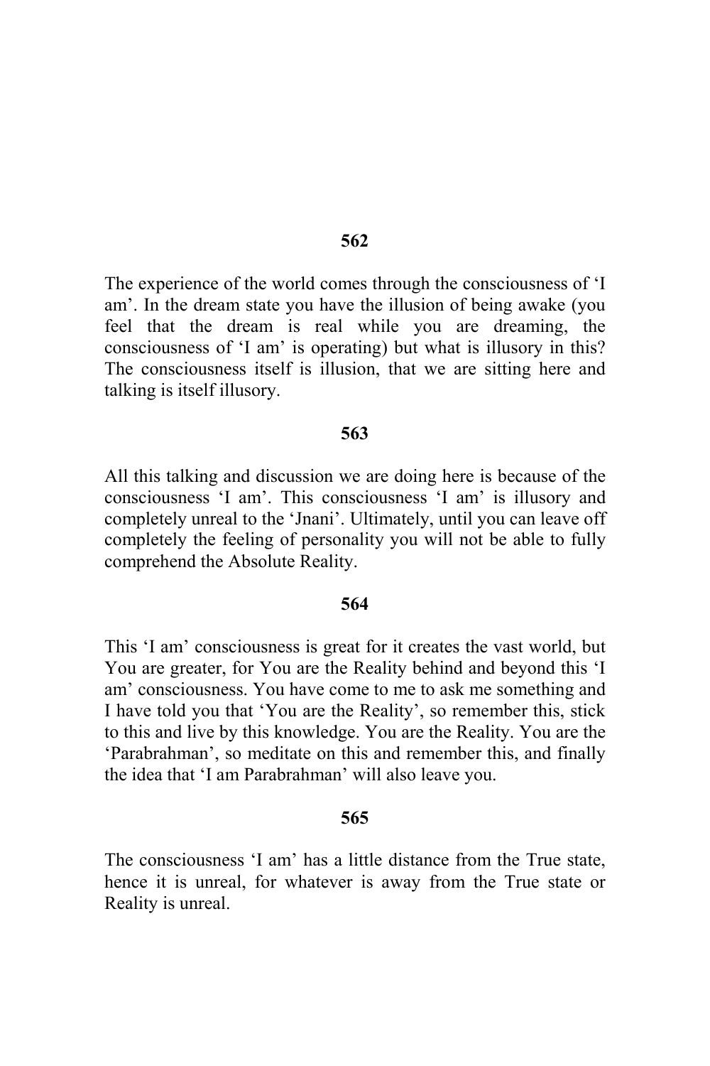**562**

The experience of the world comes through the consciousness of 'I am'. In the dream state you have the illusion of being awake (you feel that the dream is real while you are dreaming, the consciousness of 'I am' is operating) but what is illusory in this? The consciousness itself is illusion, that we are sitting here and talking is itself illusory.

**563**

All this talking and discussion we are doing here is because of the consciousness 'I am'. This consciousness 'I am' is illusory and completely unreal to the 'Jnani'. Ultimately, until you can leave off completely the feeling of personality you will not be able to fully comprehend the Absolute Reality.

**564**

This 'I am' consciousness is great for it creates the vast world, but You are greater, for You are the Reality behind and beyond this 'I am' consciousness. You have come to me to ask me something and I have told you that 'You are the Reality', so remember this, stick to this and live by this knowledge. You are the Reality. You are the 'Parabrahman', so meditate on this and remember this, and finally the idea that 'I am Parabrahman' will also leave you.

**565**

The consciousness 'I am' has a little distance from the True state, hence it is unreal, for whatever is away from the True state or Reality is unreal.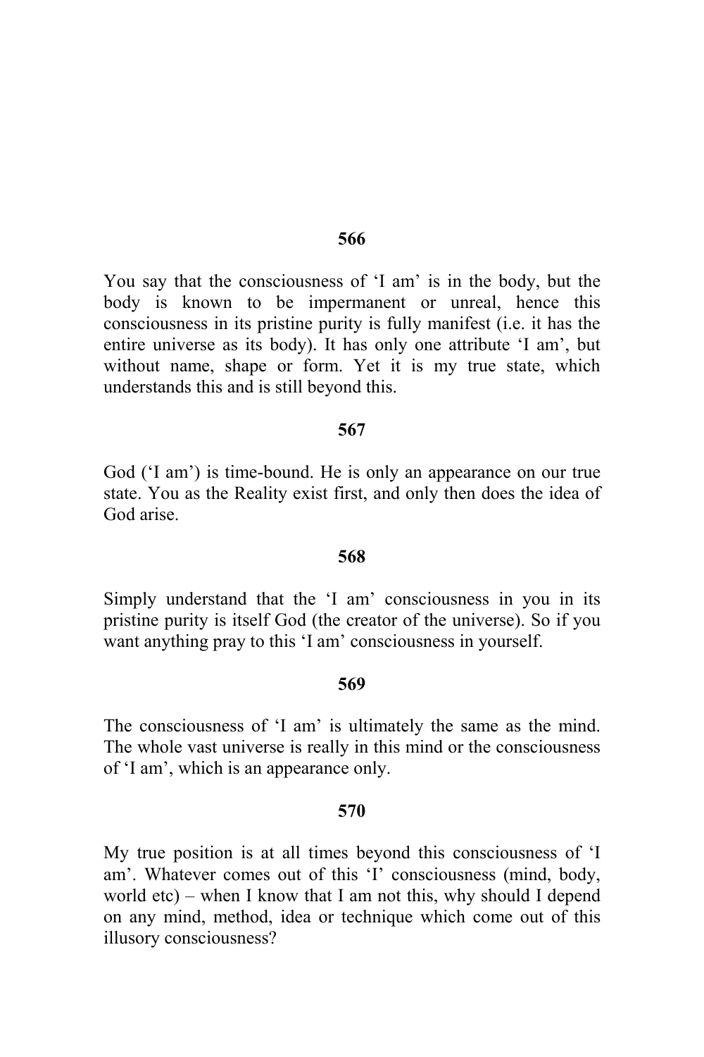**566**

You say that the consciousness of 'I am' is in the body, but the body is known to be impermanent or unreal, hence this consciousness in its pristine purity is fully manifest (i.e. it has the entire universe as its body). It has only one attribute 'I am', but without name, shape or form. Yet it is my true state, which understands this and is still beyond this.

**567**

God ('I am') is time-bound. He is only an appearance on our true state. You as the Reality exist first, and only then does the idea of God arise.

**568**

Simply understand that the 'I am' consciousness in you in its pristine purity is itself God (the creator of the universe). So if you want anything pray to this 'I am' consciousness in yourself.

**569**

The consciousness of 'I am' is ultimately the same as the mind. The whole vast universe is really in this mind or the consciousness of 'I am', which is an appearance only.

**570**

My true position is at all times beyond this consciousness of 'I am'. Whatever comes out of this 'I' consciousness (mind, body, world etc) – when I know that I am not this, why should I depend on any mind, method, idea or technique which come out of this illusory consciousness?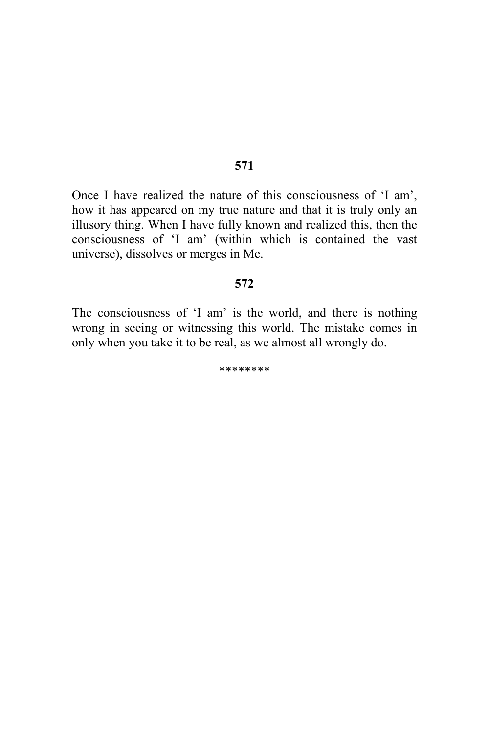**571**

Once I have realized the nature of this consciousness of 'I am', how it has appeared on my true nature and that it is truly only an illusory thing. When I have fully known and realized this, then the consciousness of 'I am' (within which is contained the vast universe), dissolves or merges in Me.

**572**

The consciousness of 'I am' is the world, and there is nothing wrong in seeing or witnessing this world. The mistake comes in only when you take it to be real, as we almost all wrongly do.

********